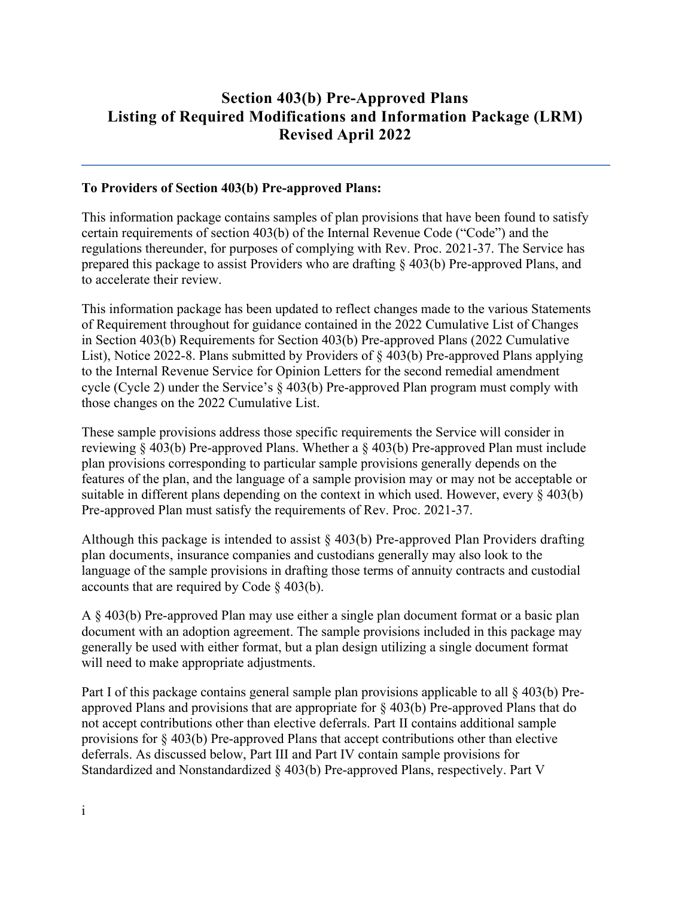# Section 403(b) Pre-Approved Plans
# Listing of Required Modifications and Information Package (LRM)
# Revised April 2022

---

**To Providers of Section 403(b) Pre-approved Plans:**

This information package contains samples of plan provisions that have been found to satisfy certain requirements of section 403(b) of the Internal Revenue Code ("Code") and the regulations thereunder, for purposes of complying with Rev. Proc. 2021-37. The Service has prepared this package to assist Providers who are drafting § 403(b) Pre-approved Plans, and to accelerate their review.

This information package has been updated to reflect changes made to the various Statements of Requirement throughout for guidance contained in the 2022 Cumulative List of Changes in Section 403(b) Requirements for Section 403(b) Pre-approved Plans (2022 Cumulative List), Notice 2022-8. Plans submitted by Providers of § 403(b) Pre-approved Plans applying to the Internal Revenue Service for Opinion Letters for the second remedial amendment cycle (Cycle 2) under the Service's § 403(b) Pre-approved Plan program must comply with those changes on the 2022 Cumulative List.

These sample provisions address those specific requirements the Service will consider in reviewing § 403(b) Pre-approved Plans. Whether a § 403(b) Pre-approved Plan must include plan provisions corresponding to particular sample provisions generally depends on the features of the plan, and the language of a sample provision may or may not be acceptable or suitable in different plans depending on the context in which used. However, every § 403(b) Pre-approved Plan must satisfy the requirements of Rev. Proc. 2021-37.

Although this package is intended to assist § 403(b) Pre-approved Plan Providers drafting plan documents, insurance companies and custodians generally may also look to the language of the sample provisions in drafting those terms of annuity contracts and custodial accounts that are required by Code § 403(b).

A § 403(b) Pre-approved Plan may use either a single plan document format or a basic plan document with an adoption agreement. The sample provisions included in this package may generally be used with either format, but a plan design utilizing a single document format will need to make appropriate adjustments.

Part I of this package contains general sample plan provisions applicable to all § 403(b) Pre-approved Plans and provisions that are appropriate for § 403(b) Pre-approved Plans that do not accept contributions other than elective deferrals. Part II contains additional sample provisions for § 403(b) Pre-approved Plans that accept contributions other than elective deferrals. As discussed below, Part III and Part IV contain sample provisions for Standardized and Nonstandardized § 403(b) Pre-approved Plans, respectively. Part V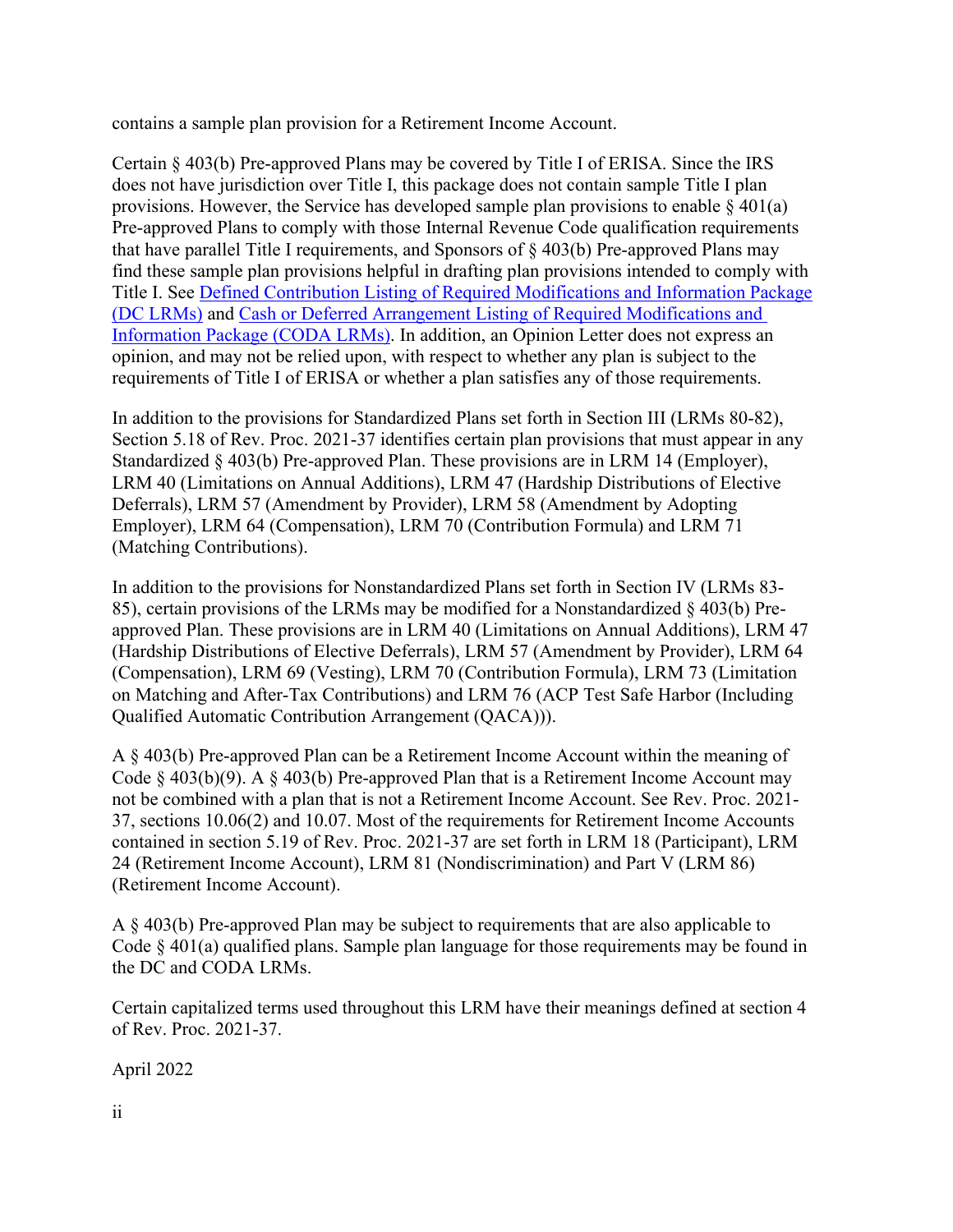contains a sample plan provision for a Retirement Income Account.

Certain § 403(b) Pre-approved Plans may be covered by Title I of ERISA. Since the IRS does not have jurisdiction over Title I, this package does not contain sample Title I plan provisions. However, the Service has developed sample plan provisions to enable § 401(a) Pre-approved Plans to comply with those Internal Revenue Code qualification requirements that have parallel Title I requirements, and Sponsors of § 403(b) Pre-approved Plans may find these sample plan provisions helpful in drafting plan provisions intended to comply with Title I. See Defined Contribution Listing of Required Modifications and Information Package (DC LRMs) and Cash or Deferred Arrangement Listing of Required Modifications and Information Package (CODA LRMs). In addition, an Opinion Letter does not express an opinion, and may not be relied upon, with respect to whether any plan is subject to the requirements of Title I of ERISA or whether a plan satisfies any of those requirements.

In addition to the provisions for Standardized Plans set forth in Section III (LRMs 80-82), Section 5.18 of Rev. Proc. 2021-37 identifies certain plan provisions that must appear in any Standardized § 403(b) Pre-approved Plan. These provisions are in LRM 14 (Employer), LRM 40 (Limitations on Annual Additions), LRM 47 (Hardship Distributions of Elective Deferrals), LRM 57 (Amendment by Provider), LRM 58 (Amendment by Adopting Employer), LRM 64 (Compensation), LRM 70 (Contribution Formula) and LRM 71 (Matching Contributions).

In addition to the provisions for Nonstandardized Plans set forth in Section IV (LRMs 83-85), certain provisions of the LRMs may be modified for a Nonstandardized § 403(b) Pre-approved Plan. These provisions are in LRM 40 (Limitations on Annual Additions), LRM 47 (Hardship Distributions of Elective Deferrals), LRM 57 (Amendment by Provider), LRM 64 (Compensation), LRM 69 (Vesting), LRM 70 (Contribution Formula), LRM 73 (Limitation on Matching and After-Tax Contributions) and LRM 76 (ACP Test Safe Harbor (Including Qualified Automatic Contribution Arrangement (QACA))).

A § 403(b) Pre-approved Plan can be a Retirement Income Account within the meaning of Code § 403(b)(9). A § 403(b) Pre-approved Plan that is a Retirement Income Account may not be combined with a plan that is not a Retirement Income Account. See Rev. Proc. 2021-37, sections 10.06(2) and 10.07. Most of the requirements for Retirement Income Accounts contained in section 5.19 of Rev. Proc. 2021-37 are set forth in LRM 18 (Participant), LRM 24 (Retirement Income Account), LRM 81 (Nondiscrimination) and Part V (LRM 86) (Retirement Income Account).

A § 403(b) Pre-approved Plan may be subject to requirements that are also applicable to Code § 401(a) qualified plans. Sample plan language for those requirements may be found in the DC and CODA LRMs.

Certain capitalized terms used throughout this LRM have their meanings defined at section 4 of Rev. Proc. 2021-37.

April 2022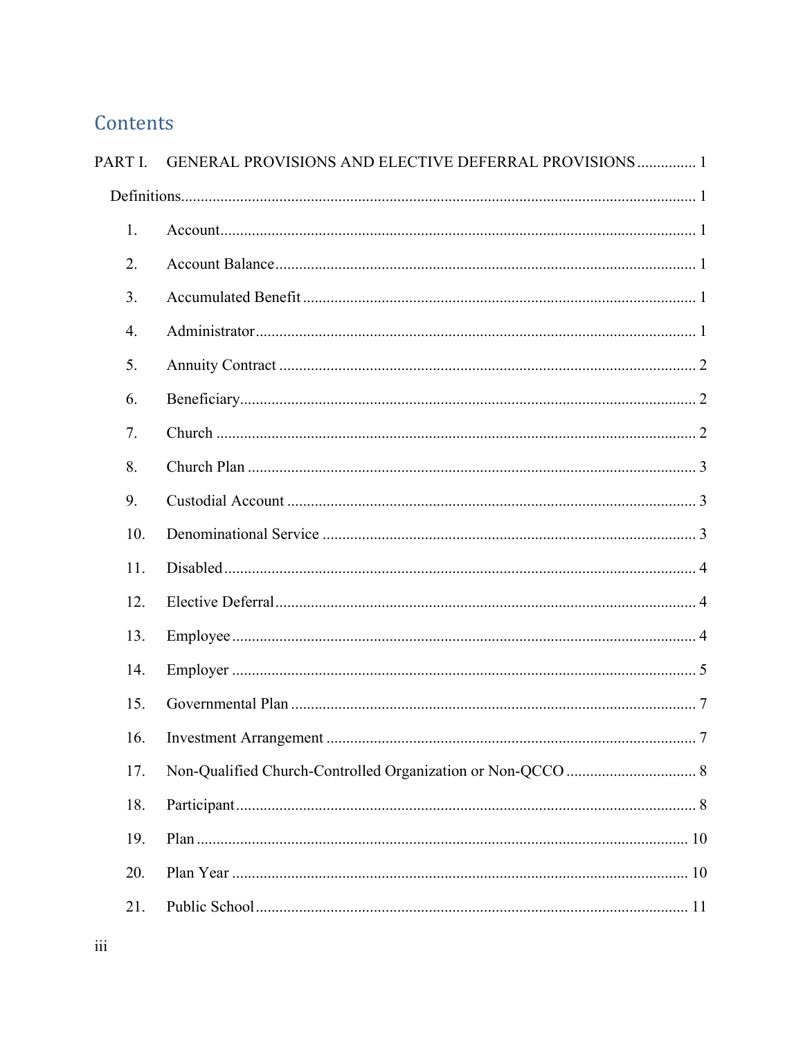# Contents

PART I. GENERAL PROVISIONS AND ELECTIVE DEFERRAL PROVISIONS ............... 1

Definitions ............... 1

1. Account ............... 1
2. Account Balance ............... 1
3. Accumulated Benefit ............... 1
4. Administrator ............... 1
5. Annuity Contract ............... 2
6. Beneficiary ............... 2
7. Church ............... 2
8. Church Plan ............... 3
9. Custodial Account ............... 3
10. Denominational Service ............... 3
11. Disabled ............... 4
12. Elective Deferral ............... 4
13. Employee ............... 4
14. Employer ............... 5
15. Governmental Plan ............... 7
16. Investment Arrangement ............... 7
17. Non-Qualified Church-Controlled Organization or Non-QCCO ............... 8
18. Participant ............... 8
19. Plan ............... 10
20. Plan Year ............... 10
21. Public School ............... 11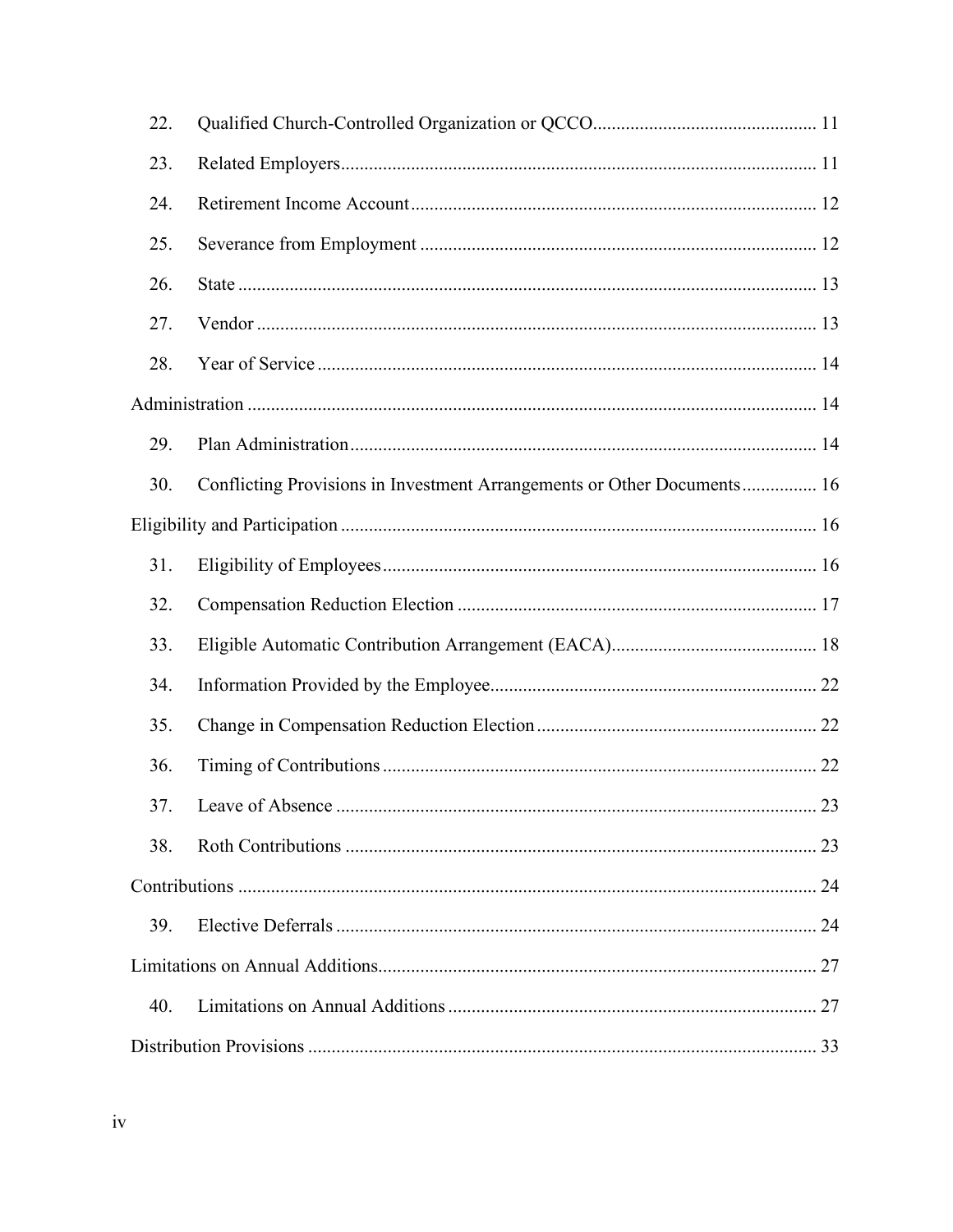22. Qualified Church-Controlled Organization or QCCO ... 11

23. Related Employers ... 11

24. Retirement Income Account ... 12

25. Severance from Employment ... 12

26. State ... 13

27. Vendor ... 13

28. Year of Service ... 14

Administration ... 14

29. Plan Administration ... 14

30. Conflicting Provisions in Investment Arrangements or Other Documents ... 16

Eligibility and Participation ... 16

31. Eligibility of Employees ... 16

32. Compensation Reduction Election ... 17

33. Eligible Automatic Contribution Arrangement (EACA) ... 18

34. Information Provided by the Employee ... 22

35. Change in Compensation Reduction Election ... 22

36. Timing of Contributions ... 22

37. Leave of Absence ... 23

38. Roth Contributions ... 23

Contributions ... 24

39. Elective Deferrals ... 24

Limitations on Annual Additions ... 27

40. Limitations on Annual Additions ... 27

Distribution Provisions ... 33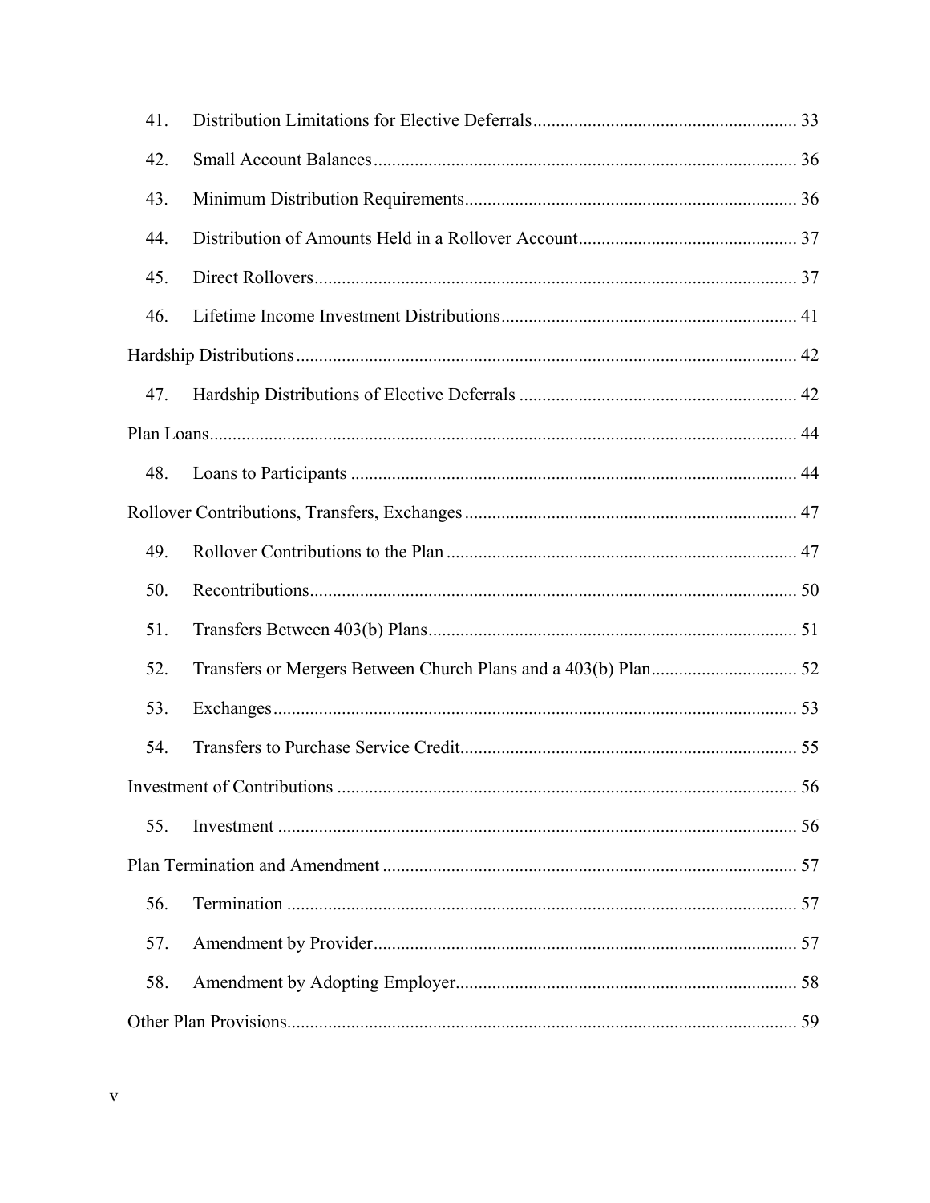41. Distribution Limitations for Elective Deferrals ......... 33

42. Small Account Balances ......... 36

43. Minimum Distribution Requirements ......... 36

44. Distribution of Amounts Held in a Rollover Account ......... 37

45. Direct Rollovers ......... 37

46. Lifetime Income Investment Distributions ......... 41

Hardship Distributions ......... 42

47. Hardship Distributions of Elective Deferrals ......... 42

Plan Loans ......... 44

48. Loans to Participants ......... 44

Rollover Contributions, Transfers, Exchanges ......... 47

49. Rollover Contributions to the Plan ......... 47

50. Recontributions ......... 50

51. Transfers Between 403(b) Plans ......... 51

52. Transfers or Mergers Between Church Plans and a 403(b) Plan ......... 52

53. Exchanges ......... 53

54. Transfers to Purchase Service Credit ......... 55

Investment of Contributions ......... 56

55. Investment ......... 56

Plan Termination and Amendment ......... 57

56. Termination ......... 57

57. Amendment by Provider ......... 57

58. Amendment by Adopting Employer ......... 58

Other Plan Provisions ......... 59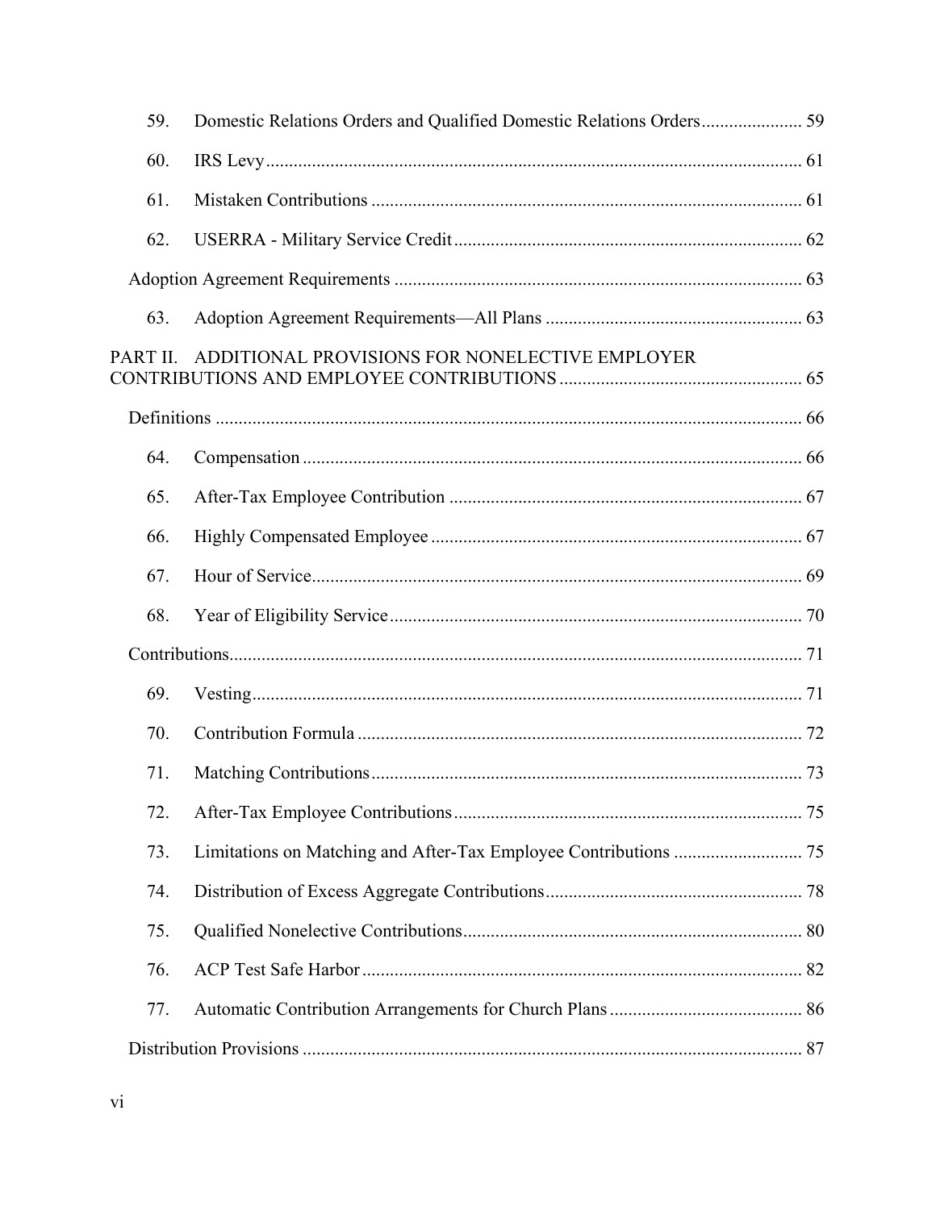59. Domestic Relations Orders and Qualified Domestic Relations Orders ...................... 59

60. IRS Levy ..................................................................................................................... 61

61. Mistaken Contributions ............................................................................................. 61

62. USERRA - Military Service Credit ........................................................................... 62

Adoption Agreement Requirements ........................................................................................ 63

63. Adoption Agreement Requirements—All Plans ....................................................... 63

PART II. ADDITIONAL PROVISIONS FOR NONELECTIVE EMPLOYER CONTRIBUTIONS AND EMPLOYEE CONTRIBUTIONS .................................................... 65

Definitions .............................................................................................................................. 66

64. Compensation ............................................................................................................ 66

65. After-Tax Employee Contribution ............................................................................ 67

66. Highly Compensated Employee ................................................................................ 67

67. Hour of Service .......................................................................................................... 69

68. Year of Eligibility Service ......................................................................................... 70

Contributions ............................................................................................................................ 71

69. Vesting ....................................................................................................................... 71

70. Contribution Formula ................................................................................................ 72

71. Matching Contributions ............................................................................................. 73

72. After-Tax Employee Contributions ........................................................................... 75

73. Limitations on Matching and After-Tax Employee Contributions ............................ 75

74. Distribution of Excess Aggregate Contributions ....................................................... 78

75. Qualified Nonelective Contributions ......................................................................... 80

76. ACP Test Safe Harbor ............................................................................................... 82

77. Automatic Contribution Arrangements for Church Plans .......................................... 86

Distribution Provisions ............................................................................................................ 87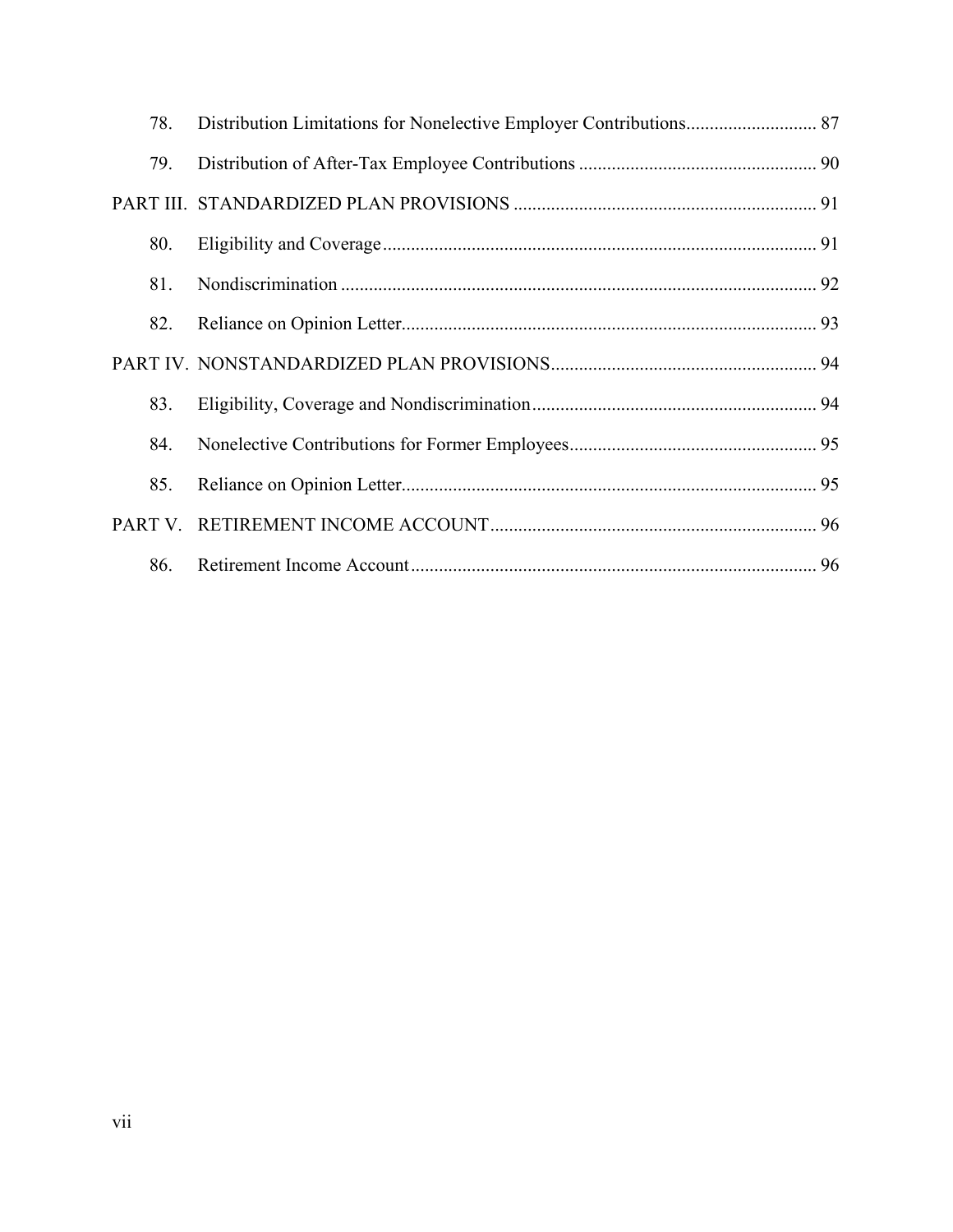78. Distribution Limitations for Nonelective Employer Contributions ........................... 87

79. Distribution of After-Tax Employee Contributions .................................................. 90

PART III. STANDARDIZED PLAN PROVISIONS ................................................................ 91

80. Eligibility and Coverage ............................................................................................ 91

81. Nondiscrimination ..................................................................................................... 92

82. Reliance on Opinion Letter ........................................................................................ 93

PART IV. NONSTANDARDIZED PLAN PROVISIONS ........................................................ 94

83. Eligibility, Coverage and Nondiscrimination ............................................................ 94

84. Nonelective Contributions for Former Employees .................................................... 95

85. Reliance on Opinion Letter ........................................................................................ 95

PART V. RETIREMENT INCOME ACCOUNT ..................................................................... 96

86. Retirement Income Account ...................................................................................... 96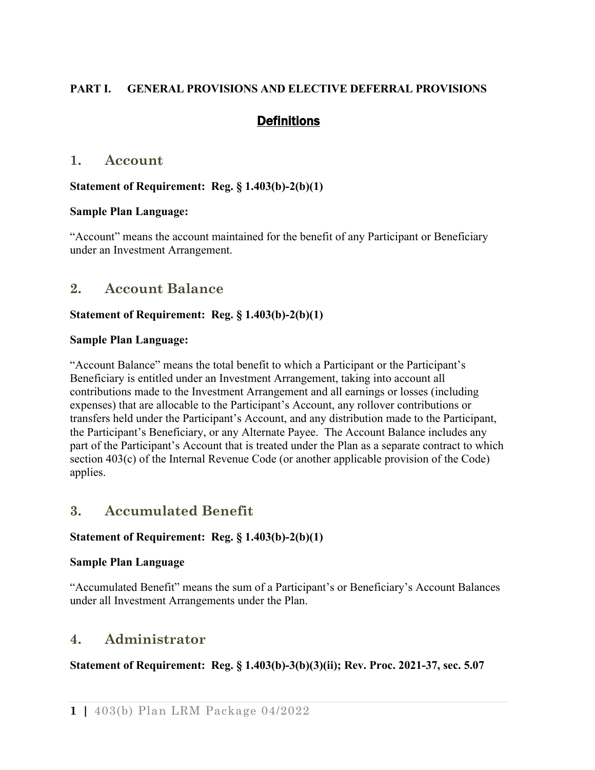**PART I. GENERAL PROVISIONS AND ELECTIVE DEFERRAL PROVISIONS**

## Definitions

## 1. Account

**Statement of Requirement: Reg. § 1.403(b)-2(b)(1)**

**Sample Plan Language:**

"Account" means the account maintained for the benefit of any Participant or Beneficiary under an Investment Arrangement.

## 2. Account Balance

**Statement of Requirement: Reg. § 1.403(b)-2(b)(1)**

**Sample Plan Language:**

"Account Balance" means the total benefit to which a Participant or the Participant's Beneficiary is entitled under an Investment Arrangement, taking into account all contributions made to the Investment Arrangement and all earnings or losses (including expenses) that are allocable to the Participant's Account, any rollover contributions or transfers held under the Participant's Account, and any distribution made to the Participant, the Participant's Beneficiary, or any Alternate Payee. The Account Balance includes any part of the Participant's Account that is treated under the Plan as a separate contract to which section 403(c) of the Internal Revenue Code (or another applicable provision of the Code) applies.

## 3. Accumulated Benefit

**Statement of Requirement: Reg. § 1.403(b)-2(b)(1)**

**Sample Plan Language**

"Accumulated Benefit" means the sum of a Participant's or Beneficiary's Account Balances under all Investment Arrangements under the Plan.

## 4. Administrator

**Statement of Requirement: Reg. § 1.403(b)-3(b)(3)(ii); Rev. Proc. 2021-37, sec. 5.07**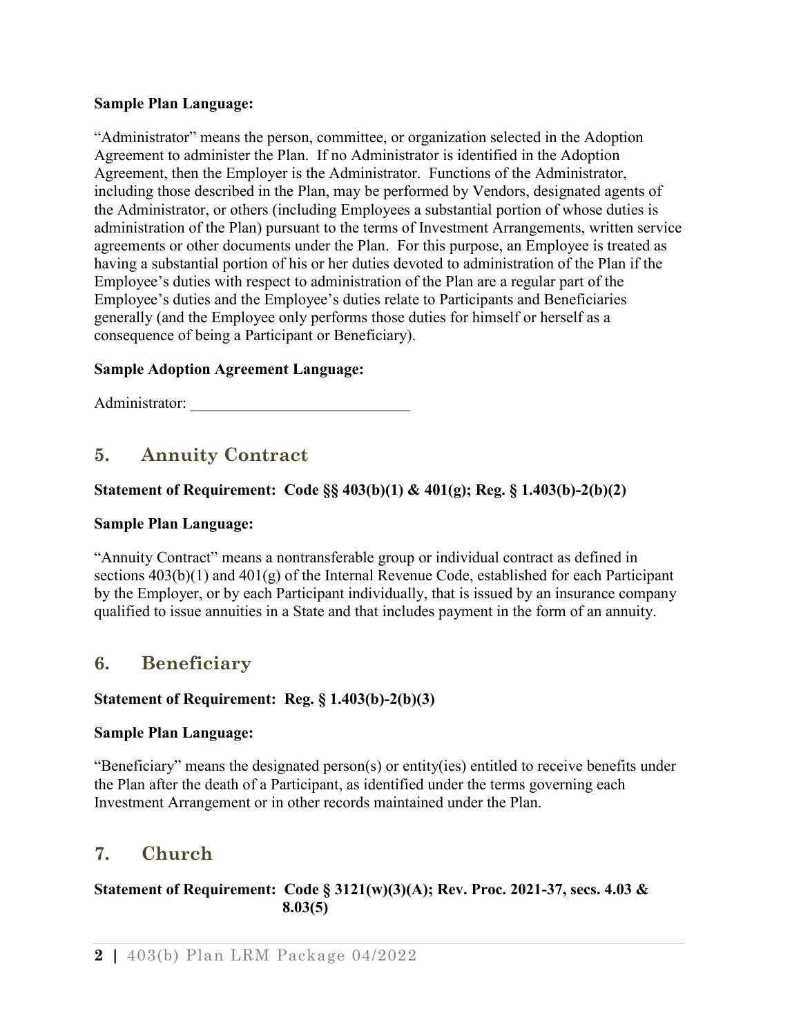**Sample Plan Language:**

"Administrator" means the person, committee, or organization selected in the Adoption Agreement to administer the Plan. If no Administrator is identified in the Adoption Agreement, then the Employer is the Administrator. Functions of the Administrator, including those described in the Plan, may be performed by Vendors, designated agents of the Administrator, or others (including Employees a substantial portion of whose duties is administration of the Plan) pursuant to the terms of Investment Arrangements, written service agreements or other documents under the Plan. For this purpose, an Employee is treated as having a substantial portion of his or her duties devoted to administration of the Plan if the Employee's duties with respect to administration of the Plan are a regular part of the Employee's duties and the Employee's duties relate to Participants and Beneficiaries generally (and the Employee only performs those duties for himself or herself as a consequence of being a Participant or Beneficiary).

**Sample Adoption Agreement Language:**

Administrator: ____________________________

## 5. Annuity Contract

**Statement of Requirement: Code §§ 403(b)(1) & 401(g); Reg. § 1.403(b)-2(b)(2)**

**Sample Plan Language:**

"Annuity Contract" means a nontransferable group or individual contract as defined in sections 403(b)(1) and 401(g) of the Internal Revenue Code, established for each Participant by the Employer, or by each Participant individually, that is issued by an insurance company qualified to issue annuities in a State and that includes payment in the form of an annuity.

## 6. Beneficiary

**Statement of Requirement: Reg. § 1.403(b)-2(b)(3)**

**Sample Plan Language:**

"Beneficiary" means the designated person(s) or entity(ies) entitled to receive benefits under the Plan after the death of a Participant, as identified under the terms governing each Investment Arrangement or in other records maintained under the Plan.

## 7. Church

**Statement of Requirement: Code § 3121(w)(3)(A); Rev. Proc. 2021-37, secs. 4.03 & 8.03(5)**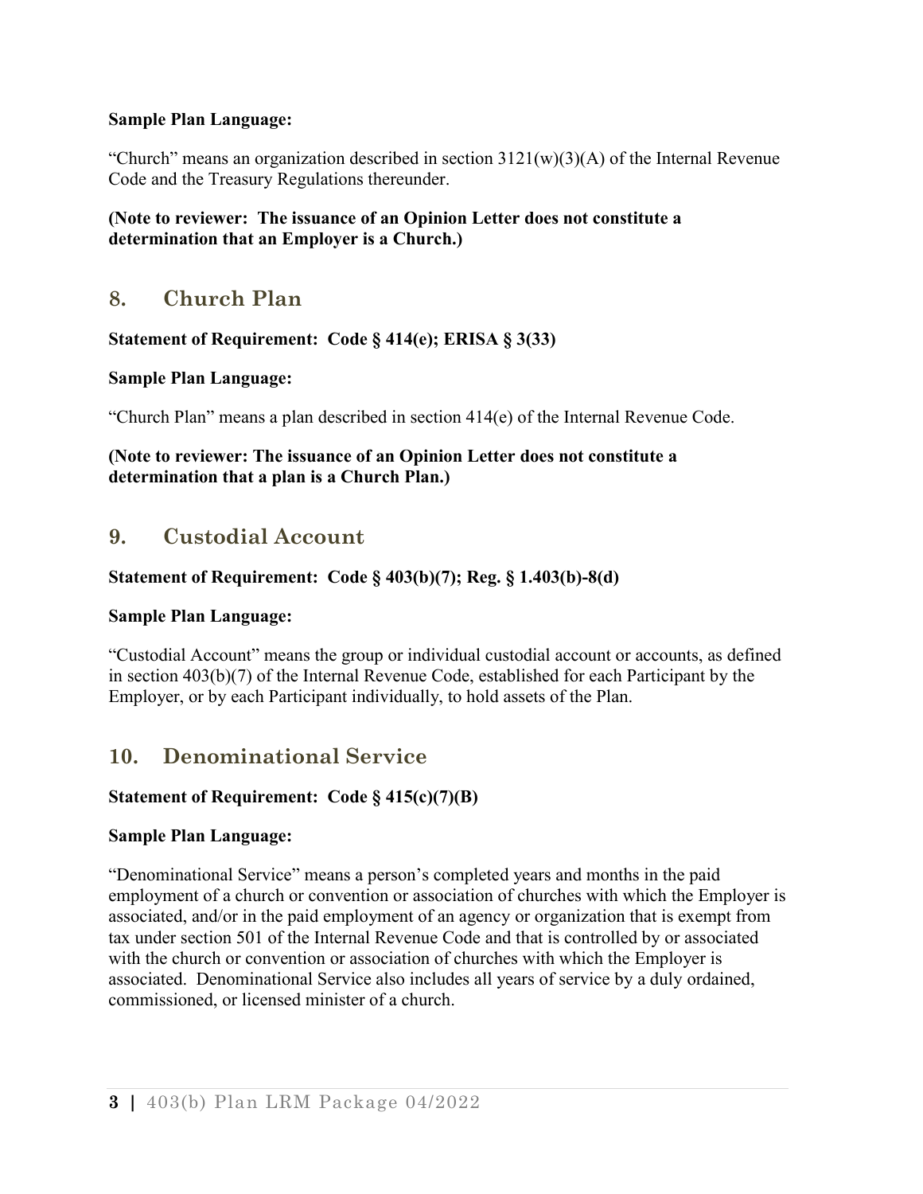**Sample Plan Language:**

"Church" means an organization described in section 3121(w)(3)(A) of the Internal Revenue Code and the Treasury Regulations thereunder.

**(Note to reviewer: The issuance of an Opinion Letter does not constitute a determination that an Employer is a Church.)**

## 8. Church Plan

**Statement of Requirement: Code § 414(e); ERISA § 3(33)**

**Sample Plan Language:**

"Church Plan" means a plan described in section 414(e) of the Internal Revenue Code.

**(Note to reviewer: The issuance of an Opinion Letter does not constitute a determination that a plan is a Church Plan.)**

## 9. Custodial Account

**Statement of Requirement: Code § 403(b)(7); Reg. § 1.403(b)-8(d)**

**Sample Plan Language:**

"Custodial Account" means the group or individual custodial account or accounts, as defined in section 403(b)(7) of the Internal Revenue Code, established for each Participant by the Employer, or by each Participant individually, to hold assets of the Plan.

## 10. Denominational Service

**Statement of Requirement: Code § 415(c)(7)(B)**

**Sample Plan Language:**

"Denominational Service" means a person's completed years and months in the paid employment of a church or convention or association of churches with which the Employer is associated, and/or in the paid employment of an agency or organization that is exempt from tax under section 501 of the Internal Revenue Code and that is controlled by or associated with the church or convention or association of churches with which the Employer is associated. Denominational Service also includes all years of service by a duly ordained, commissioned, or licensed minister of a church.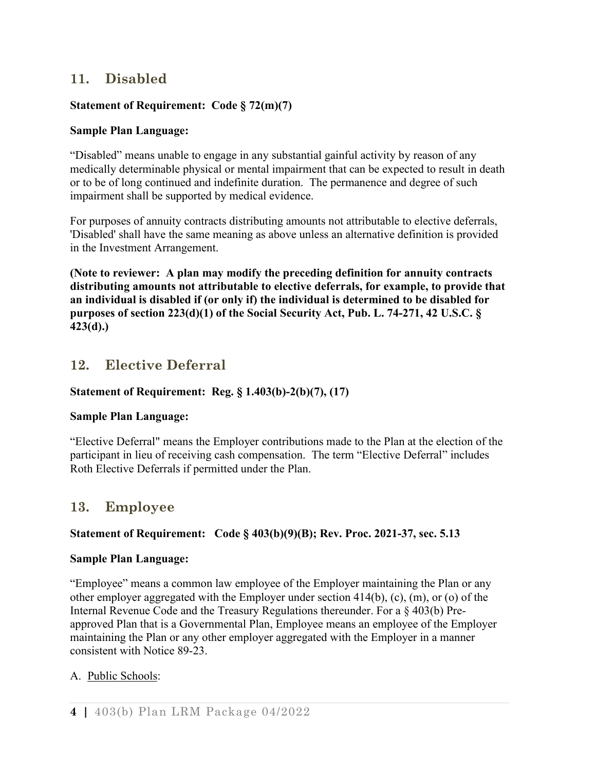## 11. Disabled

**Statement of Requirement: Code § 72(m)(7)**

**Sample Plan Language:**

"Disabled" means unable to engage in any substantial gainful activity by reason of any medically determinable physical or mental impairment that can be expected to result in death or to be of long continued and indefinite duration. The permanence and degree of such impairment shall be supported by medical evidence.

For purposes of annuity contracts distributing amounts not attributable to elective deferrals, 'Disabled' shall have the same meaning as above unless an alternative definition is provided in the Investment Arrangement.

**(Note to reviewer: A plan may modify the preceding definition for annuity contracts distributing amounts not attributable to elective deferrals, for example, to provide that an individual is disabled if (or only if) the individual is determined to be disabled for purposes of section 223(d)(1) of the Social Security Act, Pub. L. 74-271, 42 U.S.C. § 423(d).)**

## 12. Elective Deferral

**Statement of Requirement: Reg. § 1.403(b)-2(b)(7), (17)**

**Sample Plan Language:**

"Elective Deferral" means the Employer contributions made to the Plan at the election of the participant in lieu of receiving cash compensation. The term "Elective Deferral" includes Roth Elective Deferrals if permitted under the Plan.

## 13. Employee

**Statement of Requirement: Code § 403(b)(9)(B); Rev. Proc. 2021-37, sec. 5.13**

**Sample Plan Language:**

"Employee" means a common law employee of the Employer maintaining the Plan or any other employer aggregated with the Employer under section 414(b), (c), (m), or (o) of the Internal Revenue Code and the Treasury Regulations thereunder. For a § 403(b) Pre-approved Plan that is a Governmental Plan, Employee means an employee of the Employer maintaining the Plan or any other employer aggregated with the Employer in a manner consistent with Notice 89-23.

A. Public Schools: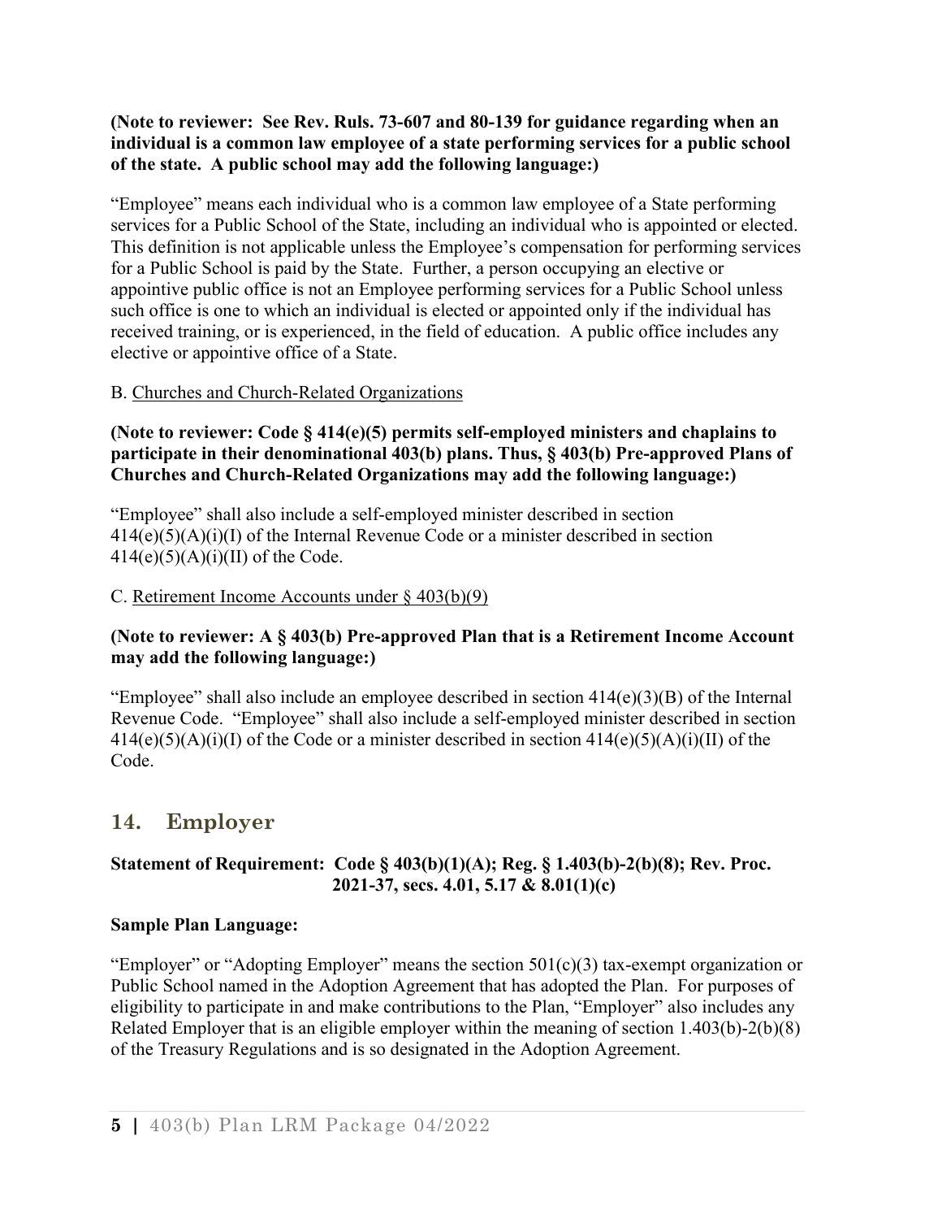**(Note to reviewer: See Rev. Ruls. 73-607 and 80-139 for guidance regarding when an individual is a common law employee of a state performing services for a public school of the state. A public school may add the following language:)**

"Employee" means each individual who is a common law employee of a State performing services for a Public School of the State, including an individual who is appointed or elected. This definition is not applicable unless the Employee's compensation for performing services for a Public School is paid by the State. Further, a person occupying an elective or appointive public office is not an Employee performing services for a Public School unless such office is one to which an individual is elected or appointed only if the individual has received training, or is experienced, in the field of education. A public office includes any elective or appointive office of a State.

B. Churches and Church-Related Organizations

**(Note to reviewer: Code § 414(e)(5) permits self-employed ministers and chaplains to participate in their denominational 403(b) plans. Thus, § 403(b) Pre-approved Plans of Churches and Church-Related Organizations may add the following language:)**

"Employee" shall also include a self-employed minister described in section 414(e)(5)(A)(i)(I) of the Internal Revenue Code or a minister described in section 414(e)(5)(A)(i)(II) of the Code.

C. Retirement Income Accounts under § 403(b)(9)

**(Note to reviewer: A § 403(b) Pre-approved Plan that is a Retirement Income Account may add the following language:)**

"Employee" shall also include an employee described in section 414(e)(3)(B) of the Internal Revenue Code. "Employee" shall also include a self-employed minister described in section 414(e)(5)(A)(i)(I) of the Code or a minister described in section 414(e)(5)(A)(i)(II) of the Code.

## 14. Employer

**Statement of Requirement: Code § 403(b)(1)(A); Reg. § 1.403(b)-2(b)(8); Rev. Proc. 2021-37, secs. 4.01, 5.17 & 8.01(1)(c)**

**Sample Plan Language:**

"Employer" or "Adopting Employer" means the section 501(c)(3) tax-exempt organization or Public School named in the Adoption Agreement that has adopted the Plan. For purposes of eligibility to participate in and make contributions to the Plan, "Employer" also includes any Related Employer that is an eligible employer within the meaning of section 1.403(b)-2(b)(8) of the Treasury Regulations and is so designated in the Adoption Agreement.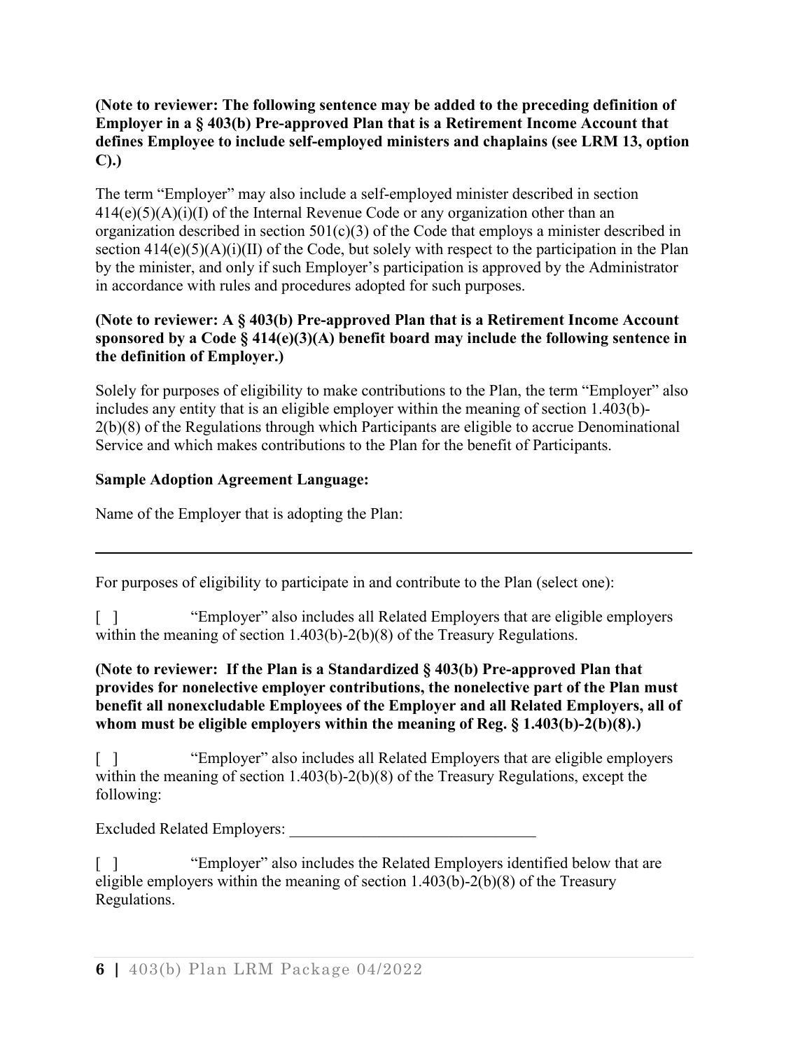**(Note to reviewer: The following sentence may be added to the preceding definition of Employer in a § 403(b) Pre-approved Plan that is a Retirement Income Account that defines Employee to include self-employed ministers and chaplains (see LRM 13, option C).)**

The term "Employer" may also include a self-employed minister described in section 414(e)(5)(A)(i)(I) of the Internal Revenue Code or any organization other than an organization described in section 501(c)(3) of the Code that employs a minister described in section 414(e)(5)(A)(i)(II) of the Code, but solely with respect to the participation in the Plan by the minister, and only if such Employer's participation is approved by the Administrator in accordance with rules and procedures adopted for such purposes.

**(Note to reviewer: A § 403(b) Pre-approved Plan that is a Retirement Income Account sponsored by a Code § 414(e)(3)(A) benefit board may include the following sentence in the definition of Employer.)**

Solely for purposes of eligibility to make contributions to the Plan, the term "Employer" also includes any entity that is an eligible employer within the meaning of section 1.403(b)-2(b)(8) of the Regulations through which Participants are eligible to accrue Denominational Service and which makes contributions to the Plan for the benefit of Participants.

**Sample Adoption Agreement Language:**

Name of the Employer that is adopting the Plan:

______________________________________________________________________

For purposes of eligibility to participate in and contribute to the Plan (select one):

[ ] "Employer" also includes all Related Employers that are eligible employers within the meaning of section 1.403(b)-2(b)(8) of the Treasury Regulations.

**(Note to reviewer: If the Plan is a Standardized § 403(b) Pre-approved Plan that provides for nonelective employer contributions, the nonelective part of the Plan must benefit all nonexcludable Employees of the Employer and all Related Employers, all of whom must be eligible employers within the meaning of Reg. § 1.403(b)-2(b)(8).)**

[ ] "Employer" also includes all Related Employers that are eligible employers within the meaning of section 1.403(b)-2(b)(8) of the Treasury Regulations, except the following:

Excluded Related Employers: ______________________________

[ ] "Employer" also includes the Related Employers identified below that are eligible employers within the meaning of section 1.403(b)-2(b)(8) of the Treasury Regulations.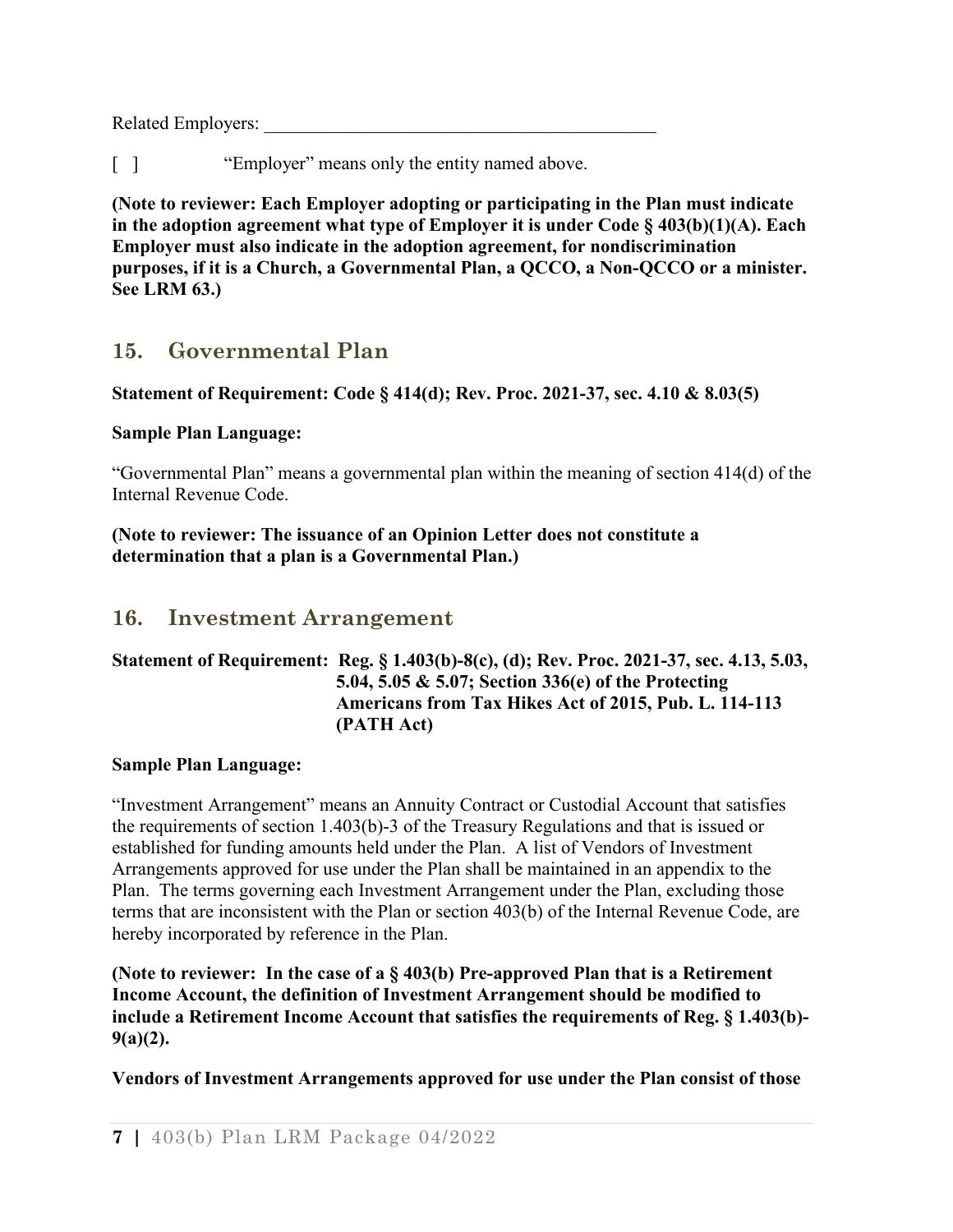Related Employers: ___________________________________________

[ ]  "Employer" means only the entity named above.

**(Note to reviewer: Each Employer adopting or participating in the Plan must indicate in the adoption agreement what type of Employer it is under Code § 403(b)(1)(A). Each Employer must also indicate in the adoption agreement, for nondiscrimination purposes, if it is a Church, a Governmental Plan, a QCCO, a Non-QCCO or a minister. See LRM 63.)**

## 15. Governmental Plan

**Statement of Requirement: Code § 414(d); Rev. Proc. 2021-37, sec. 4.10 & 8.03(5)**

**Sample Plan Language:**

"Governmental Plan" means a governmental plan within the meaning of section 414(d) of the Internal Revenue Code.

**(Note to reviewer: The issuance of an Opinion Letter does not constitute a determination that a plan is a Governmental Plan.)**

## 16. Investment Arrangement

**Statement of Requirement: Reg. § 1.403(b)-8(c), (d); Rev. Proc. 2021-37, sec. 4.13, 5.03, 5.04, 5.05 & 5.07; Section 336(e) of the Protecting Americans from Tax Hikes Act of 2015, Pub. L. 114-113 (PATH Act)**

**Sample Plan Language:**

"Investment Arrangement" means an Annuity Contract or Custodial Account that satisfies the requirements of section 1.403(b)-3 of the Treasury Regulations and that is issued or established for funding amounts held under the Plan. A list of Vendors of Investment Arrangements approved for use under the Plan shall be maintained in an appendix to the Plan. The terms governing each Investment Arrangement under the Plan, excluding those terms that are inconsistent with the Plan or section 403(b) of the Internal Revenue Code, are hereby incorporated by reference in the Plan.

**(Note to reviewer: In the case of a § 403(b) Pre-approved Plan that is a Retirement Income Account, the definition of Investment Arrangement should be modified to include a Retirement Income Account that satisfies the requirements of Reg. § 1.403(b)-9(a)(2).**

**Vendors of Investment Arrangements approved for use under the Plan consist of those**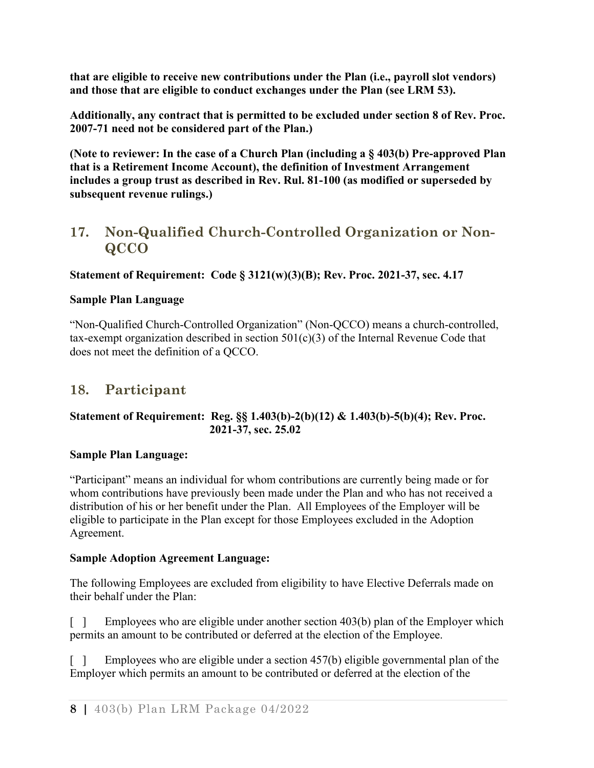**that are eligible to receive new contributions under the Plan (i.e., payroll slot vendors) and those that are eligible to conduct exchanges under the Plan (see LRM 53).**

**Additionally, any contract that is permitted to be excluded under section 8 of Rev. Proc. 2007-71 need not be considered part of the Plan.)**

**(Note to reviewer: In the case of a Church Plan (including a § 403(b) Pre-approved Plan that is a Retirement Income Account), the definition of Investment Arrangement includes a group trust as described in Rev. Rul. 81-100 (as modified or superseded by subsequent revenue rulings.)**

## 17. Non-Qualified Church-Controlled Organization or Non-QCCO

**Statement of Requirement: Code § 3121(w)(3)(B); Rev. Proc. 2021-37, sec. 4.17**

**Sample Plan Language**

"Non-Qualified Church-Controlled Organization" (Non-QCCO) means a church-controlled, tax-exempt organization described in section 501(c)(3) of the Internal Revenue Code that does not meet the definition of a QCCO.

## 18. Participant

**Statement of Requirement: Reg. §§ 1.403(b)-2(b)(12) & 1.403(b)-5(b)(4); Rev. Proc. 2021-37, sec. 25.02**

**Sample Plan Language:**

"Participant" means an individual for whom contributions are currently being made or for whom contributions have previously been made under the Plan and who has not received a distribution of his or her benefit under the Plan. All Employees of the Employer will be eligible to participate in the Plan except for those Employees excluded in the Adoption Agreement.

**Sample Adoption Agreement Language:**

The following Employees are excluded from eligibility to have Elective Deferrals made on their behalf under the Plan:

[ ] Employees who are eligible under another section 403(b) plan of the Employer which permits an amount to be contributed or deferred at the election of the Employee.

[ ] Employees who are eligible under a section 457(b) eligible governmental plan of the Employer which permits an amount to be contributed or deferred at the election of the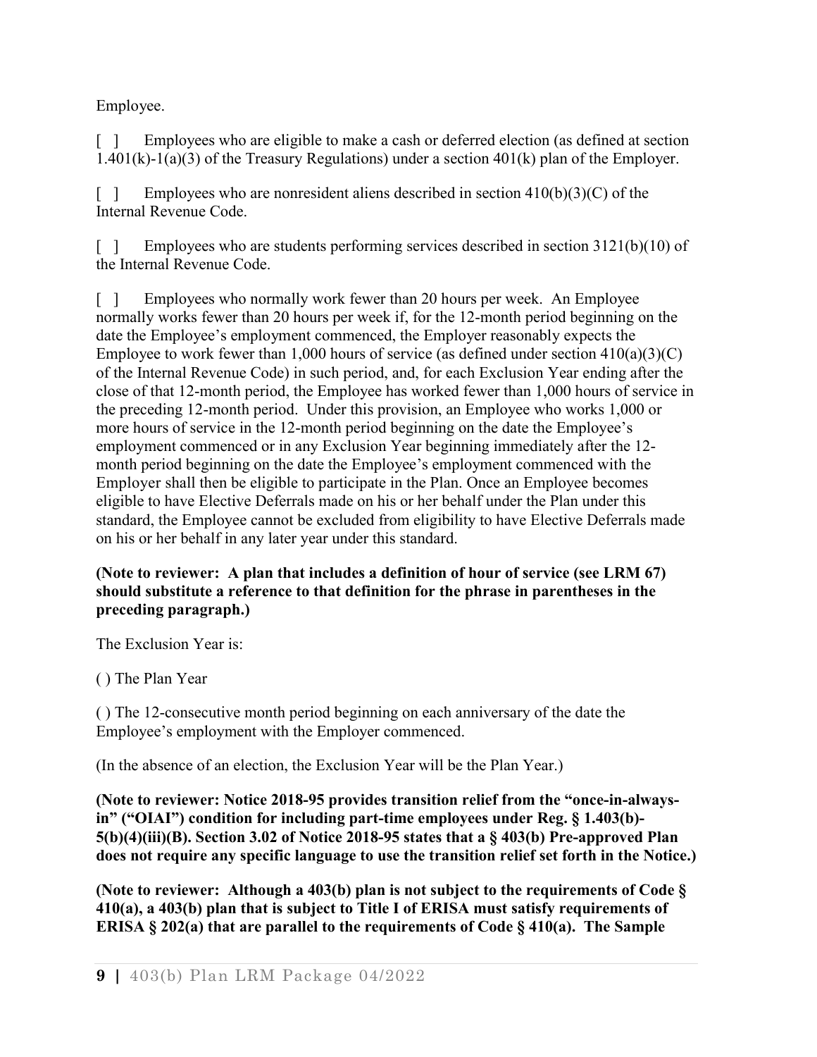Employee.

[ ] Employees who are eligible to make a cash or deferred election (as defined at section 1.401(k)-1(a)(3) of the Treasury Regulations) under a section 401(k) plan of the Employer.

[ ] Employees who are nonresident aliens described in section 410(b)(3)(C) of the Internal Revenue Code.

[ ] Employees who are students performing services described in section 3121(b)(10) of the Internal Revenue Code.

[ ] Employees who normally work fewer than 20 hours per week. An Employee normally works fewer than 20 hours per week if, for the 12-month period beginning on the date the Employee's employment commenced, the Employer reasonably expects the Employee to work fewer than 1,000 hours of service (as defined under section 410(a)(3)(C) of the Internal Revenue Code) in such period, and, for each Exclusion Year ending after the close of that 12-month period, the Employee has worked fewer than 1,000 hours of service in the preceding 12-month period. Under this provision, an Employee who works 1,000 or more hours of service in the 12-month period beginning on the date the Employee's employment commenced or in any Exclusion Year beginning immediately after the 12-month period beginning on the date the Employee's employment commenced with the Employer shall then be eligible to participate in the Plan. Once an Employee becomes eligible to have Elective Deferrals made on his or her behalf under the Plan under this standard, the Employee cannot be excluded from eligibility to have Elective Deferrals made on his or her behalf in any later year under this standard.

**(Note to reviewer: A plan that includes a definition of hour of service (see LRM 67) should substitute a reference to that definition for the phrase in parentheses in the preceding paragraph.)**

The Exclusion Year is:

( ) The Plan Year

( ) The 12-consecutive month period beginning on each anniversary of the date the Employee's employment with the Employer commenced.

(In the absence of an election, the Exclusion Year will be the Plan Year.)

**(Note to reviewer: Notice 2018-95 provides transition relief from the "once-in-always-in" ("OIAI") condition for including part-time employees under Reg. § 1.403(b)-5(b)(4)(iii)(B). Section 3.02 of Notice 2018-95 states that a § 403(b) Pre-approved Plan does not require any specific language to use the transition relief set forth in the Notice.)**

**(Note to reviewer: Although a 403(b) plan is not subject to the requirements of Code § 410(a), a 403(b) plan that is subject to Title I of ERISA must satisfy requirements of ERISA § 202(a) that are parallel to the requirements of Code § 410(a). The Sample**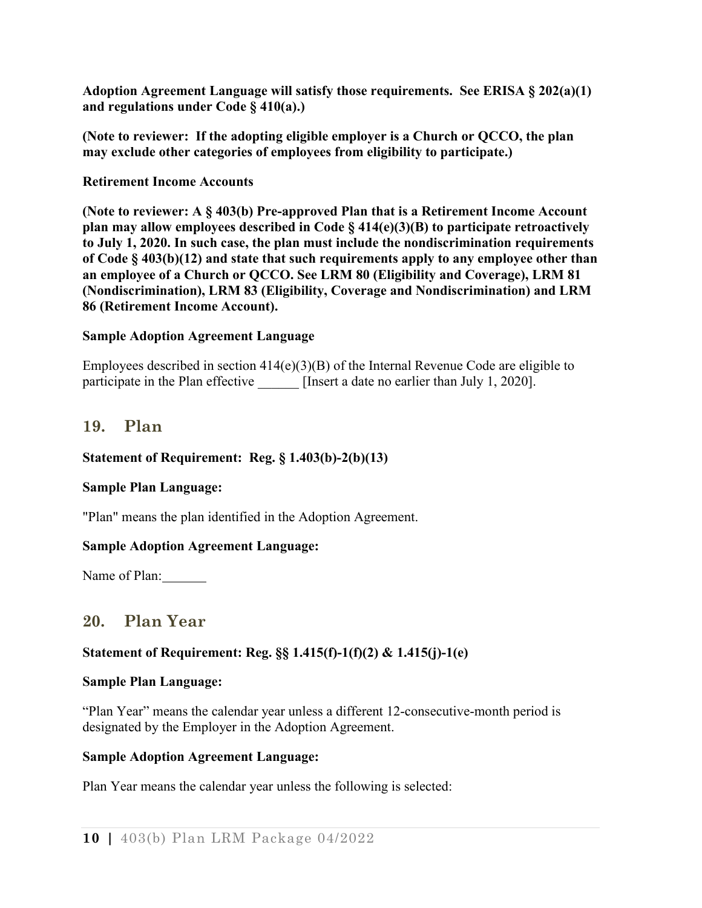**Adoption Agreement Language will satisfy those requirements. See ERISA § 202(a)(1) and regulations under Code § 410(a).)**

**(Note to reviewer: If the adopting eligible employer is a Church or QCCO, the plan may exclude other categories of employees from eligibility to participate.)**

**Retirement Income Accounts**

**(Note to reviewer: A § 403(b) Pre-approved Plan that is a Retirement Income Account plan may allow employees described in Code § 414(e)(3)(B) to participate retroactively to July 1, 2020. In such case, the plan must include the nondiscrimination requirements of Code § 403(b)(12) and state that such requirements apply to any employee other than an employee of a Church or QCCO. See LRM 80 (Eligibility and Coverage), LRM 81 (Nondiscrimination), LRM 83 (Eligibility, Coverage and Nondiscrimination) and LRM 86 (Retirement Income Account).**

**Sample Adoption Agreement Language**

Employees described in section 414(e)(3)(B) of the Internal Revenue Code are eligible to participate in the Plan effective ______ [Insert a date no earlier than July 1, 2020].

## 19. Plan

**Statement of Requirement: Reg. § 1.403(b)-2(b)(13)**

**Sample Plan Language:**

"Plan" means the plan identified in the Adoption Agreement.

**Sample Adoption Agreement Language:**

Name of Plan:______

## 20. Plan Year

**Statement of Requirement: Reg. §§ 1.415(f)-1(f)(2) & 1.415(j)-1(e)**

**Sample Plan Language:**

"Plan Year" means the calendar year unless a different 12-consecutive-month period is designated by the Employer in the Adoption Agreement.

**Sample Adoption Agreement Language:**

Plan Year means the calendar year unless the following is selected: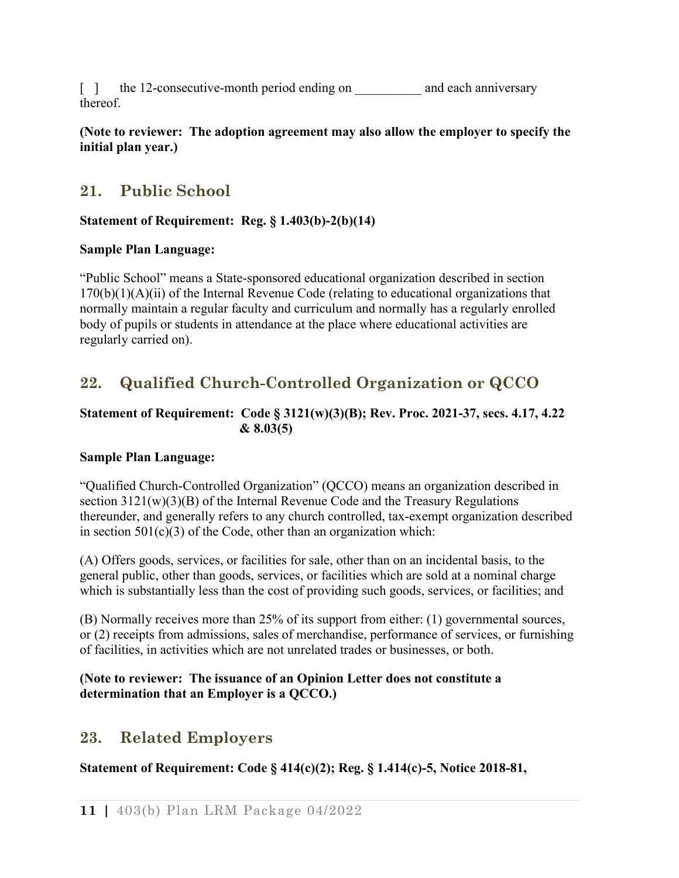[ ]  the 12-consecutive-month period ending on __________ and each anniversary thereof.

**(Note to reviewer: The adoption agreement may also allow the employer to specify the initial plan year.)**

## 21. Public School

**Statement of Requirement: Reg. § 1.403(b)-2(b)(14)**

**Sample Plan Language:**

"Public School" means a State-sponsored educational organization described in section 170(b)(1)(A)(ii) of the Internal Revenue Code (relating to educational organizations that normally maintain a regular faculty and curriculum and normally has a regularly enrolled body of pupils or students in attendance at the place where educational activities are regularly carried on).

## 22. Qualified Church-Controlled Organization or QCCO

**Statement of Requirement: Code § 3121(w)(3)(B); Rev. Proc. 2021-37, secs. 4.17, 4.22 & 8.03(5)**

**Sample Plan Language:**

"Qualified Church-Controlled Organization" (QCCO) means an organization described in section 3121(w)(3)(B) of the Internal Revenue Code and the Treasury Regulations thereunder, and generally refers to any church controlled, tax-exempt organization described in section 501(c)(3) of the Code, other than an organization which:

(A) Offers goods, services, or facilities for sale, other than on an incidental basis, to the general public, other than goods, services, or facilities which are sold at a nominal charge which is substantially less than the cost of providing such goods, services, or facilities; and

(B) Normally receives more than 25% of its support from either: (1) governmental sources, or (2) receipts from admissions, sales of merchandise, performance of services, or furnishing of facilities, in activities which are not unrelated trades or businesses, or both.

**(Note to reviewer: The issuance of an Opinion Letter does not constitute a determination that an Employer is a QCCO.)**

## 23. Related Employers

**Statement of Requirement: Code § 414(c)(2); Reg. § 1.414(c)-5, Notice 2018-81,**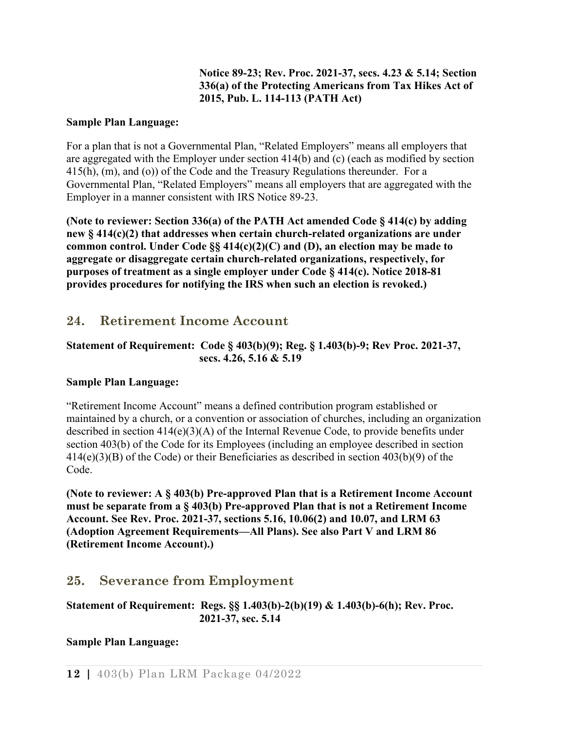**Notice 89-23; Rev. Proc. 2021-37, secs. 4.23 & 5.14; Section 336(a) of the Protecting Americans from Tax Hikes Act of 2015, Pub. L. 114-113 (PATH Act)**

**Sample Plan Language:**

For a plan that is not a Governmental Plan, "Related Employers" means all employers that are aggregated with the Employer under section 414(b) and (c) (each as modified by section 415(h), (m), and (o)) of the Code and the Treasury Regulations thereunder. For a Governmental Plan, "Related Employers" means all employers that are aggregated with the Employer in a manner consistent with IRS Notice 89-23.

**(Note to reviewer: Section 336(a) of the PATH Act amended Code § 414(c) by adding new § 414(c)(2) that addresses when certain church-related organizations are under common control. Under Code §§ 414(c)(2)(C) and (D), an election may be made to aggregate or disaggregate certain church-related organizations, respectively, for purposes of treatment as a single employer under Code § 414(c). Notice 2018-81 provides procedures for notifying the IRS when such an election is revoked.)**

## 24. Retirement Income Account

**Statement of Requirement: Code § 403(b)(9); Reg. § 1.403(b)-9; Rev Proc. 2021-37, secs. 4.26, 5.16 & 5.19**

**Sample Plan Language:**

"Retirement Income Account" means a defined contribution program established or maintained by a church, or a convention or association of churches, including an organization described in section 414(e)(3)(A) of the Internal Revenue Code, to provide benefits under section 403(b) of the Code for its Employees (including an employee described in section 414(e)(3)(B) of the Code) or their Beneficiaries as described in section 403(b)(9) of the Code.

**(Note to reviewer: A § 403(b) Pre-approved Plan that is a Retirement Income Account must be separate from a § 403(b) Pre-approved Plan that is not a Retirement Income Account. See Rev. Proc. 2021-37, sections 5.16, 10.06(2) and 10.07, and LRM 63 (Adoption Agreement Requirements—All Plans). See also Part V and LRM 86 (Retirement Income Account).)**

## 25. Severance from Employment

**Statement of Requirement: Regs. §§ 1.403(b)-2(b)(19) & 1.403(b)-6(h); Rev. Proc. 2021-37, sec. 5.14**

**Sample Plan Language:**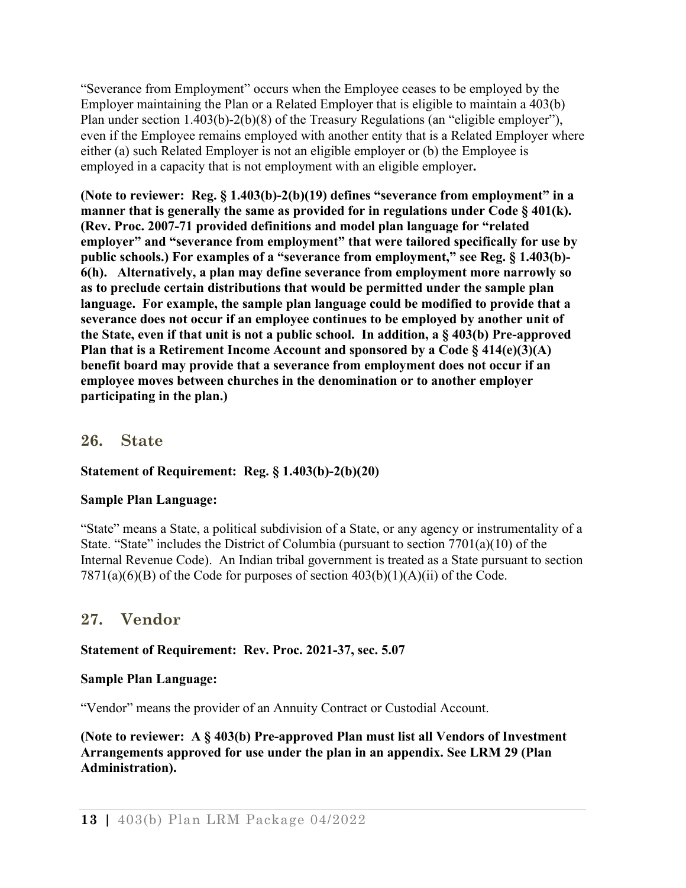"Severance from Employment" occurs when the Employee ceases to be employed by the Employer maintaining the Plan or a Related Employer that is eligible to maintain a 403(b) Plan under section 1.403(b)-2(b)(8) of the Treasury Regulations (an "eligible employer"), even if the Employee remains employed with another entity that is a Related Employer where either (a) such Related Employer is not an eligible employer or (b) the Employee is employed in a capacity that is not employment with an eligible employer**.**

**(Note to reviewer: Reg. § 1.403(b)-2(b)(19) defines "severance from employment" in a manner that is generally the same as provided for in regulations under Code § 401(k). (Rev. Proc. 2007-71 provided definitions and model plan language for "related employer" and "severance from employment" that were tailored specifically for use by public schools.) For examples of a "severance from employment," see Reg. § 1.403(b)-6(h). Alternatively, a plan may define severance from employment more narrowly so as to preclude certain distributions that would be permitted under the sample plan language. For example, the sample plan language could be modified to provide that a severance does not occur if an employee continues to be employed by another unit of the State, even if that unit is not a public school. In addition, a § 403(b) Pre-approved Plan that is a Retirement Income Account and sponsored by a Code § 414(e)(3)(A) benefit board may provide that a severance from employment does not occur if an employee moves between churches in the denomination or to another employer participating in the plan.)**

## 26. State

**Statement of Requirement: Reg. § 1.403(b)-2(b)(20)**

**Sample Plan Language:**

"State" means a State, a political subdivision of a State, or any agency or instrumentality of a State. "State" includes the District of Columbia (pursuant to section 7701(a)(10) of the Internal Revenue Code). An Indian tribal government is treated as a State pursuant to section 7871(a)(6)(B) of the Code for purposes of section 403(b)(1)(A)(ii) of the Code.

## 27. Vendor

**Statement of Requirement: Rev. Proc. 2021-37, sec. 5.07**

**Sample Plan Language:**

"Vendor" means the provider of an Annuity Contract or Custodial Account.

**(Note to reviewer: A § 403(b) Pre-approved Plan must list all Vendors of Investment Arrangements approved for use under the plan in an appendix. See LRM 29 (Plan Administration).**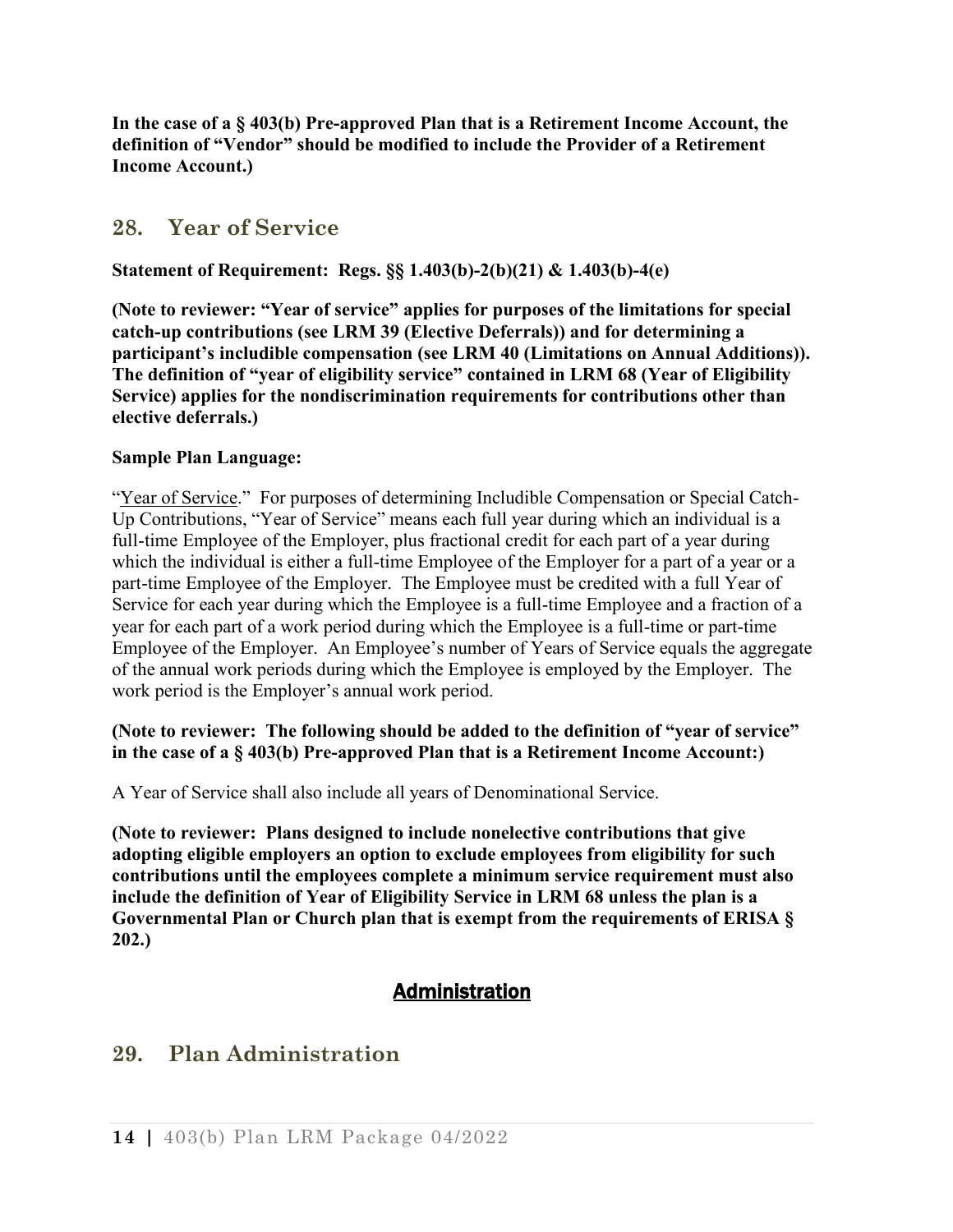**In the case of a § 403(b) Pre-approved Plan that is a Retirement Income Account, the definition of "Vendor" should be modified to include the Provider of a Retirement Income Account.)**

## 28. Year of Service

**Statement of Requirement: Regs. §§ 1.403(b)-2(b)(21) & 1.403(b)-4(e)**

**(Note to reviewer: "Year of service" applies for purposes of the limitations for special catch-up contributions (see LRM 39 (Elective Deferrals)) and for determining a participant's includible compensation (see LRM 40 (Limitations on Annual Additions)). The definition of "year of eligibility service" contained in LRM 68 (Year of Eligibility Service) applies for the nondiscrimination requirements for contributions other than elective deferrals.)**

**Sample Plan Language:**

"Year of Service." For purposes of determining Includible Compensation or Special Catch-Up Contributions, "Year of Service" means each full year during which an individual is a full-time Employee of the Employer, plus fractional credit for each part of a year during which the individual is either a full-time Employee of the Employer for a part of a year or a part-time Employee of the Employer. The Employee must be credited with a full Year of Service for each year during which the Employee is a full-time Employee and a fraction of a year for each part of a work period during which the Employee is a full-time or part-time Employee of the Employer. An Employee's number of Years of Service equals the aggregate of the annual work periods during which the Employee is employed by the Employer. The work period is the Employer's annual work period.

**(Note to reviewer: The following should be added to the definition of "year of service" in the case of a § 403(b) Pre-approved Plan that is a Retirement Income Account:)**

A Year of Service shall also include all years of Denominational Service.

**(Note to reviewer: Plans designed to include nonelective contributions that give adopting eligible employers an option to exclude employees from eligibility for such contributions until the employees complete a minimum service requirement must also include the definition of Year of Eligibility Service in LRM 68 unless the plan is a Governmental Plan or Church plan that is exempt from the requirements of ERISA § 202.)**

# Administration

## 29. Plan Administration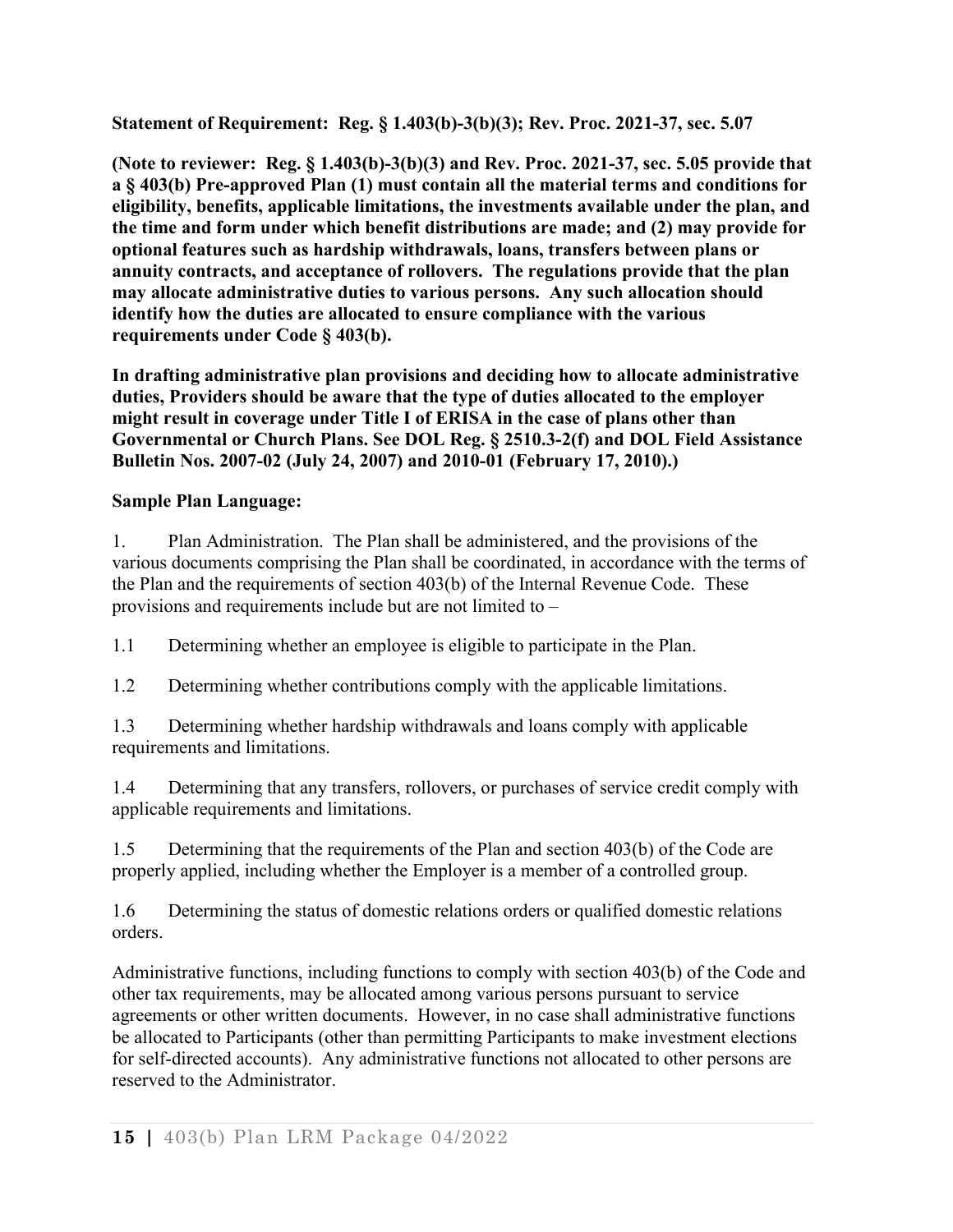**Statement of Requirement: Reg. § 1.403(b)-3(b)(3); Rev. Proc. 2021-37, sec. 5.07**

**(Note to reviewer: Reg. § 1.403(b)-3(b)(3) and Rev. Proc. 2021-37, sec. 5.05 provide that a § 403(b) Pre-approved Plan (1) must contain all the material terms and conditions for eligibility, benefits, applicable limitations, the investments available under the plan, and the time and form under which benefit distributions are made; and (2) may provide for optional features such as hardship withdrawals, loans, transfers between plans or annuity contracts, and acceptance of rollovers. The regulations provide that the plan may allocate administrative duties to various persons. Any such allocation should identify how the duties are allocated to ensure compliance with the various requirements under Code § 403(b).**

**In drafting administrative plan provisions and deciding how to allocate administrative duties, Providers should be aware that the type of duties allocated to the employer might result in coverage under Title I of ERISA in the case of plans other than Governmental or Church Plans. See DOL Reg. § 2510.3-2(f) and DOL Field Assistance Bulletin Nos. 2007-02 (July 24, 2007) and 2010-01 (February 17, 2010).)**

**Sample Plan Language:**

1. Plan Administration. The Plan shall be administered, and the provisions of the various documents comprising the Plan shall be coordinated, in accordance with the terms of the Plan and the requirements of section 403(b) of the Internal Revenue Code. These provisions and requirements include but are not limited to –

1.1 Determining whether an employee is eligible to participate in the Plan.

1.2 Determining whether contributions comply with the applicable limitations.

1.3 Determining whether hardship withdrawals and loans comply with applicable requirements and limitations.

1.4 Determining that any transfers, rollovers, or purchases of service credit comply with applicable requirements and limitations.

1.5 Determining that the requirements of the Plan and section 403(b) of the Code are properly applied, including whether the Employer is a member of a controlled group.

1.6 Determining the status of domestic relations orders or qualified domestic relations orders.

Administrative functions, including functions to comply with section 403(b) of the Code and other tax requirements, may be allocated among various persons pursuant to service agreements or other written documents. However, in no case shall administrative functions be allocated to Participants (other than permitting Participants to make investment elections for self-directed accounts). Any administrative functions not allocated to other persons are reserved to the Administrator.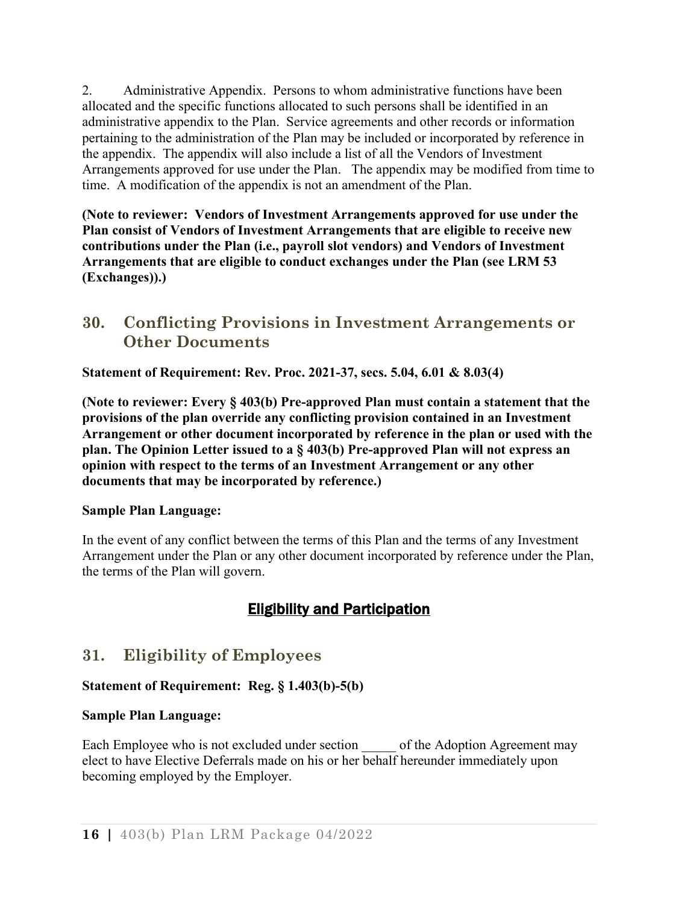2. Administrative Appendix. Persons to whom administrative functions have been allocated and the specific functions allocated to such persons shall be identified in an administrative appendix to the Plan. Service agreements and other records or information pertaining to the administration of the Plan may be included or incorporated by reference in the appendix. The appendix will also include a list of all the Vendors of Investment Arrangements approved for use under the Plan. The appendix may be modified from time to time. A modification of the appendix is not an amendment of the Plan.

**(Note to reviewer: Vendors of Investment Arrangements approved for use under the Plan consist of Vendors of Investment Arrangements that are eligible to receive new contributions under the Plan (i.e., payroll slot vendors) and Vendors of Investment Arrangements that are eligible to conduct exchanges under the Plan (see LRM 53 (Exchanges)).)**

## 30. Conflicting Provisions in Investment Arrangements or Other Documents

**Statement of Requirement: Rev. Proc. 2021-37, secs. 5.04, 6.01 & 8.03(4)**

**(Note to reviewer: Every § 403(b) Pre-approved Plan must contain a statement that the provisions of the plan override any conflicting provision contained in an Investment Arrangement or other document incorporated by reference in the plan or used with the plan. The Opinion Letter issued to a § 403(b) Pre-approved Plan will not express an opinion with respect to the terms of an Investment Arrangement or any other documents that may be incorporated by reference.)**

**Sample Plan Language:**

In the event of any conflict between the terms of this Plan and the terms of any Investment Arrangement under the Plan or any other document incorporated by reference under the Plan, the terms of the Plan will govern.

# Eligibility and Participation

## 31. Eligibility of Employees

**Statement of Requirement: Reg. § 1.403(b)-5(b)**

**Sample Plan Language:**

Each Employee who is not excluded under section _____ of the Adoption Agreement may elect to have Elective Deferrals made on his or her behalf hereunder immediately upon becoming employed by the Employer.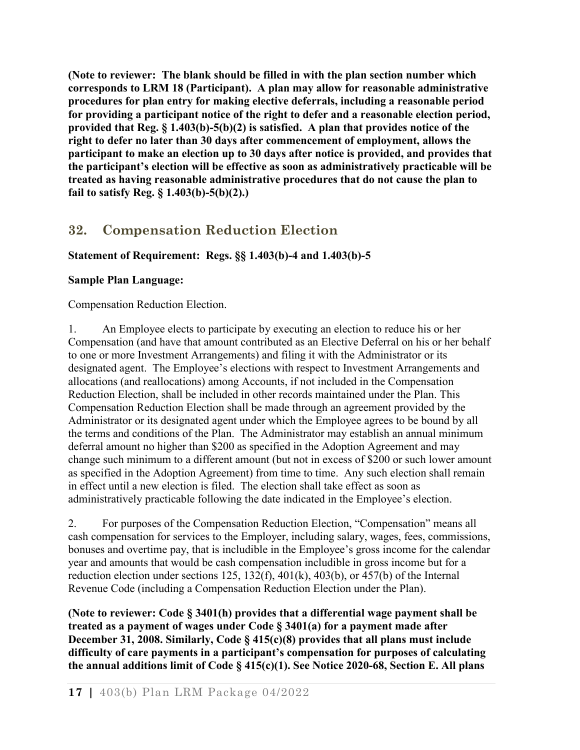**(Note to reviewer: The blank should be filled in with the plan section number which corresponds to LRM 18 (Participant). A plan may allow for reasonable administrative procedures for plan entry for making elective deferrals, including a reasonable period for providing a participant notice of the right to defer and a reasonable election period, provided that Reg. § 1.403(b)-5(b)(2) is satisfied. A plan that provides notice of the right to defer no later than 30 days after commencement of employment, allows the participant to make an election up to 30 days after notice is provided, and provides that the participant's election will be effective as soon as administratively practicable will be treated as having reasonable administrative procedures that do not cause the plan to fail to satisfy Reg. § 1.403(b)-5(b)(2).)**

## 32. Compensation Reduction Election

**Statement of Requirement: Regs. §§ 1.403(b)-4 and 1.403(b)-5**

**Sample Plan Language:**

Compensation Reduction Election.

1. An Employee elects to participate by executing an election to reduce his or her Compensation (and have that amount contributed as an Elective Deferral on his or her behalf to one or more Investment Arrangements) and filing it with the Administrator or its designated agent. The Employee's elections with respect to Investment Arrangements and allocations (and reallocations) among Accounts, if not included in the Compensation Reduction Election, shall be included in other records maintained under the Plan. This Compensation Reduction Election shall be made through an agreement provided by the Administrator or its designated agent under which the Employee agrees to be bound by all the terms and conditions of the Plan. The Administrator may establish an annual minimum deferral amount no higher than $200 as specified in the Adoption Agreement and may change such minimum to a different amount (but not in excess of $200 or such lower amount as specified in the Adoption Agreement) from time to time. Any such election shall remain in effect until a new election is filed. The election shall take effect as soon as administratively practicable following the date indicated in the Employee's election.

2. For purposes of the Compensation Reduction Election, "Compensation" means all cash compensation for services to the Employer, including salary, wages, fees, commissions, bonuses and overtime pay, that is includible in the Employee's gross income for the calendar year and amounts that would be cash compensation includible in gross income but for a reduction election under sections 125, 132(f), 401(k), 403(b), or 457(b) of the Internal Revenue Code (including a Compensation Reduction Election under the Plan).

**(Note to reviewer: Code § 3401(h) provides that a differential wage payment shall be treated as a payment of wages under Code § 3401(a) for a payment made after December 31, 2008. Similarly, Code § 415(c)(8) provides that all plans must include difficulty of care payments in a participant's compensation for purposes of calculating the annual additions limit of Code § 415(c)(1). See Notice 2020-68, Section E. All plans**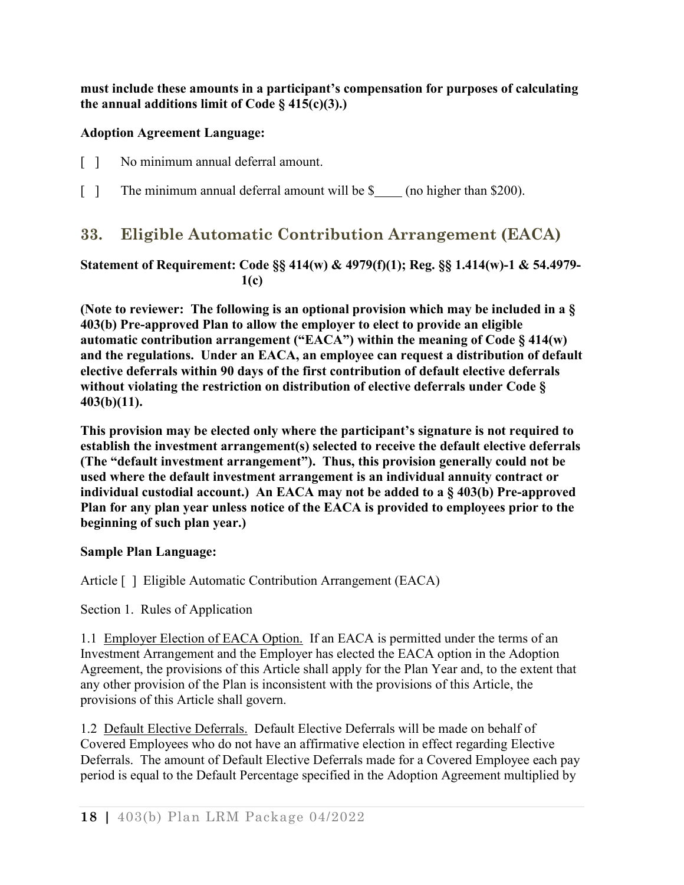**must include these amounts in a participant's compensation for purposes of calculating the annual additions limit of Code § 415(c)(3).)**

**Adoption Agreement Language:**

[ ] No minimum annual deferral amount.

[ ] The minimum annual deferral amount will be $____ (no higher than $200).

## 33. Eligible Automatic Contribution Arrangement (EACA)

**Statement of Requirement: Code §§ 414(w) & 4979(f)(1); Reg. §§ 1.414(w)-1 & 54.4979-1(c)**

**(Note to reviewer: The following is an optional provision which may be included in a § 403(b) Pre-approved Plan to allow the employer to elect to provide an eligible automatic contribution arrangement ("EACA") within the meaning of Code § 414(w) and the regulations. Under an EACA, an employee can request a distribution of default elective deferrals within 90 days of the first contribution of default elective deferrals without violating the restriction on distribution of elective deferrals under Code § 403(b)(11).**

**This provision may be elected only where the participant's signature is not required to establish the investment arrangement(s) selected to receive the default elective deferrals (The "default investment arrangement"). Thus, this provision generally could not be used where the default investment arrangement is an individual annuity contract or individual custodial account.) An EACA may not be added to a § 403(b) Pre-approved Plan for any plan year unless notice of the EACA is provided to employees prior to the beginning of such plan year.)**

**Sample Plan Language:**

Article [ ] Eligible Automatic Contribution Arrangement (EACA)

Section 1. Rules of Application

1.1 Employer Election of EACA Option. If an EACA is permitted under the terms of an Investment Arrangement and the Employer has elected the EACA option in the Adoption Agreement, the provisions of this Article shall apply for the Plan Year and, to the extent that any other provision of the Plan is inconsistent with the provisions of this Article, the provisions of this Article shall govern.

1.2 Default Elective Deferrals. Default Elective Deferrals will be made on behalf of Covered Employees who do not have an affirmative election in effect regarding Elective Deferrals. The amount of Default Elective Deferrals made for a Covered Employee each pay period is equal to the Default Percentage specified in the Adoption Agreement multiplied by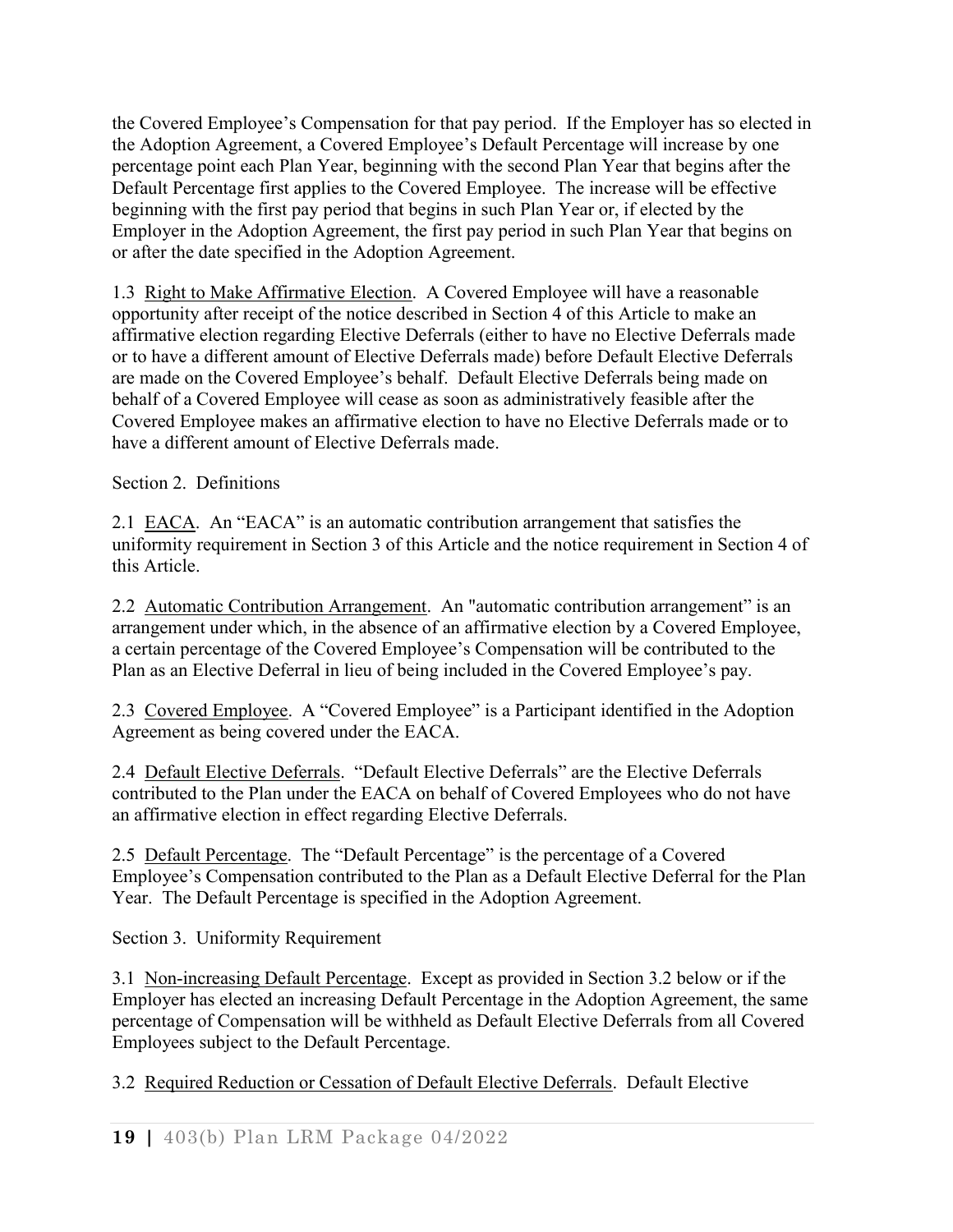the Covered Employee's Compensation for that pay period. If the Employer has so elected in the Adoption Agreement, a Covered Employee's Default Percentage will increase by one percentage point each Plan Year, beginning with the second Plan Year that begins after the Default Percentage first applies to the Covered Employee. The increase will be effective beginning with the first pay period that begins in such Plan Year or, if elected by the Employer in the Adoption Agreement, the first pay period in such Plan Year that begins on or after the date specified in the Adoption Agreement.

1.3 Right to Make Affirmative Election. A Covered Employee will have a reasonable opportunity after receipt of the notice described in Section 4 of this Article to make an affirmative election regarding Elective Deferrals (either to have no Elective Deferrals made or to have a different amount of Elective Deferrals made) before Default Elective Deferrals are made on the Covered Employee's behalf. Default Elective Deferrals being made on behalf of a Covered Employee will cease as soon as administratively feasible after the Covered Employee makes an affirmative election to have no Elective Deferrals made or to have a different amount of Elective Deferrals made.

Section 2. Definitions

2.1 EACA. An "EACA" is an automatic contribution arrangement that satisfies the uniformity requirement in Section 3 of this Article and the notice requirement in Section 4 of this Article.

2.2 Automatic Contribution Arrangement. An "automatic contribution arrangement" is an arrangement under which, in the absence of an affirmative election by a Covered Employee, a certain percentage of the Covered Employee's Compensation will be contributed to the Plan as an Elective Deferral in lieu of being included in the Covered Employee's pay.

2.3 Covered Employee. A "Covered Employee" is a Participant identified in the Adoption Agreement as being covered under the EACA.

2.4 Default Elective Deferrals. "Default Elective Deferrals" are the Elective Deferrals contributed to the Plan under the EACA on behalf of Covered Employees who do not have an affirmative election in effect regarding Elective Deferrals.

2.5 Default Percentage. The "Default Percentage" is the percentage of a Covered Employee's Compensation contributed to the Plan as a Default Elective Deferral for the Plan Year. The Default Percentage is specified in the Adoption Agreement.

Section 3. Uniformity Requirement

3.1 Non-increasing Default Percentage. Except as provided in Section 3.2 below or if the Employer has elected an increasing Default Percentage in the Adoption Agreement, the same percentage of Compensation will be withheld as Default Elective Deferrals from all Covered Employees subject to the Default Percentage.

3.2 Required Reduction or Cessation of Default Elective Deferrals. Default Elective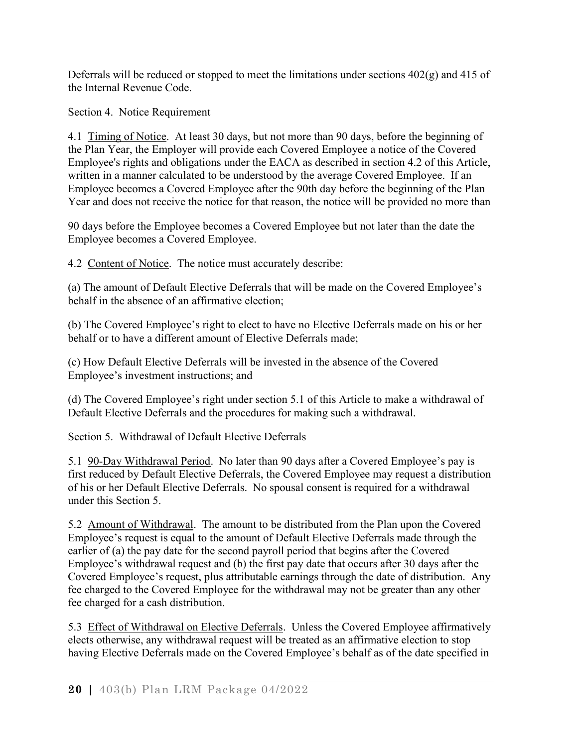Deferrals will be reduced or stopped to meet the limitations under sections 402(g) and 415 of the Internal Revenue Code.

Section 4. Notice Requirement

4.1 Timing of Notice. At least 30 days, but not more than 90 days, before the beginning of the Plan Year, the Employer will provide each Covered Employee a notice of the Covered Employee's rights and obligations under the EACA as described in section 4.2 of this Article, written in a manner calculated to be understood by the average Covered Employee. If an Employee becomes a Covered Employee after the 90th day before the beginning of the Plan Year and does not receive the notice for that reason, the notice will be provided no more than 90 days before the Employee becomes a Covered Employee but not later than the date the Employee becomes a Covered Employee.

4.2 Content of Notice. The notice must accurately describe:

(a) The amount of Default Elective Deferrals that will be made on the Covered Employee's behalf in the absence of an affirmative election;

(b) The Covered Employee's right to elect to have no Elective Deferrals made on his or her behalf or to have a different amount of Elective Deferrals made;

(c) How Default Elective Deferrals will be invested in the absence of the Covered Employee's investment instructions; and

(d) The Covered Employee's right under section 5.1 of this Article to make a withdrawal of Default Elective Deferrals and the procedures for making such a withdrawal.

Section 5. Withdrawal of Default Elective Deferrals

5.1 90-Day Withdrawal Period. No later than 90 days after a Covered Employee's pay is first reduced by Default Elective Deferrals, the Covered Employee may request a distribution of his or her Default Elective Deferrals. No spousal consent is required for a withdrawal under this Section 5.

5.2 Amount of Withdrawal. The amount to be distributed from the Plan upon the Covered Employee's request is equal to the amount of Default Elective Deferrals made through the earlier of (a) the pay date for the second payroll period that begins after the Covered Employee's withdrawal request and (b) the first pay date that occurs after 30 days after the Covered Employee's request, plus attributable earnings through the date of distribution. Any fee charged to the Covered Employee for the withdrawal may not be greater than any other fee charged for a cash distribution.

5.3 Effect of Withdrawal on Elective Deferrals. Unless the Covered Employee affirmatively elects otherwise, any withdrawal request will be treated as an affirmative election to stop having Elective Deferrals made on the Covered Employee's behalf as of the date specified in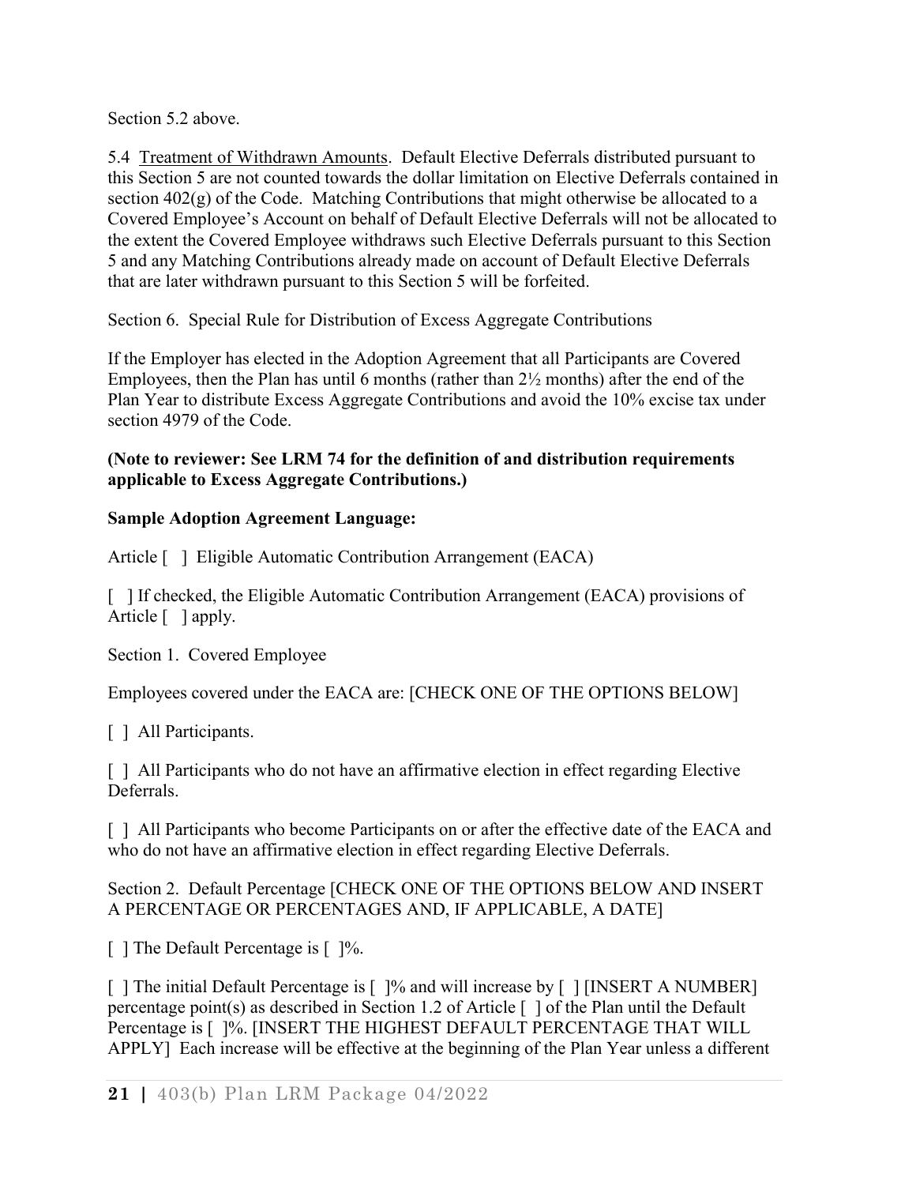Section 5.2 above.

5.4 Treatment of Withdrawn Amounts. Default Elective Deferrals distributed pursuant to this Section 5 are not counted towards the dollar limitation on Elective Deferrals contained in section 402(g) of the Code. Matching Contributions that might otherwise be allocated to a Covered Employee's Account on behalf of Default Elective Deferrals will not be allocated to the extent the Covered Employee withdraws such Elective Deferrals pursuant to this Section 5 and any Matching Contributions already made on account of Default Elective Deferrals that are later withdrawn pursuant to this Section 5 will be forfeited.

Section 6. Special Rule for Distribution of Excess Aggregate Contributions

If the Employer has elected in the Adoption Agreement that all Participants are Covered Employees, then the Plan has until 6 months (rather than 2½ months) after the end of the Plan Year to distribute Excess Aggregate Contributions and avoid the 10% excise tax under section 4979 of the Code.

**(Note to reviewer: See LRM 74 for the definition of and distribution requirements applicable to Excess Aggregate Contributions.)**

**Sample Adoption Agreement Language:**

Article [ ] Eligible Automatic Contribution Arrangement (EACA)

[ ] If checked, the Eligible Automatic Contribution Arrangement (EACA) provisions of Article [ ] apply.

Section 1. Covered Employee

Employees covered under the EACA are: [CHECK ONE OF THE OPTIONS BELOW]

[ ] All Participants.

[ ] All Participants who do not have an affirmative election in effect regarding Elective Deferrals.

[ ] All Participants who become Participants on or after the effective date of the EACA and who do not have an affirmative election in effect regarding Elective Deferrals.

Section 2. Default Percentage [CHECK ONE OF THE OPTIONS BELOW AND INSERT A PERCENTAGE OR PERCENTAGES AND, IF APPLICABLE, A DATE]

[ ] The Default Percentage is [ ]%.

[ ] The initial Default Percentage is [ ]% and will increase by [ ] [INSERT A NUMBER] percentage point(s) as described in Section 1.2 of Article [ ] of the Plan until the Default Percentage is [ ]%. [INSERT THE HIGHEST DEFAULT PERCENTAGE THAT WILL APPLY] Each increase will be effective at the beginning of the Plan Year unless a different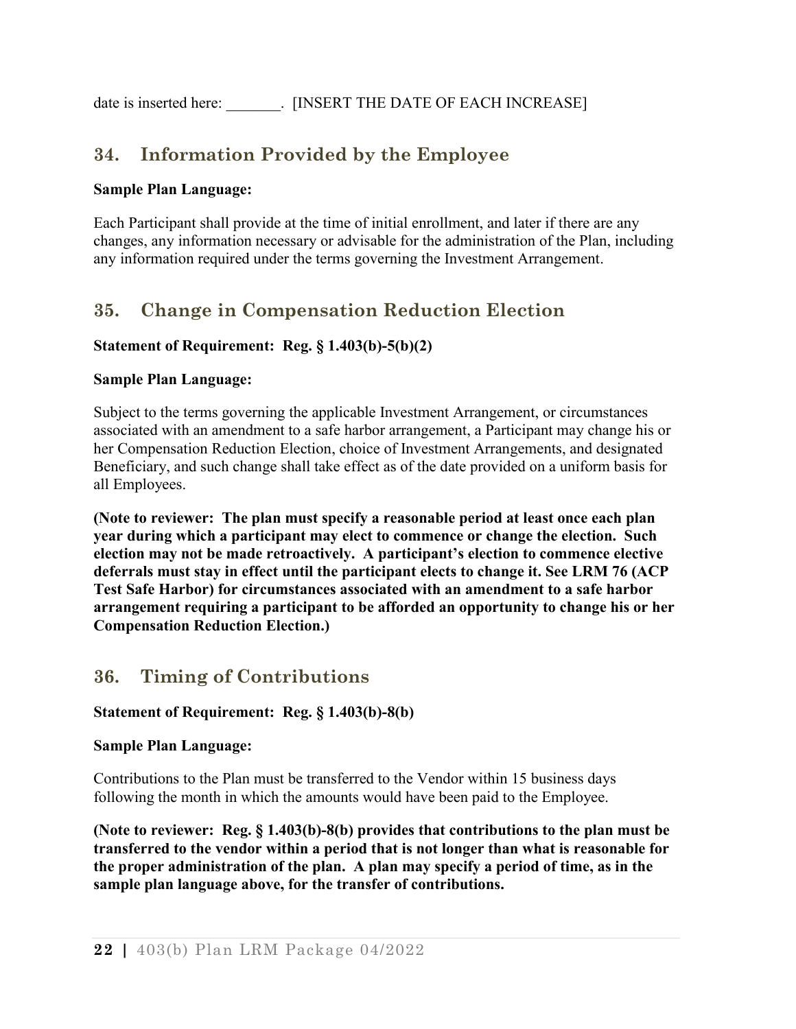date is inserted here: _______. [INSERT THE DATE OF EACH INCREASE]

## 34. Information Provided by the Employee

**Sample Plan Language:**

Each Participant shall provide at the time of initial enrollment, and later if there are any changes, any information necessary or advisable for the administration of the Plan, including any information required under the terms governing the Investment Arrangement.

## 35. Change in Compensation Reduction Election

**Statement of Requirement: Reg. § 1.403(b)-5(b)(2)**

**Sample Plan Language:**

Subject to the terms governing the applicable Investment Arrangement, or circumstances associated with an amendment to a safe harbor arrangement, a Participant may change his or her Compensation Reduction Election, choice of Investment Arrangements, and designated Beneficiary, and such change shall take effect as of the date provided on a uniform basis for all Employees.

**(Note to reviewer: The plan must specify a reasonable period at least once each plan year during which a participant may elect to commence or change the election. Such election may not be made retroactively. A participant's election to commence elective deferrals must stay in effect until the participant elects to change it. See LRM 76 (ACP Test Safe Harbor) for circumstances associated with an amendment to a safe harbor arrangement requiring a participant to be afforded an opportunity to change his or her Compensation Reduction Election.)**

## 36. Timing of Contributions

**Statement of Requirement: Reg. § 1.403(b)-8(b)**

**Sample Plan Language:**

Contributions to the Plan must be transferred to the Vendor within 15 business days following the month in which the amounts would have been paid to the Employee.

**(Note to reviewer: Reg. § 1.403(b)-8(b) provides that contributions to the plan must be transferred to the vendor within a period that is not longer than what is reasonable for the proper administration of the plan. A plan may specify a period of time, as in the sample plan language above, for the transfer of contributions.**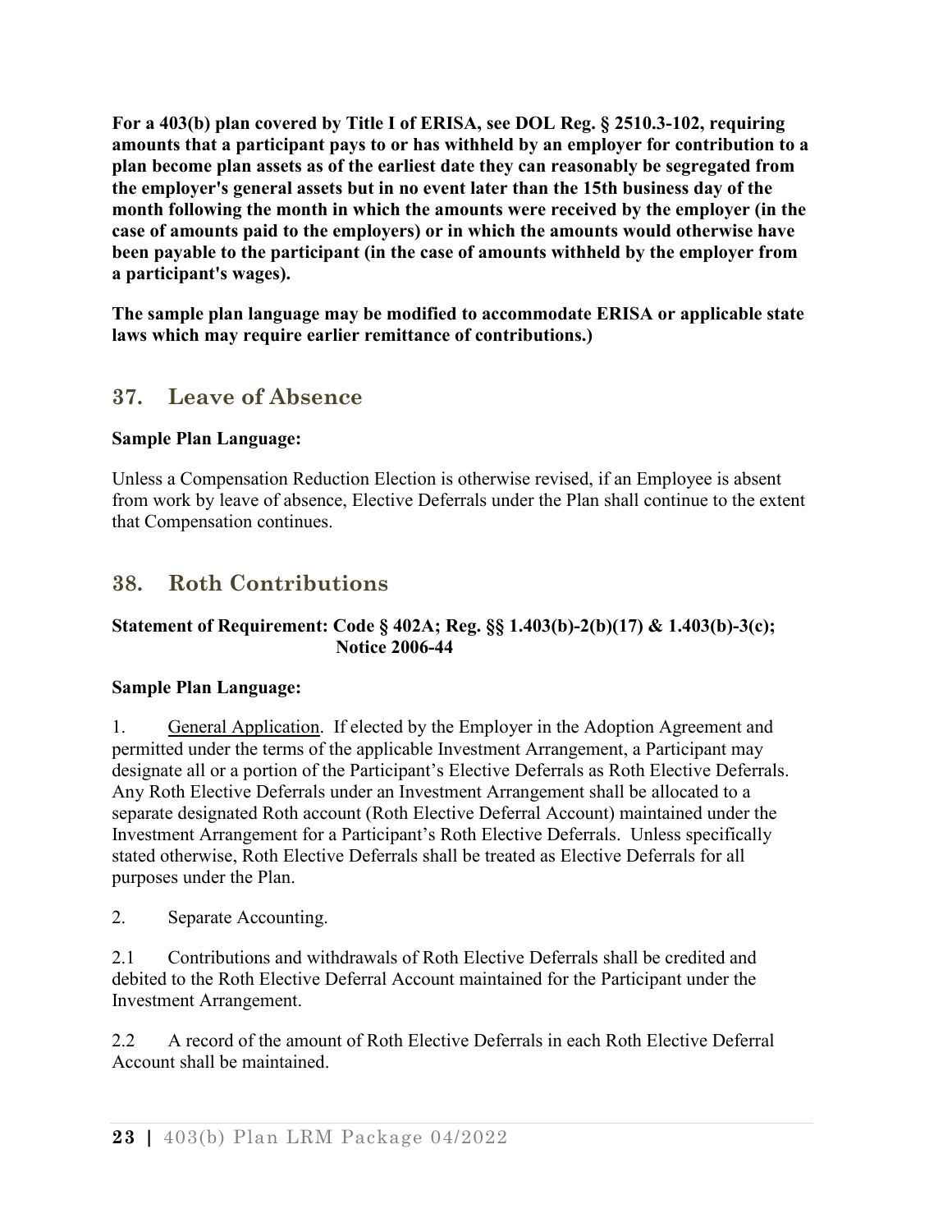**For a 403(b) plan covered by Title I of ERISA, see DOL Reg. § 2510.3-102, requiring amounts that a participant pays to or has withheld by an employer for contribution to a plan become plan assets as of the earliest date they can reasonably be segregated from the employer's general assets but in no event later than the 15th business day of the month following the month in which the amounts were received by the employer (in the case of amounts paid to the employers) or in which the amounts would otherwise have been payable to the participant (in the case of amounts withheld by the employer from a participant's wages).**

**The sample plan language may be modified to accommodate ERISA or applicable state laws which may require earlier remittance of contributions.)**

## 37. Leave of Absence

**Sample Plan Language:**

Unless a Compensation Reduction Election is otherwise revised, if an Employee is absent from work by leave of absence, Elective Deferrals under the Plan shall continue to the extent that Compensation continues.

## 38. Roth Contributions

**Statement of Requirement: Code § 402A; Reg. §§ 1.403(b)-2(b)(17) & 1.403(b)-3(c); Notice 2006-44**

**Sample Plan Language:**

1. General Application. If elected by the Employer in the Adoption Agreement and permitted under the terms of the applicable Investment Arrangement, a Participant may designate all or a portion of the Participant's Elective Deferrals as Roth Elective Deferrals. Any Roth Elective Deferrals under an Investment Arrangement shall be allocated to a separate designated Roth account (Roth Elective Deferral Account) maintained under the Investment Arrangement for a Participant's Roth Elective Deferrals. Unless specifically stated otherwise, Roth Elective Deferrals shall be treated as Elective Deferrals for all purposes under the Plan.

2. Separate Accounting.

2.1 Contributions and withdrawals of Roth Elective Deferrals shall be credited and debited to the Roth Elective Deferral Account maintained for the Participant under the Investment Arrangement.

2.2 A record of the amount of Roth Elective Deferrals in each Roth Elective Deferral Account shall be maintained.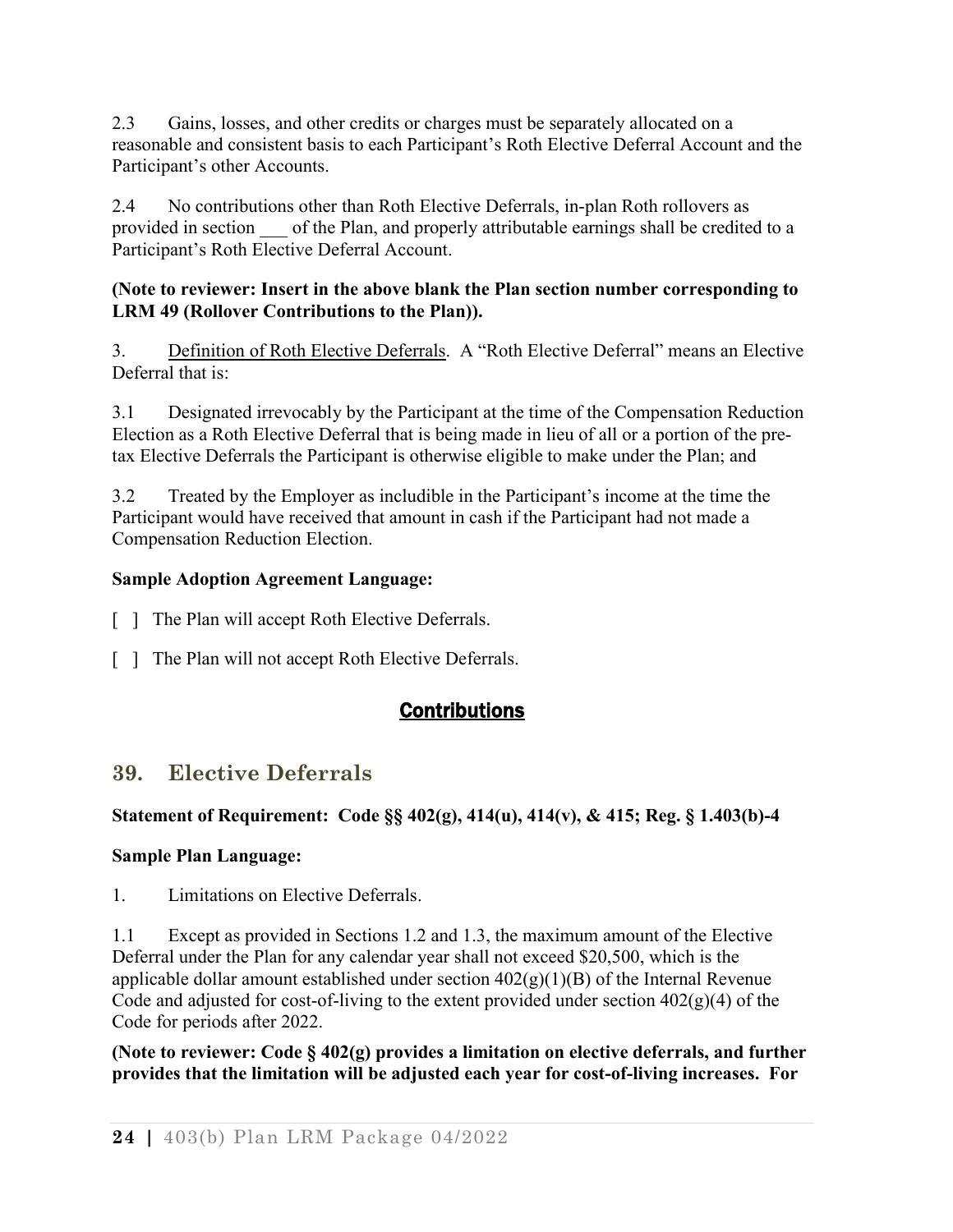2.3 Gains, losses, and other credits or charges must be separately allocated on a reasonable and consistent basis to each Participant's Roth Elective Deferral Account and the Participant's other Accounts.

2.4 No contributions other than Roth Elective Deferrals, in-plan Roth rollovers as provided in section ___ of the Plan, and properly attributable earnings shall be credited to a Participant's Roth Elective Deferral Account.

**(Note to reviewer: Insert in the above blank the Plan section number corresponding to LRM 49 (Rollover Contributions to the Plan)).**

3. Definition of Roth Elective Deferrals. A "Roth Elective Deferral" means an Elective Deferral that is:

3.1 Designated irrevocably by the Participant at the time of the Compensation Reduction Election as a Roth Elective Deferral that is being made in lieu of all or a portion of the pre-tax Elective Deferrals the Participant is otherwise eligible to make under the Plan; and

3.2 Treated by the Employer as includible in the Participant's income at the time the Participant would have received that amount in cash if the Participant had not made a Compensation Reduction Election.

**Sample Adoption Agreement Language:**

[ ] The Plan will accept Roth Elective Deferrals.

[ ] The Plan will not accept Roth Elective Deferrals.

# Contributions

## 39. Elective Deferrals

**Statement of Requirement: Code §§ 402(g), 414(u), 414(v), & 415; Reg. § 1.403(b)-4**

**Sample Plan Language:**

1. Limitations on Elective Deferrals.

1.1 Except as provided in Sections 1.2 and 1.3, the maximum amount of the Elective Deferral under the Plan for any calendar year shall not exceed \$20,500, which is the applicable dollar amount established under section 402(g)(1)(B) of the Internal Revenue Code and adjusted for cost-of-living to the extent provided under section 402(g)(4) of the Code for periods after 2022.

**(Note to reviewer: Code § 402(g) provides a limitation on elective deferrals, and further provides that the limitation will be adjusted each year for cost-of-living increases. For**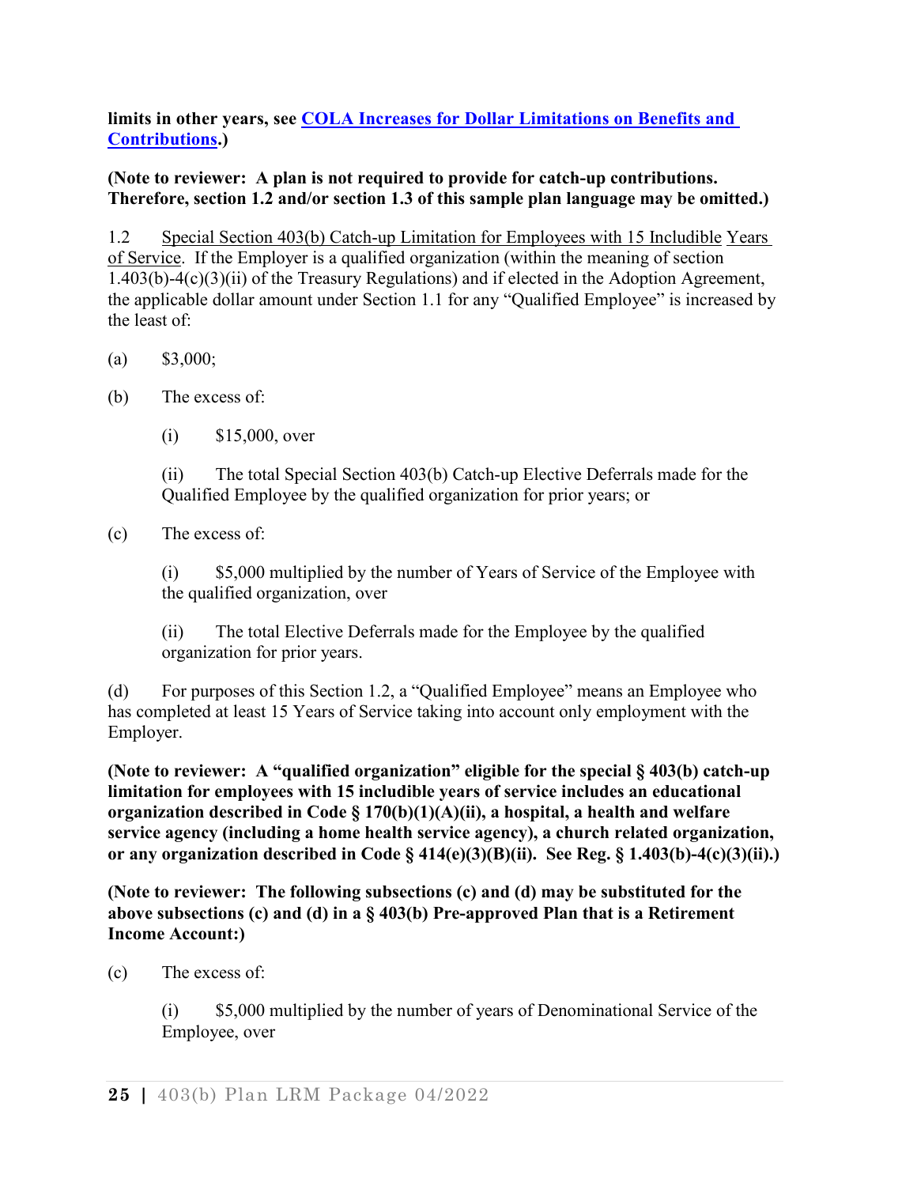**limits in other years, see [COLA Increases for Dollar Limitations on Benefits and Contributions](#).)**

**(Note to reviewer: A plan is not required to provide for catch-up contributions. Therefore, section 1.2 and/or section 1.3 of this sample plan language may be omitted.)**

1.2 Special Section 403(b) Catch-up Limitation for Employees with 15 Includible Years of Service. If the Employer is a qualified organization (within the meaning of section 1.403(b)-4(c)(3)(ii) of the Treasury Regulations) and if elected in the Adoption Agreement, the applicable dollar amount under Section 1.1 for any "Qualified Employee" is increased by the least of:

(a) $3,000;

(b) The excess of:

> (i) $15,000, over
>
> (ii) The total Special Section 403(b) Catch-up Elective Deferrals made for the Qualified Employee by the qualified organization for prior years; or

(c) The excess of:

> (i) $5,000 multiplied by the number of Years of Service of the Employee with the qualified organization, over
>
> (ii) The total Elective Deferrals made for the Employee by the qualified organization for prior years.

(d) For purposes of this Section 1.2, a "Qualified Employee" means an Employee who has completed at least 15 Years of Service taking into account only employment with the Employer.

**(Note to reviewer: A "qualified organization" eligible for the special § 403(b) catch-up limitation for employees with 15 includible years of service includes an educational organization described in Code § 170(b)(1)(A)(ii), a hospital, a health and welfare service agency (including a home health service agency), a church related organization, or any organization described in Code § 414(e)(3)(B)(ii). See Reg. § 1.403(b)-4(c)(3)(ii).)**

**(Note to reviewer: The following subsections (c) and (d) may be substituted for the above subsections (c) and (d) in a § 403(b) Pre-approved Plan that is a Retirement Income Account:)**

(c) The excess of:

> (i) $5,000 multiplied by the number of years of Denominational Service of the Employee, over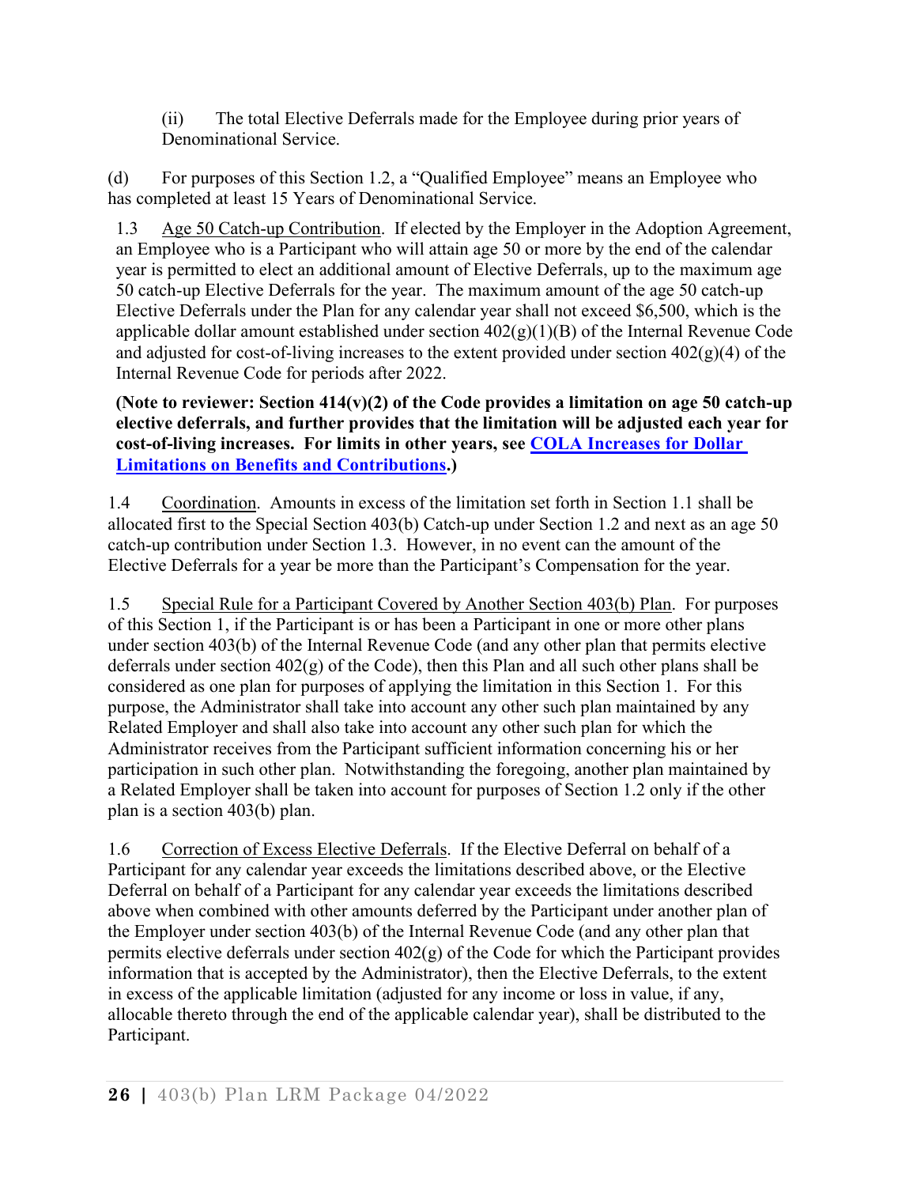(ii) The total Elective Deferrals made for the Employee during prior years of Denominational Service.

(d) For purposes of this Section 1.2, a "Qualified Employee" means an Employee who has completed at least 15 Years of Denominational Service.

1.3 Age 50 Catch-up Contribution. If elected by the Employer in the Adoption Agreement, an Employee who is a Participant who will attain age 50 or more by the end of the calendar year is permitted to elect an additional amount of Elective Deferrals, up to the maximum age 50 catch-up Elective Deferrals for the year. The maximum amount of the age 50 catch-up Elective Deferrals under the Plan for any calendar year shall not exceed $6,500, which is the applicable dollar amount established under section 402(g)(1)(B) of the Internal Revenue Code and adjusted for cost-of-living increases to the extent provided under section 402(g)(4) of the Internal Revenue Code for periods after 2022.

**(Note to reviewer: Section 414(v)(2) of the Code provides a limitation on age 50 catch-up elective deferrals, and further provides that the limitation will be adjusted each year for cost-of-living increases. For limits in other years, see COLA Increases for Dollar Limitations on Benefits and Contributions.)**

1.4 Coordination. Amounts in excess of the limitation set forth in Section 1.1 shall be allocated first to the Special Section 403(b) Catch-up under Section 1.2 and next as an age 50 catch-up contribution under Section 1.3. However, in no event can the amount of the Elective Deferrals for a year be more than the Participant's Compensation for the year.

1.5 Special Rule for a Participant Covered by Another Section 403(b) Plan. For purposes of this Section 1, if the Participant is or has been a Participant in one or more other plans under section 403(b) of the Internal Revenue Code (and any other plan that permits elective deferrals under section 402(g) of the Code), then this Plan and all such other plans shall be considered as one plan for purposes of applying the limitation in this Section 1. For this purpose, the Administrator shall take into account any other such plan maintained by any Related Employer and shall also take into account any other such plan for which the Administrator receives from the Participant sufficient information concerning his or her participation in such other plan. Notwithstanding the foregoing, another plan maintained by a Related Employer shall be taken into account for purposes of Section 1.2 only if the other plan is a section 403(b) plan.

1.6 Correction of Excess Elective Deferrals. If the Elective Deferral on behalf of a Participant for any calendar year exceeds the limitations described above, or the Elective Deferral on behalf of a Participant for any calendar year exceeds the limitations described above when combined with other amounts deferred by the Participant under another plan of the Employer under section 403(b) of the Internal Revenue Code (and any other plan that permits elective deferrals under section 402(g) of the Code for which the Participant provides information that is accepted by the Administrator), then the Elective Deferrals, to the extent in excess of the applicable limitation (adjusted for any income or loss in value, if any, allocable thereto through the end of the applicable calendar year), shall be distributed to the Participant.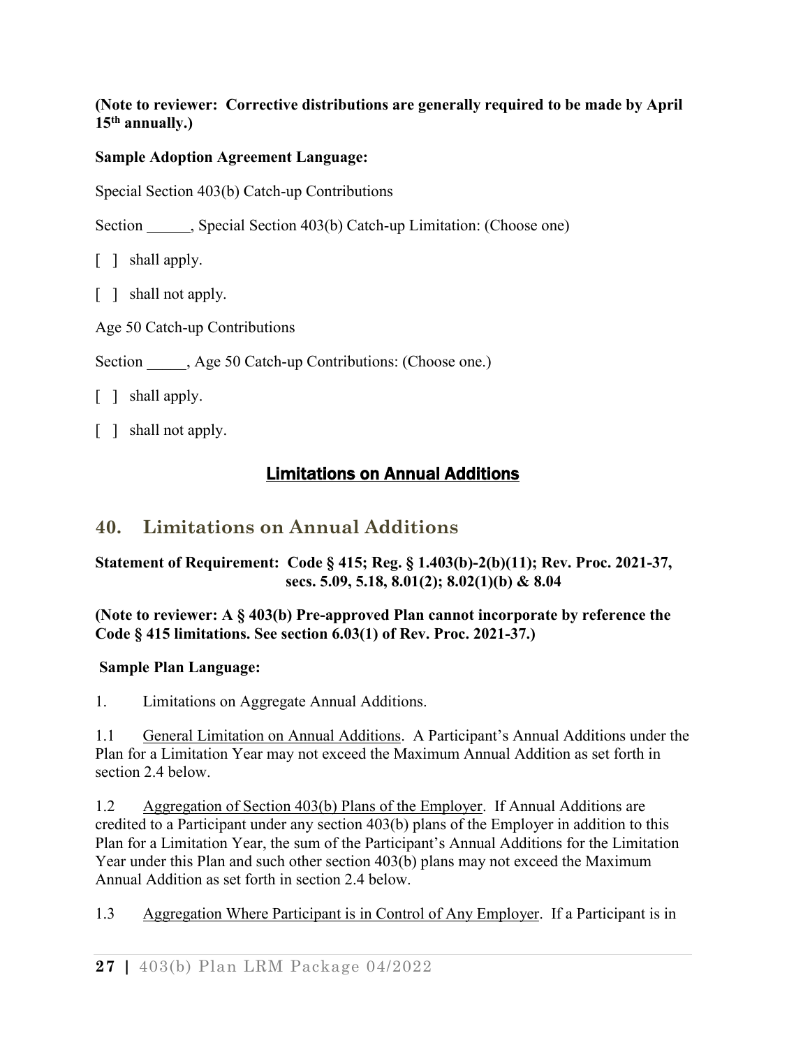**(Note to reviewer: Corrective distributions are generally required to be made by April 15th annually.)**

**Sample Adoption Agreement Language:**

Special Section 403(b) Catch-up Contributions

Section ______, Special Section 403(b) Catch-up Limitation: (Choose one)

[ ] shall apply.

[ ] shall not apply.

Age 50 Catch-up Contributions

Section _____, Age 50 Catch-up Contributions: (Choose one.)

[ ] shall apply.

[ ] shall not apply.

## Limitations on Annual Additions

## 40. Limitations on Annual Additions

**Statement of Requirement: Code § 415; Reg. § 1.403(b)-2(b)(11); Rev. Proc. 2021-37, secs. 5.09, 5.18, 8.01(2); 8.02(1)(b) & 8.04**

**(Note to reviewer: A § 403(b) Pre-approved Plan cannot incorporate by reference the Code § 415 limitations. See section 6.03(1) of Rev. Proc. 2021-37.)**

**Sample Plan Language:**

1. Limitations on Aggregate Annual Additions.

1.1 General Limitation on Annual Additions. A Participant's Annual Additions under the Plan for a Limitation Year may not exceed the Maximum Annual Addition as set forth in section 2.4 below.

1.2 Aggregation of Section 403(b) Plans of the Employer. If Annual Additions are credited to a Participant under any section 403(b) plans of the Employer in addition to this Plan for a Limitation Year, the sum of the Participant's Annual Additions for the Limitation Year under this Plan and such other section 403(b) plans may not exceed the Maximum Annual Addition as set forth in section 2.4 below.

1.3 Aggregation Where Participant is in Control of Any Employer. If a Participant is in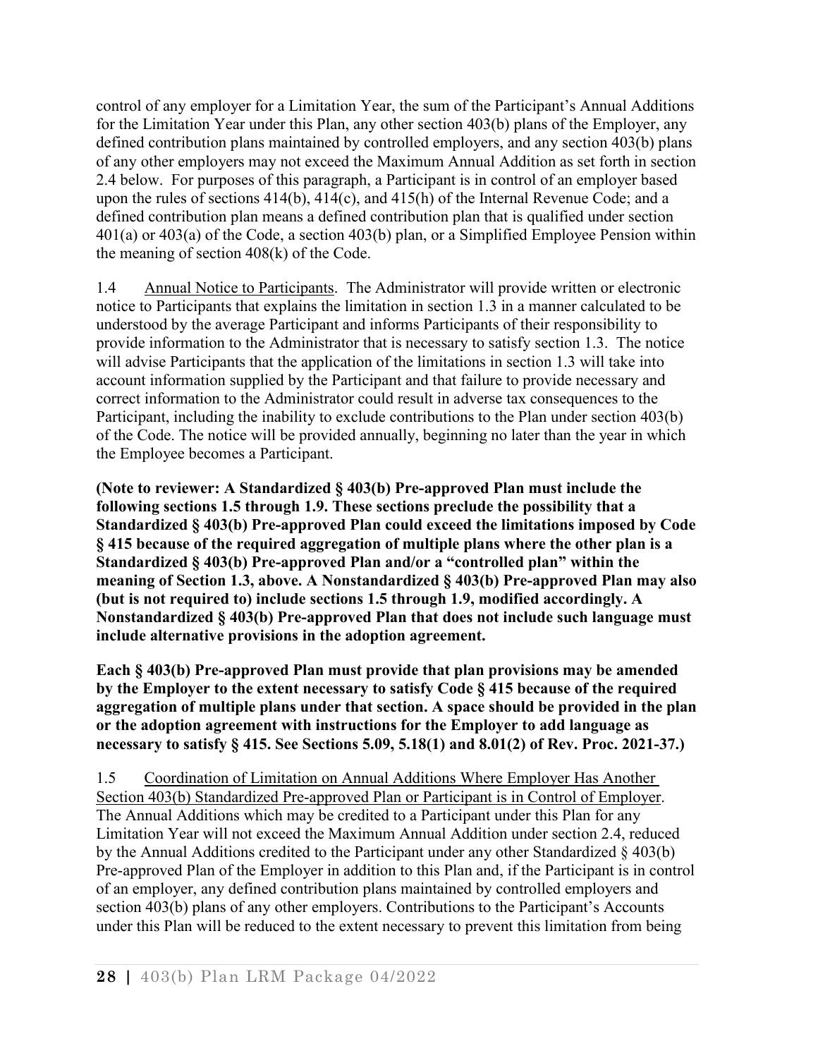control of any employer for a Limitation Year, the sum of the Participant's Annual Additions for the Limitation Year under this Plan, any other section 403(b) plans of the Employer, any defined contribution plans maintained by controlled employers, and any section 403(b) plans of any other employers may not exceed the Maximum Annual Addition as set forth in section 2.4 below. For purposes of this paragraph, a Participant is in control of an employer based upon the rules of sections 414(b), 414(c), and 415(h) of the Internal Revenue Code; and a defined contribution plan means a defined contribution plan that is qualified under section 401(a) or 403(a) of the Code, a section 403(b) plan, or a Simplified Employee Pension within the meaning of section 408(k) of the Code.

1.4 Annual Notice to Participants. The Administrator will provide written or electronic notice to Participants that explains the limitation in section 1.3 in a manner calculated to be understood by the average Participant and informs Participants of their responsibility to provide information to the Administrator that is necessary to satisfy section 1.3. The notice will advise Participants that the application of the limitations in section 1.3 will take into account information supplied by the Participant and that failure to provide necessary and correct information to the Administrator could result in adverse tax consequences to the Participant, including the inability to exclude contributions to the Plan under section 403(b) of the Code. The notice will be provided annually, beginning no later than the year in which the Employee becomes a Participant.

**(Note to reviewer: A Standardized § 403(b) Pre-approved Plan must include the following sections 1.5 through 1.9. These sections preclude the possibility that a Standardized § 403(b) Pre-approved Plan could exceed the limitations imposed by Code § 415 because of the required aggregation of multiple plans where the other plan is a Standardized § 403(b) Pre-approved Plan and/or a "controlled plan" within the meaning of Section 1.3, above. A Nonstandardized § 403(b) Pre-approved Plan may also (but is not required to) include sections 1.5 through 1.9, modified accordingly. A Nonstandardized § 403(b) Pre-approved Plan that does not include such language must include alternative provisions in the adoption agreement.**

**Each § 403(b) Pre-approved Plan must provide that plan provisions may be amended by the Employer to the extent necessary to satisfy Code § 415 because of the required aggregation of multiple plans under that section. A space should be provided in the plan or the adoption agreement with instructions for the Employer to add language as necessary to satisfy § 415. See Sections 5.09, 5.18(1) and 8.01(2) of Rev. Proc. 2021-37.)**

1.5 Coordination of Limitation on Annual Additions Where Employer Has Another Section 403(b) Standardized Pre-approved Plan or Participant is in Control of Employer. The Annual Additions which may be credited to a Participant under this Plan for any Limitation Year will not exceed the Maximum Annual Addition under section 2.4, reduced by the Annual Additions credited to the Participant under any other Standardized § 403(b) Pre-approved Plan of the Employer in addition to this Plan and, if the Participant is in control of an employer, any defined contribution plans maintained by controlled employers and section 403(b) plans of any other employers. Contributions to the Participant's Accounts under this Plan will be reduced to the extent necessary to prevent this limitation from being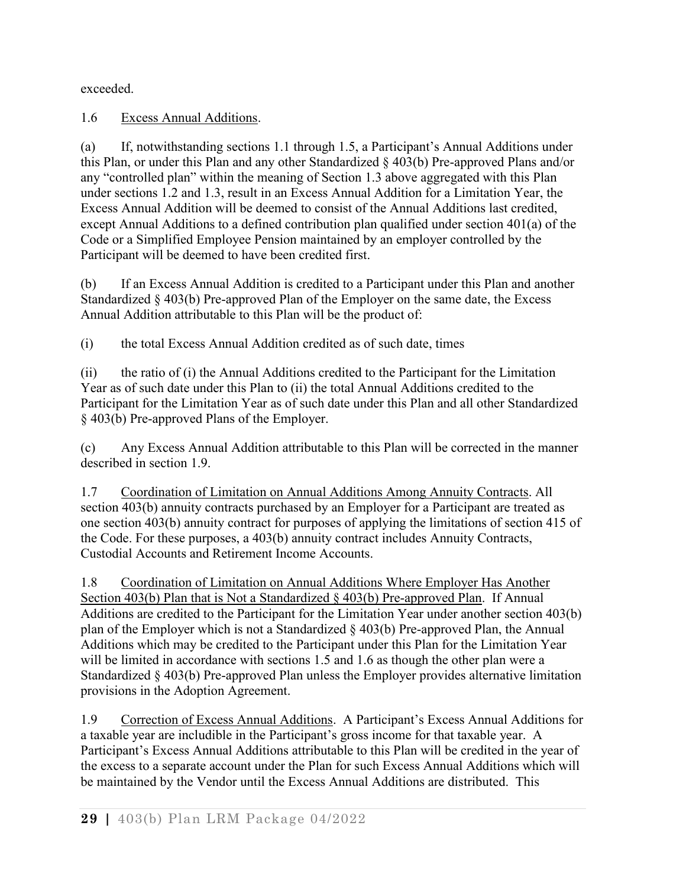exceeded.

1.6 Excess Annual Additions.

(a) If, notwithstanding sections 1.1 through 1.5, a Participant's Annual Additions under this Plan, or under this Plan and any other Standardized § 403(b) Pre-approved Plans and/or any "controlled plan" within the meaning of Section 1.3 above aggregated with this Plan under sections 1.2 and 1.3, result in an Excess Annual Addition for a Limitation Year, the Excess Annual Addition will be deemed to consist of the Annual Additions last credited, except Annual Additions to a defined contribution plan qualified under section 401(a) of the Code or a Simplified Employee Pension maintained by an employer controlled by the Participant will be deemed to have been credited first.

(b) If an Excess Annual Addition is credited to a Participant under this Plan and another Standardized § 403(b) Pre-approved Plan of the Employer on the same date, the Excess Annual Addition attributable to this Plan will be the product of:

(i) the total Excess Annual Addition credited as of such date, times

(ii) the ratio of (i) the Annual Additions credited to the Participant for the Limitation Year as of such date under this Plan to (ii) the total Annual Additions credited to the Participant for the Limitation Year as of such date under this Plan and all other Standardized § 403(b) Pre-approved Plans of the Employer.

(c) Any Excess Annual Addition attributable to this Plan will be corrected in the manner described in section 1.9.

1.7 Coordination of Limitation on Annual Additions Among Annuity Contracts. All section 403(b) annuity contracts purchased by an Employer for a Participant are treated as one section 403(b) annuity contract for purposes of applying the limitations of section 415 of the Code. For these purposes, a 403(b) annuity contract includes Annuity Contracts, Custodial Accounts and Retirement Income Accounts.

1.8 Coordination of Limitation on Annual Additions Where Employer Has Another Section 403(b) Plan that is Not a Standardized § 403(b) Pre-approved Plan. If Annual Additions are credited to the Participant for the Limitation Year under another section 403(b) plan of the Employer which is not a Standardized § 403(b) Pre-approved Plan, the Annual Additions which may be credited to the Participant under this Plan for the Limitation Year will be limited in accordance with sections 1.5 and 1.6 as though the other plan were a Standardized § 403(b) Pre-approved Plan unless the Employer provides alternative limitation provisions in the Adoption Agreement.

1.9 Correction of Excess Annual Additions. A Participant's Excess Annual Additions for a taxable year are includible in the Participant's gross income for that taxable year. A Participant's Excess Annual Additions attributable to this Plan will be credited in the year of the excess to a separate account under the Plan for such Excess Annual Additions which will be maintained by the Vendor until the Excess Annual Additions are distributed. This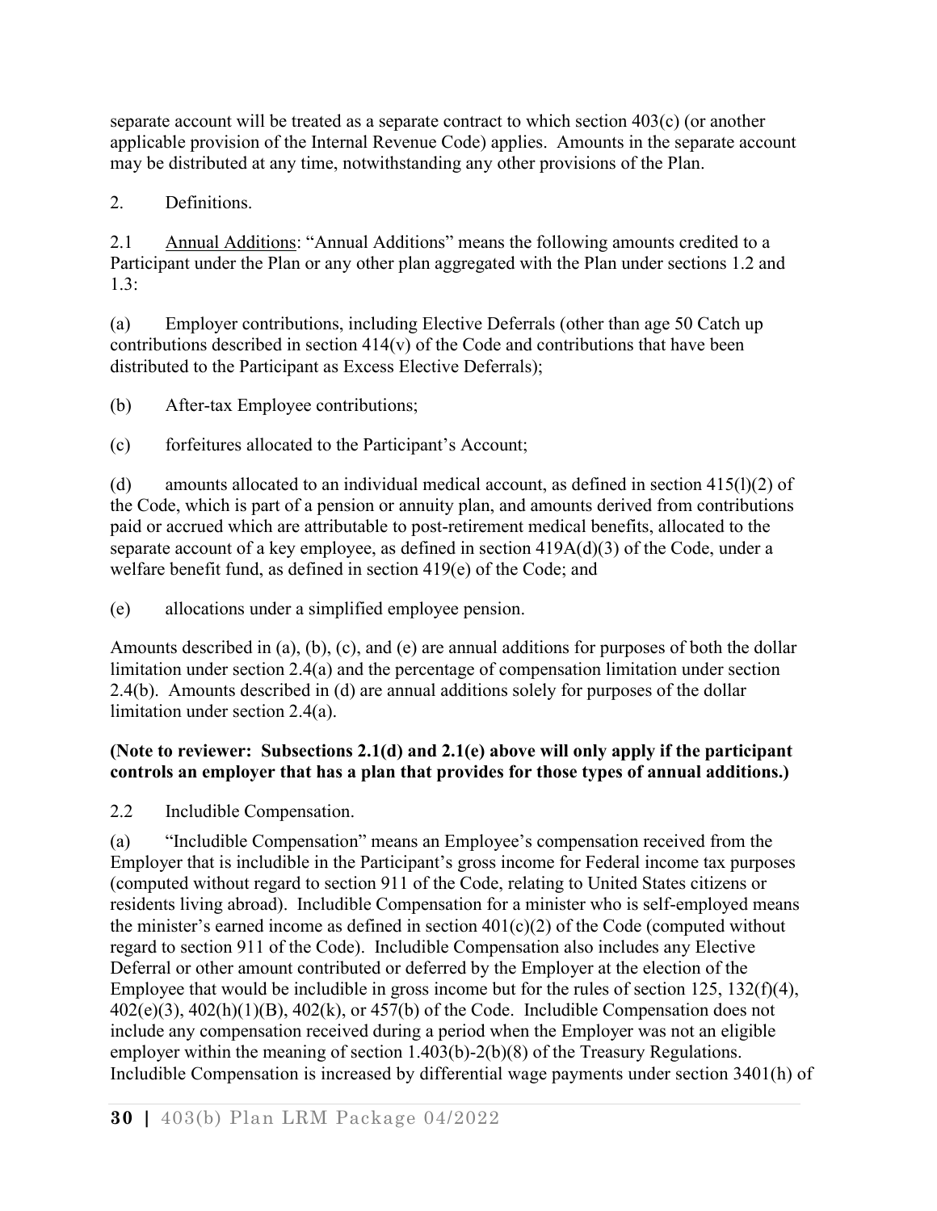separate account will be treated as a separate contract to which section 403(c) (or another applicable provision of the Internal Revenue Code) applies. Amounts in the separate account may be distributed at any time, notwithstanding any other provisions of the Plan.

2. Definitions.

2.1 Annual Additions: "Annual Additions" means the following amounts credited to a Participant under the Plan or any other plan aggregated with the Plan under sections 1.2 and 1.3:

(a) Employer contributions, including Elective Deferrals (other than age 50 Catch up contributions described in section 414(v) of the Code and contributions that have been distributed to the Participant as Excess Elective Deferrals);

(b) After-tax Employee contributions;

(c) forfeitures allocated to the Participant's Account;

(d) amounts allocated to an individual medical account, as defined in section 415(l)(2) of the Code, which is part of a pension or annuity plan, and amounts derived from contributions paid or accrued which are attributable to post-retirement medical benefits, allocated to the separate account of a key employee, as defined in section 419A(d)(3) of the Code, under a welfare benefit fund, as defined in section 419(e) of the Code; and

(e) allocations under a simplified employee pension.

Amounts described in (a), (b), (c), and (e) are annual additions for purposes of both the dollar limitation under section 2.4(a) and the percentage of compensation limitation under section 2.4(b). Amounts described in (d) are annual additions solely for purposes of the dollar limitation under section 2.4(a).

**(Note to reviewer: Subsections 2.1(d) and 2.1(e) above will only apply if the participant controls an employer that has a plan that provides for those types of annual additions.)**

2.2 Includible Compensation.

(a) "Includible Compensation" means an Employee's compensation received from the Employer that is includible in the Participant's gross income for Federal income tax purposes (computed without regard to section 911 of the Code, relating to United States citizens or residents living abroad). Includible Compensation for a minister who is self-employed means the minister's earned income as defined in section 401(c)(2) of the Code (computed without regard to section 911 of the Code). Includible Compensation also includes any Elective Deferral or other amount contributed or deferred by the Employer at the election of the Employee that would be includible in gross income but for the rules of section 125, 132(f)(4), 402(e)(3), 402(h)(1)(B), 402(k), or 457(b) of the Code. Includible Compensation does not include any compensation received during a period when the Employer was not an eligible employer within the meaning of section 1.403(b)-2(b)(8) of the Treasury Regulations. Includible Compensation is increased by differential wage payments under section 3401(h) of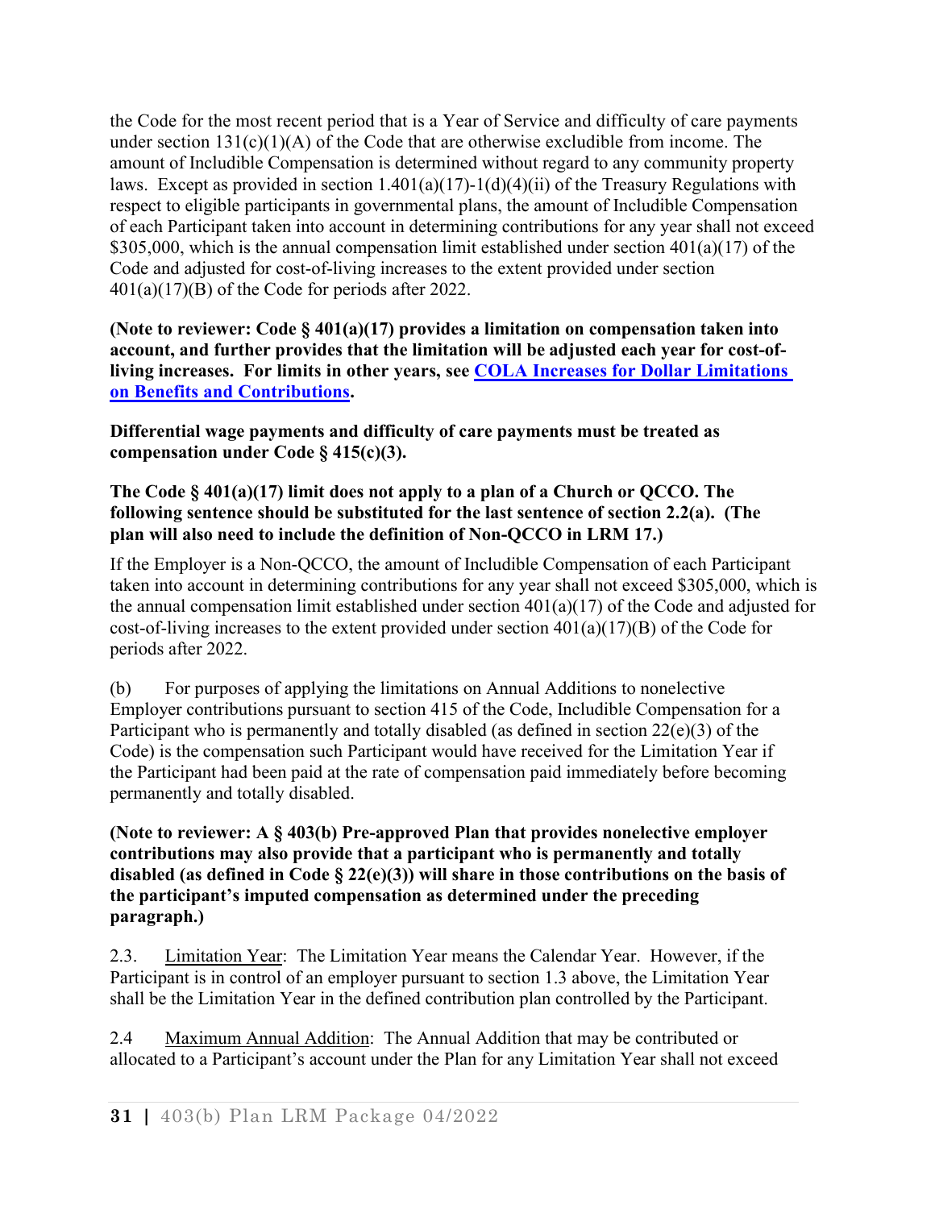the Code for the most recent period that is a Year of Service and difficulty of care payments under section 131(c)(1)(A) of the Code that are otherwise excludible from income. The amount of Includible Compensation is determined without regard to any community property laws. Except as provided in section 1.401(a)(17)-1(d)(4)(ii) of the Treasury Regulations with respect to eligible participants in governmental plans, the amount of Includible Compensation of each Participant taken into account in determining contributions for any year shall not exceed $305,000, which is the annual compensation limit established under section 401(a)(17) of the Code and adjusted for cost-of-living increases to the extent provided under section 401(a)(17)(B) of the Code for periods after 2022.

**(Note to reviewer: Code § 401(a)(17) provides a limitation on compensation taken into account, and further provides that the limitation will be adjusted each year for cost-of-living increases. For limits in other years, see [COLA Increases for Dollar Limitations on Benefits and Contributions].**

**Differential wage payments and difficulty of care payments must be treated as compensation under Code § 415(c)(3).**

**The Code § 401(a)(17) limit does not apply to a plan of a Church or QCCO. The following sentence should be substituted for the last sentence of section 2.2(a). (The plan will also need to include the definition of Non-QCCO in LRM 17.)**

If the Employer is a Non-QCCO, the amount of Includible Compensation of each Participant taken into account in determining contributions for any year shall not exceed $305,000, which is the annual compensation limit established under section 401(a)(17) of the Code and adjusted for cost-of-living increases to the extent provided under section 401(a)(17)(B) of the Code for periods after 2022.

(b) For purposes of applying the limitations on Annual Additions to nonelective Employer contributions pursuant to section 415 of the Code, Includible Compensation for a Participant who is permanently and totally disabled (as defined in section 22(e)(3) of the Code) is the compensation such Participant would have received for the Limitation Year if the Participant had been paid at the rate of compensation paid immediately before becoming permanently and totally disabled.

**(Note to reviewer: A § 403(b) Pre-approved Plan that provides nonelective employer contributions may also provide that a participant who is permanently and totally disabled (as defined in Code § 22(e)(3)) will share in those contributions on the basis of the participant's imputed compensation as determined under the preceding paragraph.)**

2.3. Limitation Year: The Limitation Year means the Calendar Year. However, if the Participant is in control of an employer pursuant to section 1.3 above, the Limitation Year shall be the Limitation Year in the defined contribution plan controlled by the Participant.

2.4 Maximum Annual Addition: The Annual Addition that may be contributed or allocated to a Participant's account under the Plan for any Limitation Year shall not exceed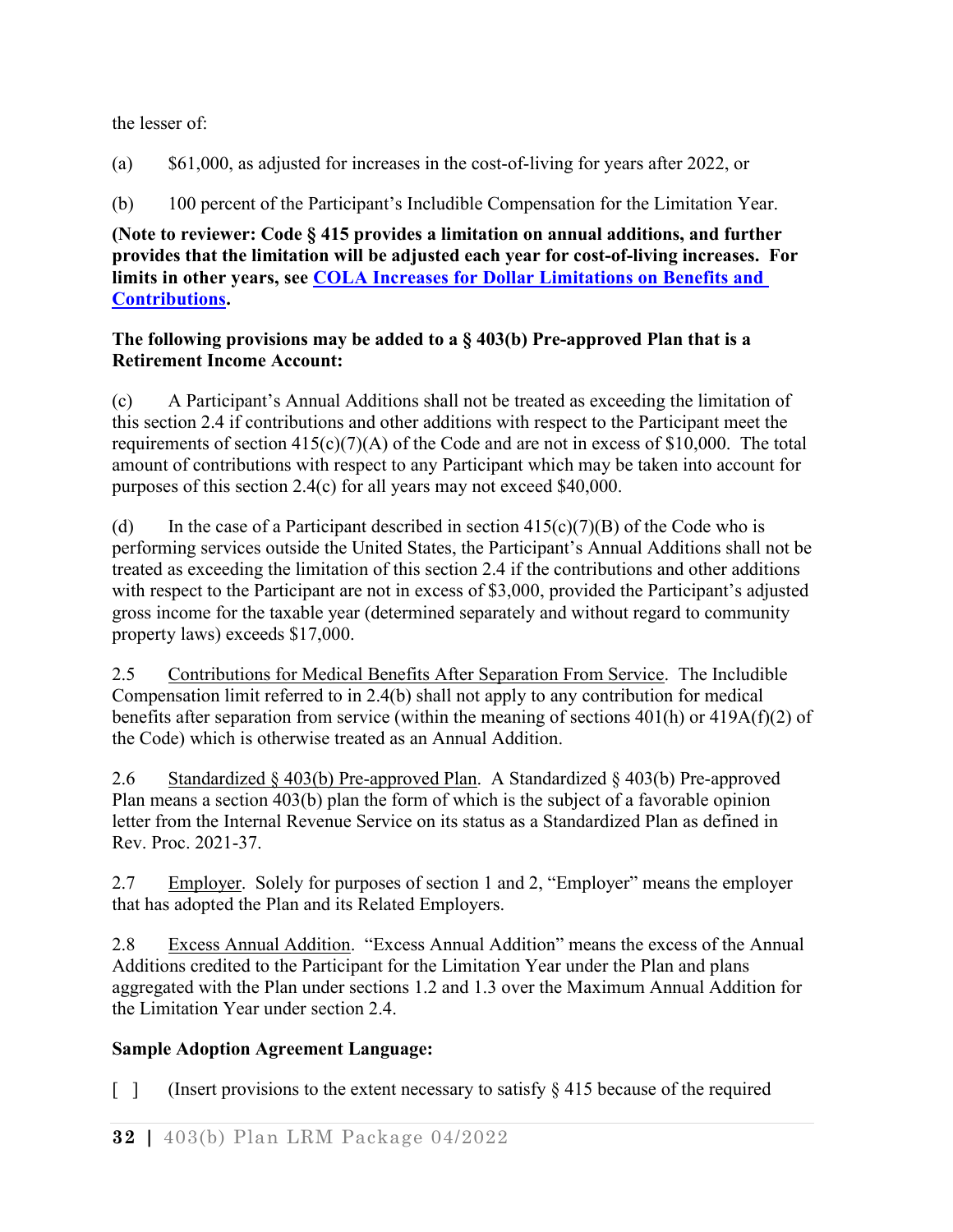the lesser of:

(a) $61,000, as adjusted for increases in the cost-of-living for years after 2022, or

(b) 100 percent of the Participant's Includible Compensation for the Limitation Year.

**(Note to reviewer: Code § 415 provides a limitation on annual additions, and further provides that the limitation will be adjusted each year for cost-of-living increases. For limits in other years, see COLA Increases for Dollar Limitations on Benefits and Contributions.**

**The following provisions may be added to a § 403(b) Pre-approved Plan that is a Retirement Income Account:**

(c) A Participant's Annual Additions shall not be treated as exceeding the limitation of this section 2.4 if contributions and other additions with respect to the Participant meet the requirements of section 415(c)(7)(A) of the Code and are not in excess of $10,000. The total amount of contributions with respect to any Participant which may be taken into account for purposes of this section 2.4(c) for all years may not exceed $40,000.

(d) In the case of a Participant described in section 415(c)(7)(B) of the Code who is performing services outside the United States, the Participant's Annual Additions shall not be treated as exceeding the limitation of this section 2.4 if the contributions and other additions with respect to the Participant are not in excess of $3,000, provided the Participant's adjusted gross income for the taxable year (determined separately and without regard to community property laws) exceeds $17,000.

2.5 Contributions for Medical Benefits After Separation From Service. The Includible Compensation limit referred to in 2.4(b) shall not apply to any contribution for medical benefits after separation from service (within the meaning of sections 401(h) or 419A(f)(2) of the Code) which is otherwise treated as an Annual Addition.

2.6 Standardized § 403(b) Pre-approved Plan. A Standardized § 403(b) Pre-approved Plan means a section 403(b) plan the form of which is the subject of a favorable opinion letter from the Internal Revenue Service on its status as a Standardized Plan as defined in Rev. Proc. 2021-37.

2.7 Employer. Solely for purposes of section 1 and 2, "Employer" means the employer that has adopted the Plan and its Related Employers.

2.8 Excess Annual Addition. "Excess Annual Addition" means the excess of the Annual Additions credited to the Participant for the Limitation Year under the Plan and plans aggregated with the Plan under sections 1.2 and 1.3 over the Maximum Annual Addition for the Limitation Year under section 2.4.

**Sample Adoption Agreement Language:**

[ ] (Insert provisions to the extent necessary to satisfy § 415 because of the required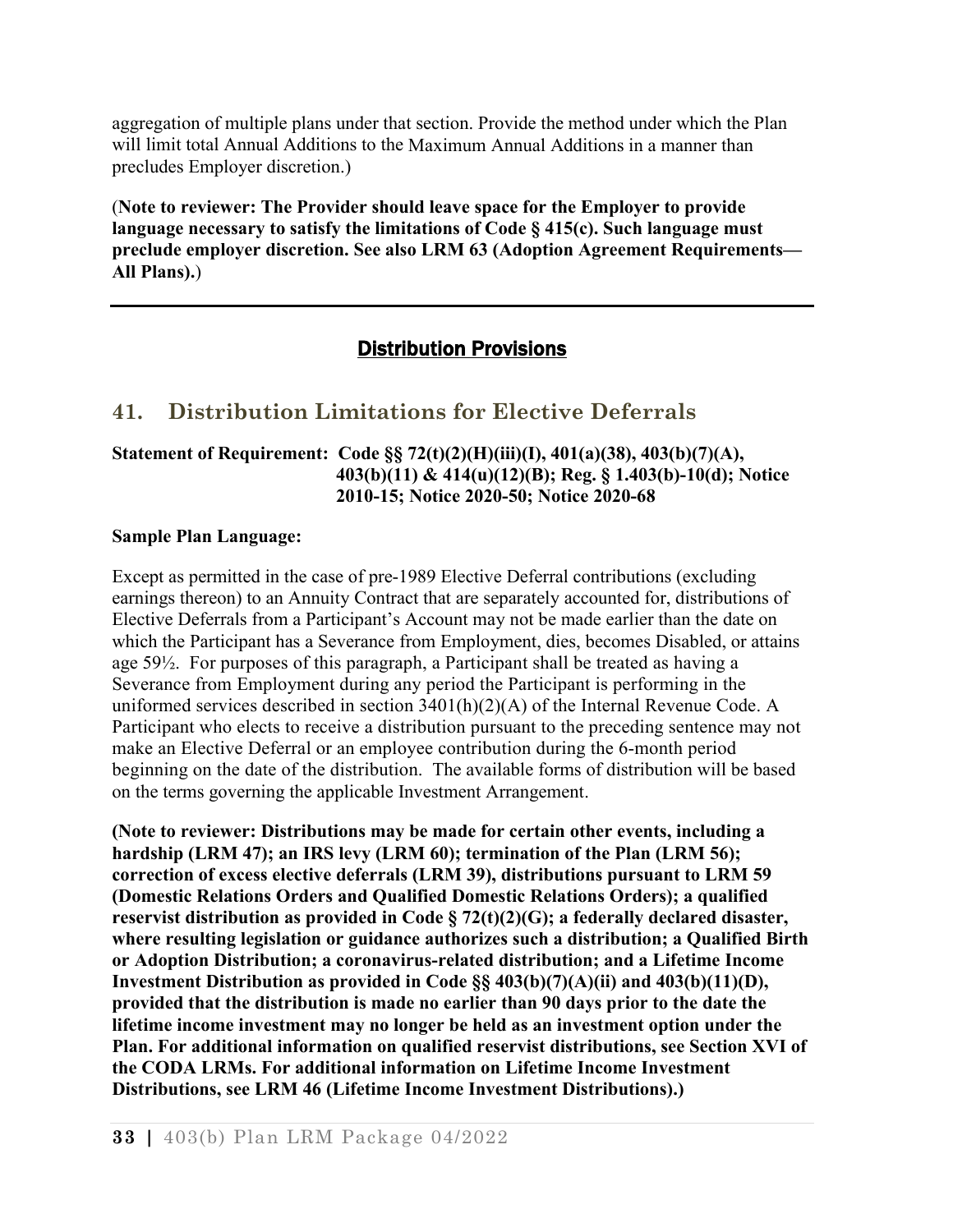aggregation of multiple plans under that section. Provide the method under which the Plan will limit total Annual Additions to the Maximum Annual Additions in a manner than precludes Employer discretion.)

(**Note to reviewer: The Provider should leave space for the Employer to provide language necessary to satisfy the limitations of Code § 415(c). Such language must preclude employer discretion. See also LRM 63 (Adoption Agreement Requirements—All Plans).**)

---

## Distribution Provisions

## 41. Distribution Limitations for Elective Deferrals

**Statement of Requirement: Code §§ 72(t)(2)(H)(iii)(I), 401(a)(38), 403(b)(7)(A), 403(b)(11) & 414(u)(12)(B); Reg. § 1.403(b)-10(d); Notice 2010-15; Notice 2020-50; Notice 2020-68**

**Sample Plan Language:**

Except as permitted in the case of pre-1989 Elective Deferral contributions (excluding earnings thereon) to an Annuity Contract that are separately accounted for, distributions of Elective Deferrals from a Participant's Account may not be made earlier than the date on which the Participant has a Severance from Employment, dies, becomes Disabled, or attains age 59½. For purposes of this paragraph, a Participant shall be treated as having a Severance from Employment during any period the Participant is performing in the uniformed services described in section 3401(h)(2)(A) of the Internal Revenue Code. A Participant who elects to receive a distribution pursuant to the preceding sentence may not make an Elective Deferral or an employee contribution during the 6-month period beginning on the date of the distribution. The available forms of distribution will be based on the terms governing the applicable Investment Arrangement.

**(Note to reviewer: Distributions may be made for certain other events, including a hardship (LRM 47); an IRS levy (LRM 60); termination of the Plan (LRM 56); correction of excess elective deferrals (LRM 39), distributions pursuant to LRM 59 (Domestic Relations Orders and Qualified Domestic Relations Orders); a qualified reservist distribution as provided in Code § 72(t)(2)(G); a federally declared disaster, where resulting legislation or guidance authorizes such a distribution; a Qualified Birth or Adoption Distribution; a coronavirus-related distribution; and a Lifetime Income Investment Distribution as provided in Code §§ 403(b)(7)(A)(ii) and 403(b)(11)(D), provided that the distribution is made no earlier than 90 days prior to the date the lifetime income investment may no longer be held as an investment option under the Plan. For additional information on qualified reservist distributions, see Section XVI of the CODA LRMs. For additional information on Lifetime Income Investment Distributions, see LRM 46 (Lifetime Income Investment Distributions).)**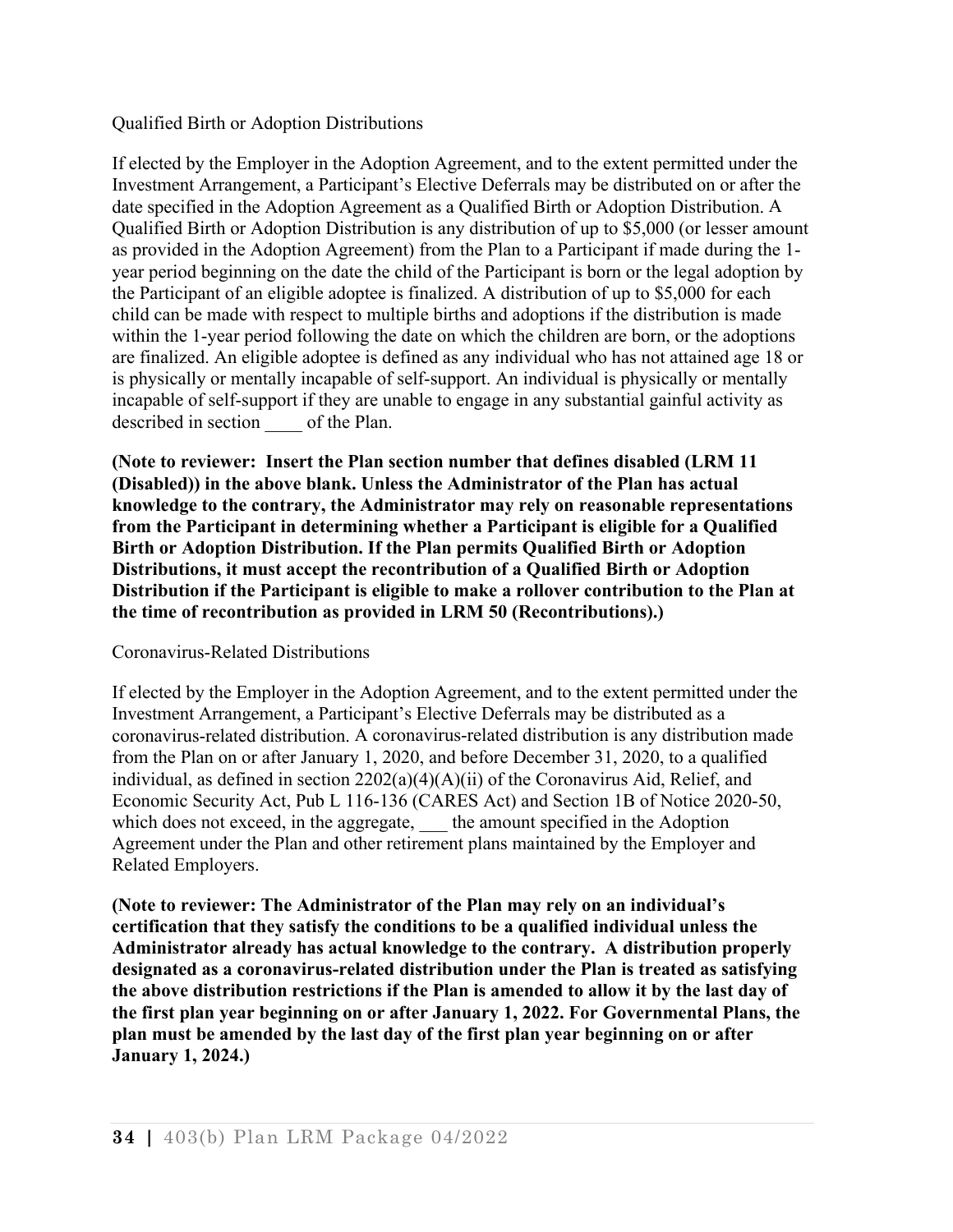Qualified Birth or Adoption Distributions

If elected by the Employer in the Adoption Agreement, and to the extent permitted under the Investment Arrangement, a Participant's Elective Deferrals may be distributed on or after the date specified in the Adoption Agreement as a Qualified Birth or Adoption Distribution. A Qualified Birth or Adoption Distribution is any distribution of up to $5,000 (or lesser amount as provided in the Adoption Agreement) from the Plan to a Participant if made during the 1-year period beginning on the date the child of the Participant is born or the legal adoption by the Participant of an eligible adoptee is finalized. A distribution of up to $5,000 for each child can be made with respect to multiple births and adoptions if the distribution is made within the 1-year period following the date on which the children are born, or the adoptions are finalized. An eligible adoptee is defined as any individual who has not attained age 18 or is physically or mentally incapable of self-support. An individual is physically or mentally incapable of self-support if they are unable to engage in any substantial gainful activity as described in section ____ of the Plan.

**(Note to reviewer: Insert the Plan section number that defines disabled (LRM 11 (Disabled)) in the above blank. Unless the Administrator of the Plan has actual knowledge to the contrary, the Administrator may rely on reasonable representations from the Participant in determining whether a Participant is eligible for a Qualified Birth or Adoption Distribution. If the Plan permits Qualified Birth or Adoption Distributions, it must accept the recontribution of a Qualified Birth or Adoption Distribution if the Participant is eligible to make a rollover contribution to the Plan at the time of recontribution as provided in LRM 50 (Recontributions).)**

Coronavirus-Related Distributions

If elected by the Employer in the Adoption Agreement, and to the extent permitted under the Investment Arrangement, a Participant's Elective Deferrals may be distributed as a coronavirus-related distribution. A coronavirus-related distribution is any distribution made from the Plan on or after January 1, 2020, and before December 31, 2020, to a qualified individual, as defined in section 2202(a)(4)(A)(ii) of the Coronavirus Aid, Relief, and Economic Security Act, Pub L 116-136 (CARES Act) and Section 1B of Notice 2020-50, which does not exceed, in the aggregate, ___ the amount specified in the Adoption Agreement under the Plan and other retirement plans maintained by the Employer and Related Employers.

**(Note to reviewer: The Administrator of the Plan may rely on an individual's certification that they satisfy the conditions to be a qualified individual unless the Administrator already has actual knowledge to the contrary. A distribution properly designated as a coronavirus-related distribution under the Plan is treated as satisfying the above distribution restrictions if the Plan is amended to allow it by the last day of the first plan year beginning on or after January 1, 2022. For Governmental Plans, the plan must be amended by the last day of the first plan year beginning on or after January 1, 2024.)**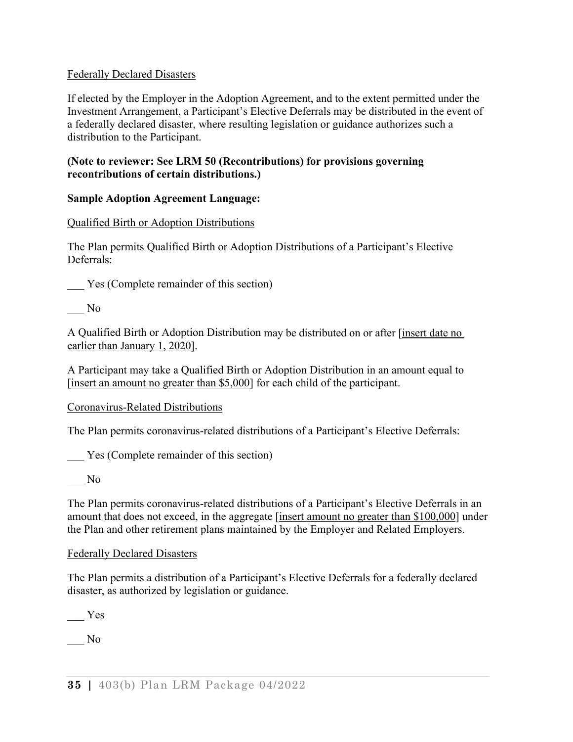Federally Declared Disasters

If elected by the Employer in the Adoption Agreement, and to the extent permitted under the Investment Arrangement, a Participant's Elective Deferrals may be distributed in the event of a federally declared disaster, where resulting legislation or guidance authorizes such a distribution to the Participant.

**(Note to reviewer: See LRM 50 (Recontributions) for provisions governing recontributions of certain distributions.)**

**Sample Adoption Agreement Language:**

Qualified Birth or Adoption Distributions

The Plan permits Qualified Birth or Adoption Distributions of a Participant's Elective Deferrals:

___ Yes (Complete remainder of this section)

___ No

A Qualified Birth or Adoption Distribution may be distributed on or after [insert date no earlier than January 1, 2020].

A Participant may take a Qualified Birth or Adoption Distribution in an amount equal to [insert an amount no greater than $5,000] for each child of the participant.

Coronavirus-Related Distributions

The Plan permits coronavirus-related distributions of a Participant's Elective Deferrals:

___ Yes (Complete remainder of this section)

___ No

The Plan permits coronavirus-related distributions of a Participant's Elective Deferrals in an amount that does not exceed, in the aggregate [insert amount no greater than $100,000] under the Plan and other retirement plans maintained by the Employer and Related Employers.

Federally Declared Disasters

The Plan permits a distribution of a Participant's Elective Deferrals for a federally declared disaster, as authorized by legislation or guidance.

___ Yes

___ No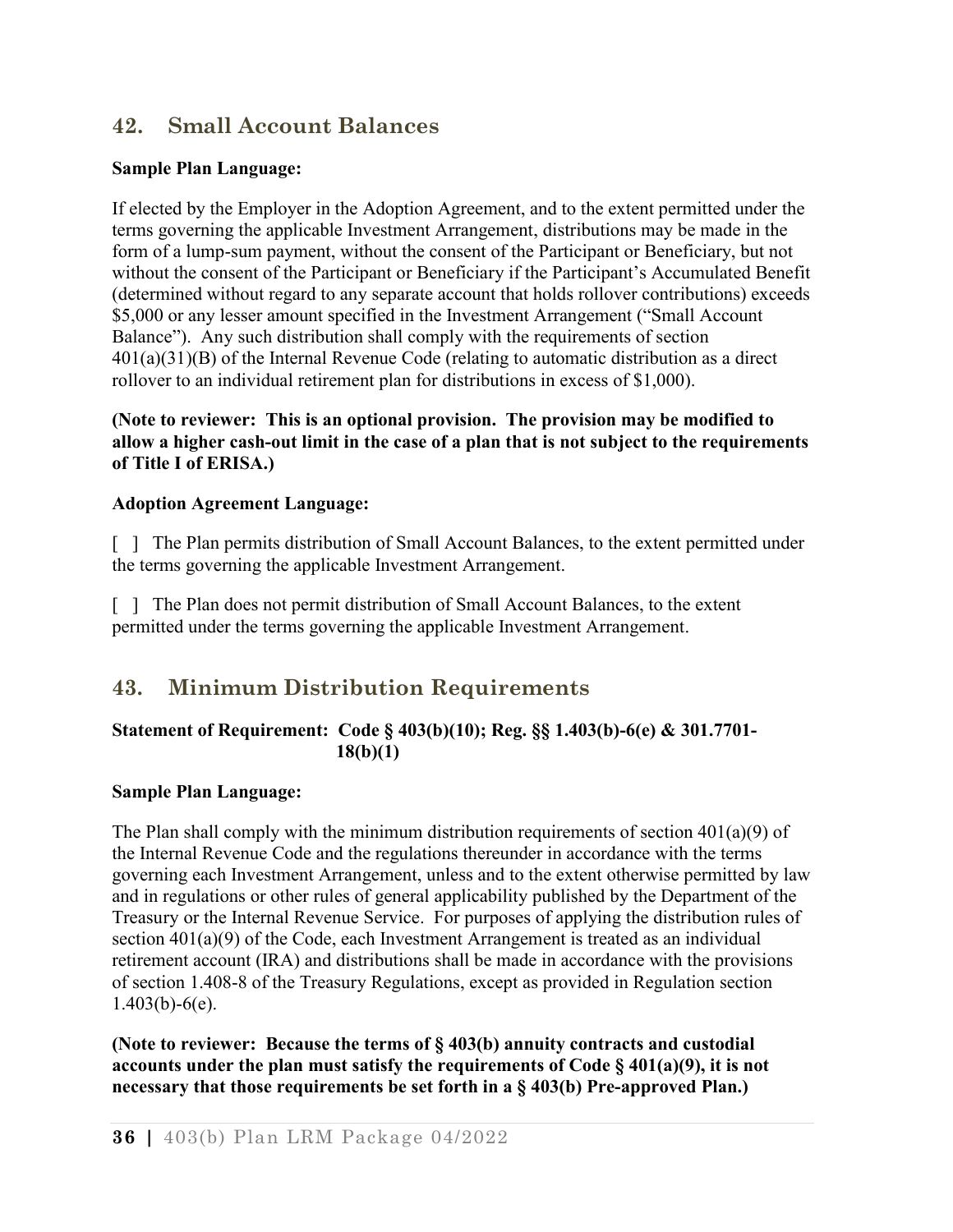## 42. Small Account Balances

**Sample Plan Language:**

If elected by the Employer in the Adoption Agreement, and to the extent permitted under the terms governing the applicable Investment Arrangement, distributions may be made in the form of a lump-sum payment, without the consent of the Participant or Beneficiary, but not without the consent of the Participant or Beneficiary if the Participant's Accumulated Benefit (determined without regard to any separate account that holds rollover contributions) exceeds $5,000 or any lesser amount specified in the Investment Arrangement ("Small Account Balance"). Any such distribution shall comply with the requirements of section 401(a)(31)(B) of the Internal Revenue Code (relating to automatic distribution as a direct rollover to an individual retirement plan for distributions in excess of $1,000).

**(Note to reviewer: This is an optional provision. The provision may be modified to allow a higher cash-out limit in the case of a plan that is not subject to the requirements of Title I of ERISA.)**

**Adoption Agreement Language:**

[ ] The Plan permits distribution of Small Account Balances, to the extent permitted under the terms governing the applicable Investment Arrangement.

[ ] The Plan does not permit distribution of Small Account Balances, to the extent permitted under the terms governing the applicable Investment Arrangement.

## 43. Minimum Distribution Requirements

**Statement of Requirement: Code § 403(b)(10); Reg. §§ 1.403(b)-6(e) & 301.7701-18(b)(1)**

**Sample Plan Language:**

The Plan shall comply with the minimum distribution requirements of section 401(a)(9) of the Internal Revenue Code and the regulations thereunder in accordance with the terms governing each Investment Arrangement, unless and to the extent otherwise permitted by law and in regulations or other rules of general applicability published by the Department of the Treasury or the Internal Revenue Service. For purposes of applying the distribution rules of section 401(a)(9) of the Code, each Investment Arrangement is treated as an individual retirement account (IRA) and distributions shall be made in accordance with the provisions of section 1.408-8 of the Treasury Regulations, except as provided in Regulation section 1.403(b)-6(e).

**(Note to reviewer: Because the terms of § 403(b) annuity contracts and custodial accounts under the plan must satisfy the requirements of Code § 401(a)(9), it is not necessary that those requirements be set forth in a § 403(b) Pre-approved Plan.)**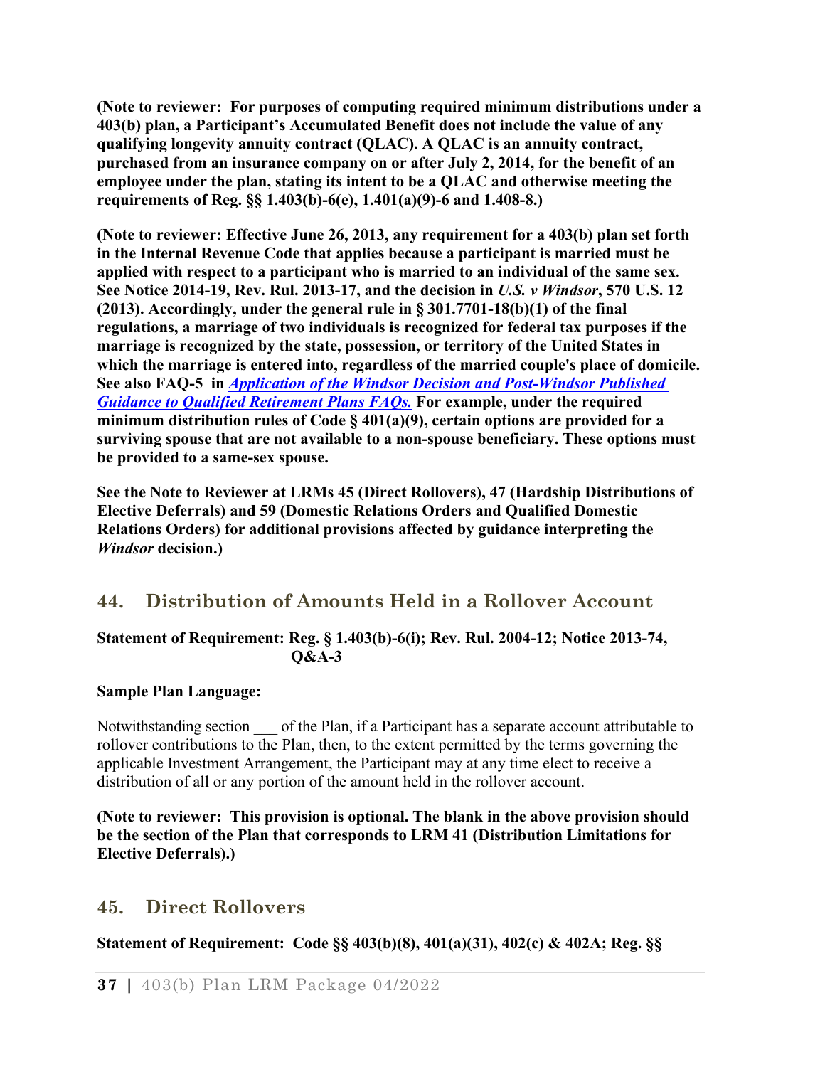**(Note to reviewer: For purposes of computing required minimum distributions under a 403(b) plan, a Participant's Accumulated Benefit does not include the value of any qualifying longevity annuity contract (QLAC). A QLAC is an annuity contract, purchased from an insurance company on or after July 2, 2014, for the benefit of an employee under the plan, stating its intent to be a QLAC and otherwise meeting the requirements of Reg. §§ 1.403(b)-6(e), 1.401(a)(9)-6 and 1.408-8.)**

**(Note to reviewer: Effective June 26, 2013, any requirement for a 403(b) plan set forth in the Internal Revenue Code that applies because a participant is married must be applied with respect to a participant who is married to an individual of the same sex. See Notice 2014-19, Rev. Rul. 2013-17, and the decision in *U.S. v Windsor*, 570 U.S. 12 (2013). Accordingly, under the general rule in § 301.7701-18(b)(1) of the final regulations, a marriage of two individuals is recognized for federal tax purposes if the marriage is recognized by the state, possession, or territory of the United States in which the marriage is entered into, regardless of the married couple's place of domicile. See also FAQ-5 in *Application of the Windsor Decision and Post-Windsor Published Guidance to Qualified Retirement Plans FAQs.* For example, under the required minimum distribution rules of Code § 401(a)(9), certain options are provided for a surviving spouse that are not available to a non-spouse beneficiary. These options must be provided to a same-sex spouse.**

**See the Note to Reviewer at LRMs 45 (Direct Rollovers), 47 (Hardship Distributions of Elective Deferrals) and 59 (Domestic Relations Orders and Qualified Domestic Relations Orders) for additional provisions affected by guidance interpreting the *Windsor* decision.)**

## 44. Distribution of Amounts Held in a Rollover Account

**Statement of Requirement: Reg. § 1.403(b)-6(i); Rev. Rul. 2004-12; Notice 2013-74, Q&A-3**

**Sample Plan Language:**

Notwithstanding section ___ of the Plan, if a Participant has a separate account attributable to rollover contributions to the Plan, then, to the extent permitted by the terms governing the applicable Investment Arrangement, the Participant may at any time elect to receive a distribution of all or any portion of the amount held in the rollover account.

**(Note to reviewer: This provision is optional. The blank in the above provision should be the section of the Plan that corresponds to LRM 41 (Distribution Limitations for Elective Deferrals).)**

## 45. Direct Rollovers

**Statement of Requirement: Code §§ 403(b)(8), 401(a)(31), 402(c) & 402A; Reg. §§**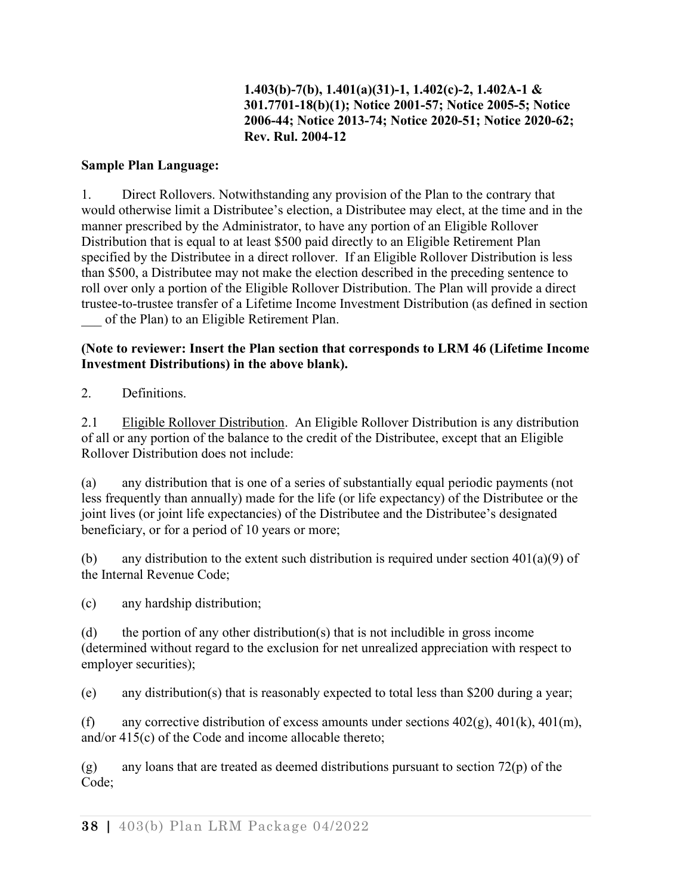**1.403(b)-7(b), 1.401(a)(31)-1, 1.402(c)-2, 1.402A-1 & 301.7701-18(b)(1); Notice 2001-57; Notice 2005-5; Notice 2006-44; Notice 2013-74; Notice 2020-51; Notice 2020-62; Rev. Rul. 2004-12**

**Sample Plan Language:**

1. Direct Rollovers. Notwithstanding any provision of the Plan to the contrary that would otherwise limit a Distributee's election, a Distributee may elect, at the time and in the manner prescribed by the Administrator, to have any portion of an Eligible Rollover Distribution that is equal to at least $500 paid directly to an Eligible Retirement Plan specified by the Distributee in a direct rollover. If an Eligible Rollover Distribution is less than $500, a Distributee may not make the election described in the preceding sentence to roll over only a portion of the Eligible Rollover Distribution. The Plan will provide a direct trustee-to-trustee transfer of a Lifetime Income Investment Distribution (as defined in section ___ of the Plan) to an Eligible Retirement Plan.

**(Note to reviewer: Insert the Plan section that corresponds to LRM 46 (Lifetime Income Investment Distributions) in the above blank).**

2. Definitions.

2.1 Eligible Rollover Distribution. An Eligible Rollover Distribution is any distribution of all or any portion of the balance to the credit of the Distributee, except that an Eligible Rollover Distribution does not include:

(a) any distribution that is one of a series of substantially equal periodic payments (not less frequently than annually) made for the life (or life expectancy) of the Distributee or the joint lives (or joint life expectancies) of the Distributee and the Distributee's designated beneficiary, or for a period of 10 years or more;

(b) any distribution to the extent such distribution is required under section 401(a)(9) of the Internal Revenue Code;

(c) any hardship distribution;

(d) the portion of any other distribution(s) that is not includible in gross income (determined without regard to the exclusion for net unrealized appreciation with respect to employer securities);

(e) any distribution(s) that is reasonably expected to total less than $200 during a year;

(f) any corrective distribution of excess amounts under sections 402(g), 401(k), 401(m), and/or 415(c) of the Code and income allocable thereto;

(g) any loans that are treated as deemed distributions pursuant to section 72(p) of the Code;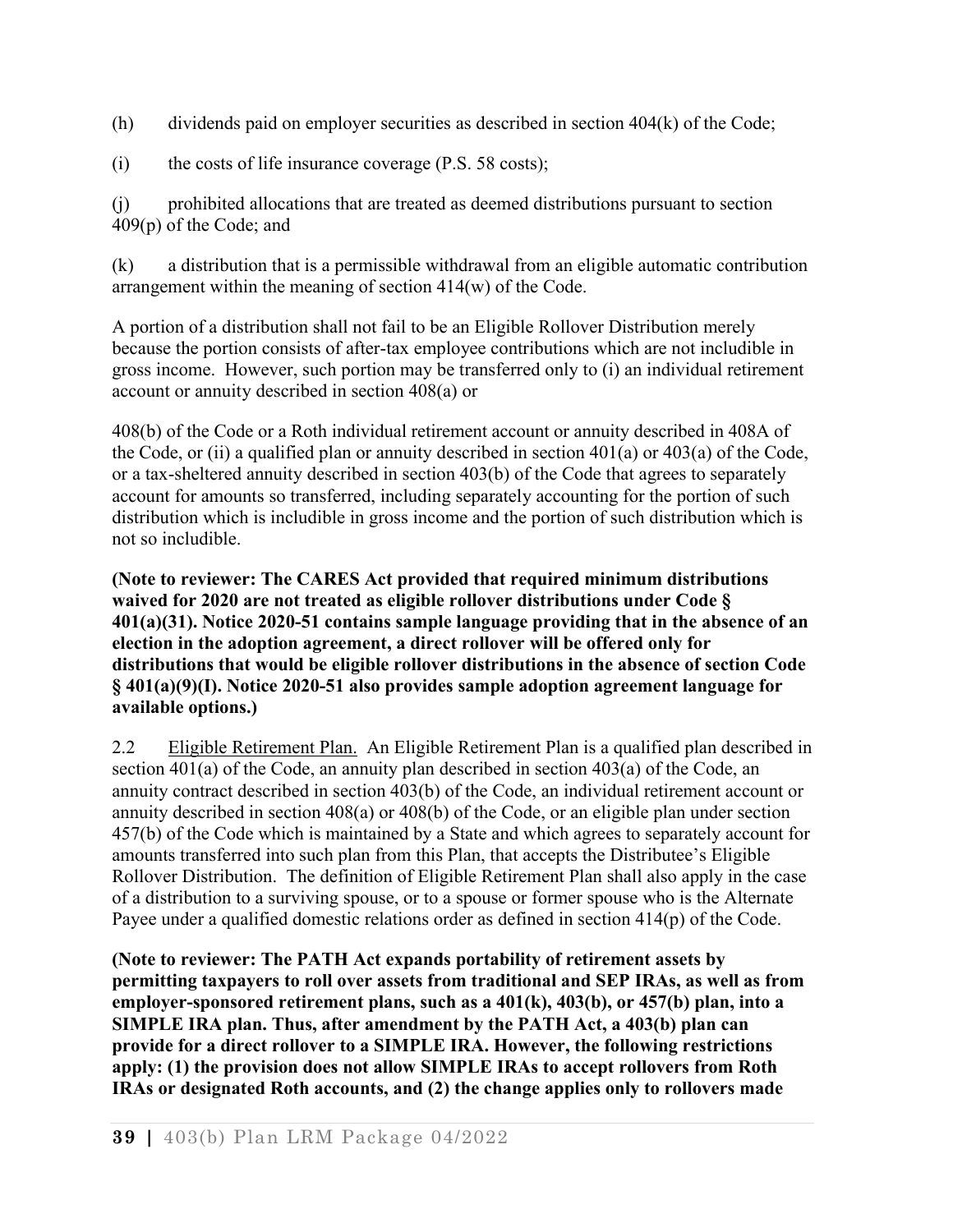(h) dividends paid on employer securities as described in section 404(k) of the Code;

(i) the costs of life insurance coverage (P.S. 58 costs);

(j) prohibited allocations that are treated as deemed distributions pursuant to section 409(p) of the Code; and

(k) a distribution that is a permissible withdrawal from an eligible automatic contribution arrangement within the meaning of section 414(w) of the Code.

A portion of a distribution shall not fail to be an Eligible Rollover Distribution merely because the portion consists of after-tax employee contributions which are not includible in gross income. However, such portion may be transferred only to (i) an individual retirement account or annuity described in section 408(a) or

408(b) of the Code or a Roth individual retirement account or annuity described in 408A of the Code, or (ii) a qualified plan or annuity described in section 401(a) or 403(a) of the Code, or a tax-sheltered annuity described in section 403(b) of the Code that agrees to separately account for amounts so transferred, including separately accounting for the portion of such distribution which is includible in gross income and the portion of such distribution which is not so includible.

**(Note to reviewer: The CARES Act provided that required minimum distributions waived for 2020 are not treated as eligible rollover distributions under Code § 401(a)(31). Notice 2020-51 contains sample language providing that in the absence of an election in the adoption agreement, a direct rollover will be offered only for distributions that would be eligible rollover distributions in the absence of section Code § 401(a)(9)(I). Notice 2020-51 also provides sample adoption agreement language for available options.)**

2.2 Eligible Retirement Plan. An Eligible Retirement Plan is a qualified plan described in section 401(a) of the Code, an annuity plan described in section 403(a) of the Code, an annuity contract described in section 403(b) of the Code, an individual retirement account or annuity described in section 408(a) or 408(b) of the Code, or an eligible plan under section 457(b) of the Code which is maintained by a State and which agrees to separately account for amounts transferred into such plan from this Plan, that accepts the Distributee's Eligible Rollover Distribution. The definition of Eligible Retirement Plan shall also apply in the case of a distribution to a surviving spouse, or to a spouse or former spouse who is the Alternate Payee under a qualified domestic relations order as defined in section 414(p) of the Code.

**(Note to reviewer: The PATH Act expands portability of retirement assets by permitting taxpayers to roll over assets from traditional and SEP IRAs, as well as from employer-sponsored retirement plans, such as a 401(k), 403(b), or 457(b) plan, into a SIMPLE IRA plan. Thus, after amendment by the PATH Act, a 403(b) plan can provide for a direct rollover to a SIMPLE IRA. However, the following restrictions apply: (1) the provision does not allow SIMPLE IRAs to accept rollovers from Roth IRAs or designated Roth accounts, and (2) the change applies only to rollovers made**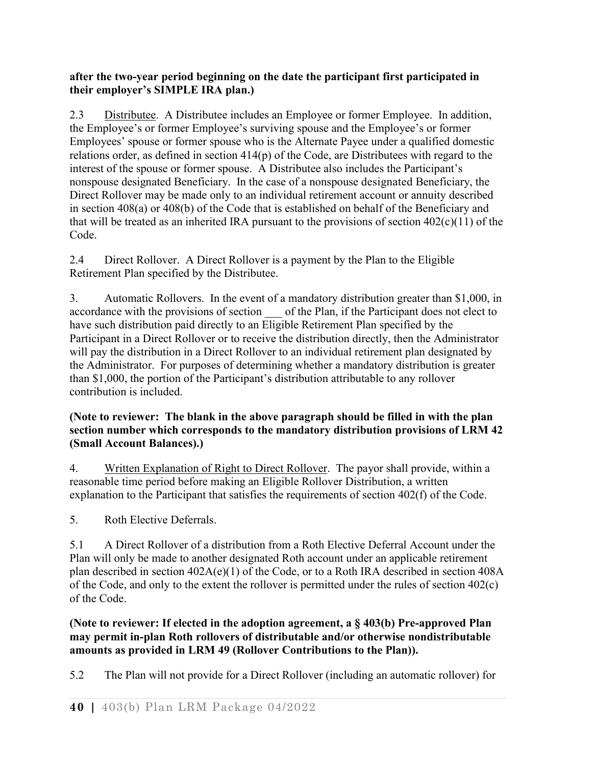**after the two-year period beginning on the date the participant first participated in their employer's SIMPLE IRA plan.)**

2.3 Distributee. A Distributee includes an Employee or former Employee. In addition, the Employee's or former Employee's surviving spouse and the Employee's or former Employees' spouse or former spouse who is the Alternate Payee under a qualified domestic relations order, as defined in section 414(p) of the Code, are Distributees with regard to the interest of the spouse or former spouse. A Distributee also includes the Participant's nonspouse designated Beneficiary. In the case of a nonspouse designated Beneficiary, the Direct Rollover may be made only to an individual retirement account or annuity described in section 408(a) or 408(b) of the Code that is established on behalf of the Beneficiary and that will be treated as an inherited IRA pursuant to the provisions of section 402(c)(11) of the Code.

2.4 Direct Rollover. A Direct Rollover is a payment by the Plan to the Eligible Retirement Plan specified by the Distributee.

3. Automatic Rollovers. In the event of a mandatory distribution greater than $1,000, in accordance with the provisions of section ___ of the Plan, if the Participant does not elect to have such distribution paid directly to an Eligible Retirement Plan specified by the Participant in a Direct Rollover or to receive the distribution directly, then the Administrator will pay the distribution in a Direct Rollover to an individual retirement plan designated by the Administrator. For purposes of determining whether a mandatory distribution is greater than $1,000, the portion of the Participant's distribution attributable to any rollover contribution is included.

**(Note to reviewer: The blank in the above paragraph should be filled in with the plan section number which corresponds to the mandatory distribution provisions of LRM 42 (Small Account Balances).)**

4. Written Explanation of Right to Direct Rollover. The payor shall provide, within a reasonable time period before making an Eligible Rollover Distribution, a written explanation to the Participant that satisfies the requirements of section 402(f) of the Code.

5. Roth Elective Deferrals.

5.1 A Direct Rollover of a distribution from a Roth Elective Deferral Account under the Plan will only be made to another designated Roth account under an applicable retirement plan described in section 402A(e)(1) of the Code, or to a Roth IRA described in section 408A of the Code, and only to the extent the rollover is permitted under the rules of section 402(c) of the Code.

**(Note to reviewer: If elected in the adoption agreement, a § 403(b) Pre-approved Plan may permit in-plan Roth rollovers of distributable and/or otherwise nondistributable amounts as provided in LRM 49 (Rollover Contributions to the Plan)).**

5.2 The Plan will not provide for a Direct Rollover (including an automatic rollover) for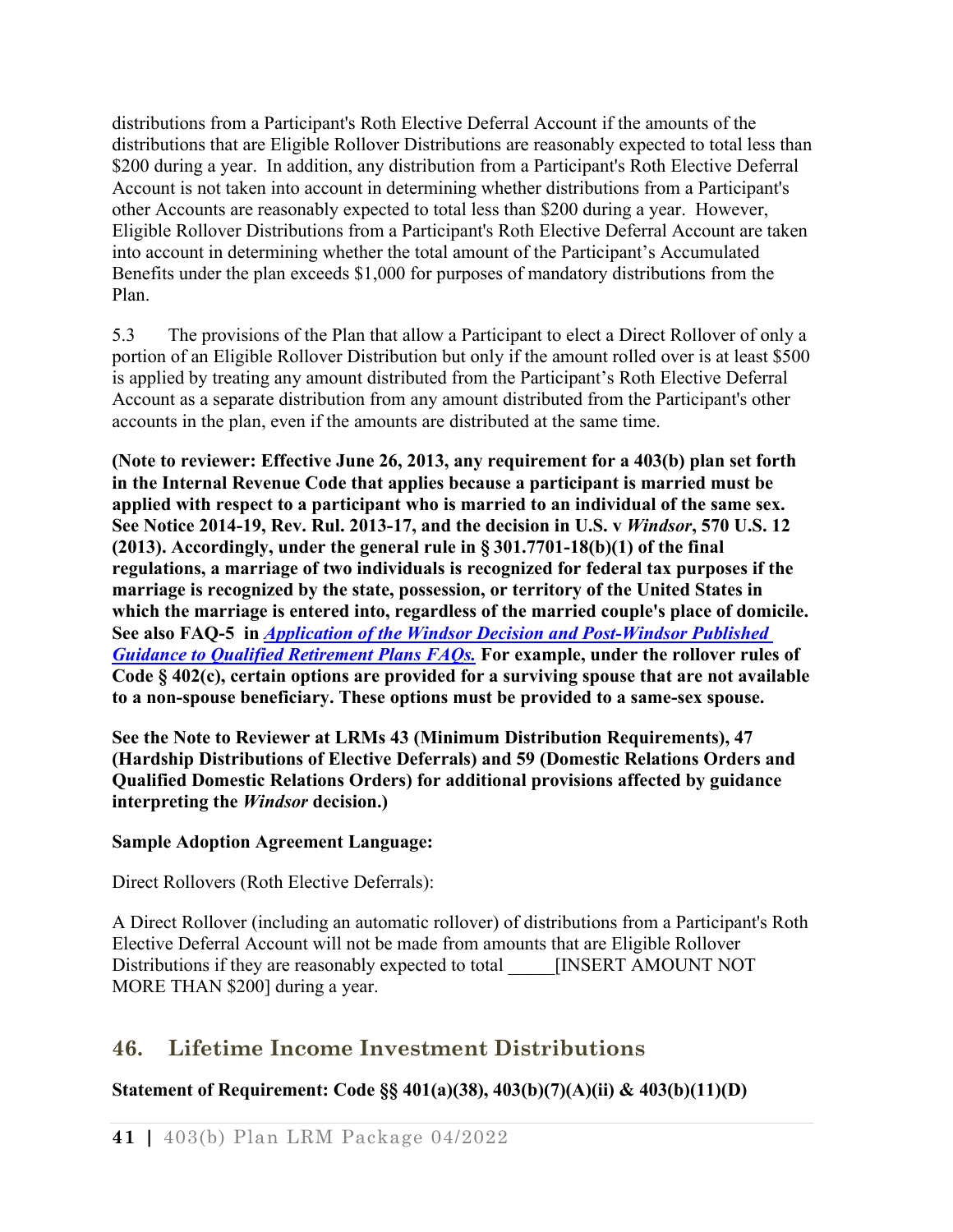distributions from a Participant's Roth Elective Deferral Account if the amounts of the distributions that are Eligible Rollover Distributions are reasonably expected to total less than $200 during a year. In addition, any distribution from a Participant's Roth Elective Deferral Account is not taken into account in determining whether distributions from a Participant's other Accounts are reasonably expected to total less than $200 during a year. However, Eligible Rollover Distributions from a Participant's Roth Elective Deferral Account are taken into account in determining whether the total amount of the Participant's Accumulated Benefits under the plan exceeds $1,000 for purposes of mandatory distributions from the Plan.

5.3 The provisions of the Plan that allow a Participant to elect a Direct Rollover of only a portion of an Eligible Rollover Distribution but only if the amount rolled over is at least $500 is applied by treating any amount distributed from the Participant's Roth Elective Deferral Account as a separate distribution from any amount distributed from the Participant's other accounts in the plan, even if the amounts are distributed at the same time.

**(Note to reviewer: Effective June 26, 2013, any requirement for a 403(b) plan set forth in the Internal Revenue Code that applies because a participant is married must be applied with respect to a participant who is married to an individual of the same sex. See Notice 2014-19, Rev. Rul. 2013-17, and the decision in U.S. v *Windsor*, 570 U.S. 12 (2013). Accordingly, under the general rule in § 301.7701-18(b)(1) of the final regulations, a marriage of two individuals is recognized for federal tax purposes if the marriage is recognized by the state, possession, or territory of the United States in which the marriage is entered into, regardless of the married couple's place of domicile. See also FAQ-5 in *Application of the Windsor Decision and Post-Windsor Published Guidance to Qualified Retirement Plans FAQs.* For example, under the rollover rules of Code § 402(c), certain options are provided for a surviving spouse that are not available to a non-spouse beneficiary. These options must be provided to a same-sex spouse.**

**See the Note to Reviewer at LRMs 43 (Minimum Distribution Requirements), 47 (Hardship Distributions of Elective Deferrals) and 59 (Domestic Relations Orders and Qualified Domestic Relations Orders) for additional provisions affected by guidance interpreting the *Windsor* decision.)**

**Sample Adoption Agreement Language:**

Direct Rollovers (Roth Elective Deferrals):

A Direct Rollover (including an automatic rollover) of distributions from a Participant's Roth Elective Deferral Account will not be made from amounts that are Eligible Rollover Distributions if they are reasonably expected to total _____[INSERT AMOUNT NOT MORE THAN $200] during a year.

## 46. Lifetime Income Investment Distributions

**Statement of Requirement: Code §§ 401(a)(38), 403(b)(7)(A)(ii) & 403(b)(11)(D)**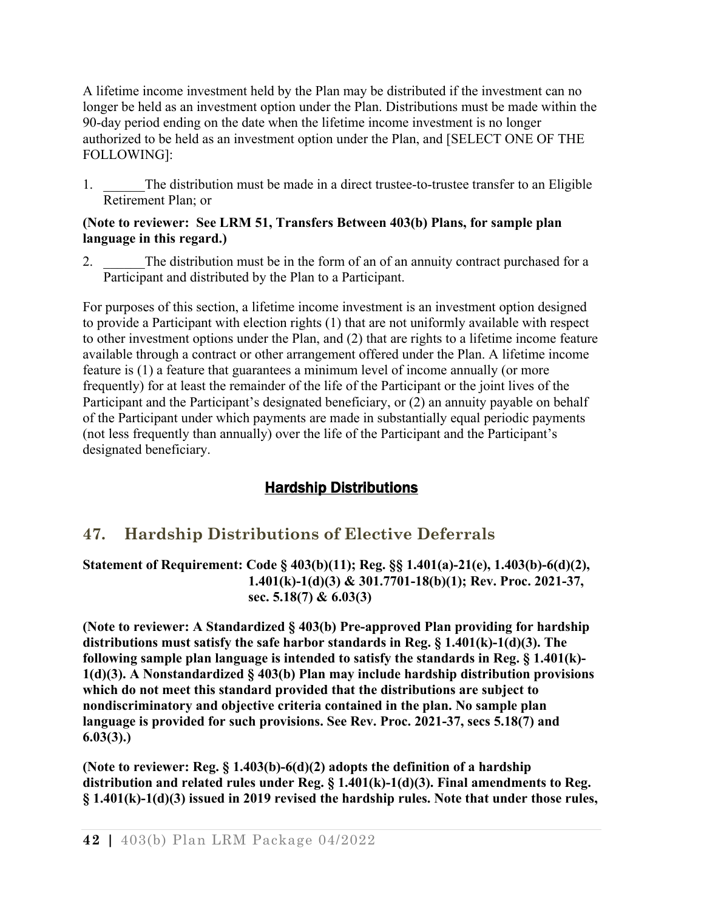A lifetime income investment held by the Plan may be distributed if the investment can no longer be held as an investment option under the Plan. Distributions must be made within the 90-day period ending on the date when the lifetime income investment is no longer authorized to be held as an investment option under the Plan, and [SELECT ONE OF THE FOLLOWING]:

1. ______The distribution must be made in a direct trustee-to-trustee transfer to an Eligible Retirement Plan; or

**(Note to reviewer: See LRM 51, Transfers Between 403(b) Plans, for sample plan language in this regard.)**

2. ______The distribution must be in the form of an of an annuity contract purchased for a Participant and distributed by the Plan to a Participant.

For purposes of this section, a lifetime income investment is an investment option designed to provide a Participant with election rights (1) that are not uniformly available with respect to other investment options under the Plan, and (2) that are rights to a lifetime income feature available through a contract or other arrangement offered under the Plan. A lifetime income feature is (1) a feature that guarantees a minimum level of income annually (or more frequently) for at least the remainder of the life of the Participant or the joint lives of the Participant and the Participant's designated beneficiary, or (2) an annuity payable on behalf of the Participant under which payments are made in substantially equal periodic payments (not less frequently than annually) over the life of the Participant and the Participant's designated beneficiary.

## Hardship Distributions

## 47. Hardship Distributions of Elective Deferrals

**Statement of Requirement: Code § 403(b)(11); Reg. §§ 1.401(a)-21(e), 1.403(b)-6(d)(2), 1.401(k)-1(d)(3) & 301.7701-18(b)(1); Rev. Proc. 2021-37, sec. 5.18(7) & 6.03(3)**

**(Note to reviewer: A Standardized § 403(b) Pre-approved Plan providing for hardship distributions must satisfy the safe harbor standards in Reg. § 1.401(k)-1(d)(3). The following sample plan language is intended to satisfy the standards in Reg. § 1.401(k)-1(d)(3). A Nonstandardized § 403(b) Plan may include hardship distribution provisions which do not meet this standard provided that the distributions are subject to nondiscriminatory and objective criteria contained in the plan. No sample plan language is provided for such provisions. See Rev. Proc. 2021-37, secs 5.18(7) and 6.03(3).)**

**(Note to reviewer: Reg. § 1.403(b)-6(d)(2) adopts the definition of a hardship distribution and related rules under Reg. § 1.401(k)-1(d)(3). Final amendments to Reg. § 1.401(k)-1(d)(3) issued in 2019 revised the hardship rules. Note that under those rules,**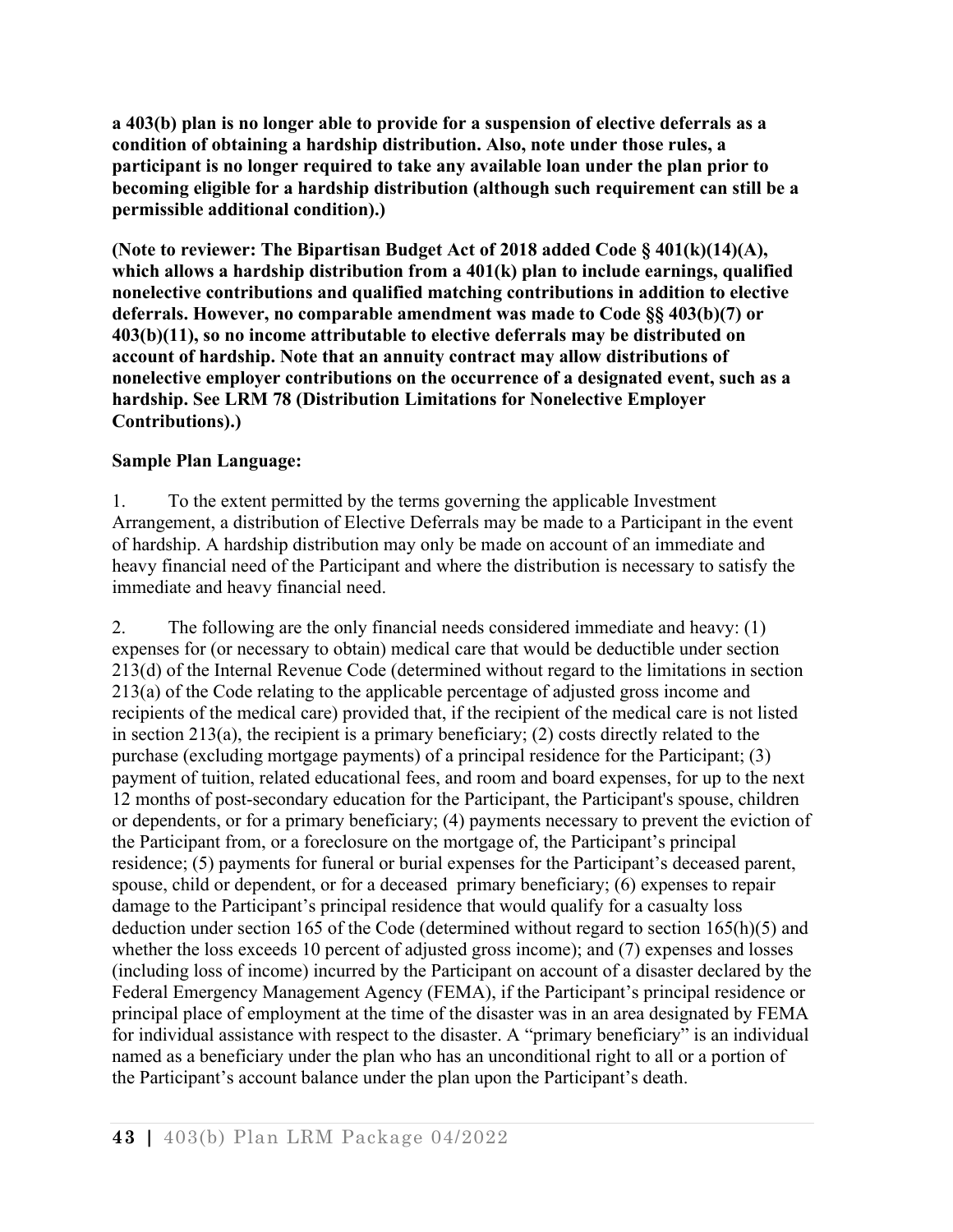**a 403(b) plan is no longer able to provide for a suspension of elective deferrals as a condition of obtaining a hardship distribution. Also, note under those rules, a participant is no longer required to take any available loan under the plan prior to becoming eligible for a hardship distribution (although such requirement can still be a permissible additional condition).)**

**(Note to reviewer: The Bipartisan Budget Act of 2018 added Code § 401(k)(14)(A), which allows a hardship distribution from a 401(k) plan to include earnings, qualified nonelective contributions and qualified matching contributions in addition to elective deferrals. However, no comparable amendment was made to Code §§ 403(b)(7) or 403(b)(11), so no income attributable to elective deferrals may be distributed on account of hardship. Note that an annuity contract may allow distributions of nonelective employer contributions on the occurrence of a designated event, such as a hardship. See LRM 78 (Distribution Limitations for Nonelective Employer Contributions).)**

**Sample Plan Language:**

1. To the extent permitted by the terms governing the applicable Investment Arrangement, a distribution of Elective Deferrals may be made to a Participant in the event of hardship. A hardship distribution may only be made on account of an immediate and heavy financial need of the Participant and where the distribution is necessary to satisfy the immediate and heavy financial need.

2. The following are the only financial needs considered immediate and heavy: (1) expenses for (or necessary to obtain) medical care that would be deductible under section 213(d) of the Internal Revenue Code (determined without regard to the limitations in section 213(a) of the Code relating to the applicable percentage of adjusted gross income and recipients of the medical care) provided that, if the recipient of the medical care is not listed in section 213(a), the recipient is a primary beneficiary; (2) costs directly related to the purchase (excluding mortgage payments) of a principal residence for the Participant; (3) payment of tuition, related educational fees, and room and board expenses, for up to the next 12 months of post-secondary education for the Participant, the Participant's spouse, children or dependents, or for a primary beneficiary; (4) payments necessary to prevent the eviction of the Participant from, or a foreclosure on the mortgage of, the Participant's principal residence; (5) payments for funeral or burial expenses for the Participant's deceased parent, spouse, child or dependent, or for a deceased primary beneficiary; (6) expenses to repair damage to the Participant's principal residence that would qualify for a casualty loss deduction under section 165 of the Code (determined without regard to section 165(h)(5) and whether the loss exceeds 10 percent of adjusted gross income); and (7) expenses and losses (including loss of income) incurred by the Participant on account of a disaster declared by the Federal Emergency Management Agency (FEMA), if the Participant's principal residence or principal place of employment at the time of the disaster was in an area designated by FEMA for individual assistance with respect to the disaster. A "primary beneficiary" is an individual named as a beneficiary under the plan who has an unconditional right to all or a portion of the Participant's account balance under the plan upon the Participant's death.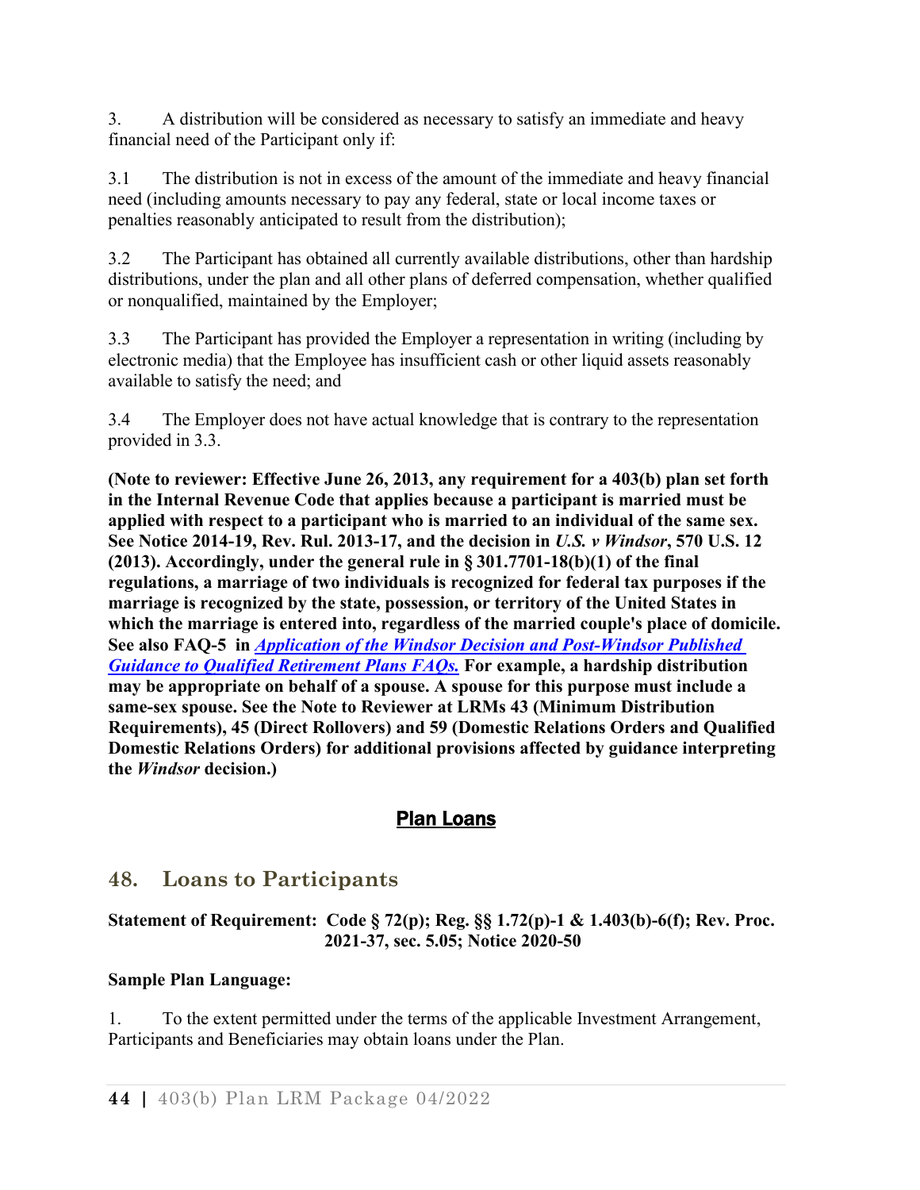3. A distribution will be considered as necessary to satisfy an immediate and heavy financial need of the Participant only if:

3.1 The distribution is not in excess of the amount of the immediate and heavy financial need (including amounts necessary to pay any federal, state or local income taxes or penalties reasonably anticipated to result from the distribution);

3.2 The Participant has obtained all currently available distributions, other than hardship distributions, under the plan and all other plans of deferred compensation, whether qualified or nonqualified, maintained by the Employer;

3.3 The Participant has provided the Employer a representation in writing (including by electronic media) that the Employee has insufficient cash or other liquid assets reasonably available to satisfy the need; and

3.4 The Employer does not have actual knowledge that is contrary to the representation provided in 3.3.

**(Note to reviewer: Effective June 26, 2013, any requirement for a 403(b) plan set forth in the Internal Revenue Code that applies because a participant is married must be applied with respect to a participant who is married to an individual of the same sex. See Notice 2014-19, Rev. Rul. 2013-17, and the decision in *U.S. v Windsor*, 570 U.S. 12 (2013). Accordingly, under the general rule in § 301.7701-18(b)(1) of the final regulations, a marriage of two individuals is recognized for federal tax purposes if the marriage is recognized by the state, possession, or territory of the United States in which the marriage is entered into, regardless of the married couple's place of domicile. See also FAQ-5 in *Application of the Windsor Decision and Post-Windsor Published Guidance to Qualified Retirement Plans FAQs.* For example, a hardship distribution may be appropriate on behalf of a spouse. A spouse for this purpose must include a same-sex spouse. See the Note to Reviewer at LRMs 43 (Minimum Distribution Requirements), 45 (Direct Rollovers) and 59 (Domestic Relations Orders and Qualified Domestic Relations Orders) for additional provisions affected by guidance interpreting the *Windsor* decision.)**

## Plan Loans

## 48. Loans to Participants

**Statement of Requirement: Code § 72(p); Reg. §§ 1.72(p)-1 & 1.403(b)-6(f); Rev. Proc. 2021-37, sec. 5.05; Notice 2020-50**

**Sample Plan Language:**

1. To the extent permitted under the terms of the applicable Investment Arrangement, Participants and Beneficiaries may obtain loans under the Plan.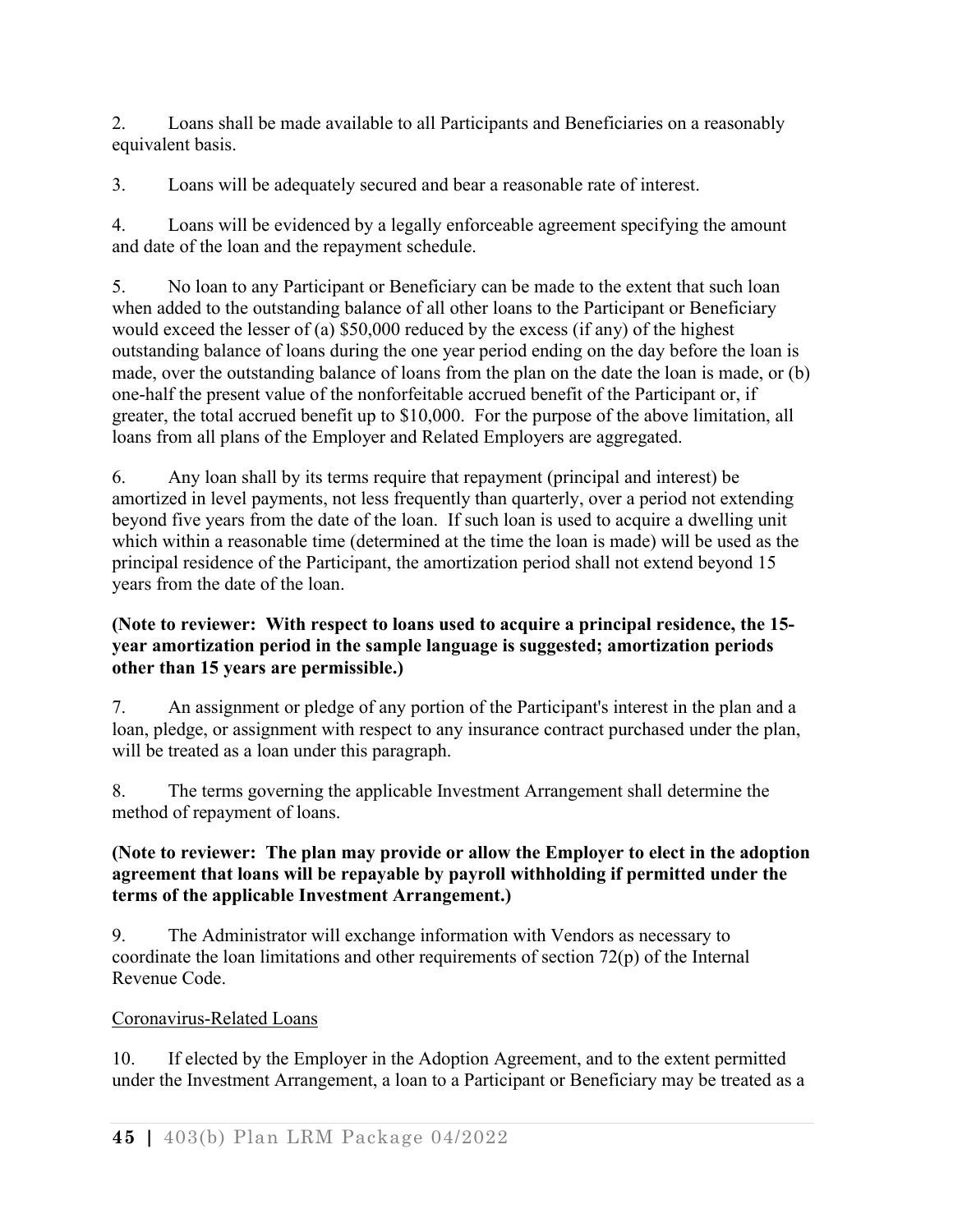2. Loans shall be made available to all Participants and Beneficiaries on a reasonably equivalent basis.

3. Loans will be adequately secured and bear a reasonable rate of interest.

4. Loans will be evidenced by a legally enforceable agreement specifying the amount and date of the loan and the repayment schedule.

5. No loan to any Participant or Beneficiary can be made to the extent that such loan when added to the outstanding balance of all other loans to the Participant or Beneficiary would exceed the lesser of (a) $50,000 reduced by the excess (if any) of the highest outstanding balance of loans during the one year period ending on the day before the loan is made, over the outstanding balance of loans from the plan on the date the loan is made, or (b) one-half the present value of the nonforfeitable accrued benefit of the Participant or, if greater, the total accrued benefit up to $10,000. For the purpose of the above limitation, all loans from all plans of the Employer and Related Employers are aggregated.

6. Any loan shall by its terms require that repayment (principal and interest) be amortized in level payments, not less frequently than quarterly, over a period not extending beyond five years from the date of the loan. If such loan is used to acquire a dwelling unit which within a reasonable time (determined at the time the loan is made) will be used as the principal residence of the Participant, the amortization period shall not extend beyond 15 years from the date of the loan.

**(Note to reviewer: With respect to loans used to acquire a principal residence, the 15-year amortization period in the sample language is suggested; amortization periods other than 15 years are permissible.)**

7. An assignment or pledge of any portion of the Participant's interest in the plan and a loan, pledge, or assignment with respect to any insurance contract purchased under the plan, will be treated as a loan under this paragraph.

8. The terms governing the applicable Investment Arrangement shall determine the method of repayment of loans.

**(Note to reviewer: The plan may provide or allow the Employer to elect in the adoption agreement that loans will be repayable by payroll withholding if permitted under the terms of the applicable Investment Arrangement.)**

9. The Administrator will exchange information with Vendors as necessary to coordinate the loan limitations and other requirements of section 72(p) of the Internal Revenue Code.

Coronavirus-Related Loans

10. If elected by the Employer in the Adoption Agreement, and to the extent permitted under the Investment Arrangement, a loan to a Participant or Beneficiary may be treated as a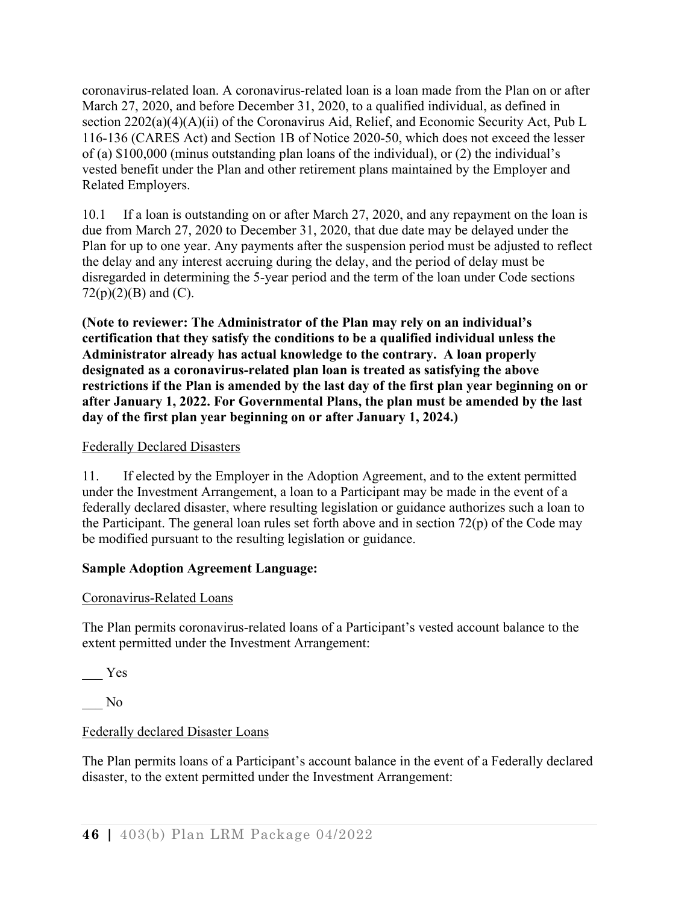coronavirus-related loan. A coronavirus-related loan is a loan made from the Plan on or after March 27, 2020, and before December 31, 2020, to a qualified individual, as defined in section 2202(a)(4)(A)(ii) of the Coronavirus Aid, Relief, and Economic Security Act, Pub L 116-136 (CARES Act) and Section 1B of Notice 2020-50, which does not exceed the lesser of (a) $100,000 (minus outstanding plan loans of the individual), or (2) the individual's vested benefit under the Plan and other retirement plans maintained by the Employer and Related Employers.

10.1 If a loan is outstanding on or after March 27, 2020, and any repayment on the loan is due from March 27, 2020 to December 31, 2020, that due date may be delayed under the Plan for up to one year. Any payments after the suspension period must be adjusted to reflect the delay and any interest accruing during the delay, and the period of delay must be disregarded in determining the 5-year period and the term of the loan under Code sections 72(p)(2)(B) and (C).

**(Note to reviewer: The Administrator of the Plan may rely on an individual's certification that they satisfy the conditions to be a qualified individual unless the Administrator already has actual knowledge to the contrary. A loan properly designated as a coronavirus-related plan loan is treated as satisfying the above restrictions if the Plan is amended by the last day of the first plan year beginning on or after January 1, 2022. For Governmental Plans, the plan must be amended by the last day of the first plan year beginning on or after January 1, 2024.)**

Federally Declared Disasters

11. If elected by the Employer in the Adoption Agreement, and to the extent permitted under the Investment Arrangement, a loan to a Participant may be made in the event of a federally declared disaster, where resulting legislation or guidance authorizes such a loan to the Participant. The general loan rules set forth above and in section 72(p) of the Code may be modified pursuant to the resulting legislation or guidance.

**Sample Adoption Agreement Language:**

Coronavirus-Related Loans

The Plan permits coronavirus-related loans of a Participant's vested account balance to the extent permitted under the Investment Arrangement:

___ Yes

___ No

Federally declared Disaster Loans

The Plan permits loans of a Participant's account balance in the event of a Federally declared disaster, to the extent permitted under the Investment Arrangement: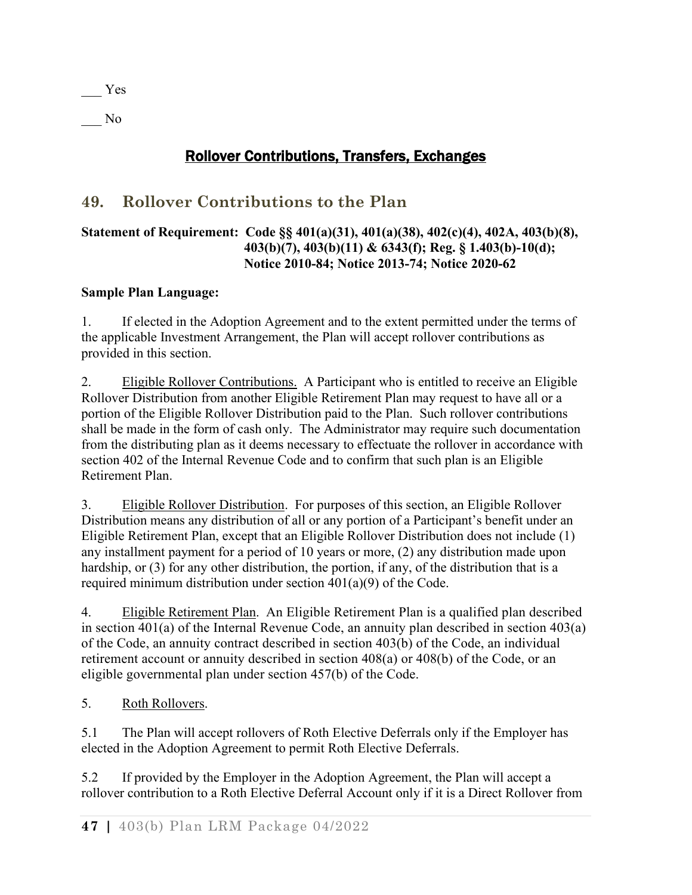___ Yes

___ No

## Rollover Contributions, Transfers, Exchanges

## 49. Rollover Contributions to the Plan

**Statement of Requirement: Code §§ 401(a)(31), 401(a)(38), 402(c)(4), 402A, 403(b)(8), 403(b)(7), 403(b)(11) & 6343(f); Reg. § 1.403(b)-10(d); Notice 2010-84; Notice 2013-74; Notice 2020-62**

**Sample Plan Language:**

1. If elected in the Adoption Agreement and to the extent permitted under the terms of the applicable Investment Arrangement, the Plan will accept rollover contributions as provided in this section.

2. Eligible Rollover Contributions. A Participant who is entitled to receive an Eligible Rollover Distribution from another Eligible Retirement Plan may request to have all or a portion of the Eligible Rollover Distribution paid to the Plan. Such rollover contributions shall be made in the form of cash only. The Administrator may require such documentation from the distributing plan as it deems necessary to effectuate the rollover in accordance with section 402 of the Internal Revenue Code and to confirm that such plan is an Eligible Retirement Plan.

3. Eligible Rollover Distribution. For purposes of this section, an Eligible Rollover Distribution means any distribution of all or any portion of a Participant's benefit under an Eligible Retirement Plan, except that an Eligible Rollover Distribution does not include (1) any installment payment for a period of 10 years or more, (2) any distribution made upon hardship, or (3) for any other distribution, the portion, if any, of the distribution that is a required minimum distribution under section 401(a)(9) of the Code.

4. Eligible Retirement Plan. An Eligible Retirement Plan is a qualified plan described in section 401(a) of the Internal Revenue Code, an annuity plan described in section 403(a) of the Code, an annuity contract described in section 403(b) of the Code, an individual retirement account or annuity described in section 408(a) or 408(b) of the Code, or an eligible governmental plan under section 457(b) of the Code.

5. Roth Rollovers.

5.1 The Plan will accept rollovers of Roth Elective Deferrals only if the Employer has elected in the Adoption Agreement to permit Roth Elective Deferrals.

5.2 If provided by the Employer in the Adoption Agreement, the Plan will accept a rollover contribution to a Roth Elective Deferral Account only if it is a Direct Rollover from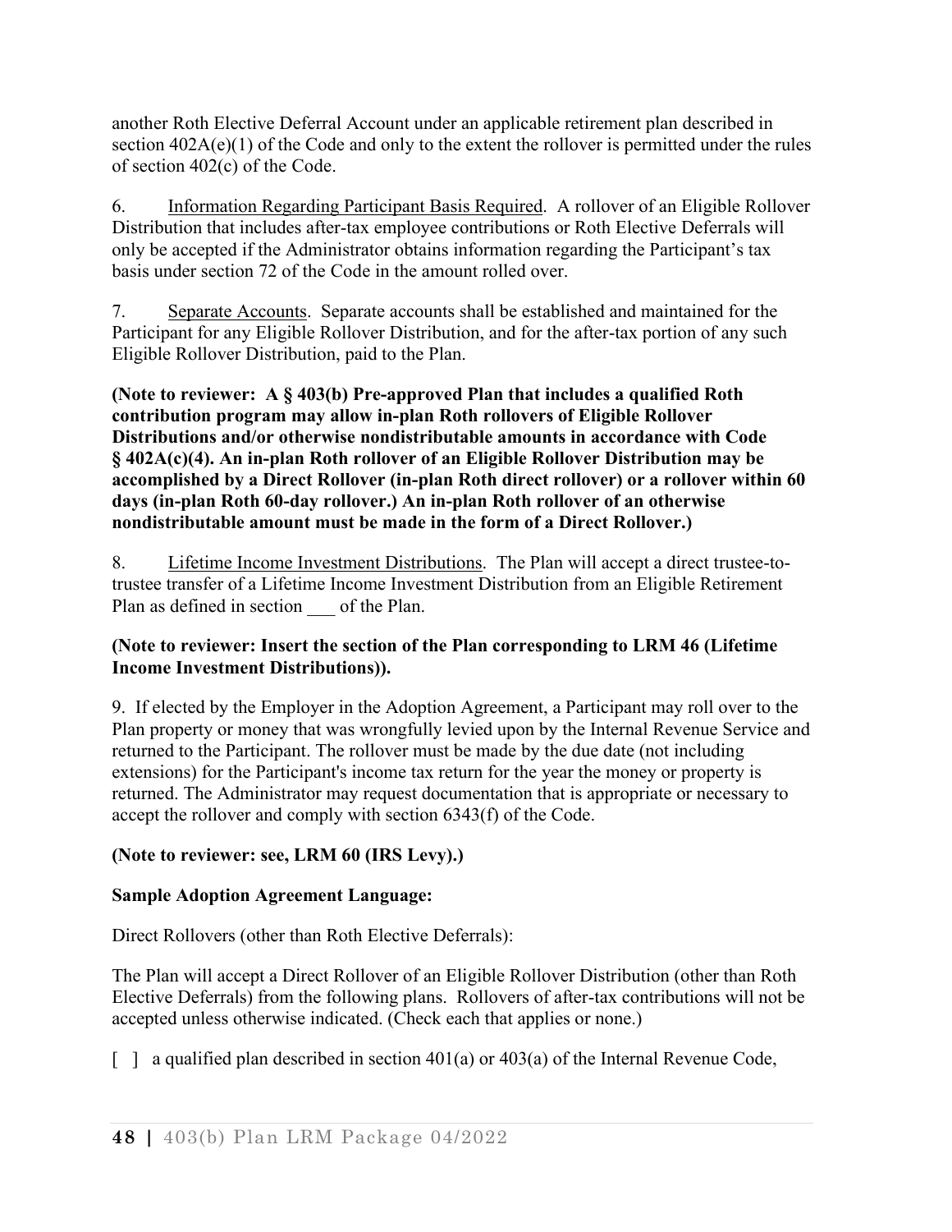another Roth Elective Deferral Account under an applicable retirement plan described in section 402A(e)(1) of the Code and only to the extent the rollover is permitted under the rules of section 402(c) of the Code.

6. Information Regarding Participant Basis Required. A rollover of an Eligible Rollover Distribution that includes after-tax employee contributions or Roth Elective Deferrals will only be accepted if the Administrator obtains information regarding the Participant's tax basis under section 72 of the Code in the amount rolled over.

7. Separate Accounts. Separate accounts shall be established and maintained for the Participant for any Eligible Rollover Distribution, and for the after-tax portion of any such Eligible Rollover Distribution, paid to the Plan.

**(Note to reviewer: A § 403(b) Pre-approved Plan that includes a qualified Roth contribution program may allow in-plan Roth rollovers of Eligible Rollover Distributions and/or otherwise nondistributable amounts in accordance with Code § 402A(c)(4). An in-plan Roth rollover of an Eligible Rollover Distribution may be accomplished by a Direct Rollover (in-plan Roth direct rollover) or a rollover within 60 days (in-plan Roth 60-day rollover.) An in-plan Roth rollover of an otherwise nondistributable amount must be made in the form of a Direct Rollover.)**

8. Lifetime Income Investment Distributions. The Plan will accept a direct trustee-to-trustee transfer of a Lifetime Income Investment Distribution from an Eligible Retirement Plan as defined in section ___ of the Plan.

**(Note to reviewer: Insert the section of the Plan corresponding to LRM 46 (Lifetime Income Investment Distributions)).**

9. If elected by the Employer in the Adoption Agreement, a Participant may roll over to the Plan property or money that was wrongfully levied upon by the Internal Revenue Service and returned to the Participant. The rollover must be made by the due date (not including extensions) for the Participant's income tax return for the year the money or property is returned. The Administrator may request documentation that is appropriate or necessary to accept the rollover and comply with section 6343(f) of the Code.

**(Note to reviewer: see, LRM 60 (IRS Levy).)**

**Sample Adoption Agreement Language:**

Direct Rollovers (other than Roth Elective Deferrals):

The Plan will accept a Direct Rollover of an Eligible Rollover Distribution (other than Roth Elective Deferrals) from the following plans. Rollovers of after-tax contributions will not be accepted unless otherwise indicated. (Check each that applies or none.)

[ ] a qualified plan described in section 401(a) or 403(a) of the Internal Revenue Code,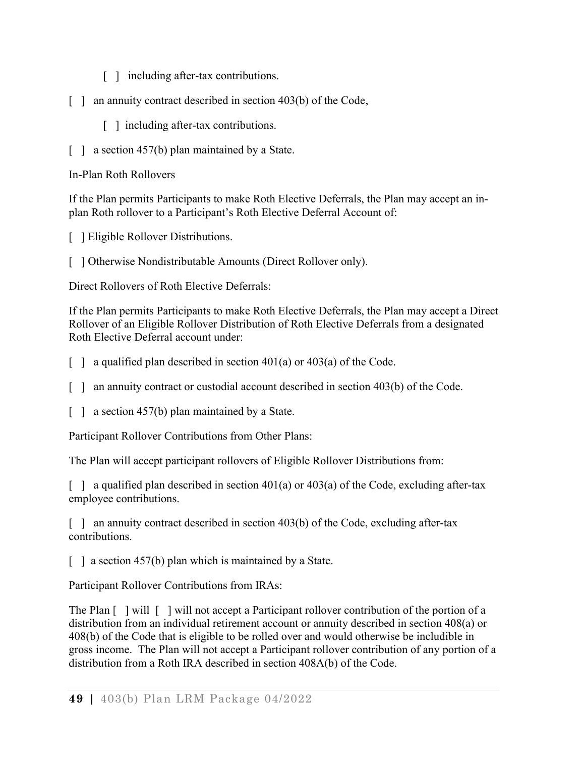[ ] including after-tax contributions.

[ ] an annuity contract described in section 403(b) of the Code,

[ ] including after-tax contributions.

[ ] a section 457(b) plan maintained by a State.

In-Plan Roth Rollovers

If the Plan permits Participants to make Roth Elective Deferrals, the Plan may accept an in-plan Roth rollover to a Participant's Roth Elective Deferral Account of:

[ ] Eligible Rollover Distributions.

[ ] Otherwise Nondistributable Amounts (Direct Rollover only).

Direct Rollovers of Roth Elective Deferrals:

If the Plan permits Participants to make Roth Elective Deferrals, the Plan may accept a Direct Rollover of an Eligible Rollover Distribution of Roth Elective Deferrals from a designated Roth Elective Deferral account under:

[ ] a qualified plan described in section 401(a) or 403(a) of the Code.

[ ] an annuity contract or custodial account described in section 403(b) of the Code.

[ ] a section 457(b) plan maintained by a State.

Participant Rollover Contributions from Other Plans:

The Plan will accept participant rollovers of Eligible Rollover Distributions from:

[ ] a qualified plan described in section 401(a) or 403(a) of the Code, excluding after-tax employee contributions.

[ ] an annuity contract described in section 403(b) of the Code, excluding after-tax contributions.

[ ] a section 457(b) plan which is maintained by a State.

Participant Rollover Contributions from IRAs:

The Plan [ ] will [ ] will not accept a Participant rollover contribution of the portion of a distribution from an individual retirement account or annuity described in section 408(a) or 408(b) of the Code that is eligible to be rolled over and would otherwise be includible in gross income. The Plan will not accept a Participant rollover contribution of any portion of a distribution from a Roth IRA described in section 408A(b) of the Code.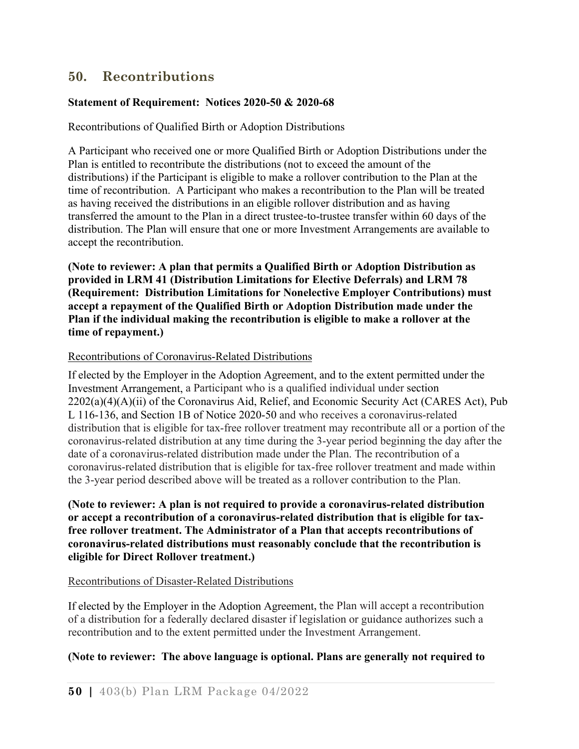## 50. Recontributions

**Statement of Requirement: Notices 2020-50 & 2020-68**

Recontributions of Qualified Birth or Adoption Distributions

A Participant who received one or more Qualified Birth or Adoption Distributions under the Plan is entitled to recontribute the distributions (not to exceed the amount of the distributions) if the Participant is eligible to make a rollover contribution to the Plan at the time of recontribution. A Participant who makes a recontribution to the Plan will be treated as having received the distributions in an eligible rollover distribution and as having transferred the amount to the Plan in a direct trustee-to-trustee transfer within 60 days of the distribution. The Plan will ensure that one or more Investment Arrangements are available to accept the recontribution.

**(Note to reviewer: A plan that permits a Qualified Birth or Adoption Distribution as provided in LRM 41 (Distribution Limitations for Elective Deferrals) and LRM 78 (Requirement: Distribution Limitations for Nonelective Employer Contributions) must accept a repayment of the Qualified Birth or Adoption Distribution made under the Plan if the individual making the recontribution is eligible to make a rollover at the time of repayment.)**

<u>Recontributions of Coronavirus-Related Distributions</u>

If elected by the Employer in the Adoption Agreement, and to the extent permitted under the Investment Arrangement, a Participant who is a qualified individual under section 2202(a)(4)(A)(ii) of the Coronavirus Aid, Relief, and Economic Security Act (CARES Act), Pub L 116-136, and Section 1B of Notice 2020-50 and who receives a coronavirus-related distribution that is eligible for tax-free rollover treatment may recontribute all or a portion of the coronavirus-related distribution at any time during the 3-year period beginning the day after the date of a coronavirus-related distribution made under the Plan. The recontribution of a coronavirus-related distribution that is eligible for tax-free rollover treatment and made within the 3-year period described above will be treated as a rollover contribution to the Plan.

**(Note to reviewer: A plan is not required to provide a coronavirus-related distribution or accept a recontribution of a coronavirus-related distribution that is eligible for tax-free rollover treatment. The Administrator of a Plan that accepts recontributions of coronavirus-related distributions must reasonably conclude that the recontribution is eligible for Direct Rollover treatment.)**

<u>Recontributions of Disaster-Related Distributions</u>

If elected by the Employer in the Adoption Agreement, the Plan will accept a recontribution of a distribution for a federally declared disaster if legislation or guidance authorizes such a recontribution and to the extent permitted under the Investment Arrangement.

**(Note to reviewer: The above language is optional. Plans are generally not required to**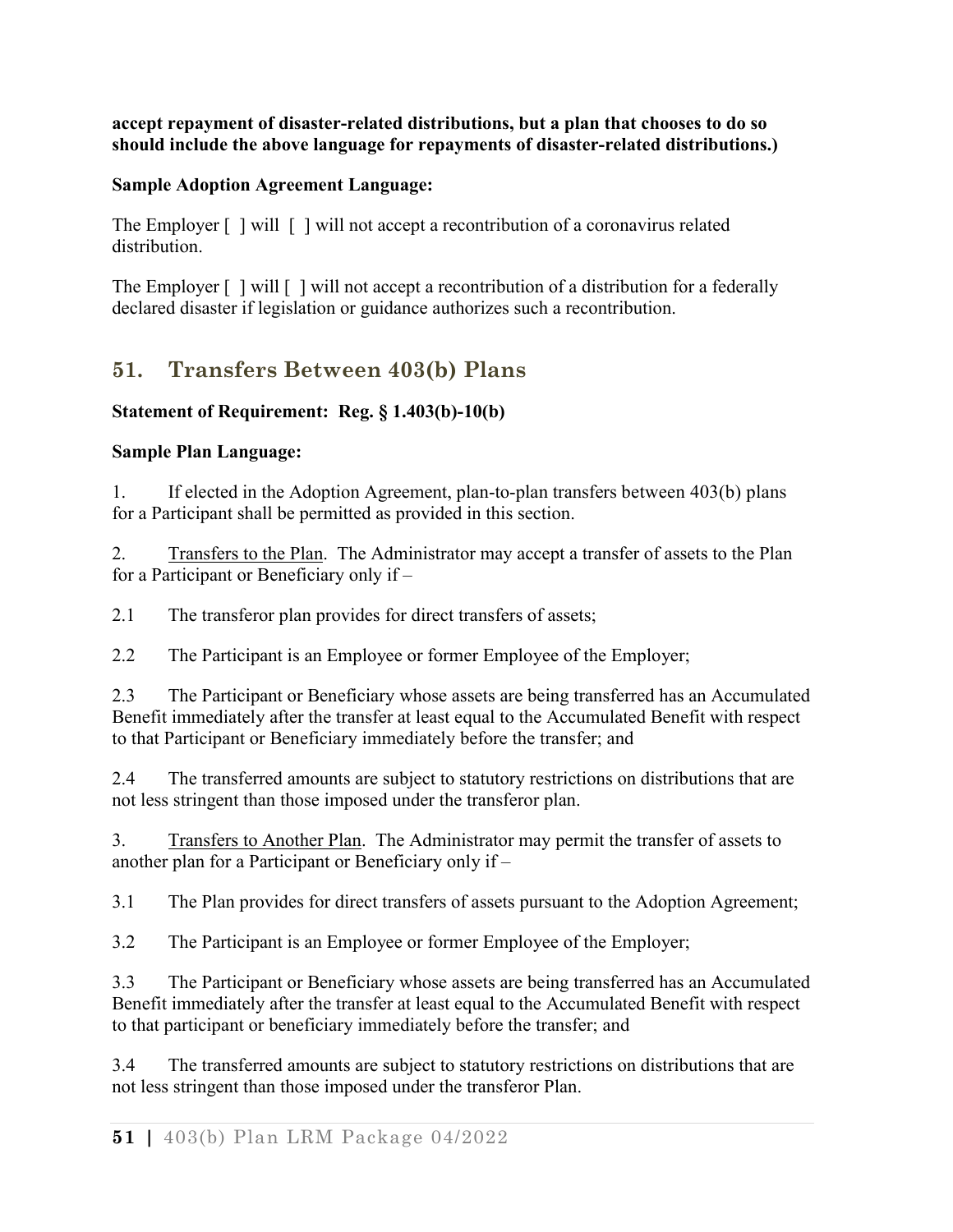**accept repayment of disaster-related distributions, but a plan that chooses to do so should include the above language for repayments of disaster-related distributions.)**

**Sample Adoption Agreement Language:**

The Employer [ ] will [ ] will not accept a recontribution of a coronavirus related distribution.

The Employer [ ] will [ ] will not accept a recontribution of a distribution for a federally declared disaster if legislation or guidance authorizes such a recontribution.

## 51. Transfers Between 403(b) Plans

**Statement of Requirement: Reg. § 1.403(b)-10(b)**

**Sample Plan Language:**

1. If elected in the Adoption Agreement, plan-to-plan transfers between 403(b) plans for a Participant shall be permitted as provided in this section.

2. Transfers to the Plan. The Administrator may accept a transfer of assets to the Plan for a Participant or Beneficiary only if –

2.1 The transferor plan provides for direct transfers of assets;

2.2 The Participant is an Employee or former Employee of the Employer;

2.3 The Participant or Beneficiary whose assets are being transferred has an Accumulated Benefit immediately after the transfer at least equal to the Accumulated Benefit with respect to that Participant or Beneficiary immediately before the transfer; and

2.4 The transferred amounts are subject to statutory restrictions on distributions that are not less stringent than those imposed under the transferor plan.

3. Transfers to Another Plan. The Administrator may permit the transfer of assets to another plan for a Participant or Beneficiary only if –

3.1 The Plan provides for direct transfers of assets pursuant to the Adoption Agreement;

3.2 The Participant is an Employee or former Employee of the Employer;

3.3 The Participant or Beneficiary whose assets are being transferred has an Accumulated Benefit immediately after the transfer at least equal to the Accumulated Benefit with respect to that participant or beneficiary immediately before the transfer; and

3.4 The transferred amounts are subject to statutory restrictions on distributions that are not less stringent than those imposed under the transferor Plan.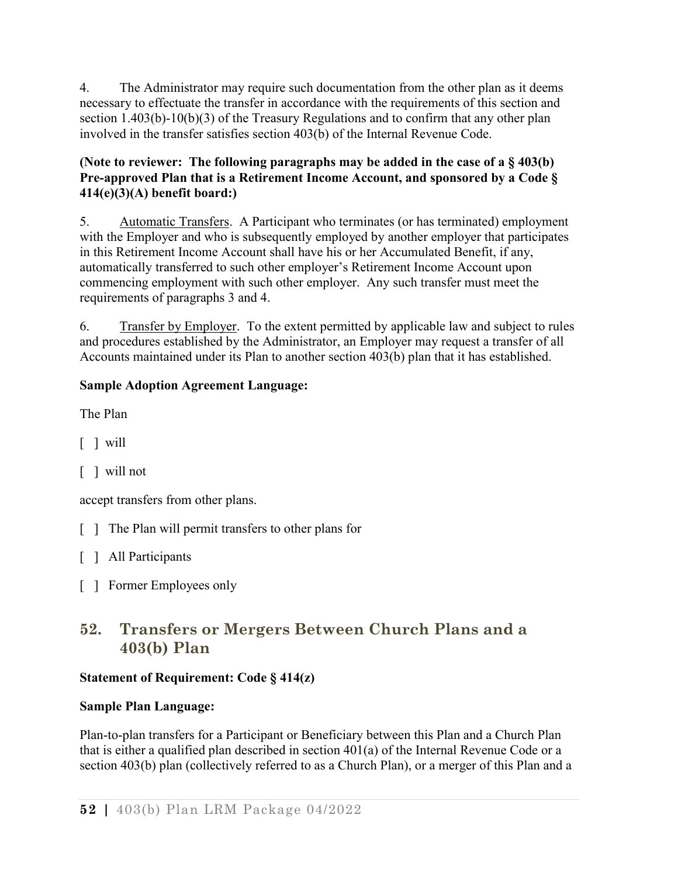4. The Administrator may require such documentation from the other plan as it deems necessary to effectuate the transfer in accordance with the requirements of this section and section 1.403(b)-10(b)(3) of the Treasury Regulations and to confirm that any other plan involved in the transfer satisfies section 403(b) of the Internal Revenue Code.

**(Note to reviewer: The following paragraphs may be added in the case of a § 403(b) Pre-approved Plan that is a Retirement Income Account, and sponsored by a Code § 414(e)(3)(A) benefit board:)**

5. <u>Automatic Transfers</u>. A Participant who terminates (or has terminated) employment with the Employer and who is subsequently employed by another employer that participates in this Retirement Income Account shall have his or her Accumulated Benefit, if any, automatically transferred to such other employer's Retirement Income Account upon commencing employment with such other employer. Any such transfer must meet the requirements of paragraphs 3 and 4.

6. <u>Transfer by Employer</u>. To the extent permitted by applicable law and subject to rules and procedures established by the Administrator, an Employer may request a transfer of all Accounts maintained under its Plan to another section 403(b) plan that it has established.

**Sample Adoption Agreement Language:**

The Plan

[ ] will

[ ] will not

accept transfers from other plans.

[ ] The Plan will permit transfers to other plans for

[ ] All Participants

[ ] Former Employees only

## 52. Transfers or Mergers Between Church Plans and a 403(b) Plan

**Statement of Requirement: Code § 414(z)**

**Sample Plan Language:**

Plan-to-plan transfers for a Participant or Beneficiary between this Plan and a Church Plan that is either a qualified plan described in section 401(a) of the Internal Revenue Code or a section 403(b) plan (collectively referred to as a Church Plan), or a merger of this Plan and a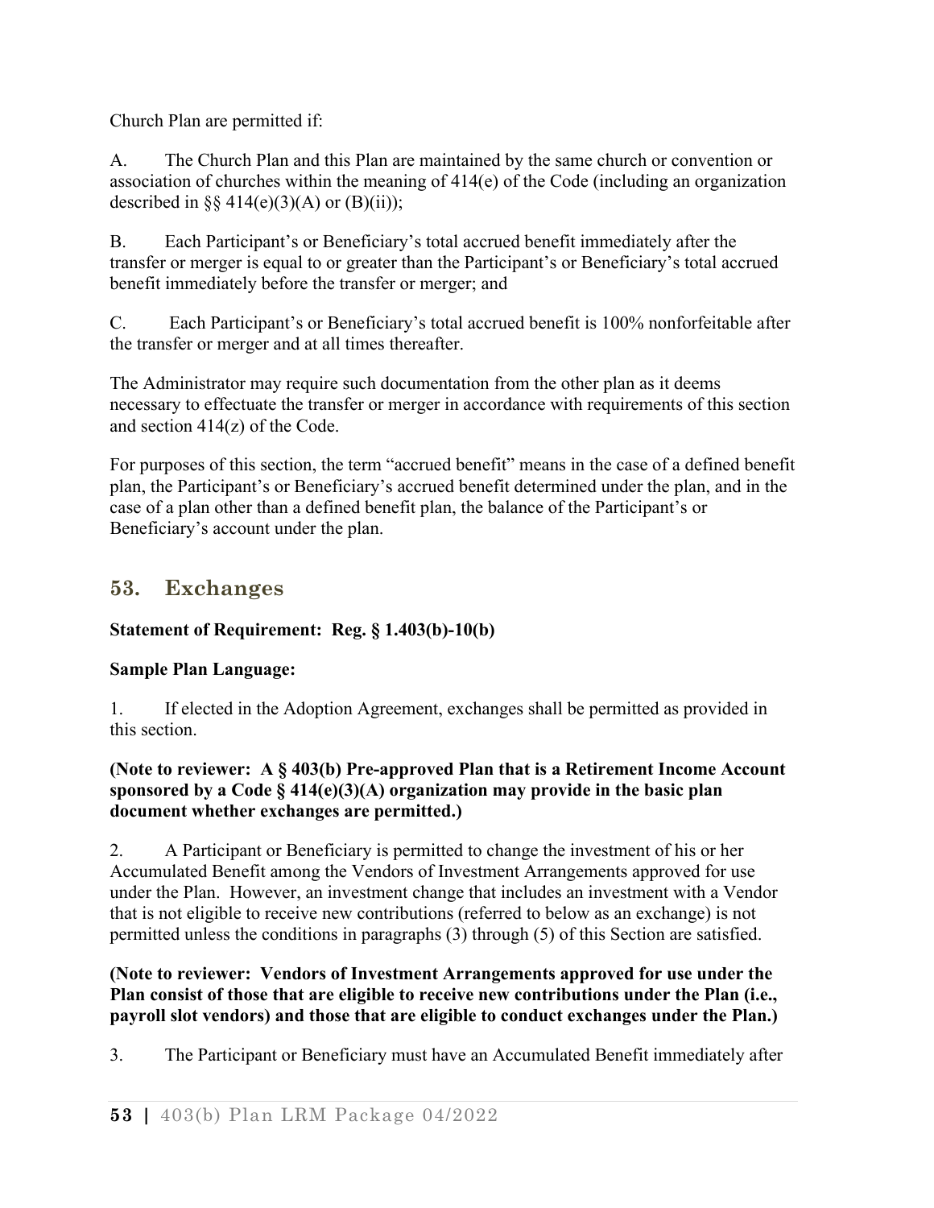Church Plan are permitted if:

A. The Church Plan and this Plan are maintained by the same church or convention or association of churches within the meaning of 414(e) of the Code (including an organization described in §§ 414(e)(3)(A) or (B)(ii));

B. Each Participant's or Beneficiary's total accrued benefit immediately after the transfer or merger is equal to or greater than the Participant's or Beneficiary's total accrued benefit immediately before the transfer or merger; and

C. Each Participant's or Beneficiary's total accrued benefit is 100% nonforfeitable after the transfer or merger and at all times thereafter.

The Administrator may require such documentation from the other plan as it deems necessary to effectuate the transfer or merger in accordance with requirements of this section and section 414(z) of the Code.

For purposes of this section, the term "accrued benefit" means in the case of a defined benefit plan, the Participant's or Beneficiary's accrued benefit determined under the plan, and in the case of a plan other than a defined benefit plan, the balance of the Participant's or Beneficiary's account under the plan.

## 53. Exchanges

**Statement of Requirement: Reg. § 1.403(b)-10(b)**

**Sample Plan Language:**

1. If elected in the Adoption Agreement, exchanges shall be permitted as provided in this section.

**(Note to reviewer: A § 403(b) Pre-approved Plan that is a Retirement Income Account sponsored by a Code § 414(e)(3)(A) organization may provide in the basic plan document whether exchanges are permitted.)**

2. A Participant or Beneficiary is permitted to change the investment of his or her Accumulated Benefit among the Vendors of Investment Arrangements approved for use under the Plan. However, an investment change that includes an investment with a Vendor that is not eligible to receive new contributions (referred to below as an exchange) is not permitted unless the conditions in paragraphs (3) through (5) of this Section are satisfied.

**(Note to reviewer: Vendors of Investment Arrangements approved for use under the Plan consist of those that are eligible to receive new contributions under the Plan (i.e., payroll slot vendors) and those that are eligible to conduct exchanges under the Plan.)**

3. The Participant or Beneficiary must have an Accumulated Benefit immediately after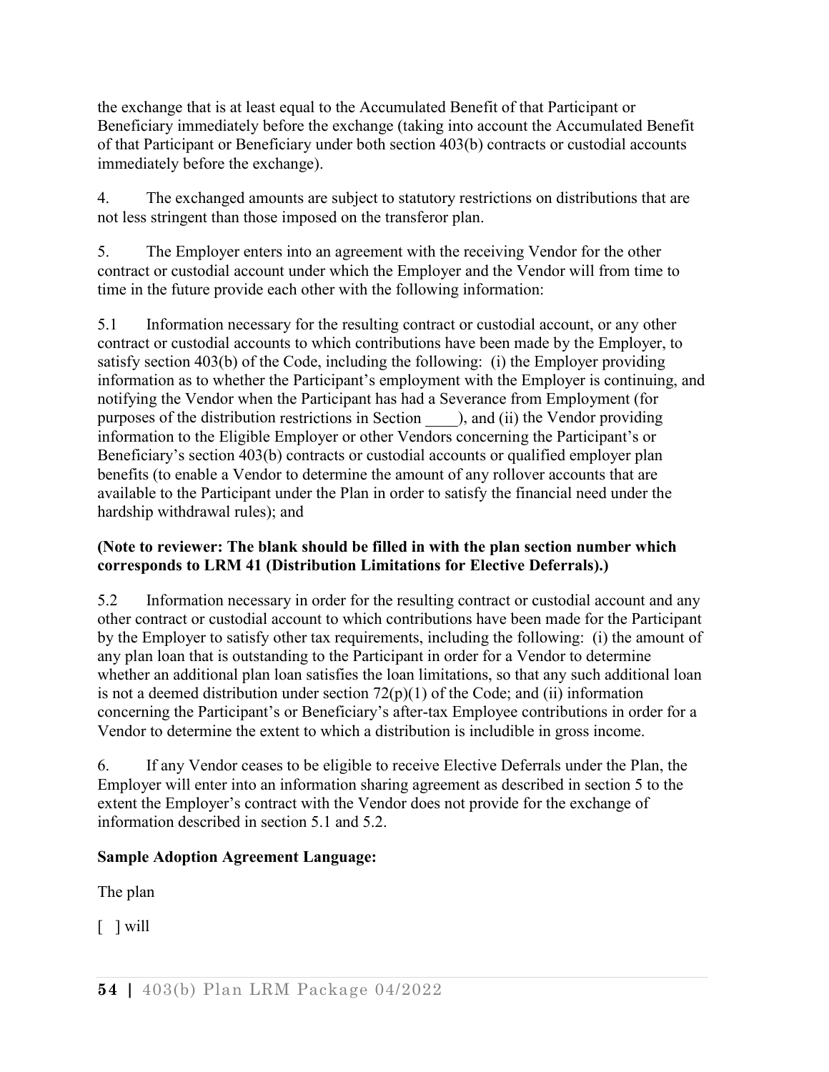the exchange that is at least equal to the Accumulated Benefit of that Participant or Beneficiary immediately before the exchange (taking into account the Accumulated Benefit of that Participant or Beneficiary under both section 403(b) contracts or custodial accounts immediately before the exchange).

4. The exchanged amounts are subject to statutory restrictions on distributions that are not less stringent than those imposed on the transferor plan.

5. The Employer enters into an agreement with the receiving Vendor for the other contract or custodial account under which the Employer and the Vendor will from time to time in the future provide each other with the following information:

5.1 Information necessary for the resulting contract or custodial account, or any other contract or custodial accounts to which contributions have been made by the Employer, to satisfy section 403(b) of the Code, including the following: (i) the Employer providing information as to whether the Participant's employment with the Employer is continuing, and notifying the Vendor when the Participant has had a Severance from Employment (for purposes of the distribution restrictions in Section ____), and (ii) the Vendor providing information to the Eligible Employer or other Vendors concerning the Participant's or Beneficiary's section 403(b) contracts or custodial accounts or qualified employer plan benefits (to enable a Vendor to determine the amount of any rollover accounts that are available to the Participant under the Plan in order to satisfy the financial need under the hardship withdrawal rules); and

**(Note to reviewer: The blank should be filled in with the plan section number which corresponds to LRM 41 (Distribution Limitations for Elective Deferrals).)**

5.2 Information necessary in order for the resulting contract or custodial account and any other contract or custodial account to which contributions have been made for the Participant by the Employer to satisfy other tax requirements, including the following: (i) the amount of any plan loan that is outstanding to the Participant in order for a Vendor to determine whether an additional plan loan satisfies the loan limitations, so that any such additional loan is not a deemed distribution under section 72(p)(1) of the Code; and (ii) information concerning the Participant's or Beneficiary's after-tax Employee contributions in order for a Vendor to determine the extent to which a distribution is includible in gross income.

6. If any Vendor ceases to be eligible to receive Elective Deferrals under the Plan, the Employer will enter into an information sharing agreement as described in section 5 to the extent the Employer's contract with the Vendor does not provide for the exchange of information described in section 5.1 and 5.2.

**Sample Adoption Agreement Language:**

The plan

[ ] will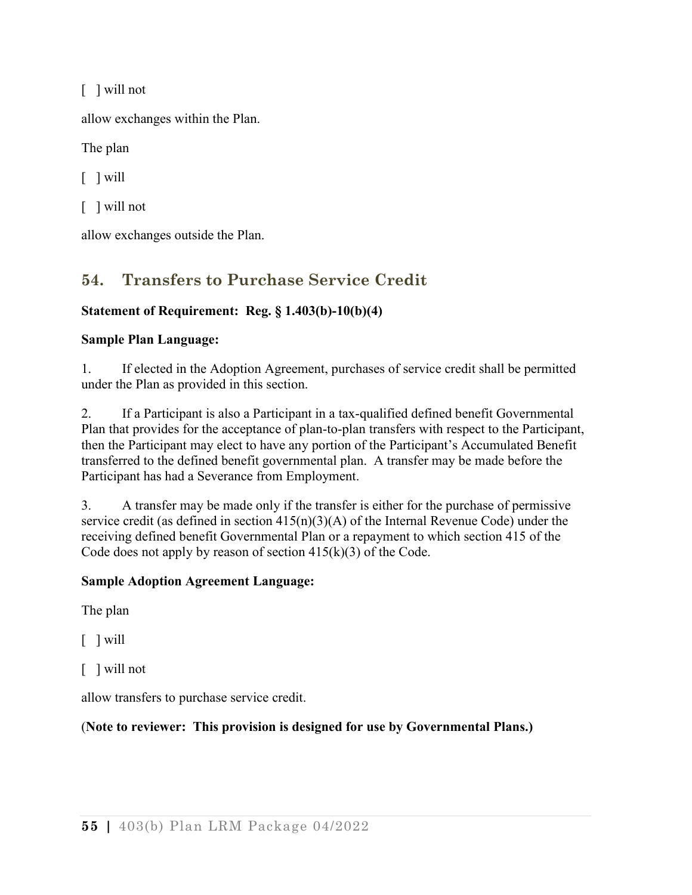[ ] will not

allow exchanges within the Plan.

The plan

[ ] will

[ ] will not

allow exchanges outside the Plan.

## 54. Transfers to Purchase Service Credit

**Statement of Requirement: Reg. § 1.403(b)-10(b)(4)**

**Sample Plan Language:**

1. If elected in the Adoption Agreement, purchases of service credit shall be permitted under the Plan as provided in this section.

2. If a Participant is also a Participant in a tax-qualified defined benefit Governmental Plan that provides for the acceptance of plan-to-plan transfers with respect to the Participant, then the Participant may elect to have any portion of the Participant's Accumulated Benefit transferred to the defined benefit governmental plan. A transfer may be made before the Participant has had a Severance from Employment.

3. A transfer may be made only if the transfer is either for the purchase of permissive service credit (as defined in section 415(n)(3)(A) of the Internal Revenue Code) under the receiving defined benefit Governmental Plan or a repayment to which section 415 of the Code does not apply by reason of section 415(k)(3) of the Code.

**Sample Adoption Agreement Language:**

The plan

[ ] will

[ ] will not

allow transfers to purchase service credit.

(**Note to reviewer: This provision is designed for use by Governmental Plans.)**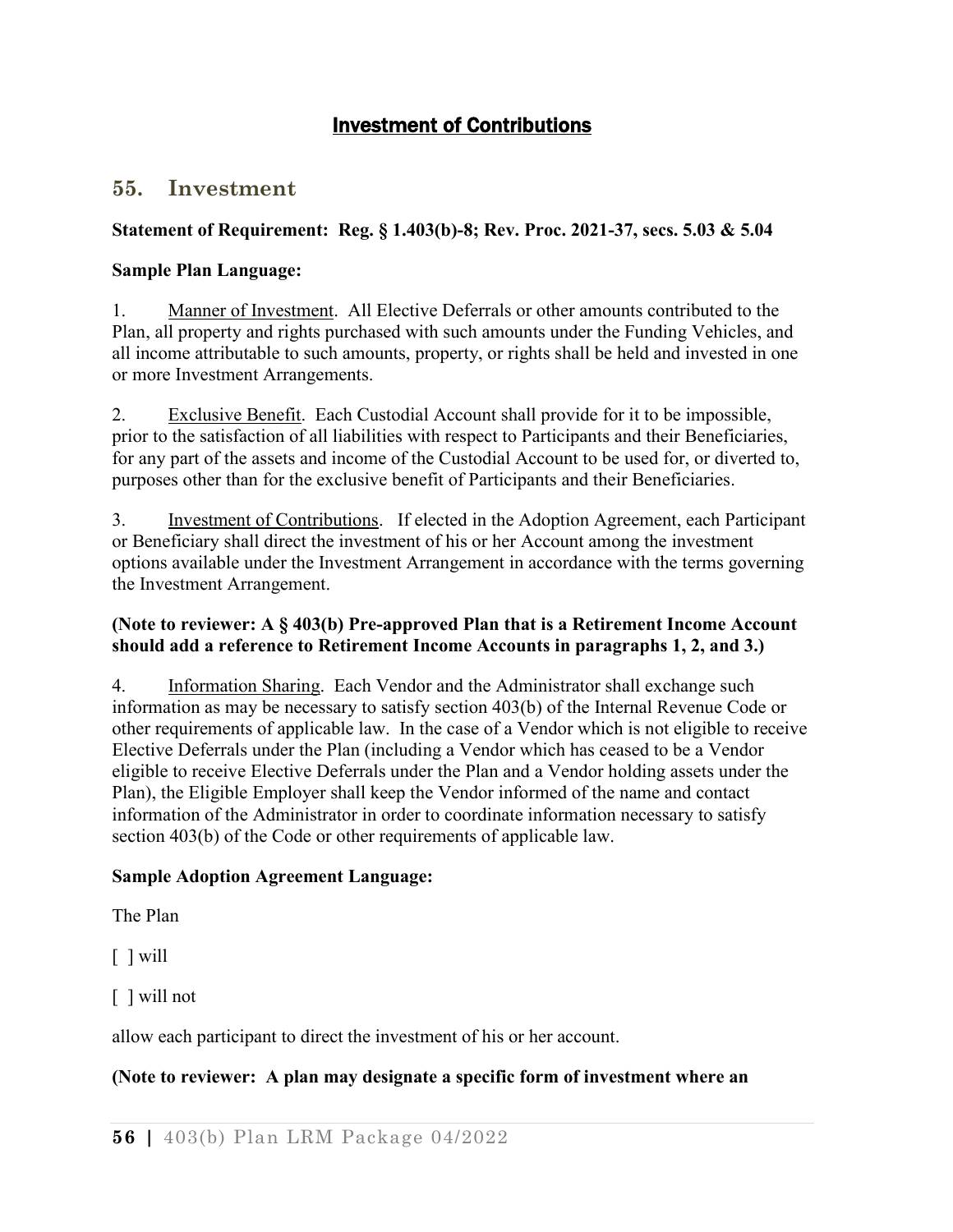## Investment of Contributions

## 55. Investment

**Statement of Requirement: Reg. § 1.403(b)-8; Rev. Proc. 2021-37, secs. 5.03 & 5.04**

**Sample Plan Language:**

1. Manner of Investment. All Elective Deferrals or other amounts contributed to the Plan, all property and rights purchased with such amounts under the Funding Vehicles, and all income attributable to such amounts, property, or rights shall be held and invested in one or more Investment Arrangements.

2. Exclusive Benefit. Each Custodial Account shall provide for it to be impossible, prior to the satisfaction of all liabilities with respect to Participants and their Beneficiaries, for any part of the assets and income of the Custodial Account to be used for, or diverted to, purposes other than for the exclusive benefit of Participants and their Beneficiaries.

3. Investment of Contributions. If elected in the Adoption Agreement, each Participant or Beneficiary shall direct the investment of his or her Account among the investment options available under the Investment Arrangement in accordance with the terms governing the Investment Arrangement.

**(Note to reviewer: A § 403(b) Pre-approved Plan that is a Retirement Income Account should add a reference to Retirement Income Accounts in paragraphs 1, 2, and 3.)**

4. Information Sharing. Each Vendor and the Administrator shall exchange such information as may be necessary to satisfy section 403(b) of the Internal Revenue Code or other requirements of applicable law. In the case of a Vendor which is not eligible to receive Elective Deferrals under the Plan (including a Vendor which has ceased to be a Vendor eligible to receive Elective Deferrals under the Plan and a Vendor holding assets under the Plan), the Eligible Employer shall keep the Vendor informed of the name and contact information of the Administrator in order to coordinate information necessary to satisfy section 403(b) of the Code or other requirements of applicable law.

**Sample Adoption Agreement Language:**

The Plan

[ ] will

[ ] will not

allow each participant to direct the investment of his or her account.

**(Note to reviewer: A plan may designate a specific form of investment where an**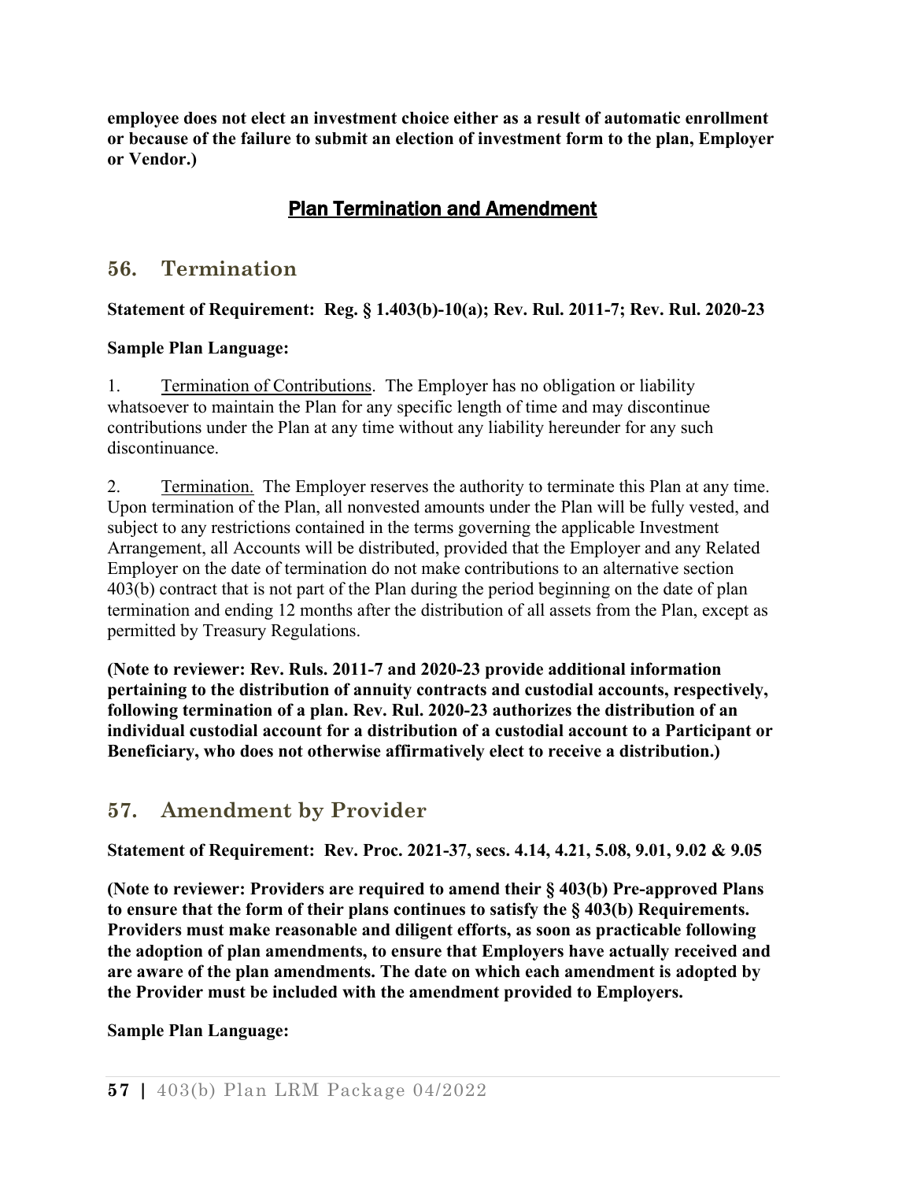**employee does not elect an investment choice either as a result of automatic enrollment or because of the failure to submit an election of investment form to the plan, Employer or Vendor.)**

## Plan Termination and Amendment

## 56. Termination

**Statement of Requirement: Reg. § 1.403(b)-10(a); Rev. Rul. 2011-7; Rev. Rul. 2020-23**

**Sample Plan Language:**

1. Termination of Contributions. The Employer has no obligation or liability whatsoever to maintain the Plan for any specific length of time and may discontinue contributions under the Plan at any time without any liability hereunder for any such discontinuance.

2. Termination. The Employer reserves the authority to terminate this Plan at any time. Upon termination of the Plan, all nonvested amounts under the Plan will be fully vested, and subject to any restrictions contained in the terms governing the applicable Investment Arrangement, all Accounts will be distributed, provided that the Employer and any Related Employer on the date of termination do not make contributions to an alternative section 403(b) contract that is not part of the Plan during the period beginning on the date of plan termination and ending 12 months after the distribution of all assets from the Plan, except as permitted by Treasury Regulations.

**(Note to reviewer: Rev. Ruls. 2011-7 and 2020-23 provide additional information pertaining to the distribution of annuity contracts and custodial accounts, respectively, following termination of a plan. Rev. Rul. 2020-23 authorizes the distribution of an individual custodial account for a distribution of a custodial account to a Participant or Beneficiary, who does not otherwise affirmatively elect to receive a distribution.)**

## 57. Amendment by Provider

**Statement of Requirement: Rev. Proc. 2021-37, secs. 4.14, 4.21, 5.08, 9.01, 9.02 & 9.05**

**(Note to reviewer: Providers are required to amend their § 403(b) Pre-approved Plans to ensure that the form of their plans continues to satisfy the § 403(b) Requirements. Providers must make reasonable and diligent efforts, as soon as practicable following the adoption of plan amendments, to ensure that Employers have actually received and are aware of the plan amendments. The date on which each amendment is adopted by the Provider must be included with the amendment provided to Employers.**

**Sample Plan Language:**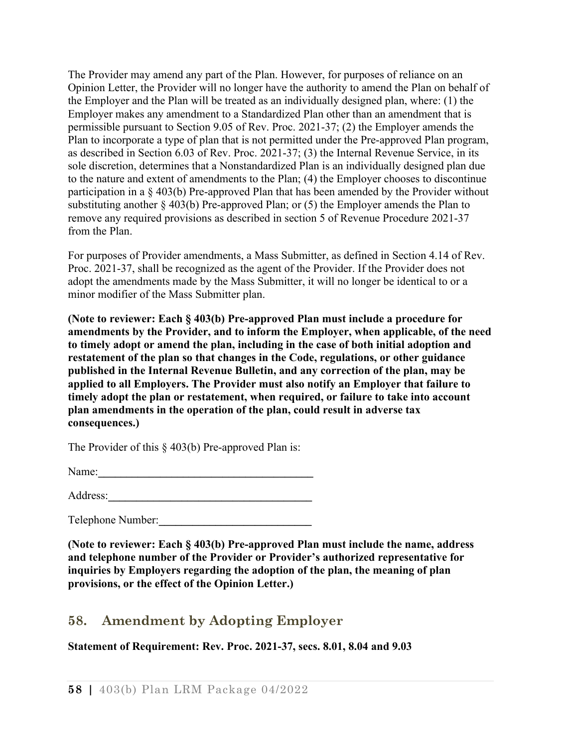The Provider may amend any part of the Plan. However, for purposes of reliance on an Opinion Letter, the Provider will no longer have the authority to amend the Plan on behalf of the Employer and the Plan will be treated as an individually designed plan, where: (1) the Employer makes any amendment to a Standardized Plan other than an amendment that is permissible pursuant to Section 9.05 of Rev. Proc. 2021-37; (2) the Employer amends the Plan to incorporate a type of plan that is not permitted under the Pre-approved Plan program, as described in Section 6.03 of Rev. Proc. 2021-37; (3) the Internal Revenue Service, in its sole discretion, determines that a Nonstandardized Plan is an individually designed plan due to the nature and extent of amendments to the Plan; (4) the Employer chooses to discontinue participation in a § 403(b) Pre-approved Plan that has been amended by the Provider without substituting another § 403(b) Pre-approved Plan; or (5) the Employer amends the Plan to remove any required provisions as described in section 5 of Revenue Procedure 2021-37 from the Plan.

For purposes of Provider amendments, a Mass Submitter, as defined in Section 4.14 of Rev. Proc. 2021-37, shall be recognized as the agent of the Provider. If the Provider does not adopt the amendments made by the Mass Submitter, it will no longer be identical to or a minor modifier of the Mass Submitter plan.

**(Note to reviewer: Each § 403(b) Pre-approved Plan must include a procedure for amendments by the Provider, and to inform the Employer, when applicable, of the need to timely adopt or amend the plan, including in the case of both initial adoption and restatement of the plan so that changes in the Code, regulations, or other guidance published in the Internal Revenue Bulletin, and any correction of the plan, may be applied to all Employers. The Provider must also notify an Employer that failure to timely adopt the plan or restatement, when required, or failure to take into account plan amendments in the operation of the plan, could result in adverse tax consequences.)**

The Provider of this § 403(b) Pre-approved Plan is:

Name:\_\_\_\_\_\_\_\_\_\_\_\_\_\_\_\_\_\_\_\_\_\_\_\_\_\_\_\_\_\_\_\_\_\_\_\_\_\_

Address:\_\_\_\_\_\_\_\_\_\_\_\_\_\_\_\_\_\_\_\_\_\_\_\_\_\_\_\_\_\_\_\_\_\_\_\_

Telephone Number:\_\_\_\_\_\_\_\_\_\_\_\_\_\_\_\_\_\_\_\_\_\_\_\_\_\_\_

**(Note to reviewer: Each § 403(b) Pre-approved Plan must include the name, address and telephone number of the Provider or Provider's authorized representative for inquiries by Employers regarding the adoption of the plan, the meaning of plan provisions, or the effect of the Opinion Letter.)**

## 58. Amendment by Adopting Employer

**Statement of Requirement: Rev. Proc. 2021-37, secs. 8.01, 8.04 and 9.03**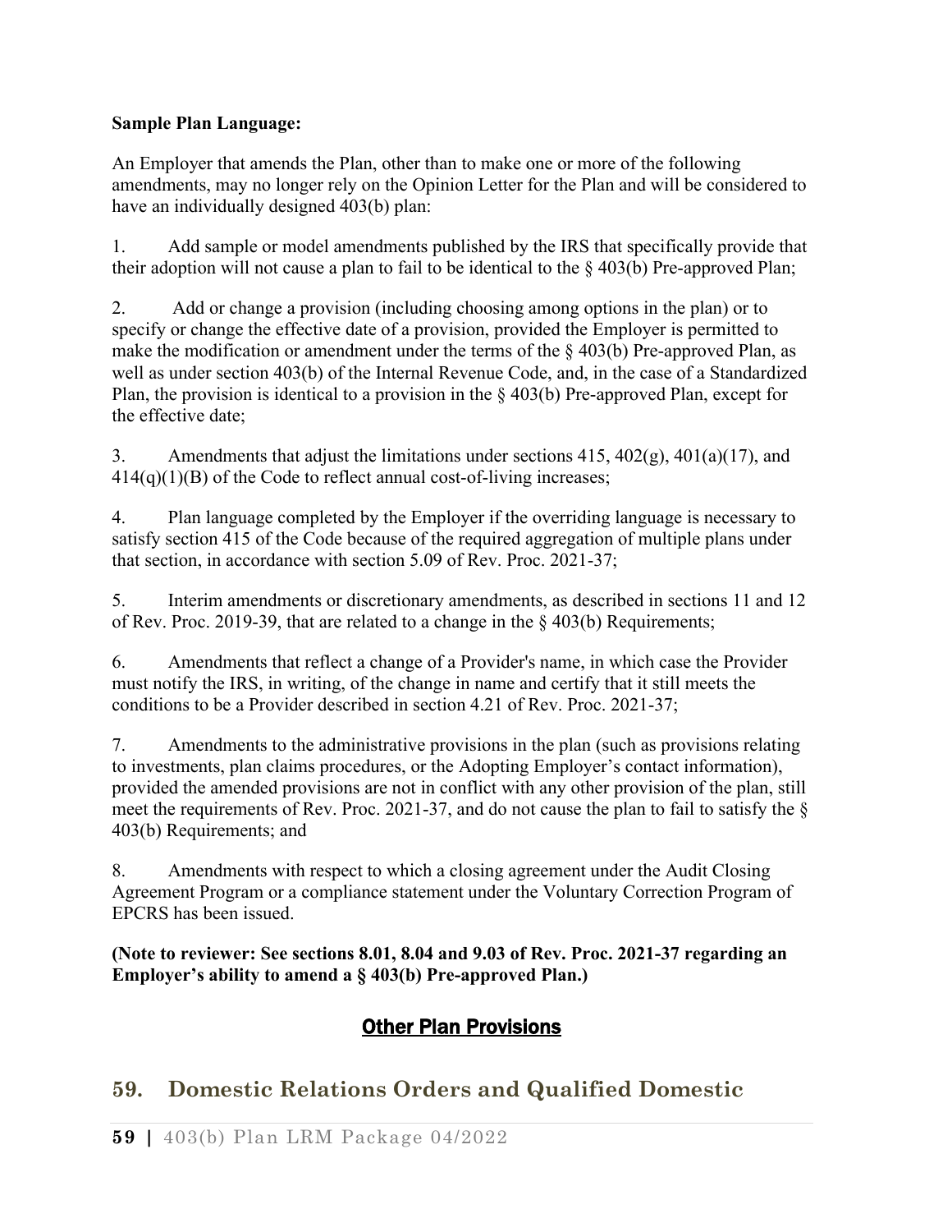**Sample Plan Language:**

An Employer that amends the Plan, other than to make one or more of the following amendments, may no longer rely on the Opinion Letter for the Plan and will be considered to have an individually designed 403(b) plan:

1. Add sample or model amendments published by the IRS that specifically provide that their adoption will not cause a plan to fail to be identical to the § 403(b) Pre-approved Plan;

2. Add or change a provision (including choosing among options in the plan) or to specify or change the effective date of a provision, provided the Employer is permitted to make the modification or amendment under the terms of the § 403(b) Pre-approved Plan, as well as under section 403(b) of the Internal Revenue Code, and, in the case of a Standardized Plan, the provision is identical to a provision in the § 403(b) Pre-approved Plan, except for the effective date;

3. Amendments that adjust the limitations under sections 415, 402(g), 401(a)(17), and 414(q)(1)(B) of the Code to reflect annual cost-of-living increases;

4. Plan language completed by the Employer if the overriding language is necessary to satisfy section 415 of the Code because of the required aggregation of multiple plans under that section, in accordance with section 5.09 of Rev. Proc. 2021-37;

5. Interim amendments or discretionary amendments, as described in sections 11 and 12 of Rev. Proc. 2019-39, that are related to a change in the § 403(b) Requirements;

6. Amendments that reflect a change of a Provider's name, in which case the Provider must notify the IRS, in writing, of the change in name and certify that it still meets the conditions to be a Provider described in section 4.21 of Rev. Proc. 2021-37;

7. Amendments to the administrative provisions in the plan (such as provisions relating to investments, plan claims procedures, or the Adopting Employer's contact information), provided the amended provisions are not in conflict with any other provision of the plan, still meet the requirements of Rev. Proc. 2021-37, and do not cause the plan to fail to satisfy the § 403(b) Requirements; and

8. Amendments with respect to which a closing agreement under the Audit Closing Agreement Program or a compliance statement under the Voluntary Correction Program of EPCRS has been issued.

**(Note to reviewer: See sections 8.01, 8.04 and 9.03 of Rev. Proc. 2021-37 regarding an Employer's ability to amend a § 403(b) Pre-approved Plan.)**

## Other Plan Provisions

## 59. Domestic Relations Orders and Qualified Domestic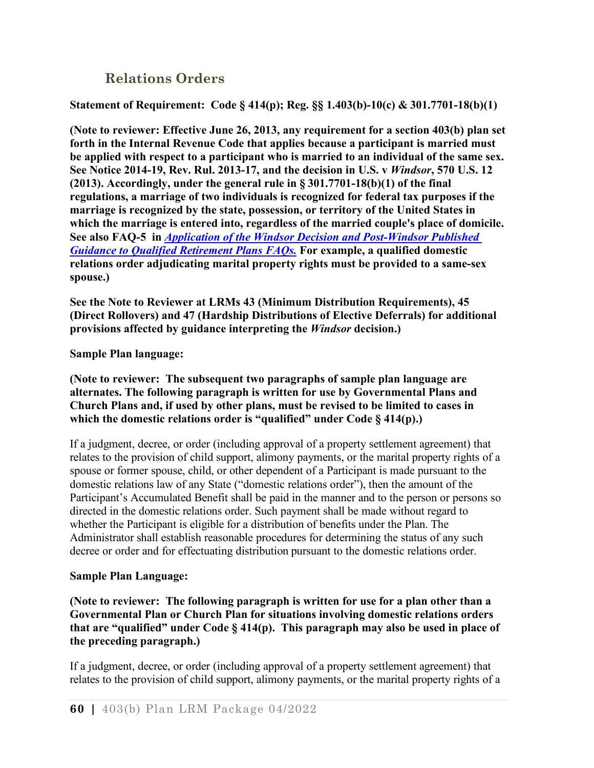## Relations Orders

**Statement of Requirement: Code § 414(p); Reg. §§ 1.403(b)-10(c) & 301.7701-18(b)(1)**

**(Note to reviewer: Effective June 26, 2013, any requirement for a section 403(b) plan set forth in the Internal Revenue Code that applies because a participant is married must be applied with respect to a participant who is married to an individual of the same sex. See Notice 2014-19, Rev. Rul. 2013-17, and the decision in U.S. v *Windsor*, 570 U.S. 12 (2013). Accordingly, under the general rule in § 301.7701-18(b)(1) of the final regulations, a marriage of two individuals is recognized for federal tax purposes if the marriage is recognized by the state, possession, or territory of the United States in which the marriage is entered into, regardless of the married couple's place of domicile. See also FAQ-5 in *Application of the Windsor Decision and Post-Windsor Published Guidance to Qualified Retirement Plans FAQs.* For example, a qualified domestic relations order adjudicating marital property rights must be provided to a same-sex spouse.)**

**See the Note to Reviewer at LRMs 43 (Minimum Distribution Requirements), 45 (Direct Rollovers) and 47 (Hardship Distributions of Elective Deferrals) for additional provisions affected by guidance interpreting the *Windsor* decision.)**

**Sample Plan language:**

**(Note to reviewer: The subsequent two paragraphs of sample plan language are alternates. The following paragraph is written for use by Governmental Plans and Church Plans and, if used by other plans, must be revised to be limited to cases in which the domestic relations order is "qualified" under Code § 414(p).)**

If a judgment, decree, or order (including approval of a property settlement agreement) that relates to the provision of child support, alimony payments, or the marital property rights of a spouse or former spouse, child, or other dependent of a Participant is made pursuant to the domestic relations law of any State ("domestic relations order"), then the amount of the Participant's Accumulated Benefit shall be paid in the manner and to the person or persons so directed in the domestic relations order. Such payment shall be made without regard to whether the Participant is eligible for a distribution of benefits under the Plan. The Administrator shall establish reasonable procedures for determining the status of any such decree or order and for effectuating distribution pursuant to the domestic relations order.

**Sample Plan Language:**

**(Note to reviewer: The following paragraph is written for use for a plan other than a Governmental Plan or Church Plan for situations involving domestic relations orders that are "qualified" under Code § 414(p). This paragraph may also be used in place of the preceding paragraph.)**

If a judgment, decree, or order (including approval of a property settlement agreement) that relates to the provision of child support, alimony payments, or the marital property rights of a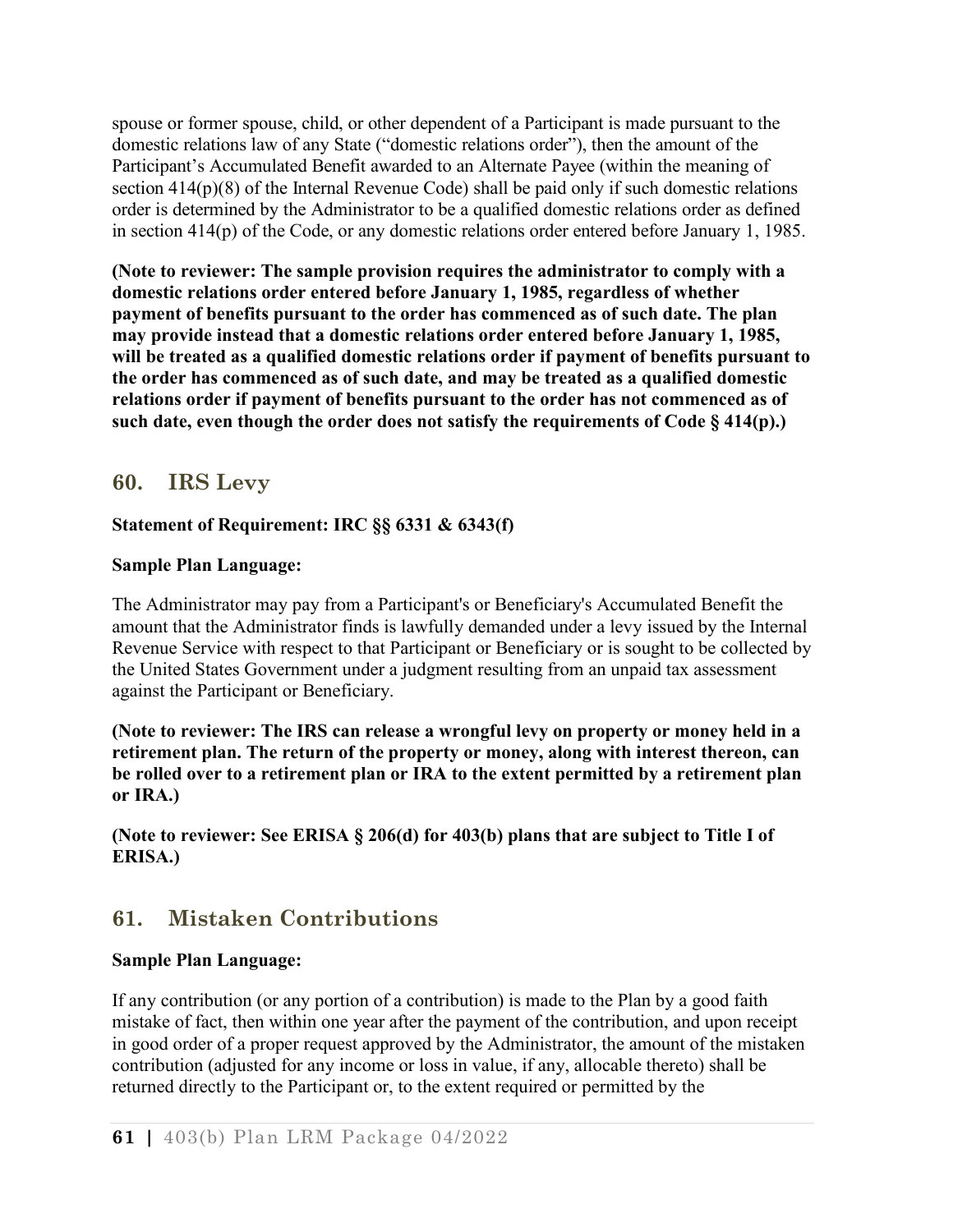spouse or former spouse, child, or other dependent of a Participant is made pursuant to the domestic relations law of any State ("domestic relations order"), then the amount of the Participant's Accumulated Benefit awarded to an Alternate Payee (within the meaning of section 414(p)(8) of the Internal Revenue Code) shall be paid only if such domestic relations order is determined by the Administrator to be a qualified domestic relations order as defined in section 414(p) of the Code, or any domestic relations order entered before January 1, 1985.

**(Note to reviewer: The sample provision requires the administrator to comply with a domestic relations order entered before January 1, 1985, regardless of whether payment of benefits pursuant to the order has commenced as of such date. The plan may provide instead that a domestic relations order entered before January 1, 1985, will be treated as a qualified domestic relations order if payment of benefits pursuant to the order has commenced as of such date, and may be treated as a qualified domestic relations order if payment of benefits pursuant to the order has not commenced as of such date, even though the order does not satisfy the requirements of Code § 414(p).)**

## 60. IRS Levy

**Statement of Requirement: IRC §§ 6331 & 6343(f)**

**Sample Plan Language:**

The Administrator may pay from a Participant's or Beneficiary's Accumulated Benefit the amount that the Administrator finds is lawfully demanded under a levy issued by the Internal Revenue Service with respect to that Participant or Beneficiary or is sought to be collected by the United States Government under a judgment resulting from an unpaid tax assessment against the Participant or Beneficiary.

**(Note to reviewer: The IRS can release a wrongful levy on property or money held in a retirement plan. The return of the property or money, along with interest thereon, can be rolled over to a retirement plan or IRA to the extent permitted by a retirement plan or IRA.)**

**(Note to reviewer: See ERISA § 206(d) for 403(b) plans that are subject to Title I of ERISA.)**

## 61. Mistaken Contributions

**Sample Plan Language:**

If any contribution (or any portion of a contribution) is made to the Plan by a good faith mistake of fact, then within one year after the payment of the contribution, and upon receipt in good order of a proper request approved by the Administrator, the amount of the mistaken contribution (adjusted for any income or loss in value, if any, allocable thereto) shall be returned directly to the Participant or, to the extent required or permitted by the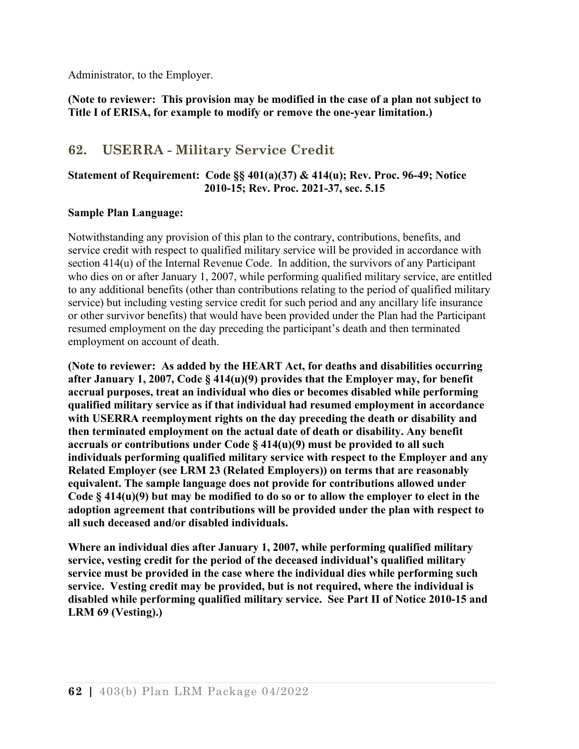Administrator, to the Employer.

**(Note to reviewer: This provision may be modified in the case of a plan not subject to Title I of ERISA, for example to modify or remove the one-year limitation.)**

## 62. USERRA - Military Service Credit

**Statement of Requirement: Code §§ 401(a)(37) & 414(u); Rev. Proc. 96-49; Notice 2010-15; Rev. Proc. 2021-37, sec. 5.15**

**Sample Plan Language:**

Notwithstanding any provision of this plan to the contrary, contributions, benefits, and service credit with respect to qualified military service will be provided in accordance with section 414(u) of the Internal Revenue Code. In addition, the survivors of any Participant who dies on or after January 1, 2007, while performing qualified military service, are entitled to any additional benefits (other than contributions relating to the period of qualified military service) but including vesting service credit for such period and any ancillary life insurance or other survivor benefits) that would have been provided under the Plan had the Participant resumed employment on the day preceding the participant's death and then terminated employment on account of death.

**(Note to reviewer: As added by the HEART Act, for deaths and disabilities occurring after January 1, 2007, Code § 414(u)(9) provides that the Employer may, for benefit accrual purposes, treat an individual who dies or becomes disabled while performing qualified military service as if that individual had resumed employment in accordance with USERRA reemployment rights on the day preceding the death or disability and then terminated employment on the actual date of death or disability. Any benefit accruals or contributions under Code § 414(u)(9) must be provided to all such individuals performing qualified military service with respect to the Employer and any Related Employer (see LRM 23 (Related Employers)) on terms that are reasonably equivalent. The sample language does not provide for contributions allowed under Code § 414(u)(9) but may be modified to do so or to allow the employer to elect in the adoption agreement that contributions will be provided under the plan with respect to all such deceased and/or disabled individuals.**

**Where an individual dies after January 1, 2007, while performing qualified military service, vesting credit for the period of the deceased individual's qualified military service must be provided in the case where the individual dies while performing such service. Vesting credit may be provided, but is not required, where the individual is disabled while performing qualified military service. See Part II of Notice 2010-15 and LRM 69 (Vesting).)**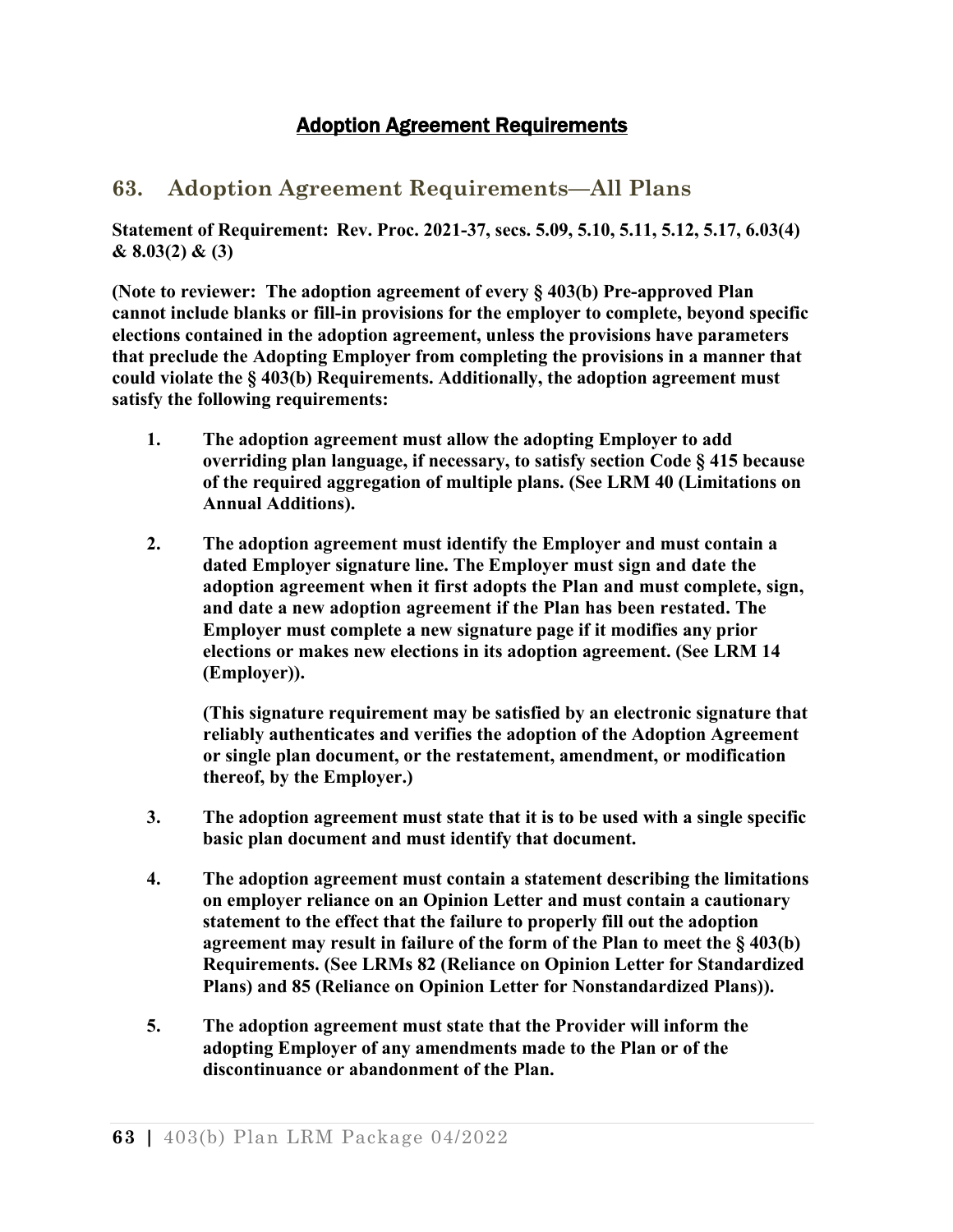## Adoption Agreement Requirements

## 63. Adoption Agreement Requirements—All Plans

**Statement of Requirement: Rev. Proc. 2021-37, secs. 5.09, 5.10, 5.11, 5.12, 5.17, 6.03(4) & 8.03(2) & (3)**

**(Note to reviewer: The adoption agreement of every § 403(b) Pre-approved Plan cannot include blanks or fill-in provisions for the employer to complete, beyond specific elections contained in the adoption agreement, unless the provisions have parameters that preclude the Adopting Employer from completing the provisions in a manner that could violate the § 403(b) Requirements. Additionally, the adoption agreement must satisfy the following requirements:**

1. **The adoption agreement must allow the adopting Employer to add overriding plan language, if necessary, to satisfy section Code § 415 because of the required aggregation of multiple plans. (See LRM 40 (Limitations on Annual Additions).**

2. **The adoption agreement must identify the Employer and must contain a dated Employer signature line. The Employer must sign and date the adoption agreement when it first adopts the Plan and must complete, sign, and date a new adoption agreement if the Plan has been restated. The Employer must complete a new signature page if it modifies any prior elections or makes new elections in its adoption agreement. (See LRM 14 (Employer)).**

   **(This signature requirement may be satisfied by an electronic signature that reliably authenticates and verifies the adoption of the Adoption Agreement or single plan document, or the restatement, amendment, or modification thereof, by the Employer.)**

3. **The adoption agreement must state that it is to be used with a single specific basic plan document and must identify that document.**

4. **The adoption agreement must contain a statement describing the limitations on employer reliance on an Opinion Letter and must contain a cautionary statement to the effect that the failure to properly fill out the adoption agreement may result in failure of the form of the Plan to meet the § 403(b) Requirements. (See LRMs 82 (Reliance on Opinion Letter for Standardized Plans) and 85 (Reliance on Opinion Letter for Nonstandardized Plans)).**

5. **The adoption agreement must state that the Provider will inform the adopting Employer of any amendments made to the Plan or of the discontinuance or abandonment of the Plan.**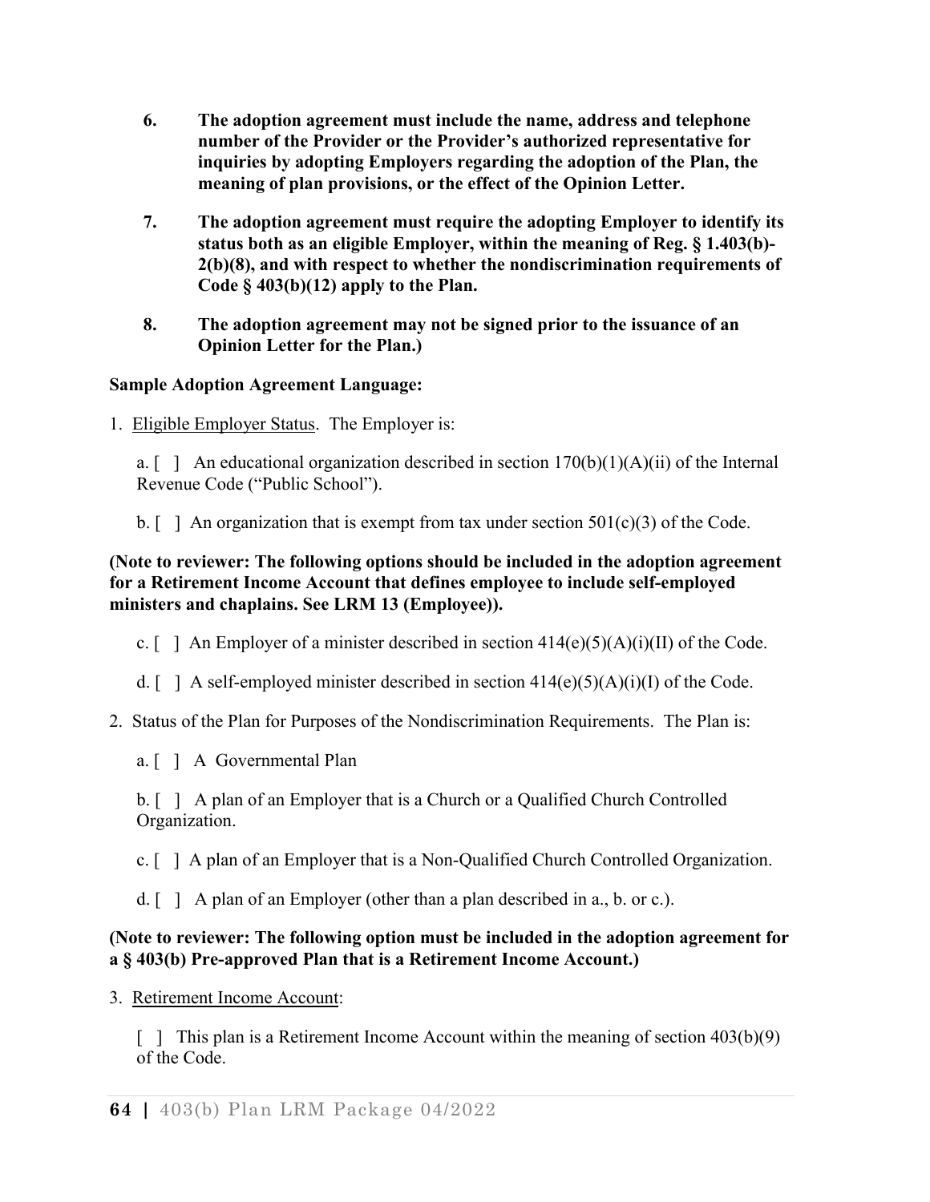6. **The adoption agreement must include the name, address and telephone number of the Provider or the Provider's authorized representative for inquiries by adopting Employers regarding the adoption of the Plan, the meaning of plan provisions, or the effect of the Opinion Letter.**

7. **The adoption agreement must require the adopting Employer to identify its status both as an eligible Employer, within the meaning of Reg. § 1.403(b)-2(b)(8), and with respect to whether the nondiscrimination requirements of Code § 403(b)(12) apply to the Plan.**

8. **The adoption agreement may not be signed prior to the issuance of an Opinion Letter for the Plan.)**

**Sample Adoption Agreement Language:**

1. Eligible Employer Status. The Employer is:

   a. [ ] An educational organization described in section 170(b)(1)(A)(ii) of the Internal Revenue Code ("Public School").

   b. [ ] An organization that is exempt from tax under section 501(c)(3) of the Code.

**(Note to reviewer: The following options should be included in the adoption agreement for a Retirement Income Account that defines employee to include self-employed ministers and chaplains. See LRM 13 (Employee)).**

   c. [ ] An Employer of a minister described in section 414(e)(5)(A)(i)(II) of the Code.

   d. [ ] A self-employed minister described in section 414(e)(5)(A)(i)(I) of the Code.

2. Status of the Plan for Purposes of the Nondiscrimination Requirements. The Plan is:

   a. [ ] A Governmental Plan

   b. [ ] A plan of an Employer that is a Church or a Qualified Church Controlled Organization.

   c. [ ] A plan of an Employer that is a Non-Qualified Church Controlled Organization.

   d. [ ] A plan of an Employer (other than a plan described in a., b. or c.).

**(Note to reviewer: The following option must be included in the adoption agreement for a § 403(b) Pre-approved Plan that is a Retirement Income Account.)**

3. Retirement Income Account:

   [ ] This plan is a Retirement Income Account within the meaning of section 403(b)(9) of the Code.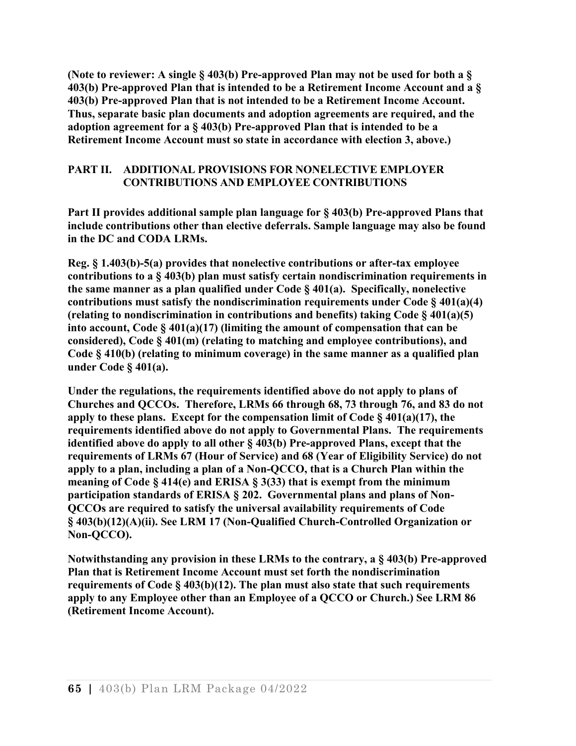**(Note to reviewer: A single § 403(b) Pre-approved Plan may not be used for both a § 403(b) Pre-approved Plan that is intended to be a Retirement Income Account and a § 403(b) Pre-approved Plan that is not intended to be a Retirement Income Account. Thus, separate basic plan documents and adoption agreements are required, and the adoption agreement for a § 403(b) Pre-approved Plan that is intended to be a Retirement Income Account must so state in accordance with election 3, above.)**

## PART II. ADDITIONAL PROVISIONS FOR NONELECTIVE EMPLOYER CONTRIBUTIONS AND EMPLOYEE CONTRIBUTIONS

**Part II provides additional sample plan language for § 403(b) Pre-approved Plans that include contributions other than elective deferrals. Sample language may also be found in the DC and CODA LRMs.**

**Reg. § 1.403(b)-5(a) provides that nonelective contributions or after-tax employee contributions to a § 403(b) plan must satisfy certain nondiscrimination requirements in the same manner as a plan qualified under Code § 401(a). Specifically, nonelective contributions must satisfy the nondiscrimination requirements under Code § 401(a)(4) (relating to nondiscrimination in contributions and benefits) taking Code § 401(a)(5) into account, Code § 401(a)(17) (limiting the amount of compensation that can be considered), Code § 401(m) (relating to matching and employee contributions), and Code § 410(b) (relating to minimum coverage) in the same manner as a qualified plan under Code § 401(a).**

**Under the regulations, the requirements identified above do not apply to plans of Churches and QCCOs. Therefore, LRMs 66 through 68, 73 through 76, and 83 do not apply to these plans. Except for the compensation limit of Code § 401(a)(17), the requirements identified above do not apply to Governmental Plans. The requirements identified above do apply to all other § 403(b) Pre-approved Plans, except that the requirements of LRMs 67 (Hour of Service) and 68 (Year of Eligibility Service) do not apply to a plan, including a plan of a Non-QCCO, that is a Church Plan within the meaning of Code § 414(e) and ERISA § 3(33) that is exempt from the minimum participation standards of ERISA § 202. Governmental plans and plans of Non-QCCOs are required to satisfy the universal availability requirements of Code § 403(b)(12)(A)(ii). See LRM 17 (Non-Qualified Church-Controlled Organization or Non-QCCO).**

**Notwithstanding any provision in these LRMs to the contrary, a § 403(b) Pre-approved Plan that is Retirement Income Account must set forth the nondiscrimination requirements of Code § 403(b)(12). The plan must also state that such requirements apply to any Employee other than an Employee of a QCCO or Church.) See LRM 86 (Retirement Income Account).**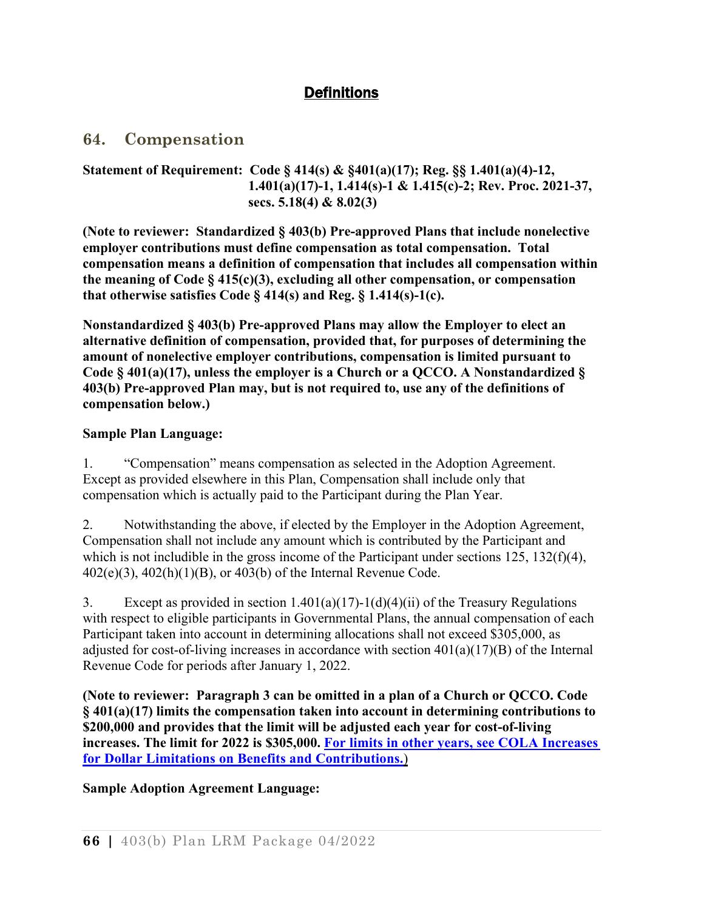## Definitions

## 64. Compensation

**Statement of Requirement: Code § 414(s) & §401(a)(17); Reg. §§ 1.401(a)(4)-12, 1.401(a)(17)-1, 1.414(s)-1 & 1.415(c)-2; Rev. Proc. 2021-37, secs. 5.18(4) & 8.02(3)**

**(Note to reviewer: Standardized § 403(b) Pre-approved Plans that include nonelective employer contributions must define compensation as total compensation. Total compensation means a definition of compensation that includes all compensation within the meaning of Code § 415(c)(3), excluding all other compensation, or compensation that otherwise satisfies Code § 414(s) and Reg. § 1.414(s)-1(c).**

**Nonstandardized § 403(b) Pre-approved Plans may allow the Employer to elect an alternative definition of compensation, provided that, for purposes of determining the amount of nonelective employer contributions, compensation is limited pursuant to Code § 401(a)(17), unless the employer is a Church or a QCCO. A Nonstandardized § 403(b) Pre-approved Plan may, but is not required to, use any of the definitions of compensation below.)**

**Sample Plan Language:**

1. "Compensation" means compensation as selected in the Adoption Agreement. Except as provided elsewhere in this Plan, Compensation shall include only that compensation which is actually paid to the Participant during the Plan Year.

2. Notwithstanding the above, if elected by the Employer in the Adoption Agreement, Compensation shall not include any amount which is contributed by the Participant and which is not includible in the gross income of the Participant under sections 125, 132(f)(4), 402(e)(3), 402(h)(1)(B), or 403(b) of the Internal Revenue Code.

3. Except as provided in section 1.401(a)(17)-1(d)(4)(ii) of the Treasury Regulations with respect to eligible participants in Governmental Plans, the annual compensation of each Participant taken into account in determining allocations shall not exceed $305,000, as adjusted for cost-of-living increases in accordance with section 401(a)(17)(B) of the Internal Revenue Code for periods after January 1, 2022.

**(Note to reviewer: Paragraph 3 can be omitted in a plan of a Church or QCCO. Code § 401(a)(17) limits the compensation taken into account in determining contributions to $200,000 and provides that the limit will be adjusted each year for cost-of-living increases. The limit for 2022 is $305,000. For limits in other years, see COLA Increases for Dollar Limitations on Benefits and Contributions.)**

**Sample Adoption Agreement Language:**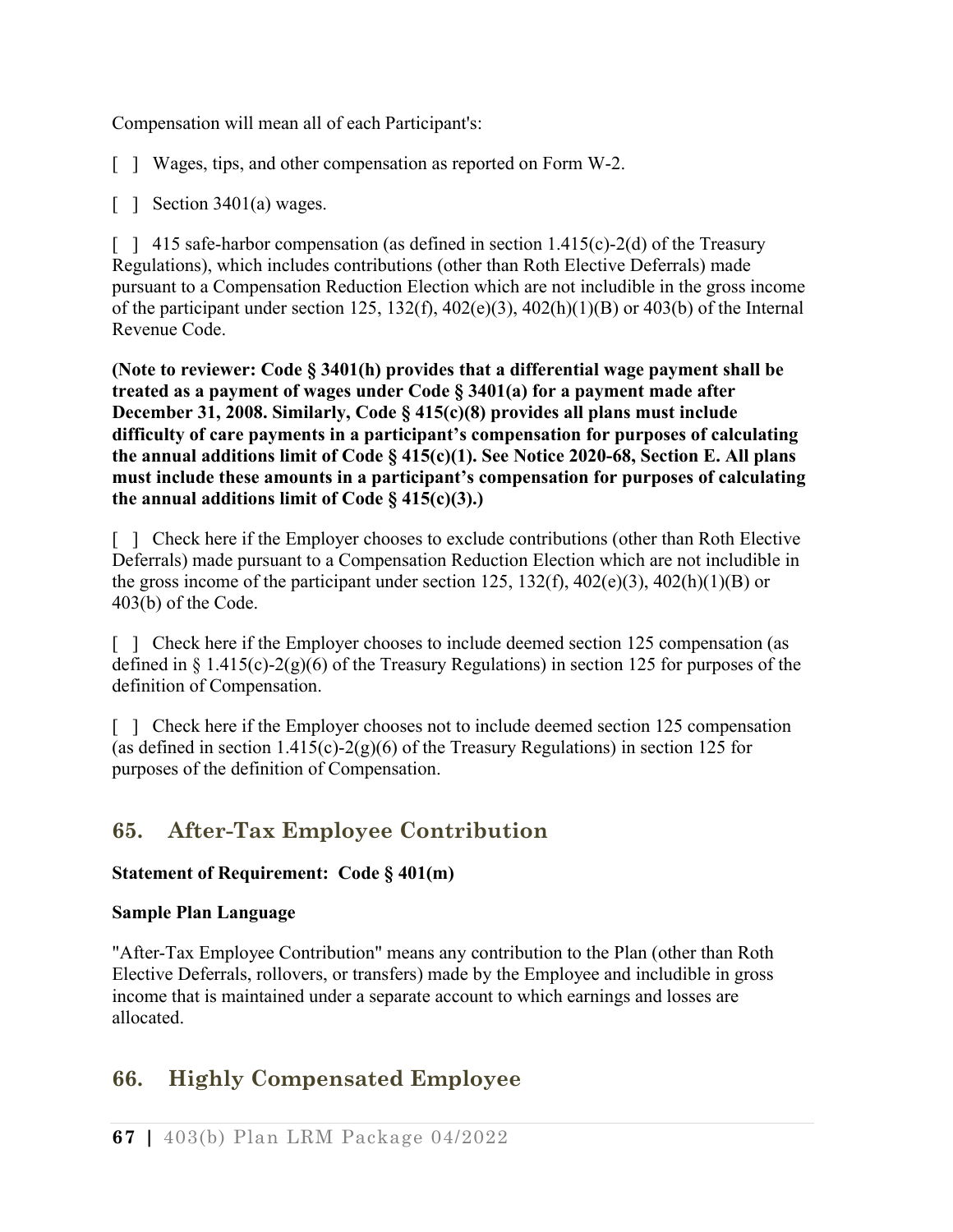Compensation will mean all of each Participant's:

[ ] Wages, tips, and other compensation as reported on Form W-2.

[ ] Section 3401(a) wages.

[ ] 415 safe-harbor compensation (as defined in section 1.415(c)-2(d) of the Treasury Regulations), which includes contributions (other than Roth Elective Deferrals) made pursuant to a Compensation Reduction Election which are not includible in the gross income of the participant under section 125, 132(f), 402(e)(3), 402(h)(1)(B) or 403(b) of the Internal Revenue Code.

**(Note to reviewer: Code § 3401(h) provides that a differential wage payment shall be treated as a payment of wages under Code § 3401(a) for a payment made after December 31, 2008. Similarly, Code § 415(c)(8) provides all plans must include difficulty of care payments in a participant's compensation for purposes of calculating the annual additions limit of Code § 415(c)(1). See Notice 2020-68, Section E. All plans must include these amounts in a participant's compensation for purposes of calculating the annual additions limit of Code § 415(c)(3).)**

[ ] Check here if the Employer chooses to exclude contributions (other than Roth Elective Deferrals) made pursuant to a Compensation Reduction Election which are not includible in the gross income of the participant under section 125, 132(f), 402(e)(3), 402(h)(1)(B) or 403(b) of the Code.

[ ] Check here if the Employer chooses to include deemed section 125 compensation (as defined in § 1.415(c)-2(g)(6) of the Treasury Regulations) in section 125 for purposes of the definition of Compensation.

[ ] Check here if the Employer chooses not to include deemed section 125 compensation (as defined in section 1.415(c)-2(g)(6) of the Treasury Regulations) in section 125 for purposes of the definition of Compensation.

## 65. After-Tax Employee Contribution

**Statement of Requirement: Code § 401(m)**

**Sample Plan Language**

"After-Tax Employee Contribution" means any contribution to the Plan (other than Roth Elective Deferrals, rollovers, or transfers) made by the Employee and includible in gross income that is maintained under a separate account to which earnings and losses are allocated.

## 66. Highly Compensated Employee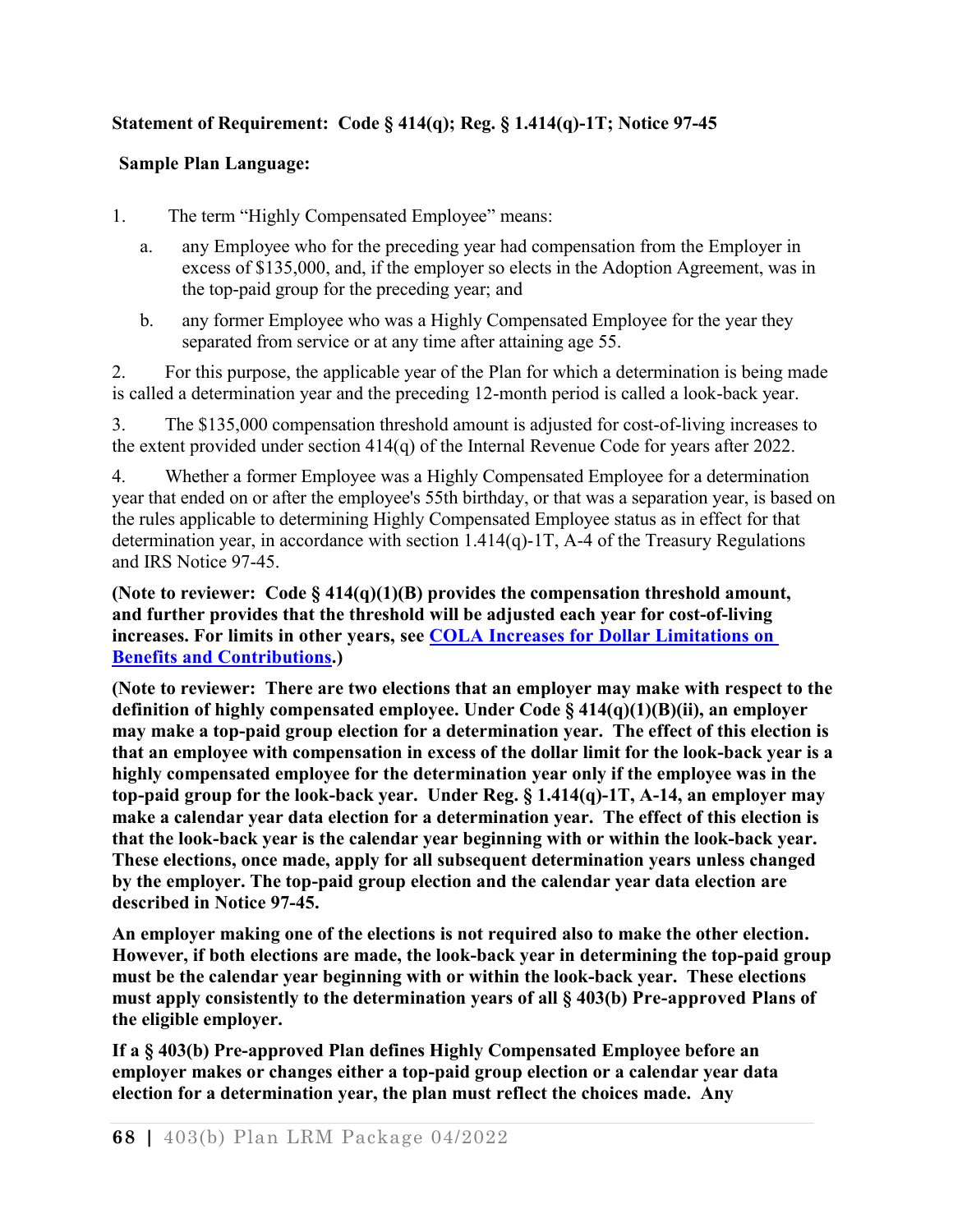**Statement of Requirement: Code § 414(q); Reg. § 1.414(q)-1T; Notice 97-45**

**Sample Plan Language:**

1. The term "Highly Compensated Employee" means:

   a. any Employee who for the preceding year had compensation from the Employer in excess of $135,000, and, if the employer so elects in the Adoption Agreement, was in the top-paid group for the preceding year; and

   b. any former Employee who was a Highly Compensated Employee for the year they separated from service or at any time after attaining age 55.

2. For this purpose, the applicable year of the Plan for which a determination is being made is called a determination year and the preceding 12-month period is called a look-back year.

3. The $135,000 compensation threshold amount is adjusted for cost-of-living increases to the extent provided under section 414(q) of the Internal Revenue Code for years after 2022.

4. Whether a former Employee was a Highly Compensated Employee for a determination year that ended on or after the employee's 55th birthday, or that was a separation year, is based on the rules applicable to determining Highly Compensated Employee status as in effect for that determination year, in accordance with section 1.414(q)-1T, A-4 of the Treasury Regulations and IRS Notice 97-45.

**(Note to reviewer: Code § 414(q)(1)(B) provides the compensation threshold amount, and further provides that the threshold will be adjusted each year for cost-of-living increases. For limits in other years, see [COLA Increases for Dollar Limitations on Benefits and Contributions].)**

**(Note to reviewer: There are two elections that an employer may make with respect to the definition of highly compensated employee. Under Code § 414(q)(1)(B)(ii), an employer may make a top-paid group election for a determination year. The effect of this election is that an employee with compensation in excess of the dollar limit for the look-back year is a highly compensated employee for the determination year only if the employee was in the top-paid group for the look-back year. Under Reg. § 1.414(q)-1T, A-14, an employer may make a calendar year data election for a determination year. The effect of this election is that the look-back year is the calendar year beginning with or within the look-back year. These elections, once made, apply for all subsequent determination years unless changed by the employer. The top-paid group election and the calendar year data election are described in Notice 97-45.**

**An employer making one of the elections is not required also to make the other election. However, if both elections are made, the look-back year in determining the top-paid group must be the calendar year beginning with or within the look-back year. These elections must apply consistently to the determination years of all § 403(b) Pre-approved Plans of the eligible employer.**

**If a § 403(b) Pre-approved Plan defines Highly Compensated Employee before an employer makes or changes either a top-paid group election or a calendar year data election for a determination year, the plan must reflect the choices made. Any**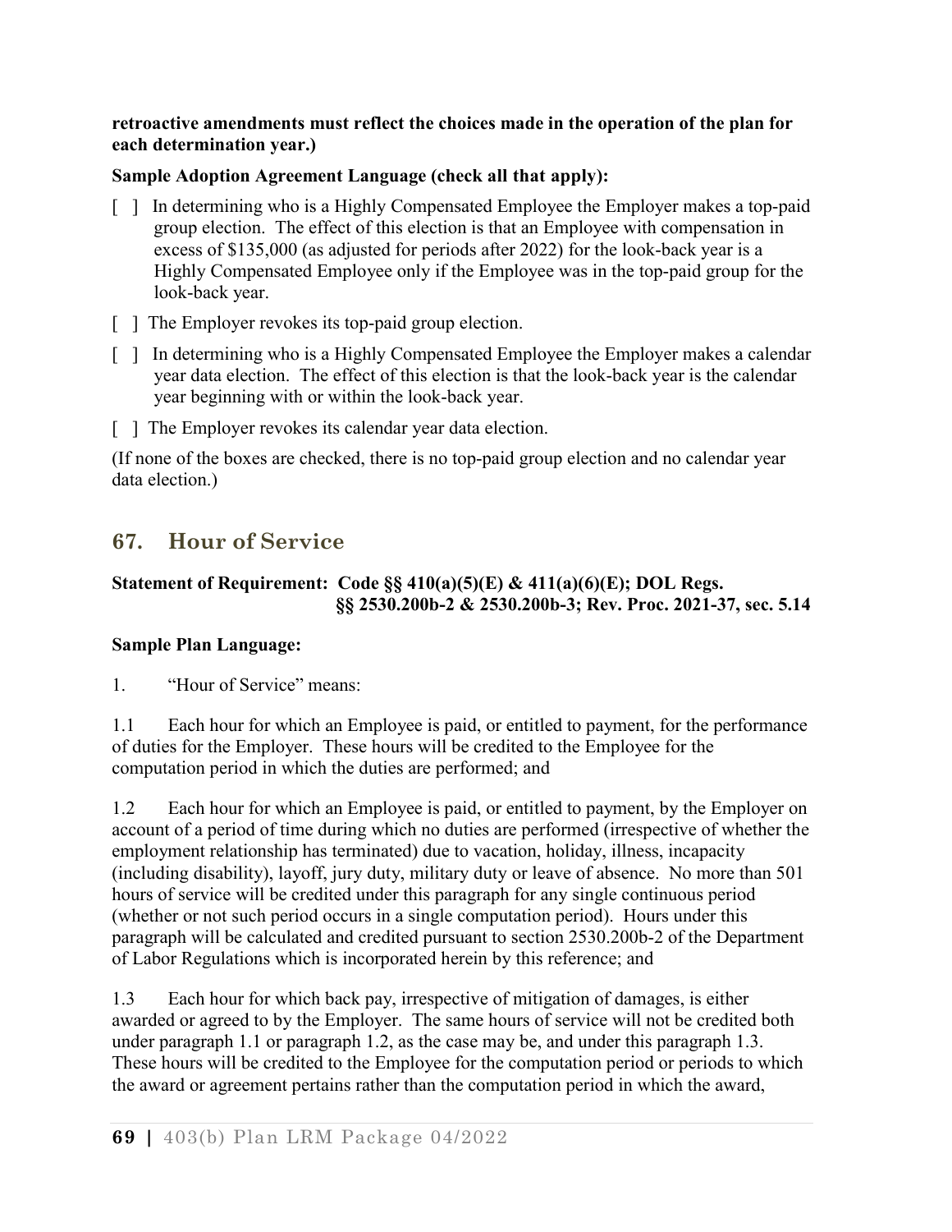**retroactive amendments must reflect the choices made in the operation of the plan for each determination year.)**

**Sample Adoption Agreement Language (check all that apply):**

[ ] In determining who is a Highly Compensated Employee the Employer makes a top-paid group election. The effect of this election is that an Employee with compensation in excess of $135,000 (as adjusted for periods after 2022) for the look-back year is a Highly Compensated Employee only if the Employee was in the top-paid group for the look-back year.

[ ] The Employer revokes its top-paid group election.

[ ] In determining who is a Highly Compensated Employee the Employer makes a calendar year data election. The effect of this election is that the look-back year is the calendar year beginning with or within the look-back year.

[ ] The Employer revokes its calendar year data election.

(If none of the boxes are checked, there is no top-paid group election and no calendar year data election.)

## 67. Hour of Service

**Statement of Requirement: Code §§ 410(a)(5)(E) & 411(a)(6)(E); DOL Regs. §§ 2530.200b-2 & 2530.200b-3; Rev. Proc. 2021-37, sec. 5.14**

**Sample Plan Language:**

1. "Hour of Service" means:

1.1 Each hour for which an Employee is paid, or entitled to payment, for the performance of duties for the Employer. These hours will be credited to the Employee for the computation period in which the duties are performed; and

1.2 Each hour for which an Employee is paid, or entitled to payment, by the Employer on account of a period of time during which no duties are performed (irrespective of whether the employment relationship has terminated) due to vacation, holiday, illness, incapacity (including disability), layoff, jury duty, military duty or leave of absence. No more than 501 hours of service will be credited under this paragraph for any single continuous period (whether or not such period occurs in a single computation period). Hours under this paragraph will be calculated and credited pursuant to section 2530.200b-2 of the Department of Labor Regulations which is incorporated herein by this reference; and

1.3 Each hour for which back pay, irrespective of mitigation of damages, is either awarded or agreed to by the Employer. The same hours of service will not be credited both under paragraph 1.1 or paragraph 1.2, as the case may be, and under this paragraph 1.3. These hours will be credited to the Employee for the computation period or periods to which the award or agreement pertains rather than the computation period in which the award,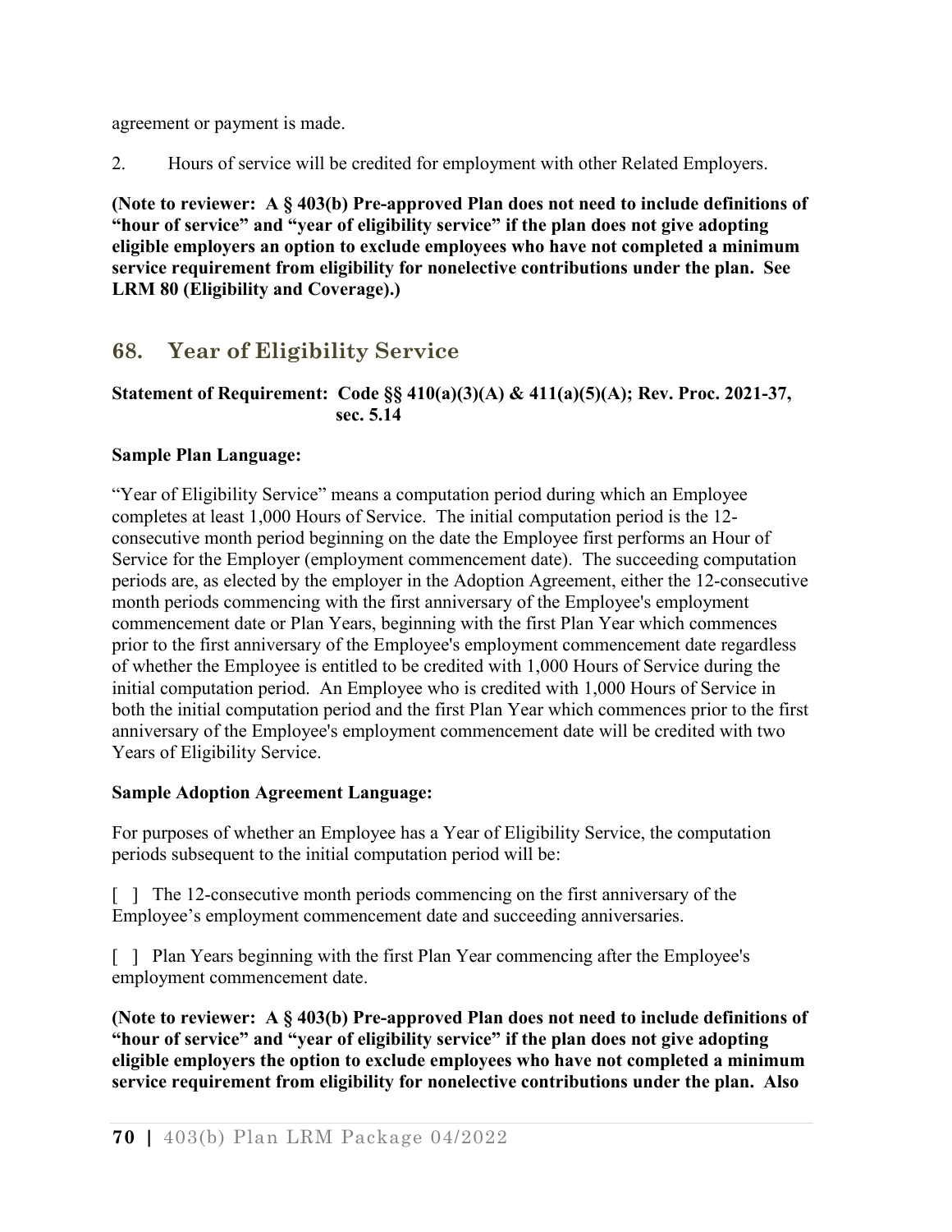agreement or payment is made.

2. Hours of service will be credited for employment with other Related Employers.

**(Note to reviewer: A § 403(b) Pre-approved Plan does not need to include definitions of "hour of service" and "year of eligibility service" if the plan does not give adopting eligible employers an option to exclude employees who have not completed a minimum service requirement from eligibility for nonelective contributions under the plan. See LRM 80 (Eligibility and Coverage).)**

## 68. Year of Eligibility Service

**Statement of Requirement: Code §§ 410(a)(3)(A) & 411(a)(5)(A); Rev. Proc. 2021-37, sec. 5.14**

**Sample Plan Language:**

"Year of Eligibility Service" means a computation period during which an Employee completes at least 1,000 Hours of Service. The initial computation period is the 12-consecutive month period beginning on the date the Employee first performs an Hour of Service for the Employer (employment commencement date). The succeeding computation periods are, as elected by the employer in the Adoption Agreement, either the 12-consecutive month periods commencing with the first anniversary of the Employee's employment commencement date or Plan Years, beginning with the first Plan Year which commences prior to the first anniversary of the Employee's employment commencement date regardless of whether the Employee is entitled to be credited with 1,000 Hours of Service during the initial computation period. An Employee who is credited with 1,000 Hours of Service in both the initial computation period and the first Plan Year which commences prior to the first anniversary of the Employee's employment commencement date will be credited with two Years of Eligibility Service.

**Sample Adoption Agreement Language:**

For purposes of whether an Employee has a Year of Eligibility Service, the computation periods subsequent to the initial computation period will be:

[ ] The 12-consecutive month periods commencing on the first anniversary of the Employee's employment commencement date and succeeding anniversaries.

[ ] Plan Years beginning with the first Plan Year commencing after the Employee's employment commencement date.

**(Note to reviewer: A § 403(b) Pre-approved Plan does not need to include definitions of "hour of service" and "year of eligibility service" if the plan does not give adopting eligible employers the option to exclude employees who have not completed a minimum service requirement from eligibility for nonelective contributions under the plan. Also**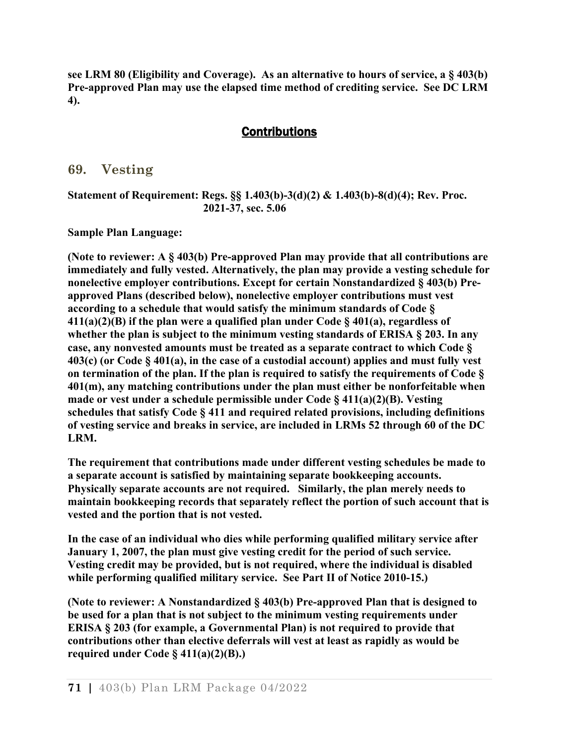**see LRM 80 (Eligibility and Coverage). As an alternative to hours of service, a § 403(b) Pre-approved Plan may use the elapsed time method of crediting service. See DC LRM 4).**

## Contributions

## 69. Vesting

**Statement of Requirement: Regs. §§ 1.403(b)-3(d)(2) & 1.403(b)-8(d)(4); Rev. Proc. 2021-37, sec. 5.06**

**Sample Plan Language:**

**(Note to reviewer: A § 403(b) Pre-approved Plan may provide that all contributions are immediately and fully vested. Alternatively, the plan may provide a vesting schedule for nonelective employer contributions. Except for certain Nonstandardized § 403(b) Pre-approved Plans (described below), nonelective employer contributions must vest according to a schedule that would satisfy the minimum standards of Code § 411(a)(2)(B) if the plan were a qualified plan under Code § 401(a), regardless of whether the plan is subject to the minimum vesting standards of ERISA § 203. In any case, any nonvested amounts must be treated as a separate contract to which Code § 403(c) (or Code § 401(a), in the case of a custodial account) applies and must fully vest on termination of the plan. If the plan is required to satisfy the requirements of Code § 401(m), any matching contributions under the plan must either be nonforfeitable when made or vest under a schedule permissible under Code § 411(a)(2)(B). Vesting schedules that satisfy Code § 411 and required related provisions, including definitions of vesting service and breaks in service, are included in LRMs 52 through 60 of the DC LRM.**

**The requirement that contributions made under different vesting schedules be made to a separate account is satisfied by maintaining separate bookkeeping accounts. Physically separate accounts are not required. Similarly, the plan merely needs to maintain bookkeeping records that separately reflect the portion of such account that is vested and the portion that is not vested.**

**In the case of an individual who dies while performing qualified military service after January 1, 2007, the plan must give vesting credit for the period of such service. Vesting credit may be provided, but is not required, where the individual is disabled while performing qualified military service. See Part II of Notice 2010-15.)**

**(Note to reviewer: A Nonstandardized § 403(b) Pre-approved Plan that is designed to be used for a plan that is not subject to the minimum vesting requirements under ERISA § 203 (for example, a Governmental Plan) is not required to provide that contributions other than elective deferrals will vest at least as rapidly as would be required under Code § 411(a)(2)(B).)**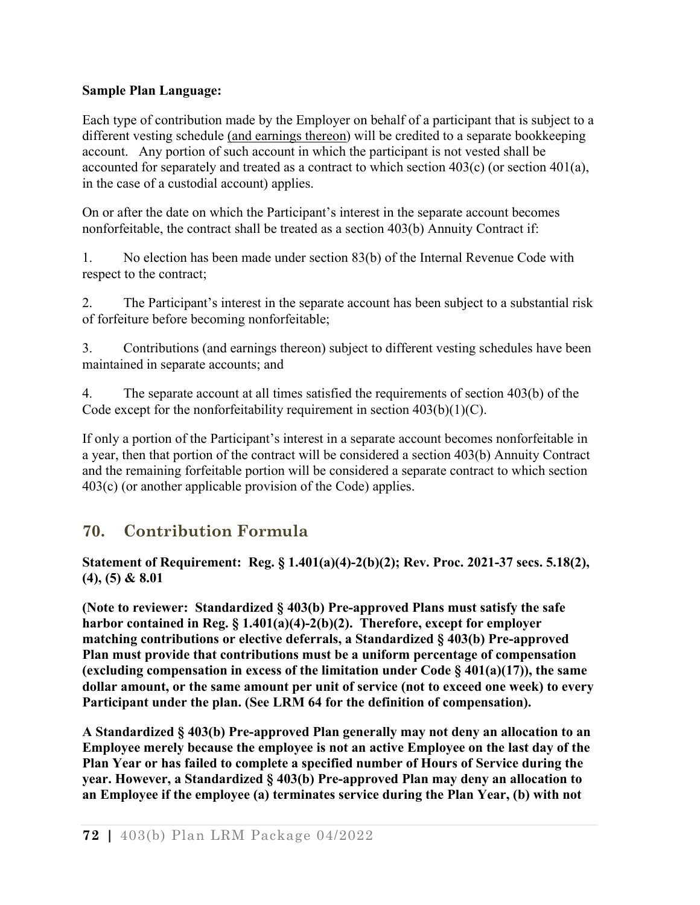**Sample Plan Language:**

Each type of contribution made by the Employer on behalf of a participant that is subject to a different vesting schedule <u>(and earnings thereon)</u> will be credited to a separate bookkeeping account. Any portion of such account in which the participant is not vested shall be accounted for separately and treated as a contract to which section 403(c) (or section 401(a), in the case of a custodial account) applies.

On or after the date on which the Participant's interest in the separate account becomes nonforfeitable, the contract shall be treated as a section 403(b) Annuity Contract if:

1. No election has been made under section 83(b) of the Internal Revenue Code with respect to the contract;

2. The Participant's interest in the separate account has been subject to a substantial risk of forfeiture before becoming nonforfeitable;

3. Contributions (and earnings thereon) subject to different vesting schedules have been maintained in separate accounts; and

4. The separate account at all times satisfied the requirements of section 403(b) of the Code except for the nonforfeitability requirement in section 403(b)(1)(C).

If only a portion of the Participant's interest in a separate account becomes nonforfeitable in a year, then that portion of the contract will be considered a section 403(b) Annuity Contract and the remaining forfeitable portion will be considered a separate contract to which section 403(c) (or another applicable provision of the Code) applies.

## 70. Contribution Formula

**Statement of Requirement: Reg. § 1.401(a)(4)-2(b)(2); Rev. Proc. 2021-37 secs. 5.18(2), (4), (5) & 8.01**

**(Note to reviewer: Standardized § 403(b) Pre-approved Plans must satisfy the safe harbor contained in Reg. § 1.401(a)(4)-2(b)(2). Therefore, except for employer matching contributions or elective deferrals, a Standardized § 403(b) Pre-approved Plan must provide that contributions must be a uniform percentage of compensation (excluding compensation in excess of the limitation under Code § 401(a)(17)), the same dollar amount, or the same amount per unit of service (not to exceed one week) to every Participant under the plan. (See LRM 64 for the definition of compensation).**

**A Standardized § 403(b) Pre-approved Plan generally may not deny an allocation to an Employee merely because the employee is not an active Employee on the last day of the Plan Year or has failed to complete a specified number of Hours of Service during the year. However, a Standardized § 403(b) Pre-approved Plan may deny an allocation to an Employee if the employee (a) terminates service during the Plan Year, (b) with not**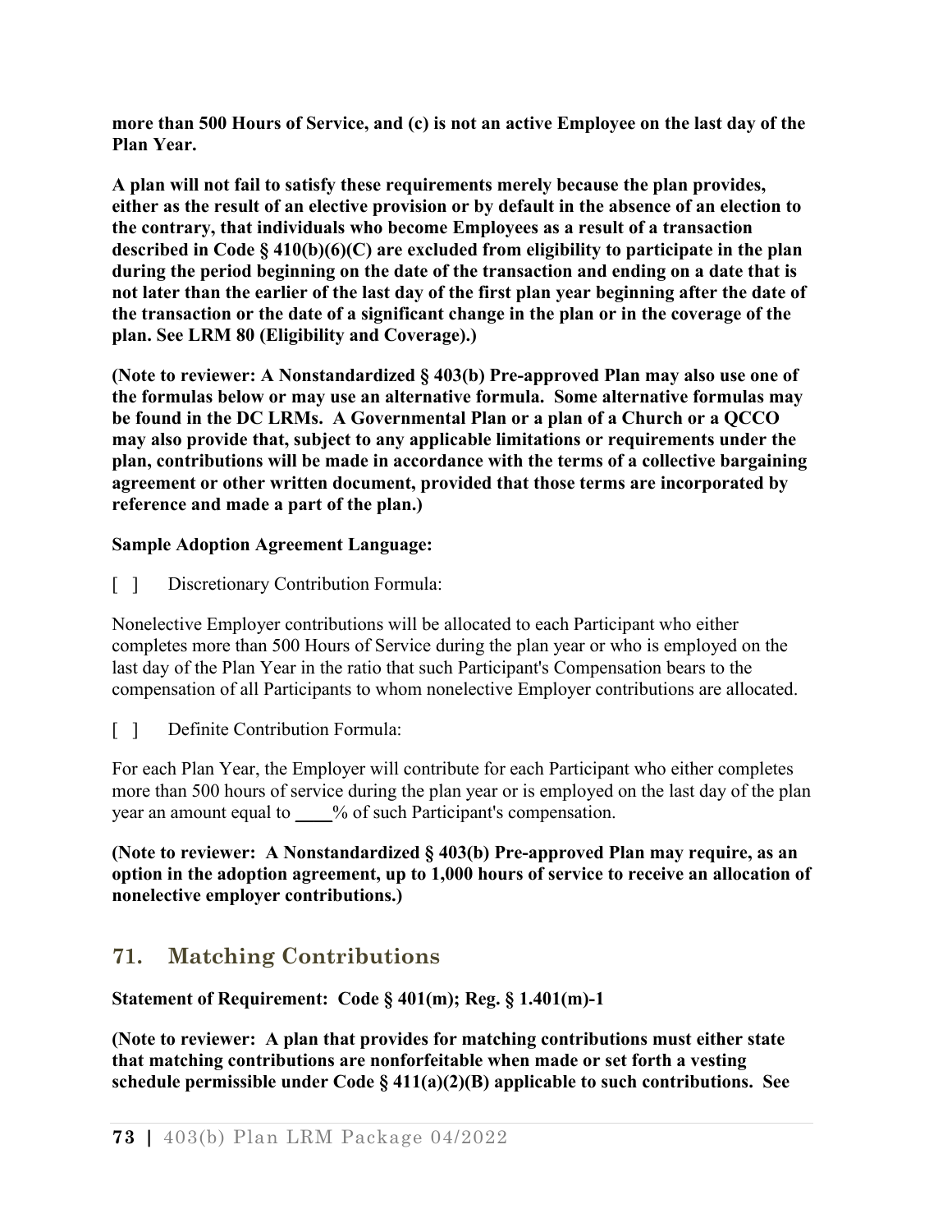**more than 500 Hours of Service, and (c) is not an active Employee on the last day of the Plan Year.**

**A plan will not fail to satisfy these requirements merely because the plan provides, either as the result of an elective provision or by default in the absence of an election to the contrary, that individuals who become Employees as a result of a transaction described in Code § 410(b)(6)(C) are excluded from eligibility to participate in the plan during the period beginning on the date of the transaction and ending on a date that is not later than the earlier of the last day of the first plan year beginning after the date of the transaction or the date of a significant change in the plan or in the coverage of the plan. See LRM 80 (Eligibility and Coverage).)**

**(Note to reviewer: A Nonstandardized § 403(b) Pre-approved Plan may also use one of the formulas below or may use an alternative formula. Some alternative formulas may be found in the DC LRMs. A Governmental Plan or a plan of a Church or a QCCO may also provide that, subject to any applicable limitations or requirements under the plan, contributions will be made in accordance with the terms of a collective bargaining agreement or other written document, provided that those terms are incorporated by reference and made a part of the plan.)**

**Sample Adoption Agreement Language:**

[ ] Discretionary Contribution Formula:

Nonelective Employer contributions will be allocated to each Participant who either completes more than 500 Hours of Service during the plan year or who is employed on the last day of the Plan Year in the ratio that such Participant's Compensation bears to the compensation of all Participants to whom nonelective Employer contributions are allocated.

[ ] Definite Contribution Formula:

For each Plan Year, the Employer will contribute for each Participant who either completes more than 500 hours of service during the plan year or is employed on the last day of the plan year an amount equal to ____% of such Participant's compensation.

**(Note to reviewer: A Nonstandardized § 403(b) Pre-approved Plan may require, as an option in the adoption agreement, up to 1,000 hours of service to receive an allocation of nonelective employer contributions.)**

## 71. Matching Contributions

**Statement of Requirement: Code § 401(m); Reg. § 1.401(m)-1**

**(Note to reviewer: A plan that provides for matching contributions must either state that matching contributions are nonforfeitable when made or set forth a vesting schedule permissible under Code § 411(a)(2)(B) applicable to such contributions. See**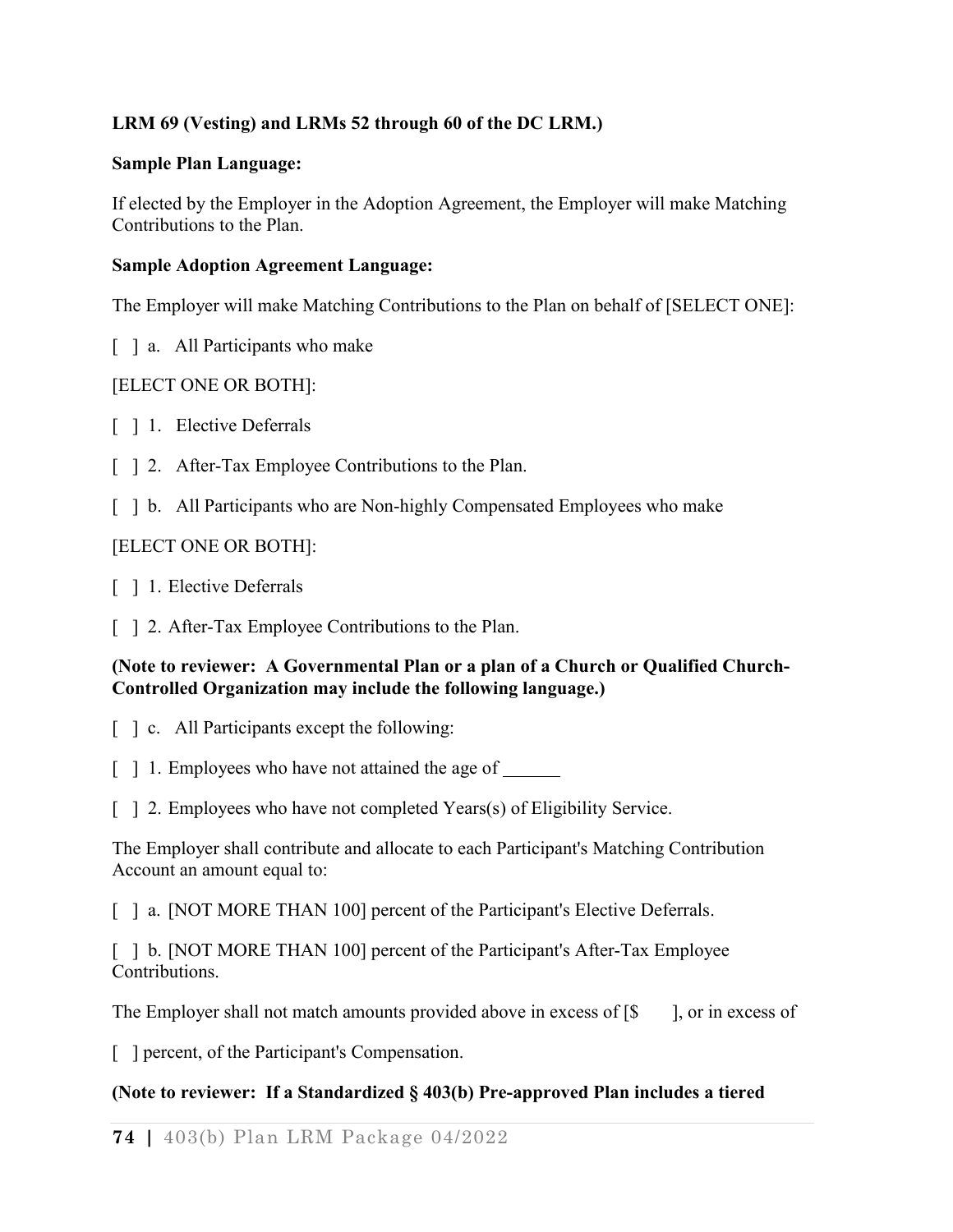**LRM 69 (Vesting) and LRMs 52 through 60 of the DC LRM.)**

**Sample Plan Language:**

If elected by the Employer in the Adoption Agreement, the Employer will make Matching Contributions to the Plan.

**Sample Adoption Agreement Language:**

The Employer will make Matching Contributions to the Plan on behalf of [SELECT ONE]:

[ ] a. All Participants who make

[ELECT ONE OR BOTH]:

[ ] 1. Elective Deferrals

[ ] 2. After-Tax Employee Contributions to the Plan.

[ ] b. All Participants who are Non-highly Compensated Employees who make

[ELECT ONE OR BOTH]:

[ ] 1. Elective Deferrals

[ ] 2. After-Tax Employee Contributions to the Plan.

**(Note to reviewer: A Governmental Plan or a plan of a Church or Qualified Church-Controlled Organization may include the following language.)**

[ ] c. All Participants except the following:

[ ] 1. Employees who have not attained the age of ______

[ ] 2. Employees who have not completed Years(s) of Eligibility Service.

The Employer shall contribute and allocate to each Participant's Matching Contribution Account an amount equal to:

[ ] a. [NOT MORE THAN 100] percent of the Participant's Elective Deferrals.

[ ] b. [NOT MORE THAN 100] percent of the Participant's After-Tax Employee Contributions.

The Employer shall not match amounts provided above in excess of [$ ], or in excess of

[ ] percent, of the Participant's Compensation.

**(Note to reviewer: If a Standardized § 403(b) Pre-approved Plan includes a tiered**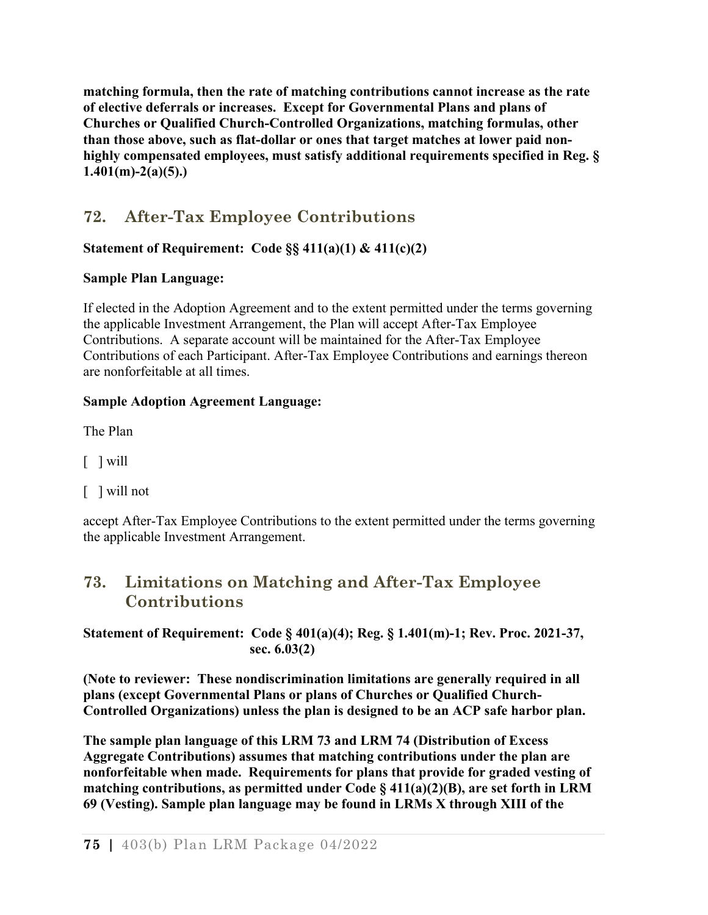**matching formula, then the rate of matching contributions cannot increase as the rate of elective deferrals or increases. Except for Governmental Plans and plans of Churches or Qualified Church-Controlled Organizations, matching formulas, other than those above, such as flat-dollar or ones that target matches at lower paid non-highly compensated employees, must satisfy additional requirements specified in Reg. § 1.401(m)-2(a)(5).)**

## 72. After-Tax Employee Contributions

**Statement of Requirement: Code §§ 411(a)(1) & 411(c)(2)**

**Sample Plan Language:**

If elected in the Adoption Agreement and to the extent permitted under the terms governing the applicable Investment Arrangement, the Plan will accept After-Tax Employee Contributions. A separate account will be maintained for the After-Tax Employee Contributions of each Participant. After-Tax Employee Contributions and earnings thereon are nonforfeitable at all times.

**Sample Adoption Agreement Language:**

The Plan

[ ] will

[ ] will not

accept After-Tax Employee Contributions to the extent permitted under the terms governing the applicable Investment Arrangement.

## 73. Limitations on Matching and After-Tax Employee Contributions

**Statement of Requirement: Code § 401(a)(4); Reg. § 1.401(m)-1; Rev. Proc. 2021-37, sec. 6.03(2)**

**(Note to reviewer: These nondiscrimination limitations are generally required in all plans (except Governmental Plans or plans of Churches or Qualified Church-Controlled Organizations) unless the plan is designed to be an ACP safe harbor plan.**

**The sample plan language of this LRM 73 and LRM 74 (Distribution of Excess Aggregate Contributions) assumes that matching contributions under the plan are nonforfeitable when made. Requirements for plans that provide for graded vesting of matching contributions, as permitted under Code § 411(a)(2)(B), are set forth in LRM 69 (Vesting). Sample plan language may be found in LRMs X through XIII of the**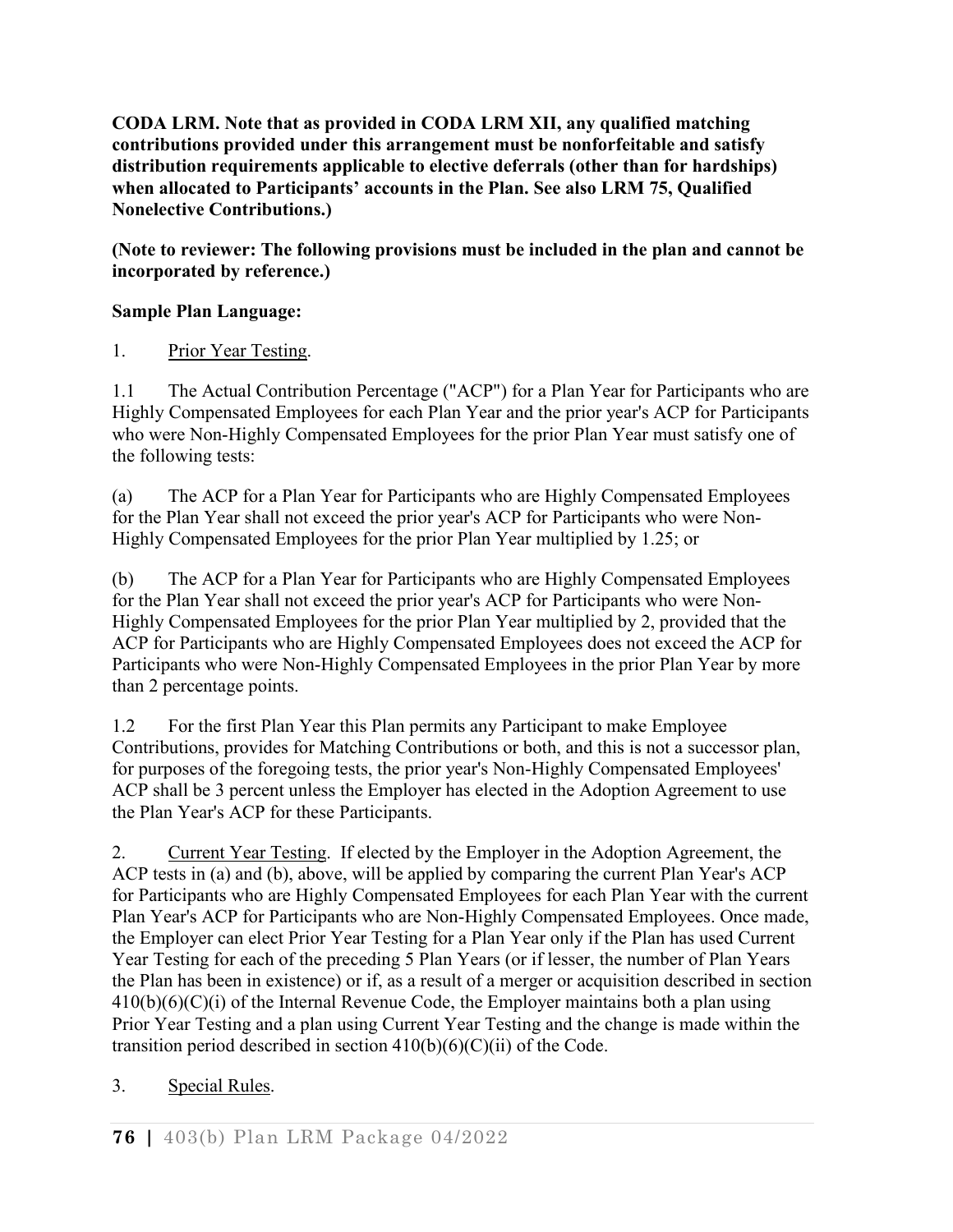**CODA LRM. Note that as provided in CODA LRM XII, any qualified matching contributions provided under this arrangement must be nonforfeitable and satisfy distribution requirements applicable to elective deferrals (other than for hardships) when allocated to Participants' accounts in the Plan. See also LRM 75, Qualified Nonelective Contributions.)**

**(Note to reviewer: The following provisions must be included in the plan and cannot be incorporated by reference.)**

**Sample Plan Language:**

1. Prior Year Testing.

1.1 The Actual Contribution Percentage ("ACP") for a Plan Year for Participants who are Highly Compensated Employees for each Plan Year and the prior year's ACP for Participants who were Non-Highly Compensated Employees for the prior Plan Year must satisfy one of the following tests:

(a) The ACP for a Plan Year for Participants who are Highly Compensated Employees for the Plan Year shall not exceed the prior year's ACP for Participants who were Non-Highly Compensated Employees for the prior Plan Year multiplied by 1.25; or

(b) The ACP for a Plan Year for Participants who are Highly Compensated Employees for the Plan Year shall not exceed the prior year's ACP for Participants who were Non-Highly Compensated Employees for the prior Plan Year multiplied by 2, provided that the ACP for Participants who are Highly Compensated Employees does not exceed the ACP for Participants who were Non-Highly Compensated Employees in the prior Plan Year by more than 2 percentage points.

1.2 For the first Plan Year this Plan permits any Participant to make Employee Contributions, provides for Matching Contributions or both, and this is not a successor plan, for purposes of the foregoing tests, the prior year's Non-Highly Compensated Employees' ACP shall be 3 percent unless the Employer has elected in the Adoption Agreement to use the Plan Year's ACP for these Participants.

2. Current Year Testing. If elected by the Employer in the Adoption Agreement, the ACP tests in (a) and (b), above, will be applied by comparing the current Plan Year's ACP for Participants who are Highly Compensated Employees for each Plan Year with the current Plan Year's ACP for Participants who are Non-Highly Compensated Employees. Once made, the Employer can elect Prior Year Testing for a Plan Year only if the Plan has used Current Year Testing for each of the preceding 5 Plan Years (or if lesser, the number of Plan Years the Plan has been in existence) or if, as a result of a merger or acquisition described in section 410(b)(6)(C)(i) of the Internal Revenue Code, the Employer maintains both a plan using Prior Year Testing and a plan using Current Year Testing and the change is made within the transition period described in section 410(b)(6)(C)(ii) of the Code.

3. Special Rules.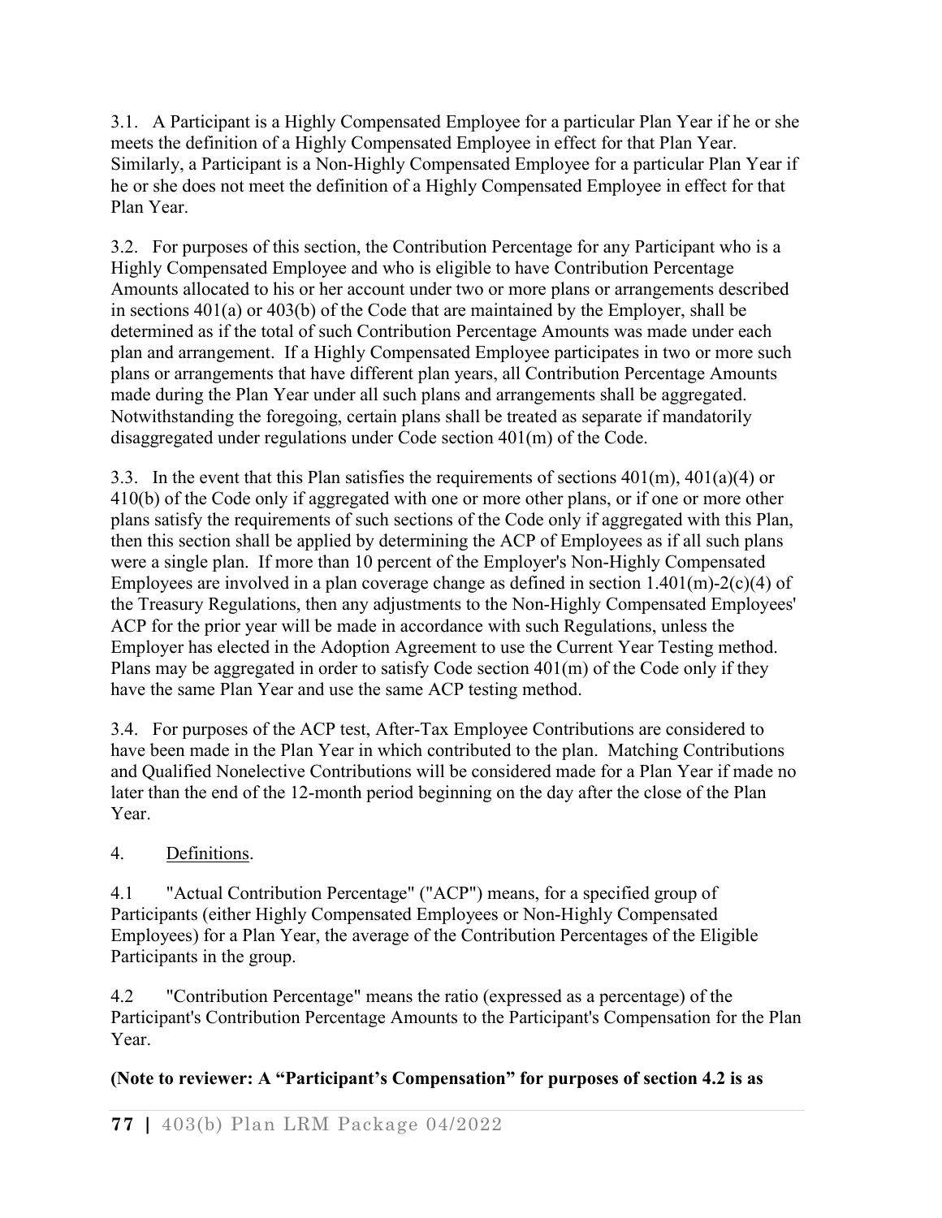3.1. A Participant is a Highly Compensated Employee for a particular Plan Year if he or she meets the definition of a Highly Compensated Employee in effect for that Plan Year. Similarly, a Participant is a Non-Highly Compensated Employee for a particular Plan Year if he or she does not meet the definition of a Highly Compensated Employee in effect for that Plan Year.

3.2. For purposes of this section, the Contribution Percentage for any Participant who is a Highly Compensated Employee and who is eligible to have Contribution Percentage Amounts allocated to his or her account under two or more plans or arrangements described in sections 401(a) or 403(b) of the Code that are maintained by the Employer, shall be determined as if the total of such Contribution Percentage Amounts was made under each plan and arrangement. If a Highly Compensated Employee participates in two or more such plans or arrangements that have different plan years, all Contribution Percentage Amounts made during the Plan Year under all such plans and arrangements shall be aggregated. Notwithstanding the foregoing, certain plans shall be treated as separate if mandatorily disaggregated under regulations under Code section 401(m) of the Code.

3.3. In the event that this Plan satisfies the requirements of sections 401(m), 401(a)(4) or 410(b) of the Code only if aggregated with one or more other plans, or if one or more other plans satisfy the requirements of such sections of the Code only if aggregated with this Plan, then this section shall be applied by determining the ACP of Employees as if all such plans were a single plan. If more than 10 percent of the Employer's Non-Highly Compensated Employees are involved in a plan coverage change as defined in section 1.401(m)-2(c)(4) of the Treasury Regulations, then any adjustments to the Non-Highly Compensated Employees' ACP for the prior year will be made in accordance with such Regulations, unless the Employer has elected in the Adoption Agreement to use the Current Year Testing method. Plans may be aggregated in order to satisfy Code section 401(m) of the Code only if they have the same Plan Year and use the same ACP testing method.

3.4. For purposes of the ACP test, After-Tax Employee Contributions are considered to have been made in the Plan Year in which contributed to the plan. Matching Contributions and Qualified Nonelective Contributions will be considered made for a Plan Year if made no later than the end of the 12-month period beginning on the day after the close of the Plan Year.

4. Definitions.

4.1 "Actual Contribution Percentage" ("ACP") means, for a specified group of Participants (either Highly Compensated Employees or Non-Highly Compensated Employees) for a Plan Year, the average of the Contribution Percentages of the Eligible Participants in the group.

4.2 "Contribution Percentage" means the ratio (expressed as a percentage) of the Participant's Contribution Percentage Amounts to the Participant's Compensation for the Plan Year.

**(Note to reviewer: A "Participant's Compensation" for purposes of section 4.2 is as**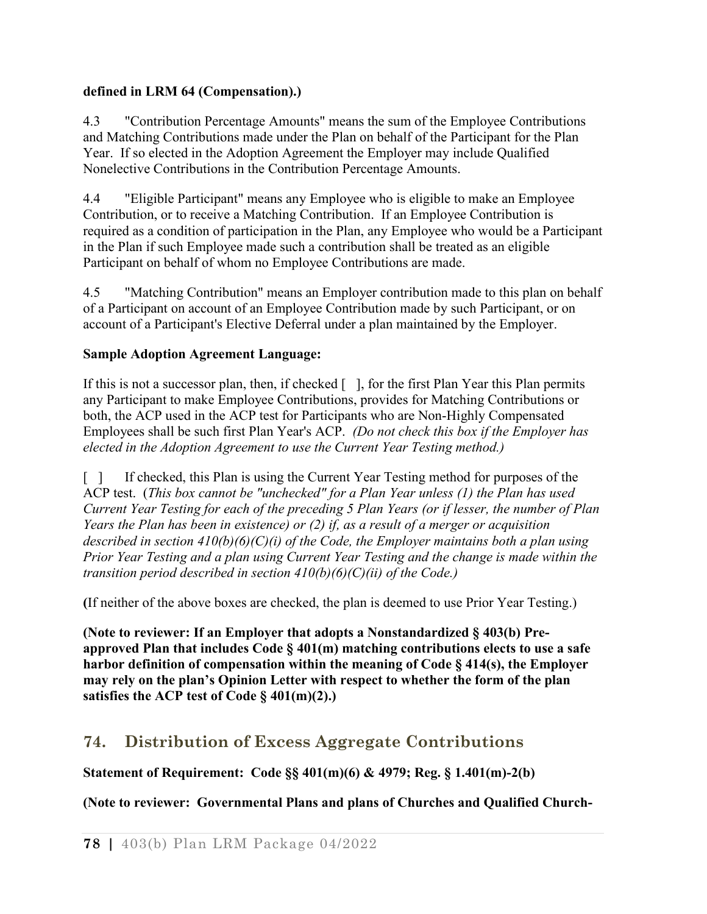**defined in LRM 64 (Compensation).)**

4.3 "Contribution Percentage Amounts" means the sum of the Employee Contributions and Matching Contributions made under the Plan on behalf of the Participant for the Plan Year. If so elected in the Adoption Agreement the Employer may include Qualified Nonelective Contributions in the Contribution Percentage Amounts.

4.4 "Eligible Participant" means any Employee who is eligible to make an Employee Contribution, or to receive a Matching Contribution. If an Employee Contribution is required as a condition of participation in the Plan, any Employee who would be a Participant in the Plan if such Employee made such a contribution shall be treated as an eligible Participant on behalf of whom no Employee Contributions are made.

4.5 "Matching Contribution" means an Employer contribution made to this plan on behalf of a Participant on account of an Employee Contribution made by such Participant, or on account of a Participant's Elective Deferral under a plan maintained by the Employer.

**Sample Adoption Agreement Language:**

If this is not a successor plan, then, if checked [ ], for the first Plan Year this Plan permits any Participant to make Employee Contributions, provides for Matching Contributions or both, the ACP used in the ACP test for Participants who are Non-Highly Compensated Employees shall be such first Plan Year's ACP. *(Do not check this box if the Employer has elected in the Adoption Agreement to use the Current Year Testing method.)*

[ ] If checked, this Plan is using the Current Year Testing method for purposes of the ACP test. (*This box cannot be "unchecked" for a Plan Year unless (1) the Plan has used Current Year Testing for each of the preceding 5 Plan Years (or if lesser, the number of Plan Years the Plan has been in existence) or (2) if, as a result of a merger or acquisition described in section 410(b)(6)(C)(i) of the Code, the Employer maintains both a plan using Prior Year Testing and a plan using Current Year Testing and the change is made within the transition period described in section 410(b)(6)(C)(ii) of the Code.)*

**(**If neither of the above boxes are checked, the plan is deemed to use Prior Year Testing.)

**(Note to reviewer: If an Employer that adopts a Nonstandardized § 403(b) Pre-approved Plan that includes Code § 401(m) matching contributions elects to use a safe harbor definition of compensation within the meaning of Code § 414(s), the Employer may rely on the plan's Opinion Letter with respect to whether the form of the plan satisfies the ACP test of Code § 401(m)(2).)**

## 74. Distribution of Excess Aggregate Contributions

**Statement of Requirement: Code §§ 401(m)(6) & 4979; Reg. § 1.401(m)-2(b)**

**(Note to reviewer: Governmental Plans and plans of Churches and Qualified Church-**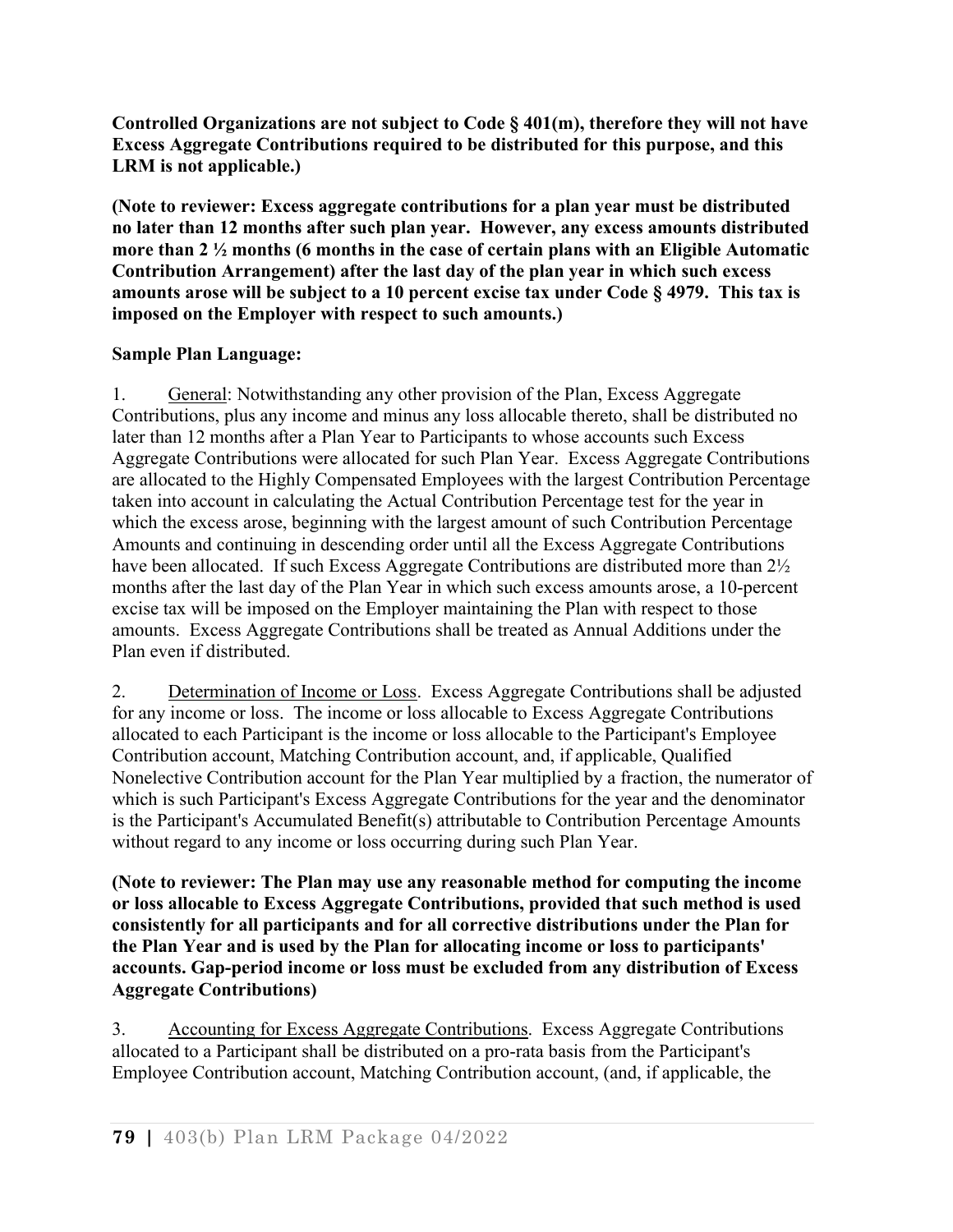**Controlled Organizations are not subject to Code § 401(m), therefore they will not have Excess Aggregate Contributions required to be distributed for this purpose, and this LRM is not applicable.)**

**(Note to reviewer: Excess aggregate contributions for a plan year must be distributed no later than 12 months after such plan year. However, any excess amounts distributed more than 2 ½ months (6 months in the case of certain plans with an Eligible Automatic Contribution Arrangement) after the last day of the plan year in which such excess amounts arose will be subject to a 10 percent excise tax under Code § 4979. This tax is imposed on the Employer with respect to such amounts.)**

**Sample Plan Language:**

1. <u>General</u>: Notwithstanding any other provision of the Plan, Excess Aggregate Contributions, plus any income and minus any loss allocable thereto, shall be distributed no later than 12 months after a Plan Year to Participants to whose accounts such Excess Aggregate Contributions were allocated for such Plan Year. Excess Aggregate Contributions are allocated to the Highly Compensated Employees with the largest Contribution Percentage taken into account in calculating the Actual Contribution Percentage test for the year in which the excess arose, beginning with the largest amount of such Contribution Percentage Amounts and continuing in descending order until all the Excess Aggregate Contributions have been allocated. If such Excess Aggregate Contributions are distributed more than 2½ months after the last day of the Plan Year in which such excess amounts arose, a 10-percent excise tax will be imposed on the Employer maintaining the Plan with respect to those amounts. Excess Aggregate Contributions shall be treated as Annual Additions under the Plan even if distributed.

2. <u>Determination of Income or Loss</u>. Excess Aggregate Contributions shall be adjusted for any income or loss. The income or loss allocable to Excess Aggregate Contributions allocated to each Participant is the income or loss allocable to the Participant's Employee Contribution account, Matching Contribution account, and, if applicable, Qualified Nonelective Contribution account for the Plan Year multiplied by a fraction, the numerator of which is such Participant's Excess Aggregate Contributions for the year and the denominator is the Participant's Accumulated Benefit(s) attributable to Contribution Percentage Amounts without regard to any income or loss occurring during such Plan Year.

**(Note to reviewer: The Plan may use any reasonable method for computing the income or loss allocable to Excess Aggregate Contributions, provided that such method is used consistently for all participants and for all corrective distributions under the Plan for the Plan Year and is used by the Plan for allocating income or loss to participants' accounts. Gap-period income or loss must be excluded from any distribution of Excess Aggregate Contributions)**

3. <u>Accounting for Excess Aggregate Contributions</u>. Excess Aggregate Contributions allocated to a Participant shall be distributed on a pro-rata basis from the Participant's Employee Contribution account, Matching Contribution account, (and, if applicable, the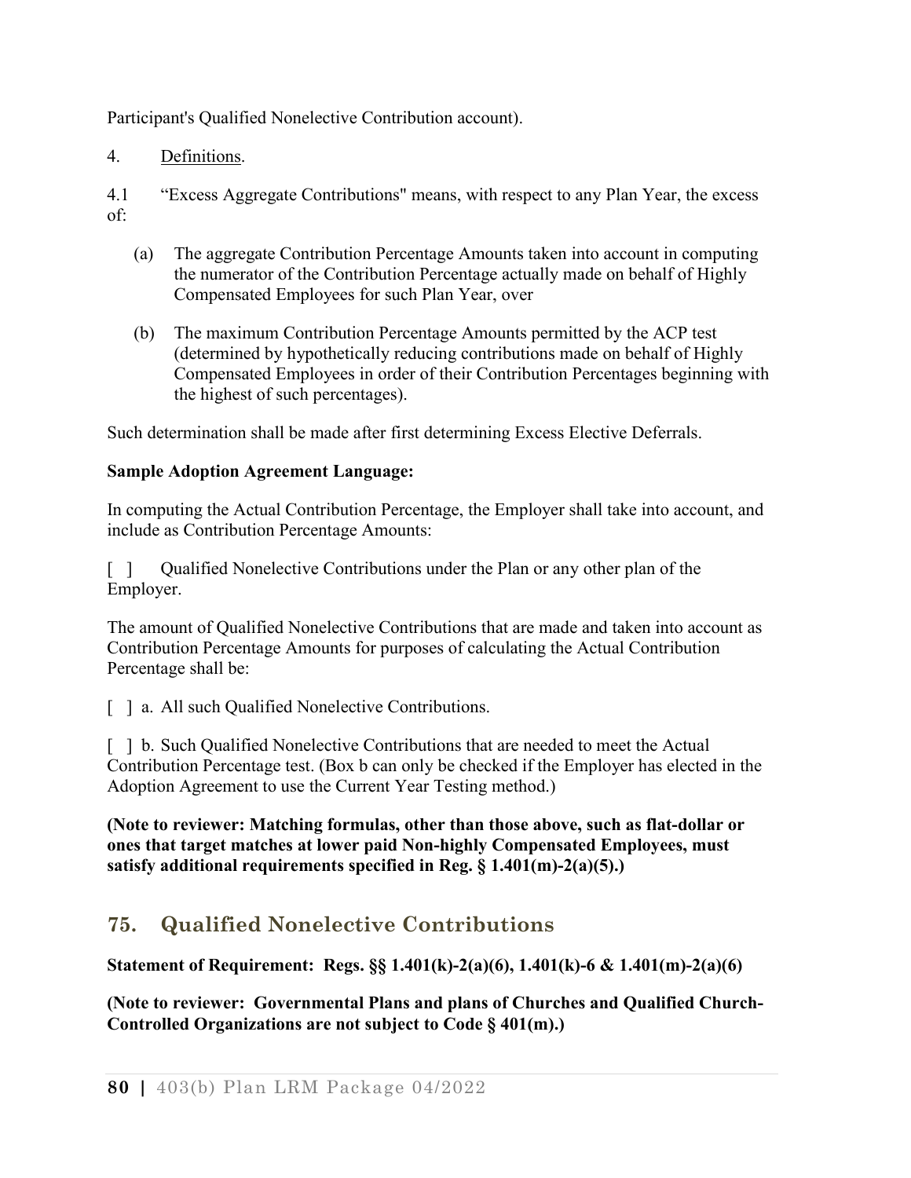Participant's Qualified Nonelective Contribution account).

4. Definitions.

4.1 "Excess Aggregate Contributions" means, with respect to any Plan Year, the excess of:

(a) The aggregate Contribution Percentage Amounts taken into account in computing the numerator of the Contribution Percentage actually made on behalf of Highly Compensated Employees for such Plan Year, over

(b) The maximum Contribution Percentage Amounts permitted by the ACP test (determined by hypothetically reducing contributions made on behalf of Highly Compensated Employees in order of their Contribution Percentages beginning with the highest of such percentages).

Such determination shall be made after first determining Excess Elective Deferrals.

**Sample Adoption Agreement Language:**

In computing the Actual Contribution Percentage, the Employer shall take into account, and include as Contribution Percentage Amounts:

[ ] Qualified Nonelective Contributions under the Plan or any other plan of the Employer.

The amount of Qualified Nonelective Contributions that are made and taken into account as Contribution Percentage Amounts for purposes of calculating the Actual Contribution Percentage shall be:

[ ] a. All such Qualified Nonelective Contributions.

[ ] b. Such Qualified Nonelective Contributions that are needed to meet the Actual Contribution Percentage test. (Box b can only be checked if the Employer has elected in the Adoption Agreement to use the Current Year Testing method.)

**(Note to reviewer: Matching formulas, other than those above, such as flat-dollar or ones that target matches at lower paid Non-highly Compensated Employees, must satisfy additional requirements specified in Reg. § 1.401(m)-2(a)(5).)**

## 75. Qualified Nonelective Contributions

**Statement of Requirement: Regs. §§ 1.401(k)-2(a)(6), 1.401(k)-6 & 1.401(m)-2(a)(6)**

**(Note to reviewer: Governmental Plans and plans of Churches and Qualified Church-Controlled Organizations are not subject to Code § 401(m).)**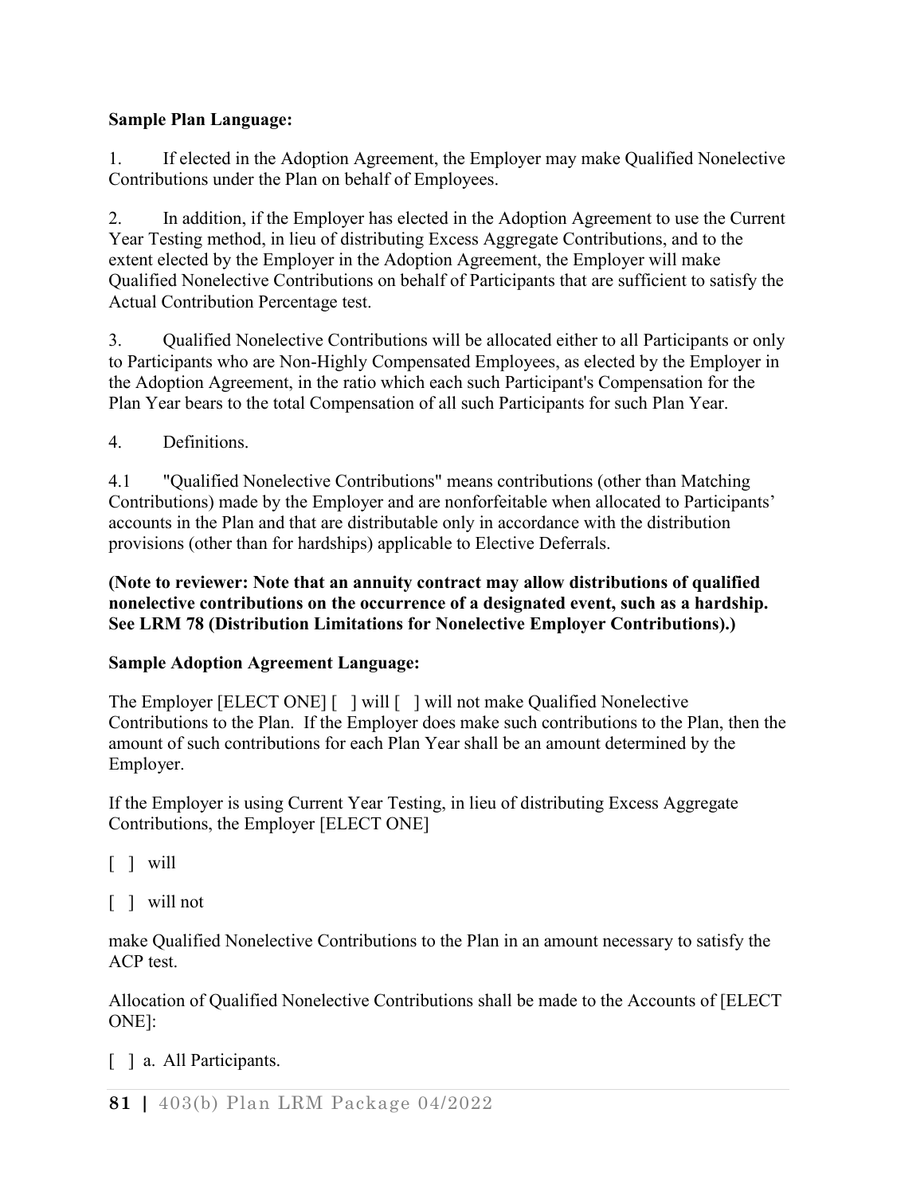**Sample Plan Language:**

1. If elected in the Adoption Agreement, the Employer may make Qualified Nonelective Contributions under the Plan on behalf of Employees.

2. In addition, if the Employer has elected in the Adoption Agreement to use the Current Year Testing method, in lieu of distributing Excess Aggregate Contributions, and to the extent elected by the Employer in the Adoption Agreement, the Employer will make Qualified Nonelective Contributions on behalf of Participants that are sufficient to satisfy the Actual Contribution Percentage test.

3. Qualified Nonelective Contributions will be allocated either to all Participants or only to Participants who are Non-Highly Compensated Employees, as elected by the Employer in the Adoption Agreement, in the ratio which each such Participant's Compensation for the Plan Year bears to the total Compensation of all such Participants for such Plan Year.

4. Definitions.

4.1 "Qualified Nonelective Contributions" means contributions (other than Matching Contributions) made by the Employer and are nonforfeitable when allocated to Participants' accounts in the Plan and that are distributable only in accordance with the distribution provisions (other than for hardships) applicable to Elective Deferrals.

**(Note to reviewer: Note that an annuity contract may allow distributions of qualified nonelective contributions on the occurrence of a designated event, such as a hardship. See LRM 78 (Distribution Limitations for Nonelective Employer Contributions).)**

**Sample Adoption Agreement Language:**

The Employer [ELECT ONE] [ ] will [ ] will not make Qualified Nonelective Contributions to the Plan. If the Employer does make such contributions to the Plan, then the amount of such contributions for each Plan Year shall be an amount determined by the Employer.

If the Employer is using Current Year Testing, in lieu of distributing Excess Aggregate Contributions, the Employer [ELECT ONE]

[ ] will

[ ] will not

make Qualified Nonelective Contributions to the Plan in an amount necessary to satisfy the ACP test.

Allocation of Qualified Nonelective Contributions shall be made to the Accounts of [ELECT ONE]:

[ ] a. All Participants.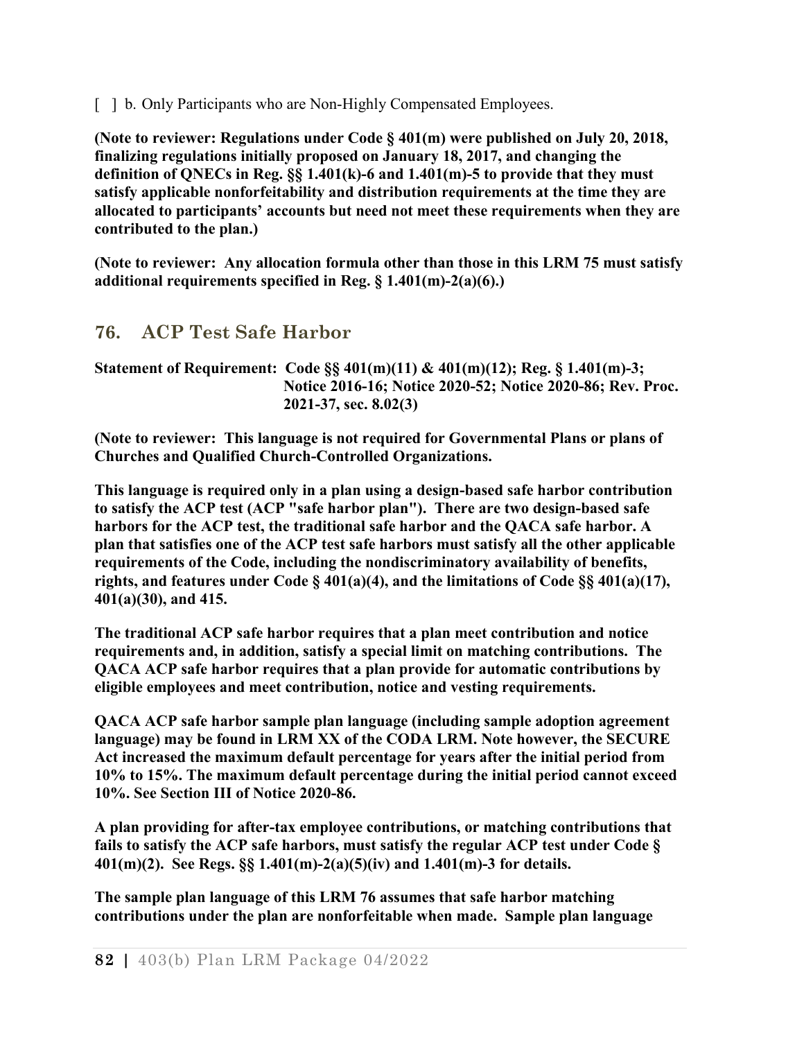[ ] b. Only Participants who are Non-Highly Compensated Employees.

**(Note to reviewer: Regulations under Code § 401(m) were published on July 20, 2018, finalizing regulations initially proposed on January 18, 2017, and changing the definition of QNECs in Reg. §§ 1.401(k)-6 and 1.401(m)-5 to provide that they must satisfy applicable nonforfeitability and distribution requirements at the time they are allocated to participants' accounts but need not meet these requirements when they are contributed to the plan.)**

**(Note to reviewer: Any allocation formula other than those in this LRM 75 must satisfy additional requirements specified in Reg. § 1.401(m)-2(a)(6).)**

## 76. ACP Test Safe Harbor

**Statement of Requirement: Code §§ 401(m)(11) & 401(m)(12); Reg. § 1.401(m)-3; Notice 2016-16; Notice 2020-52; Notice 2020-86; Rev. Proc. 2021-37, sec. 8.02(3)**

**(Note to reviewer: This language is not required for Governmental Plans or plans of Churches and Qualified Church-Controlled Organizations.**

**This language is required only in a plan using a design-based safe harbor contribution to satisfy the ACP test (ACP "safe harbor plan"). There are two design-based safe harbors for the ACP test, the traditional safe harbor and the QACA safe harbor. A plan that satisfies one of the ACP test safe harbors must satisfy all the other applicable requirements of the Code, including the nondiscriminatory availability of benefits, rights, and features under Code § 401(a)(4), and the limitations of Code §§ 401(a)(17), 401(a)(30), and 415.**

**The traditional ACP safe harbor requires that a plan meet contribution and notice requirements and, in addition, satisfy a special limit on matching contributions. The QACA ACP safe harbor requires that a plan provide for automatic contributions by eligible employees and meet contribution, notice and vesting requirements.**

**QACA ACP safe harbor sample plan language (including sample adoption agreement language) may be found in LRM XX of the CODA LRM. Note however, the SECURE Act increased the maximum default percentage for years after the initial period from 10% to 15%. The maximum default percentage during the initial period cannot exceed 10%. See Section III of Notice 2020-86.**

**A plan providing for after-tax employee contributions, or matching contributions that fails to satisfy the ACP safe harbors, must satisfy the regular ACP test under Code § 401(m)(2). See Regs. §§ 1.401(m)-2(a)(5)(iv) and 1.401(m)-3 for details.**

**The sample plan language of this LRM 76 assumes that safe harbor matching contributions under the plan are nonforfeitable when made. Sample plan language**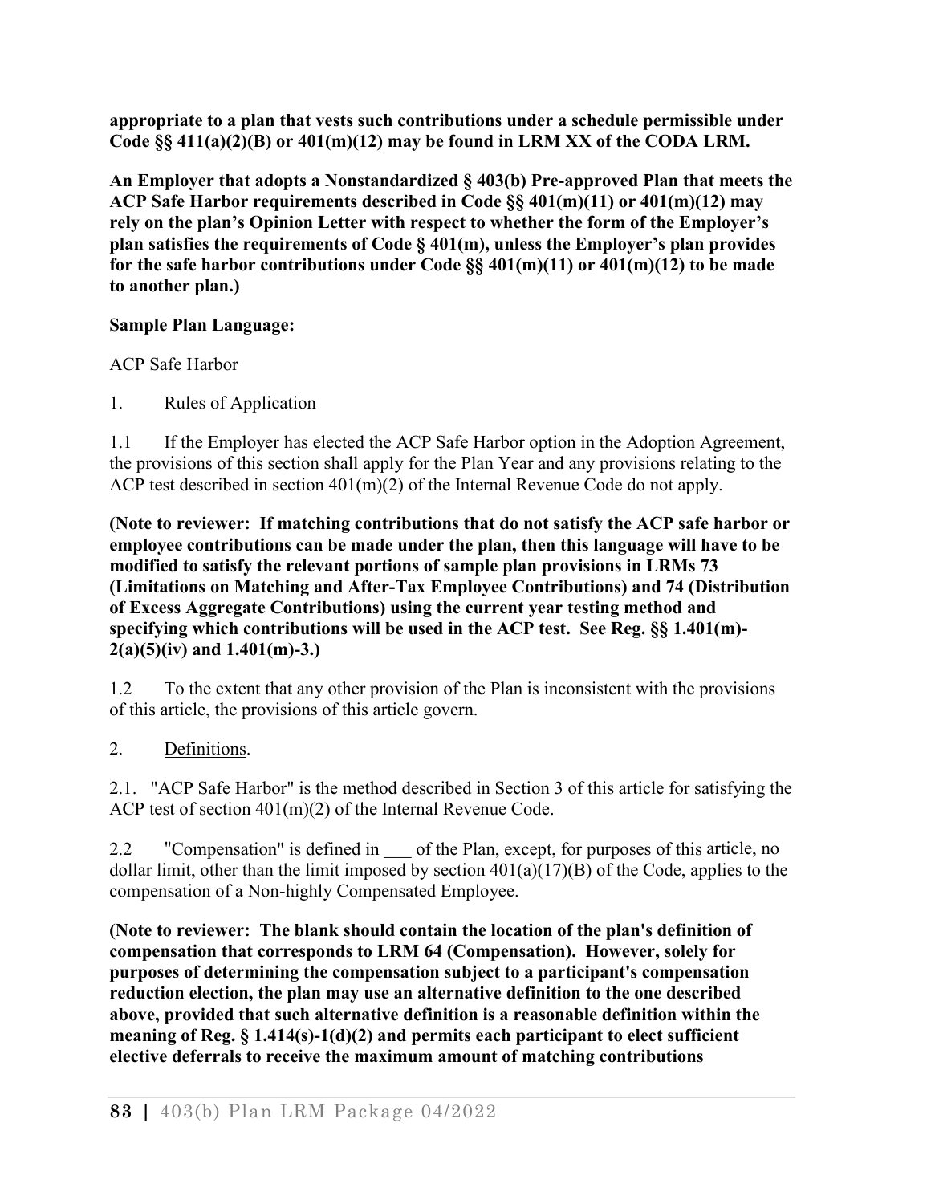**appropriate to a plan that vests such contributions under a schedule permissible under Code §§ 411(a)(2)(B) or 401(m)(12) may be found in LRM XX of the CODA LRM.**

**An Employer that adopts a Nonstandardized § 403(b) Pre-approved Plan that meets the ACP Safe Harbor requirements described in Code §§ 401(m)(11) or 401(m)(12) may rely on the plan's Opinion Letter with respect to whether the form of the Employer's plan satisfies the requirements of Code § 401(m), unless the Employer's plan provides for the safe harbor contributions under Code §§ 401(m)(11) or 401(m)(12) to be made to another plan.)**

**Sample Plan Language:**

ACP Safe Harbor

1. Rules of Application

1.1 If the Employer has elected the ACP Safe Harbor option in the Adoption Agreement, the provisions of this section shall apply for the Plan Year and any provisions relating to the ACP test described in section 401(m)(2) of the Internal Revenue Code do not apply.

**(Note to reviewer: If matching contributions that do not satisfy the ACP safe harbor or employee contributions can be made under the plan, then this language will have to be modified to satisfy the relevant portions of sample plan provisions in LRMs 73 (Limitations on Matching and After-Tax Employee Contributions) and 74 (Distribution of Excess Aggregate Contributions) using the current year testing method and specifying which contributions will be used in the ACP test. See Reg. §§ 1.401(m)-2(a)(5)(iv) and 1.401(m)-3.)**

1.2 To the extent that any other provision of the Plan is inconsistent with the provisions of this article, the provisions of this article govern.

2. Definitions.

2.1. "ACP Safe Harbor" is the method described in Section 3 of this article for satisfying the ACP test of section 401(m)(2) of the Internal Revenue Code.

2.2 "Compensation" is defined in ___ of the Plan, except, for purposes of this article, no dollar limit, other than the limit imposed by section 401(a)(17)(B) of the Code, applies to the compensation of a Non-highly Compensated Employee.

**(Note to reviewer: The blank should contain the location of the plan's definition of compensation that corresponds to LRM 64 (Compensation). However, solely for purposes of determining the compensation subject to a participant's compensation reduction election, the plan may use an alternative definition to the one described above, provided that such alternative definition is a reasonable definition within the meaning of Reg. § 1.414(s)-1(d)(2) and permits each participant to elect sufficient elective deferrals to receive the maximum amount of matching contributions**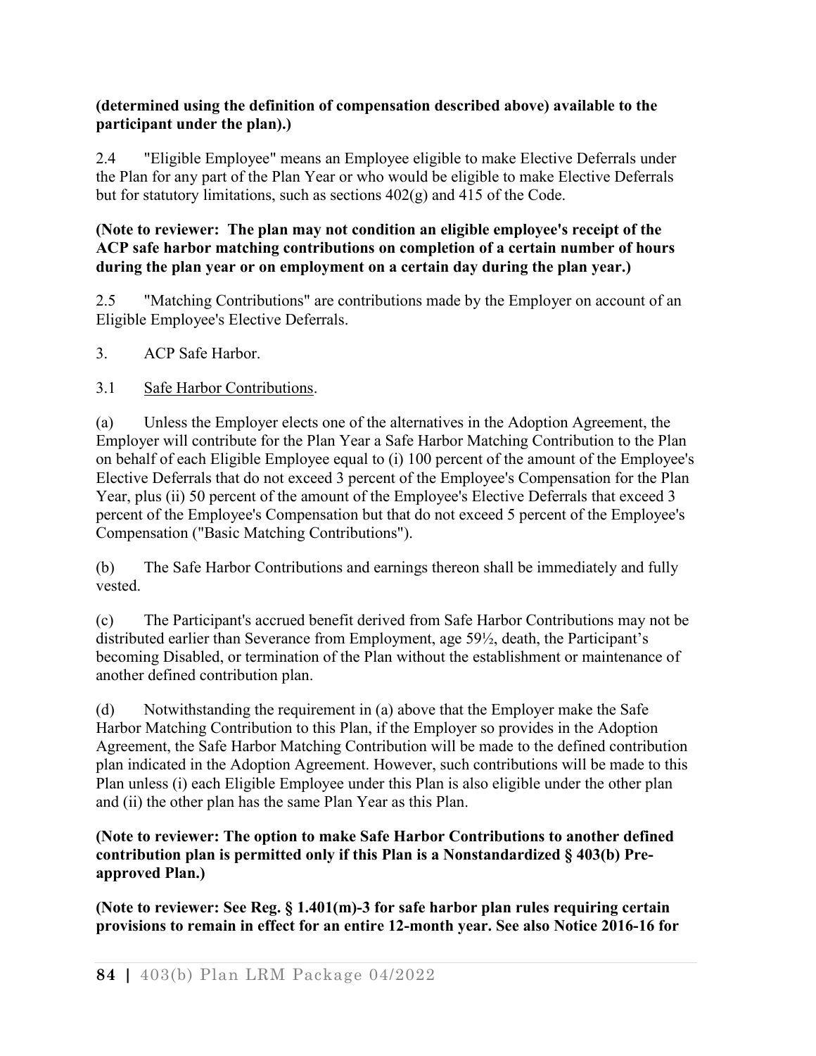**(determined using the definition of compensation described above) available to the participant under the plan).)**

2.4 "Eligible Employee" means an Employee eligible to make Elective Deferrals under the Plan for any part of the Plan Year or who would be eligible to make Elective Deferrals but for statutory limitations, such as sections 402(g) and 415 of the Code.

**(Note to reviewer: The plan may not condition an eligible employee's receipt of the ACP safe harbor matching contributions on completion of a certain number of hours during the plan year or on employment on a certain day during the plan year.)**

2.5 "Matching Contributions" are contributions made by the Employer on account of an Eligible Employee's Elective Deferrals.

3. ACP Safe Harbor.

3.1 Safe Harbor Contributions.

(a) Unless the Employer elects one of the alternatives in the Adoption Agreement, the Employer will contribute for the Plan Year a Safe Harbor Matching Contribution to the Plan on behalf of each Eligible Employee equal to (i) 100 percent of the amount of the Employee's Elective Deferrals that do not exceed 3 percent of the Employee's Compensation for the Plan Year, plus (ii) 50 percent of the amount of the Employee's Elective Deferrals that exceed 3 percent of the Employee's Compensation but that do not exceed 5 percent of the Employee's Compensation ("Basic Matching Contributions").

(b) The Safe Harbor Contributions and earnings thereon shall be immediately and fully vested.

(c) The Participant's accrued benefit derived from Safe Harbor Contributions may not be distributed earlier than Severance from Employment, age 59½, death, the Participant's becoming Disabled, or termination of the Plan without the establishment or maintenance of another defined contribution plan.

(d) Notwithstanding the requirement in (a) above that the Employer make the Safe Harbor Matching Contribution to this Plan, if the Employer so provides in the Adoption Agreement, the Safe Harbor Matching Contribution will be made to the defined contribution plan indicated in the Adoption Agreement. However, such contributions will be made to this Plan unless (i) each Eligible Employee under this Plan is also eligible under the other plan and (ii) the other plan has the same Plan Year as this Plan.

**(Note to reviewer: The option to make Safe Harbor Contributions to another defined contribution plan is permitted only if this Plan is a Nonstandardized § 403(b) Pre-approved Plan.)**

**(Note to reviewer: See Reg. § 1.401(m)-3 for safe harbor plan rules requiring certain provisions to remain in effect for an entire 12-month year. See also Notice 2016-16 for**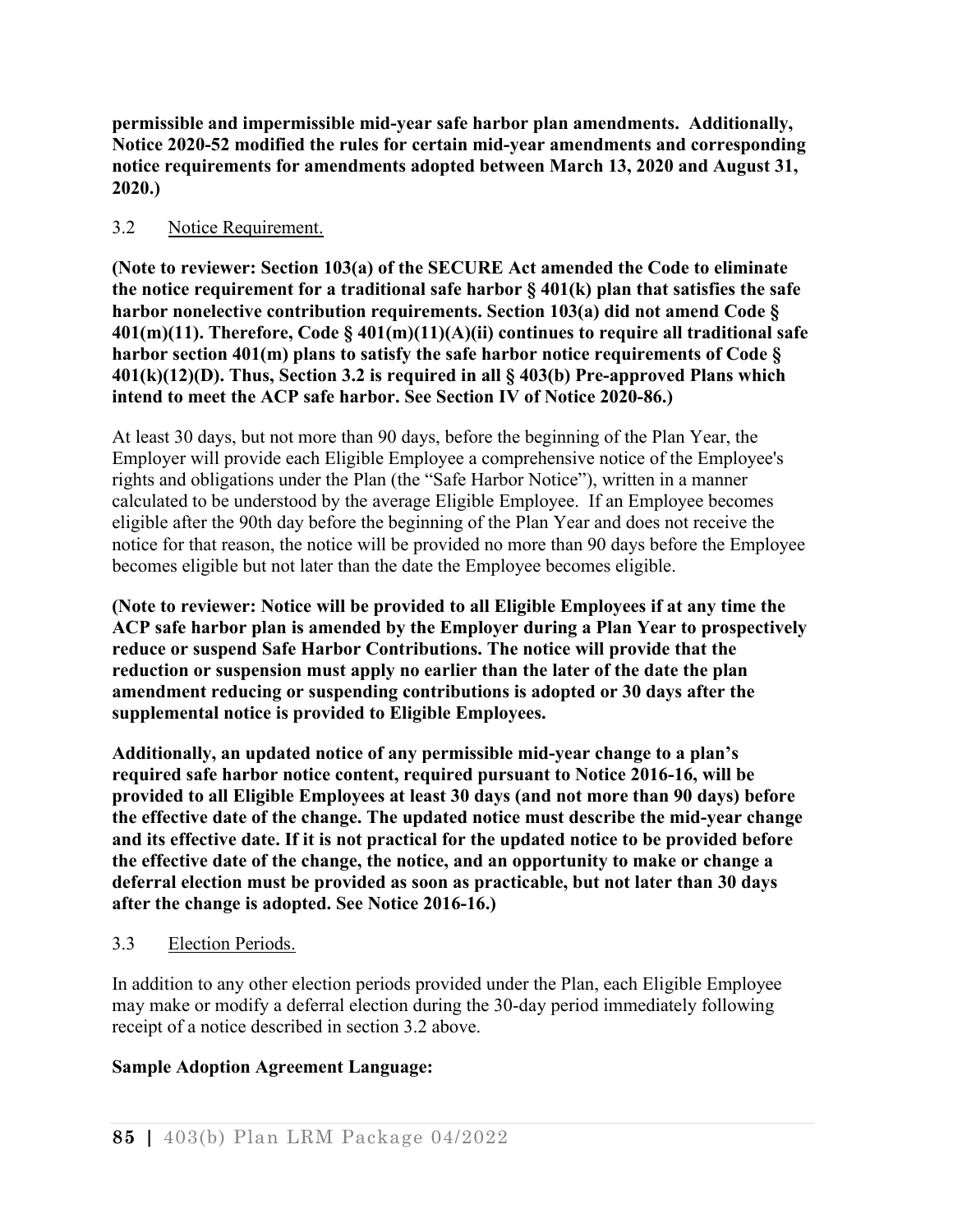**permissible and impermissible mid-year safe harbor plan amendments. Additionally, Notice 2020-52 modified the rules for certain mid-year amendments and corresponding notice requirements for amendments adopted between March 13, 2020 and August 31, 2020.)**

3.2 Notice Requirement.

**(Note to reviewer: Section 103(a) of the SECURE Act amended the Code to eliminate the notice requirement for a traditional safe harbor § 401(k) plan that satisfies the safe harbor nonelective contribution requirements. Section 103(a) did not amend Code § 401(m)(11). Therefore, Code § 401(m)(11)(A)(ii) continues to require all traditional safe harbor section 401(m) plans to satisfy the safe harbor notice requirements of Code § 401(k)(12)(D). Thus, Section 3.2 is required in all § 403(b) Pre-approved Plans which intend to meet the ACP safe harbor. See Section IV of Notice 2020-86.)**

At least 30 days, but not more than 90 days, before the beginning of the Plan Year, the Employer will provide each Eligible Employee a comprehensive notice of the Employee's rights and obligations under the Plan (the "Safe Harbor Notice"), written in a manner calculated to be understood by the average Eligible Employee. If an Employee becomes eligible after the 90th day before the beginning of the Plan Year and does not receive the notice for that reason, the notice will be provided no more than 90 days before the Employee becomes eligible but not later than the date the Employee becomes eligible.

**(Note to reviewer: Notice will be provided to all Eligible Employees if at any time the ACP safe harbor plan is amended by the Employer during a Plan Year to prospectively reduce or suspend Safe Harbor Contributions. The notice will provide that the reduction or suspension must apply no earlier than the later of the date the plan amendment reducing or suspending contributions is adopted or 30 days after the supplemental notice is provided to Eligible Employees.**

**Additionally, an updated notice of any permissible mid-year change to a plan's required safe harbor notice content, required pursuant to Notice 2016-16, will be provided to all Eligible Employees at least 30 days (and not more than 90 days) before the effective date of the change. The updated notice must describe the mid-year change and its effective date. If it is not practical for the updated notice to be provided before the effective date of the change, the notice, and an opportunity to make or change a deferral election must be provided as soon as practicable, but not later than 30 days after the change is adopted. See Notice 2016-16.)**

3.3 Election Periods.

In addition to any other election periods provided under the Plan, each Eligible Employee may make or modify a deferral election during the 30-day period immediately following receipt of a notice described in section 3.2 above.

**Sample Adoption Agreement Language:**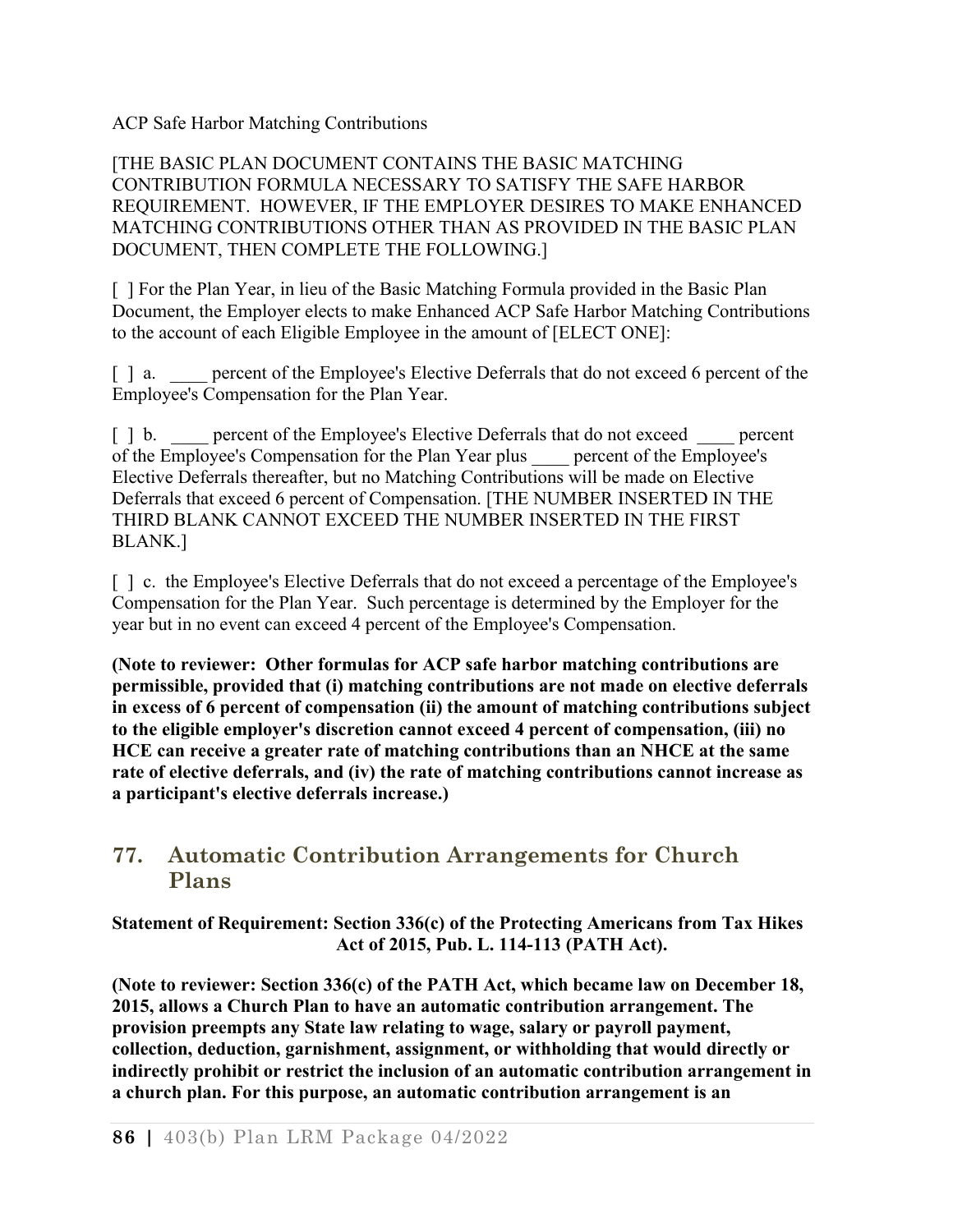ACP Safe Harbor Matching Contributions

[THE BASIC PLAN DOCUMENT CONTAINS THE BASIC MATCHING CONTRIBUTION FORMULA NECESSARY TO SATISFY THE SAFE HARBOR REQUIREMENT. HOWEVER, IF THE EMPLOYER DESIRES TO MAKE ENHANCED MATCHING CONTRIBUTIONS OTHER THAN AS PROVIDED IN THE BASIC PLAN DOCUMENT, THEN COMPLETE THE FOLLOWING.]

[ ] For the Plan Year, in lieu of the Basic Matching Formula provided in the Basic Plan Document, the Employer elects to make Enhanced ACP Safe Harbor Matching Contributions to the account of each Eligible Employee in the amount of [ELECT ONE]:

[ ] a. ____ percent of the Employee's Elective Deferrals that do not exceed 6 percent of the Employee's Compensation for the Plan Year.

[ ] b. ____ percent of the Employee's Elective Deferrals that do not exceed ____ percent of the Employee's Compensation for the Plan Year plus ____ percent of the Employee's Elective Deferrals thereafter, but no Matching Contributions will be made on Elective Deferrals that exceed 6 percent of Compensation. [THE NUMBER INSERTED IN THE THIRD BLANK CANNOT EXCEED THE NUMBER INSERTED IN THE FIRST BLANK.]

[ ] c. the Employee's Elective Deferrals that do not exceed a percentage of the Employee's Compensation for the Plan Year. Such percentage is determined by the Employer for the year but in no event can exceed 4 percent of the Employee's Compensation.

**(Note to reviewer: Other formulas for ACP safe harbor matching contributions are permissible, provided that (i) matching contributions are not made on elective deferrals in excess of 6 percent of compensation (ii) the amount of matching contributions subject to the eligible employer's discretion cannot exceed 4 percent of compensation, (iii) no HCE can receive a greater rate of matching contributions than an NHCE at the same rate of elective deferrals, and (iv) the rate of matching contributions cannot increase as a participant's elective deferrals increase.)**

## 77. Automatic Contribution Arrangements for Church Plans

**Statement of Requirement: Section 336(c) of the Protecting Americans from Tax Hikes Act of 2015, Pub. L. 114-113 (PATH Act).**

**(Note to reviewer: Section 336(c) of the PATH Act, which became law on December 18, 2015, allows a Church Plan to have an automatic contribution arrangement. The provision preempts any State law relating to wage, salary or payroll payment, collection, deduction, garnishment, assignment, or withholding that would directly or indirectly prohibit or restrict the inclusion of an automatic contribution arrangement in a church plan. For this purpose, an automatic contribution arrangement is an**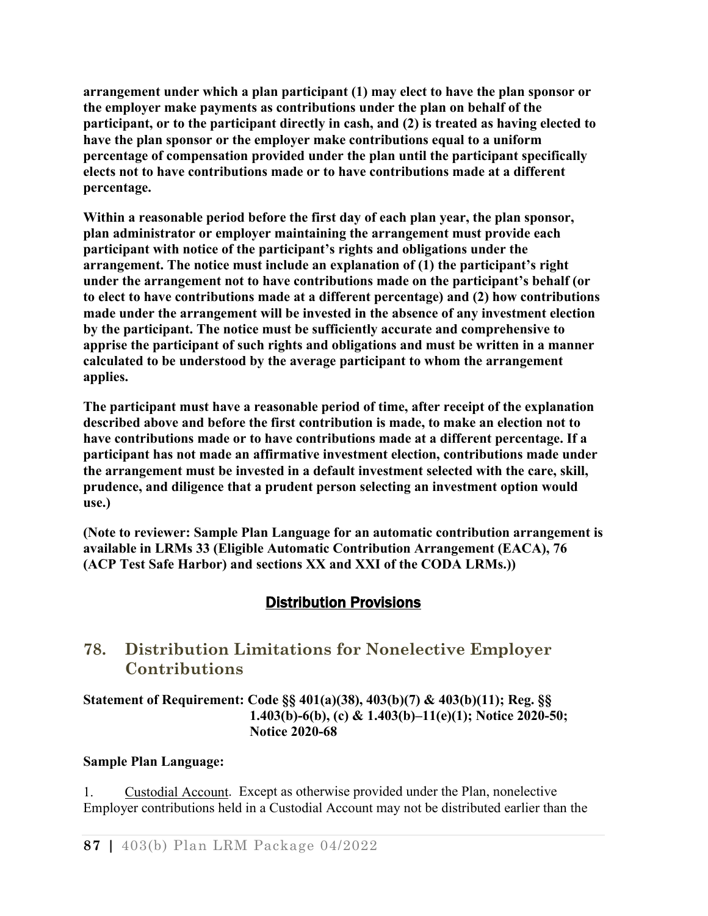**arrangement under which a plan participant (1) may elect to have the plan sponsor or the employer make payments as contributions under the plan on behalf of the participant, or to the participant directly in cash, and (2) is treated as having elected to have the plan sponsor or the employer make contributions equal to a uniform percentage of compensation provided under the plan until the participant specifically elects not to have contributions made or to have contributions made at a different percentage.**

**Within a reasonable period before the first day of each plan year, the plan sponsor, plan administrator or employer maintaining the arrangement must provide each participant with notice of the participant's rights and obligations under the arrangement. The notice must include an explanation of (1) the participant's right under the arrangement not to have contributions made on the participant's behalf (or to elect to have contributions made at a different percentage) and (2) how contributions made under the arrangement will be invested in the absence of any investment election by the participant. The notice must be sufficiently accurate and comprehensive to apprise the participant of such rights and obligations and must be written in a manner calculated to be understood by the average participant to whom the arrangement applies.**

**The participant must have a reasonable period of time, after receipt of the explanation described above and before the first contribution is made, to make an election not to have contributions made or to have contributions made at a different percentage. If a participant has not made an affirmative investment election, contributions made under the arrangement must be invested in a default investment selected with the care, skill, prudence, and diligence that a prudent person selecting an investment option would use.)**

**(Note to reviewer: Sample Plan Language for an automatic contribution arrangement is available in LRMs 33 (Eligible Automatic Contribution Arrangement (EACA), 76 (ACP Test Safe Harbor) and sections XX and XXI of the CODA LRMs.))**

## Distribution Provisions

## 78. Distribution Limitations for Nonelective Employer Contributions

**Statement of Requirement: Code §§ 401(a)(38), 403(b)(7) & 403(b)(11); Reg. §§ 1.403(b)-6(b), (c) & 1.403(b)–11(e)(1); Notice 2020-50; Notice 2020-68**

**Sample Plan Language:**

1. Custodial Account. Except as otherwise provided under the Plan, nonelective Employer contributions held in a Custodial Account may not be distributed earlier than the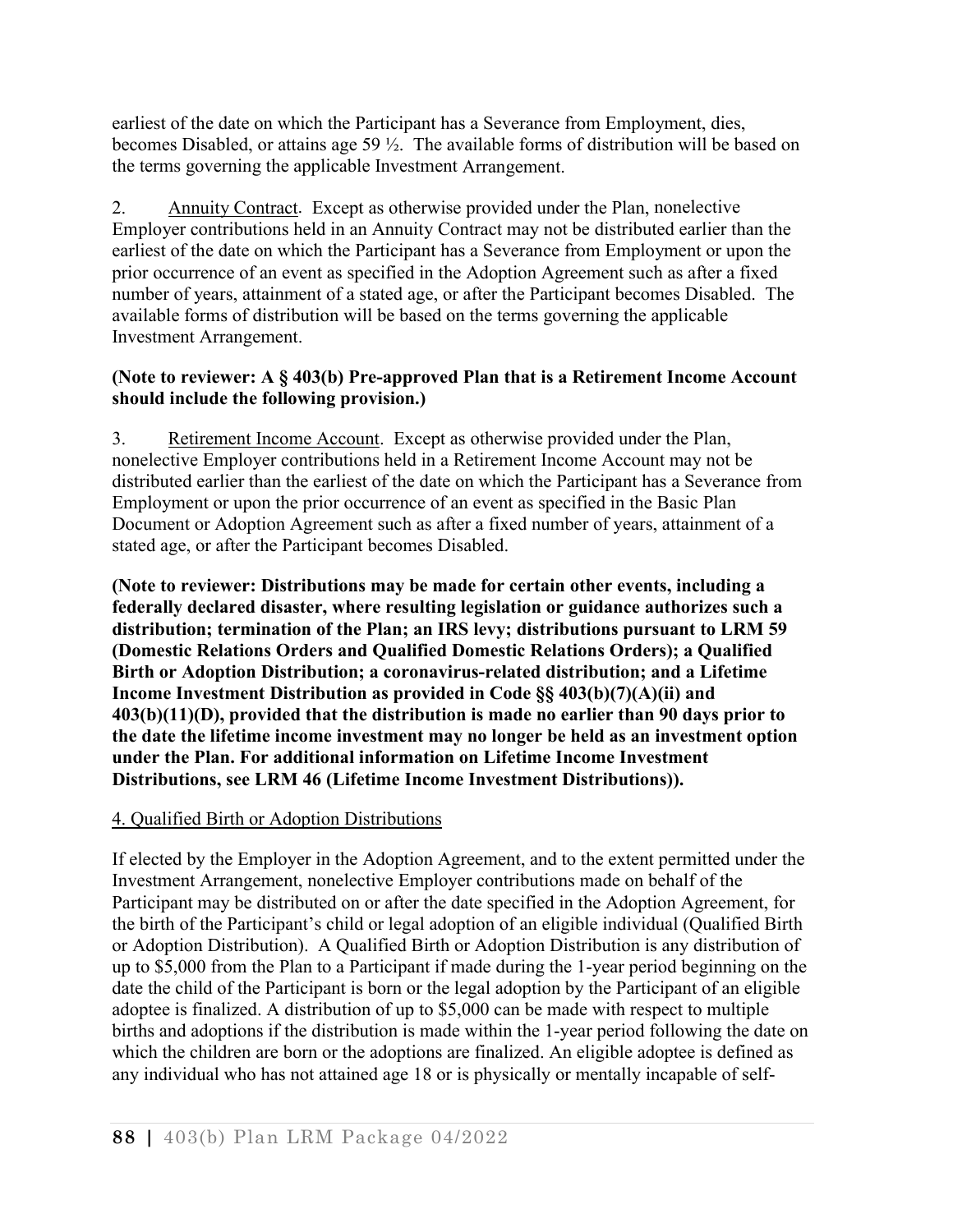earliest of the date on which the Participant has a Severance from Employment, dies, becomes Disabled, or attains age 59 ½. The available forms of distribution will be based on the terms governing the applicable Investment Arrangement.

2. Annuity Contract. Except as otherwise provided under the Plan, nonelective Employer contributions held in an Annuity Contract may not be distributed earlier than the earliest of the date on which the Participant has a Severance from Employment or upon the prior occurrence of an event as specified in the Adoption Agreement such as after a fixed number of years, attainment of a stated age, or after the Participant becomes Disabled. The available forms of distribution will be based on the terms governing the applicable Investment Arrangement.

**(Note to reviewer: A § 403(b) Pre-approved Plan that is a Retirement Income Account should include the following provision.)**

3. Retirement Income Account. Except as otherwise provided under the Plan, nonelective Employer contributions held in a Retirement Income Account may not be distributed earlier than the earliest of the date on which the Participant has a Severance from Employment or upon the prior occurrence of an event as specified in the Basic Plan Document or Adoption Agreement such as after a fixed number of years, attainment of a stated age, or after the Participant becomes Disabled.

**(Note to reviewer: Distributions may be made for certain other events, including a federally declared disaster, where resulting legislation or guidance authorizes such a distribution; termination of the Plan; an IRS levy; distributions pursuant to LRM 59 (Domestic Relations Orders and Qualified Domestic Relations Orders); a Qualified Birth or Adoption Distribution; a coronavirus-related distribution; and a Lifetime Income Investment Distribution as provided in Code §§ 403(b)(7)(A)(ii) and 403(b)(11)(D), provided that the distribution is made no earlier than 90 days prior to the date the lifetime income investment may no longer be held as an investment option under the Plan. For additional information on Lifetime Income Investment Distributions, see LRM 46 (Lifetime Income Investment Distributions)).**

4. Qualified Birth or Adoption Distributions

If elected by the Employer in the Adoption Agreement, and to the extent permitted under the Investment Arrangement, nonelective Employer contributions made on behalf of the Participant may be distributed on or after the date specified in the Adoption Agreement, for the birth of the Participant's child or legal adoption of an eligible individual (Qualified Birth or Adoption Distribution). A Qualified Birth or Adoption Distribution is any distribution of up to $5,000 from the Plan to a Participant if made during the 1-year period beginning on the date the child of the Participant is born or the legal adoption by the Participant of an eligible adoptee is finalized. A distribution of up to $5,000 can be made with respect to multiple births and adoptions if the distribution is made within the 1-year period following the date on which the children are born or the adoptions are finalized. An eligible adoptee is defined as any individual who has not attained age 18 or is physically or mentally incapable of self-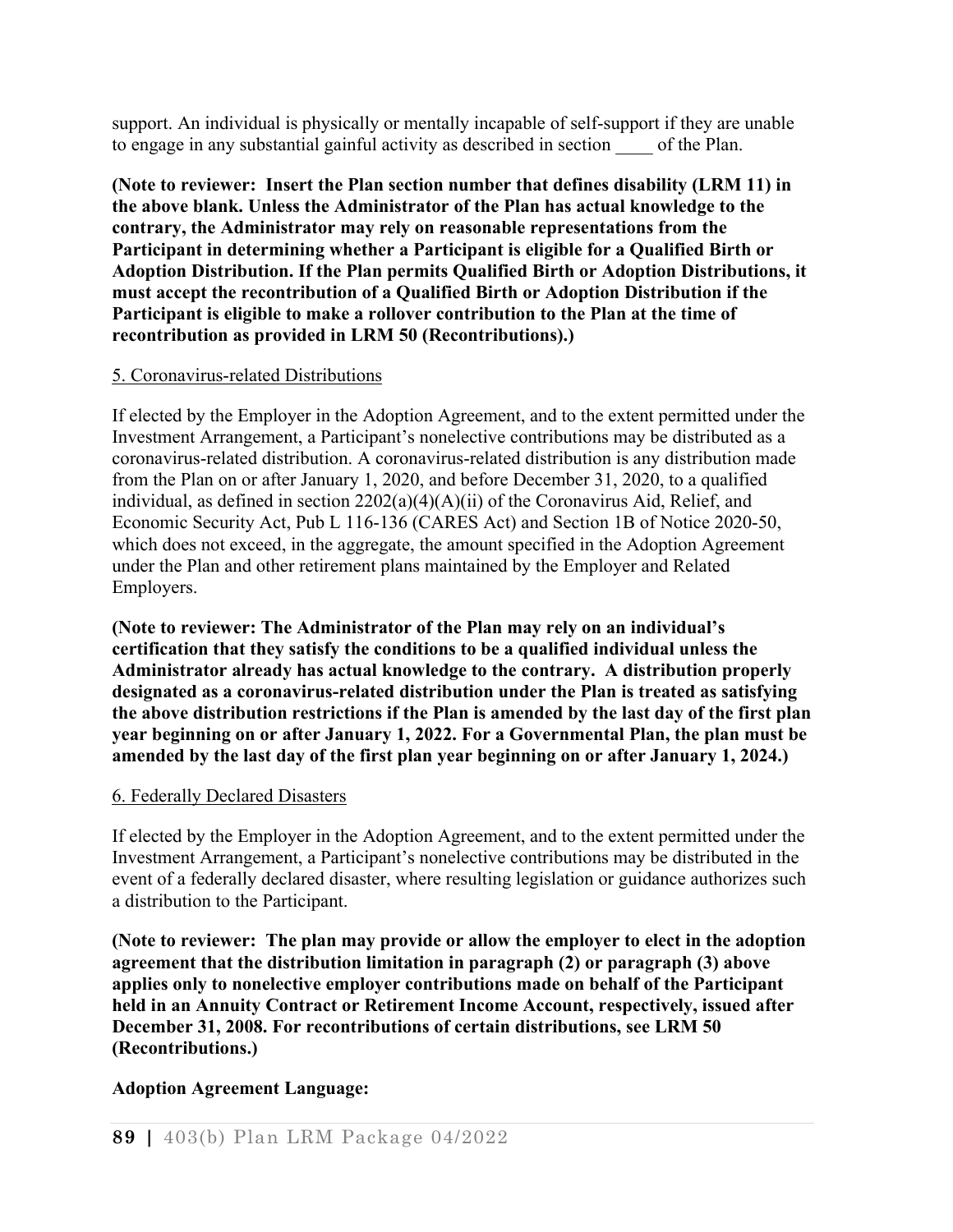support. An individual is physically or mentally incapable of self-support if they are unable to engage in any substantial gainful activity as described in section ____ of the Plan.

**(Note to reviewer: Insert the Plan section number that defines disability (LRM 11) in the above blank. Unless the Administrator of the Plan has actual knowledge to the contrary, the Administrator may rely on reasonable representations from the Participant in determining whether a Participant is eligible for a Qualified Birth or Adoption Distribution. If the Plan permits Qualified Birth or Adoption Distributions, it must accept the recontribution of a Qualified Birth or Adoption Distribution if the Participant is eligible to make a rollover contribution to the Plan at the time of recontribution as provided in LRM 50 (Recontributions).)**

<u>5. Coronavirus-related Distributions</u>

If elected by the Employer in the Adoption Agreement, and to the extent permitted under the Investment Arrangement, a Participant's nonelective contributions may be distributed as a coronavirus-related distribution. A coronavirus-related distribution is any distribution made from the Plan on or after January 1, 2020, and before December 31, 2020, to a qualified individual, as defined in section 2202(a)(4)(A)(ii) of the Coronavirus Aid, Relief, and Economic Security Act, Pub L 116-136 (CARES Act) and Section 1B of Notice 2020-50, which does not exceed, in the aggregate, the amount specified in the Adoption Agreement under the Plan and other retirement plans maintained by the Employer and Related Employers.

**(Note to reviewer: The Administrator of the Plan may rely on an individual's certification that they satisfy the conditions to be a qualified individual unless the Administrator already has actual knowledge to the contrary. A distribution properly designated as a coronavirus-related distribution under the Plan is treated as satisfying the above distribution restrictions if the Plan is amended by the last day of the first plan year beginning on or after January 1, 2022. For a Governmental Plan, the plan must be amended by the last day of the first plan year beginning on or after January 1, 2024.)**

<u>6. Federally Declared Disasters</u>

If elected by the Employer in the Adoption Agreement, and to the extent permitted under the Investment Arrangement, a Participant's nonelective contributions may be distributed in the event of a federally declared disaster, where resulting legislation or guidance authorizes such a distribution to the Participant.

**(Note to reviewer: The plan may provide or allow the employer to elect in the adoption agreement that the distribution limitation in paragraph (2) or paragraph (3) above applies only to nonelective employer contributions made on behalf of the Participant held in an Annuity Contract or Retirement Income Account, respectively, issued after December 31, 2008. For recontributions of certain distributions, see LRM 50 (Recontributions.)**

**Adoption Agreement Language:**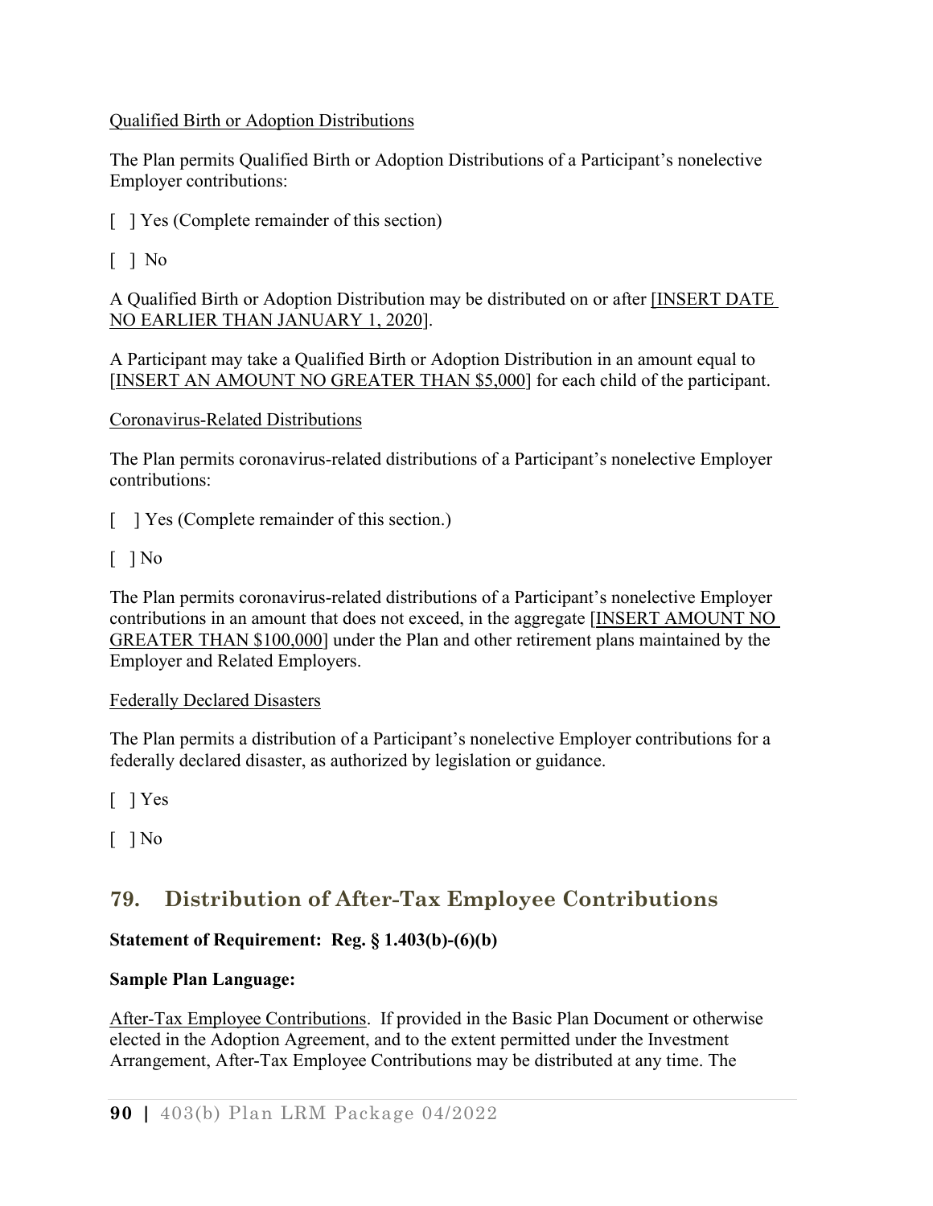Qualified Birth or Adoption Distributions

The Plan permits Qualified Birth or Adoption Distributions of a Participant's nonelective Employer contributions:

[ ] Yes (Complete remainder of this section)

[ ] No

A Qualified Birth or Adoption Distribution may be distributed on or after [INSERT DATE NO EARLIER THAN JANUARY 1, 2020].

A Participant may take a Qualified Birth or Adoption Distribution in an amount equal to [INSERT AN AMOUNT NO GREATER THAN $5,000] for each child of the participant.

Coronavirus-Related Distributions

The Plan permits coronavirus-related distributions of a Participant's nonelective Employer contributions:

[ ] Yes (Complete remainder of this section.)

[ ] No

The Plan permits coronavirus-related distributions of a Participant's nonelective Employer contributions in an amount that does not exceed, in the aggregate [INSERT AMOUNT NO GREATER THAN $100,000] under the Plan and other retirement plans maintained by the Employer and Related Employers.

Federally Declared Disasters

The Plan permits a distribution of a Participant's nonelective Employer contributions for a federally declared disaster, as authorized by legislation or guidance.

[ ] Yes

[ ] No

## 79. Distribution of After-Tax Employee Contributions

**Statement of Requirement: Reg. § 1.403(b)-(6)(b)**

**Sample Plan Language:**

After-Tax Employee Contributions. If provided in the Basic Plan Document or otherwise elected in the Adoption Agreement, and to the extent permitted under the Investment Arrangement, After-Tax Employee Contributions may be distributed at any time. The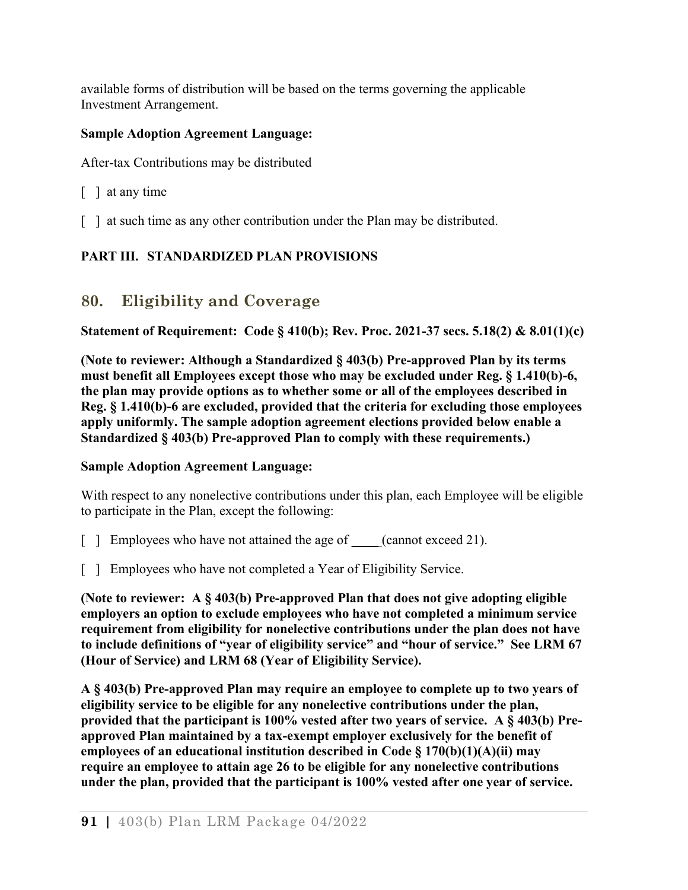available forms of distribution will be based on the terms governing the applicable Investment Arrangement.

**Sample Adoption Agreement Language:**

After-tax Contributions may be distributed

[ ] at any time

[ ] at such time as any other contribution under the Plan may be distributed.

**PART III. STANDARDIZED PLAN PROVISIONS**

## 80. Eligibility and Coverage

**Statement of Requirement: Code § 410(b); Rev. Proc. 2021-37 secs. 5.18(2) & 8.01(1)(c)**

**(Note to reviewer: Although a Standardized § 403(b) Pre-approved Plan by its terms must benefit all Employees except those who may be excluded under Reg. § 1.410(b)-6, the plan may provide options as to whether some or all of the employees described in Reg. § 1.410(b)-6 are excluded, provided that the criteria for excluding those employees apply uniformly. The sample adoption agreement elections provided below enable a Standardized § 403(b) Pre-approved Plan to comply with these requirements.)**

**Sample Adoption Agreement Language:**

With respect to any nonelective contributions under this plan, each Employee will be eligible to participate in the Plan, except the following:

[ ] Employees who have not attained the age of ____ (cannot exceed 21).

[ ] Employees who have not completed a Year of Eligibility Service.

**(Note to reviewer: A § 403(b) Pre-approved Plan that does not give adopting eligible employers an option to exclude employees who have not completed a minimum service requirement from eligibility for nonelective contributions under the plan does not have to include definitions of "year of eligibility service" and "hour of service." See LRM 67 (Hour of Service) and LRM 68 (Year of Eligibility Service).**

**A § 403(b) Pre-approved Plan may require an employee to complete up to two years of eligibility service to be eligible for any nonelective contributions under the plan, provided that the participant is 100% vested after two years of service. A § 403(b) Pre-approved Plan maintained by a tax-exempt employer exclusively for the benefit of employees of an educational institution described in Code § 170(b)(1)(A)(ii) may require an employee to attain age 26 to be eligible for any nonelective contributions under the plan, provided that the participant is 100% vested after one year of service.**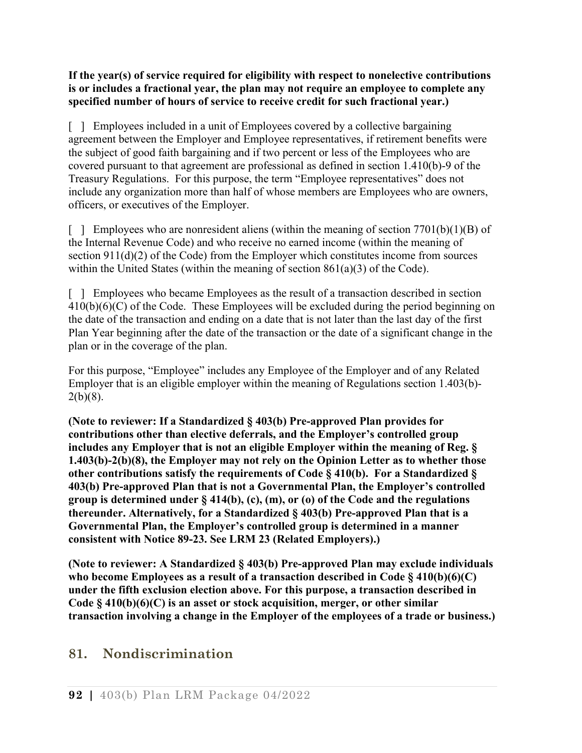**If the year(s) of service required for eligibility with respect to nonelective contributions is or includes a fractional year, the plan may not require an employee to complete any specified number of hours of service to receive credit for such fractional year.)**

[ ] Employees included in a unit of Employees covered by a collective bargaining agreement between the Employer and Employee representatives, if retirement benefits were the subject of good faith bargaining and if two percent or less of the Employees who are covered pursuant to that agreement are professional as defined in section 1.410(b)-9 of the Treasury Regulations. For this purpose, the term "Employee representatives" does not include any organization more than half of whose members are Employees who are owners, officers, or executives of the Employer.

[ ] Employees who are nonresident aliens (within the meaning of section 7701(b)(1)(B) of the Internal Revenue Code) and who receive no earned income (within the meaning of section 911(d)(2) of the Code) from the Employer which constitutes income from sources within the United States (within the meaning of section 861(a)(3) of the Code).

[ ] Employees who became Employees as the result of a transaction described in section 410(b)(6)(C) of the Code. These Employees will be excluded during the period beginning on the date of the transaction and ending on a date that is not later than the last day of the first Plan Year beginning after the date of the transaction or the date of a significant change in the plan or in the coverage of the plan.

For this purpose, "Employee" includes any Employee of the Employer and of any Related Employer that is an eligible employer within the meaning of Regulations section 1.403(b)-2(b)(8).

**(Note to reviewer: If a Standardized § 403(b) Pre-approved Plan provides for contributions other than elective deferrals, and the Employer's controlled group includes any Employer that is not an eligible Employer within the meaning of Reg. § 1.403(b)-2(b)(8), the Employer may not rely on the Opinion Letter as to whether those other contributions satisfy the requirements of Code § 410(b). For a Standardized § 403(b) Pre-approved Plan that is not a Governmental Plan, the Employer's controlled group is determined under § 414(b), (c), (m), or (o) of the Code and the regulations thereunder. Alternatively, for a Standardized § 403(b) Pre-approved Plan that is a Governmental Plan, the Employer's controlled group is determined in a manner consistent with Notice 89-23. See LRM 23 (Related Employers).)**

**(Note to reviewer: A Standardized § 403(b) Pre-approved Plan may exclude individuals who become Employees as a result of a transaction described in Code § 410(b)(6)(C) under the fifth exclusion election above. For this purpose, a transaction described in Code § 410(b)(6)(C) is an asset or stock acquisition, merger, or other similar transaction involving a change in the Employer of the employees of a trade or business.)**

## 81. Nondiscrimination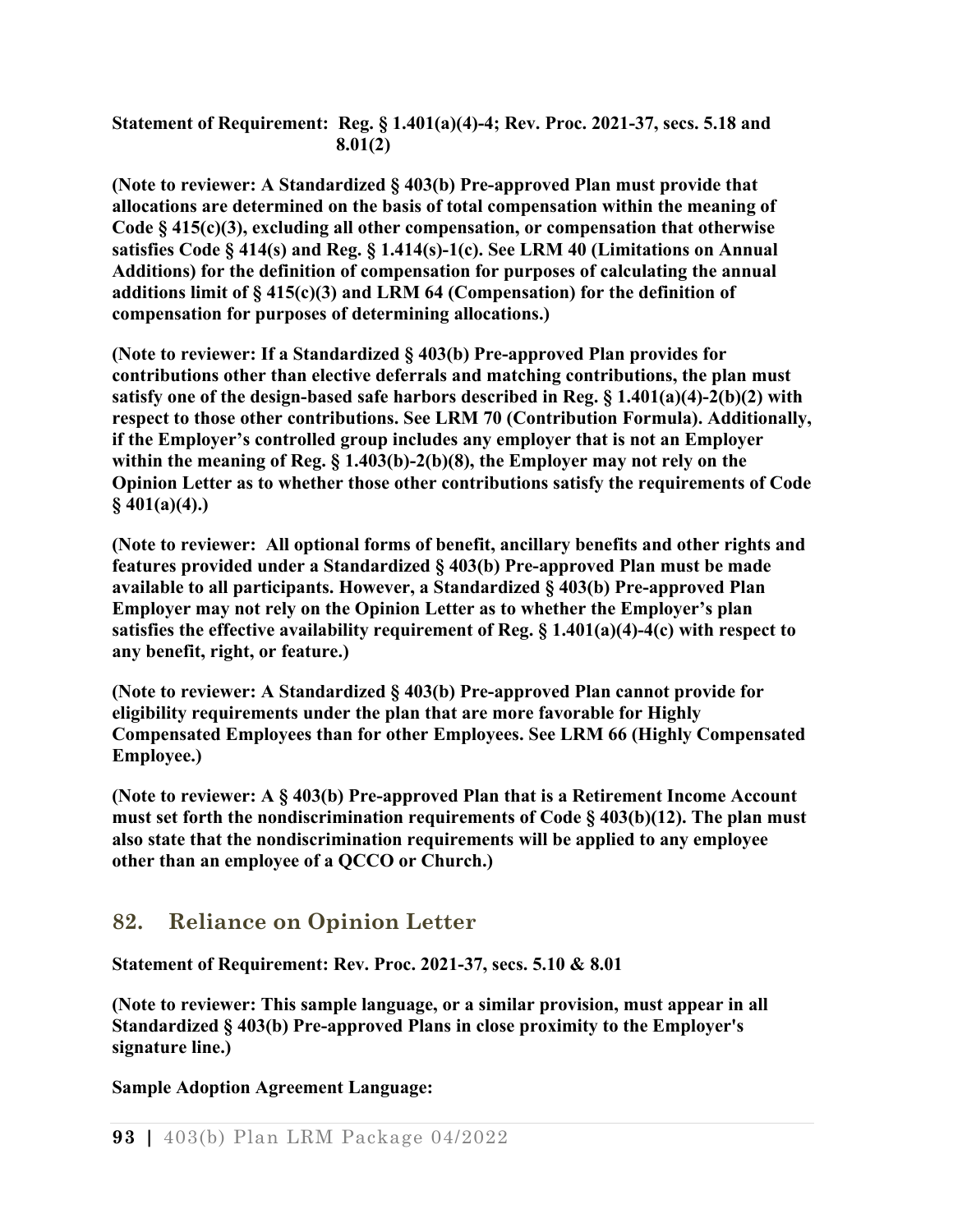**Statement of Requirement: Reg. § 1.401(a)(4)-4; Rev. Proc. 2021-37, secs. 5.18 and 8.01(2)**

**(Note to reviewer: A Standardized § 403(b) Pre-approved Plan must provide that allocations are determined on the basis of total compensation within the meaning of Code § 415(c)(3), excluding all other compensation, or compensation that otherwise satisfies Code § 414(s) and Reg. § 1.414(s)-1(c). See LRM 40 (Limitations on Annual Additions) for the definition of compensation for purposes of calculating the annual additions limit of § 415(c)(3) and LRM 64 (Compensation) for the definition of compensation for purposes of determining allocations.)**

**(Note to reviewer: If a Standardized § 403(b) Pre-approved Plan provides for contributions other than elective deferrals and matching contributions, the plan must satisfy one of the design-based safe harbors described in Reg. § 1.401(a)(4)-2(b)(2) with respect to those other contributions. See LRM 70 (Contribution Formula). Additionally, if the Employer's controlled group includes any employer that is not an Employer within the meaning of Reg. § 1.403(b)-2(b)(8), the Employer may not rely on the Opinion Letter as to whether those other contributions satisfy the requirements of Code § 401(a)(4).)**

**(Note to reviewer: All optional forms of benefit, ancillary benefits and other rights and features provided under a Standardized § 403(b) Pre-approved Plan must be made available to all participants. However, a Standardized § 403(b) Pre-approved Plan Employer may not rely on the Opinion Letter as to whether the Employer's plan satisfies the effective availability requirement of Reg. § 1.401(a)(4)-4(c) with respect to any benefit, right, or feature.)**

**(Note to reviewer: A Standardized § 403(b) Pre-approved Plan cannot provide for eligibility requirements under the plan that are more favorable for Highly Compensated Employees than for other Employees. See LRM 66 (Highly Compensated Employee.)**

**(Note to reviewer: A § 403(b) Pre-approved Plan that is a Retirement Income Account must set forth the nondiscrimination requirements of Code § 403(b)(12). The plan must also state that the nondiscrimination requirements will be applied to any employee other than an employee of a QCCO or Church.)**

## 82. Reliance on Opinion Letter

**Statement of Requirement: Rev. Proc. 2021-37, secs. 5.10 & 8.01**

**(Note to reviewer: This sample language, or a similar provision, must appear in all Standardized § 403(b) Pre-approved Plans in close proximity to the Employer's signature line.)**

**Sample Adoption Agreement Language:**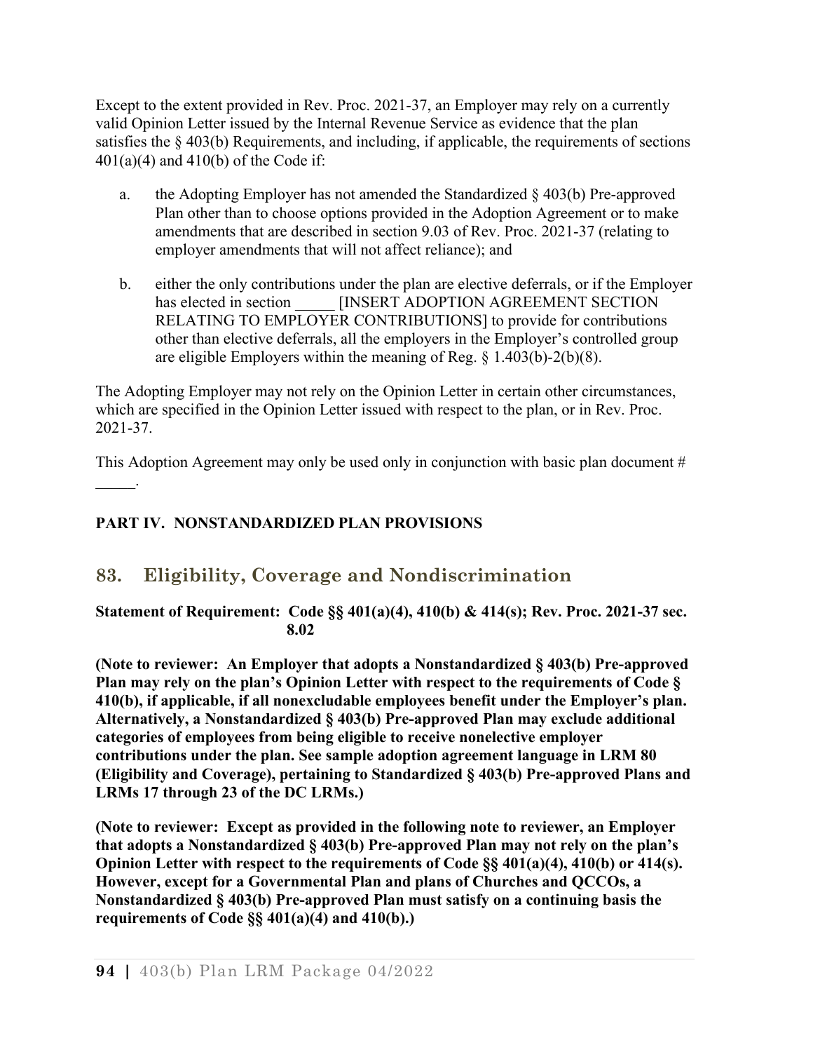Except to the extent provided in Rev. Proc. 2021-37, an Employer may rely on a currently valid Opinion Letter issued by the Internal Revenue Service as evidence that the plan satisfies the § 403(b) Requirements, and including, if applicable, the requirements of sections 401(a)(4) and 410(b) of the Code if:

a. the Adopting Employer has not amended the Standardized § 403(b) Pre-approved Plan other than to choose options provided in the Adoption Agreement or to make amendments that are described in section 9.03 of Rev. Proc. 2021-37 (relating to employer amendments that will not affect reliance); and

b. either the only contributions under the plan are elective deferrals, or if the Employer has elected in section _____ [INSERT ADOPTION AGREEMENT SECTION RELATING TO EMPLOYER CONTRIBUTIONS] to provide for contributions other than elective deferrals, all the employers in the Employer's controlled group are eligible Employers within the meaning of Reg. § 1.403(b)-2(b)(8).

The Adopting Employer may not rely on the Opinion Letter in certain other circumstances, which are specified in the Opinion Letter issued with respect to the plan, or in Rev. Proc. 2021-37.

This Adoption Agreement may only be used only in conjunction with basic plan document # _____.

**PART IV. NONSTANDARDIZED PLAN PROVISIONS**

## 83. Eligibility, Coverage and Nondiscrimination

**Statement of Requirement: Code §§ 401(a)(4), 410(b) & 414(s); Rev. Proc. 2021-37 sec. 8.02**

**(Note to reviewer: An Employer that adopts a Nonstandardized § 403(b) Pre-approved Plan may rely on the plan's Opinion Letter with respect to the requirements of Code § 410(b), if applicable, if all nonexcludable employees benefit under the Employer's plan. Alternatively, a Nonstandardized § 403(b) Pre-approved Plan may exclude additional categories of employees from being eligible to receive nonelective employer contributions under the plan. See sample adoption agreement language in LRM 80 (Eligibility and Coverage), pertaining to Standardized § 403(b) Pre-approved Plans and LRMs 17 through 23 of the DC LRMs.)**

**(Note to reviewer: Except as provided in the following note to reviewer, an Employer that adopts a Nonstandardized § 403(b) Pre-approved Plan may not rely on the plan's Opinion Letter with respect to the requirements of Code §§ 401(a)(4), 410(b) or 414(s). However, except for a Governmental Plan and plans of Churches and QCCOs, a Nonstandardized § 403(b) Pre-approved Plan must satisfy on a continuing basis the requirements of Code §§ 401(a)(4) and 410(b).)**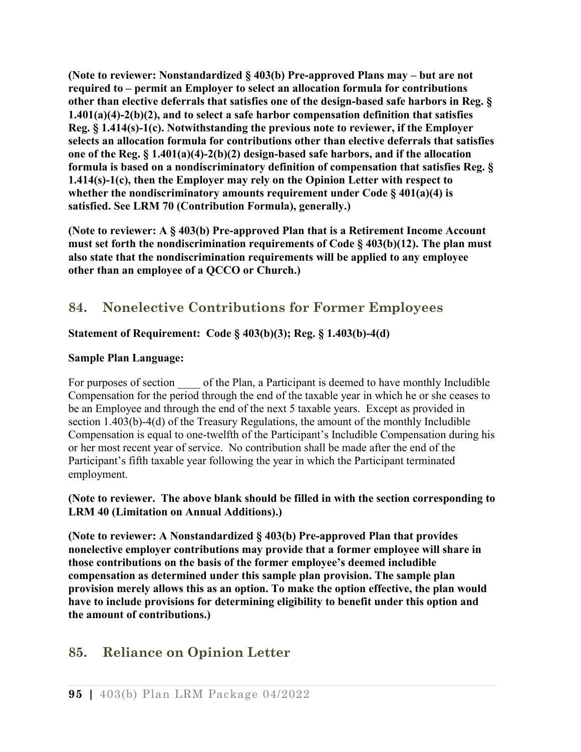**(Note to reviewer: Nonstandardized § 403(b) Pre-approved Plans may – but are not required to – permit an Employer to select an allocation formula for contributions other than elective deferrals that satisfies one of the design-based safe harbors in Reg. § 1.401(a)(4)-2(b)(2), and to select a safe harbor compensation definition that satisfies Reg. § 1.414(s)-1(c). Notwithstanding the previous note to reviewer, if the Employer selects an allocation formula for contributions other than elective deferrals that satisfies one of the Reg. § 1.401(a)(4)-2(b)(2) design-based safe harbors, and if the allocation formula is based on a nondiscriminatory definition of compensation that satisfies Reg. § 1.414(s)-1(c), then the Employer may rely on the Opinion Letter with respect to whether the nondiscriminatory amounts requirement under Code § 401(a)(4) is satisfied. See LRM 70 (Contribution Formula), generally.)**

**(Note to reviewer: A § 403(b) Pre-approved Plan that is a Retirement Income Account must set forth the nondiscrimination requirements of Code § 403(b)(12). The plan must also state that the nondiscrimination requirements will be applied to any employee other than an employee of a QCCO or Church.)**

## 84. Nonelective Contributions for Former Employees

**Statement of Requirement: Code § 403(b)(3); Reg. § 1.403(b)-4(d)**

**Sample Plan Language:**

For purposes of section ____ of the Plan, a Participant is deemed to have monthly Includible Compensation for the period through the end of the taxable year in which he or she ceases to be an Employee and through the end of the next 5 taxable years. Except as provided in section 1.403(b)-4(d) of the Treasury Regulations, the amount of the monthly Includible Compensation is equal to one-twelfth of the Participant's Includible Compensation during his or her most recent year of service. No contribution shall be made after the end of the Participant's fifth taxable year following the year in which the Participant terminated employment.

**(Note to reviewer. The above blank should be filled in with the section corresponding to LRM 40 (Limitation on Annual Additions).)**

**(Note to reviewer: A Nonstandardized § 403(b) Pre-approved Plan that provides nonelective employer contributions may provide that a former employee will share in those contributions on the basis of the former employee's deemed includible compensation as determined under this sample plan provision. The sample plan provision merely allows this as an option. To make the option effective, the plan would have to include provisions for determining eligibility to benefit under this option and the amount of contributions.)**

## 85. Reliance on Opinion Letter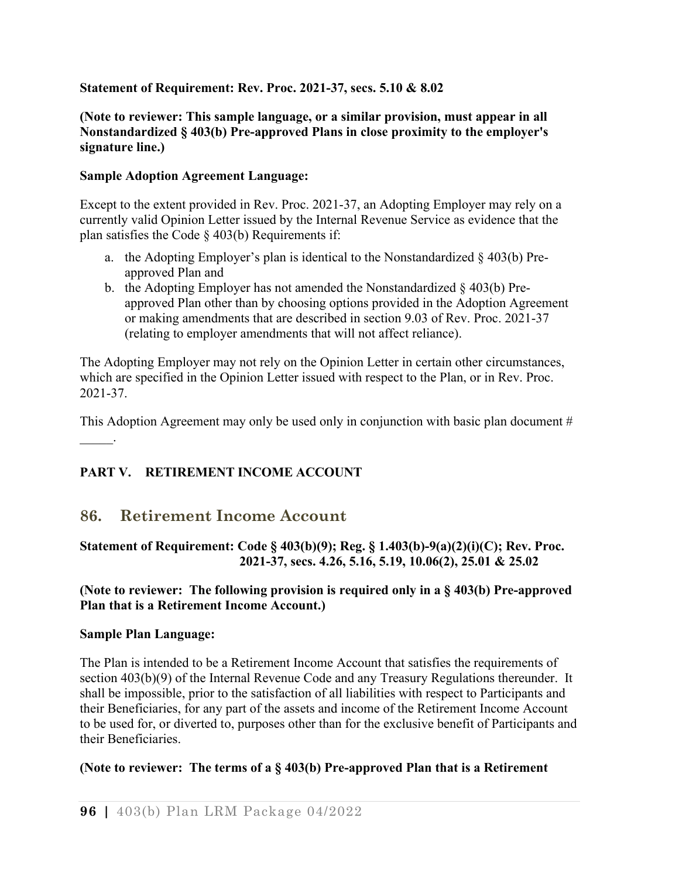**Statement of Requirement: Rev. Proc. 2021-37, secs. 5.10 & 8.02**

**(Note to reviewer: This sample language, or a similar provision, must appear in all Nonstandardized § 403(b) Pre-approved Plans in close proximity to the employer's signature line.)**

**Sample Adoption Agreement Language:**

Except to the extent provided in Rev. Proc. 2021-37, an Adopting Employer may rely on a currently valid Opinion Letter issued by the Internal Revenue Service as evidence that the plan satisfies the Code § 403(b) Requirements if:

a. the Adopting Employer's plan is identical to the Nonstandardized § 403(b) Pre-approved Plan and
b. the Adopting Employer has not amended the Nonstandardized § 403(b) Pre-approved Plan other than by choosing options provided in the Adoption Agreement or making amendments that are described in section 9.03 of Rev. Proc. 2021-37 (relating to employer amendments that will not affect reliance).

The Adopting Employer may not rely on the Opinion Letter in certain other circumstances, which are specified in the Opinion Letter issued with respect to the Plan, or in Rev. Proc. 2021-37.

This Adoption Agreement may only be used only in conjunction with basic plan document # _____.

**PART V. RETIREMENT INCOME ACCOUNT**

## 86. Retirement Income Account

**Statement of Requirement: Code § 403(b)(9); Reg. § 1.403(b)-9(a)(2)(i)(C); Rev. Proc. 2021-37, secs. 4.26, 5.16, 5.19, 10.06(2), 25.01 & 25.02**

**(Note to reviewer: The following provision is required only in a § 403(b) Pre-approved Plan that is a Retirement Income Account.)**

**Sample Plan Language:**

The Plan is intended to be a Retirement Income Account that satisfies the requirements of section 403(b)(9) of the Internal Revenue Code and any Treasury Regulations thereunder. It shall be impossible, prior to the satisfaction of all liabilities with respect to Participants and their Beneficiaries, for any part of the assets and income of the Retirement Income Account to be used for, or diverted to, purposes other than for the exclusive benefit of Participants and their Beneficiaries.

**(Note to reviewer: The terms of a § 403(b) Pre-approved Plan that is a Retirement**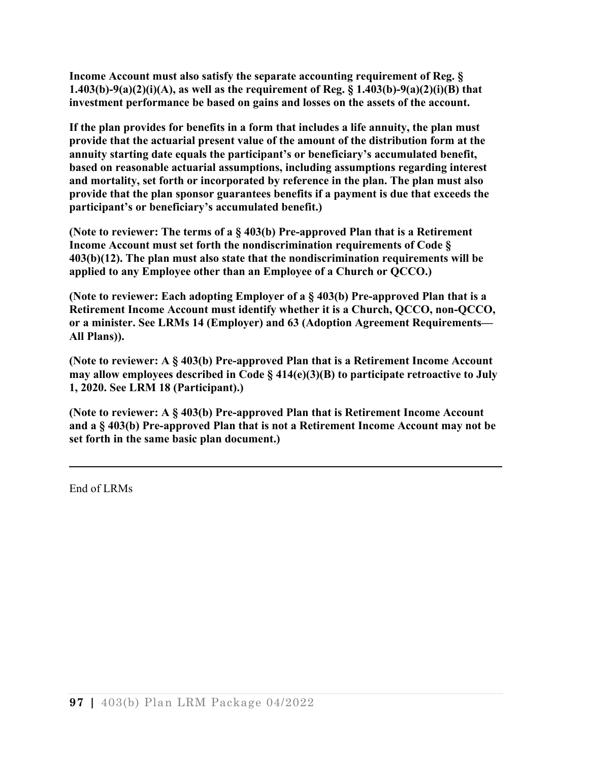**Income Account must also satisfy the separate accounting requirement of Reg. § 1.403(b)-9(a)(2)(i)(A), as well as the requirement of Reg. § 1.403(b)-9(a)(2)(i)(B) that investment performance be based on gains and losses on the assets of the account.**

**If the plan provides for benefits in a form that includes a life annuity, the plan must provide that the actuarial present value of the amount of the distribution form at the annuity starting date equals the participant's or beneficiary's accumulated benefit, based on reasonable actuarial assumptions, including assumptions regarding interest and mortality, set forth or incorporated by reference in the plan. The plan must also provide that the plan sponsor guarantees benefits if a payment is due that exceeds the participant's or beneficiary's accumulated benefit.)**

**(Note to reviewer: The terms of a § 403(b) Pre-approved Plan that is a Retirement Income Account must set forth the nondiscrimination requirements of Code § 403(b)(12). The plan must also state that the nondiscrimination requirements will be applied to any Employee other than an Employee of a Church or QCCO.)**

**(Note to reviewer: Each adopting Employer of a § 403(b) Pre-approved Plan that is a Retirement Income Account must identify whether it is a Church, QCCO, non-QCCO, or a minister. See LRMs 14 (Employer) and 63 (Adoption Agreement Requirements—All Plans)).**

**(Note to reviewer: A § 403(b) Pre-approved Plan that is a Retirement Income Account may allow employees described in Code § 414(e)(3)(B) to participate retroactive to July 1, 2020. See LRM 18 (Participant).)**

**(Note to reviewer: A § 403(b) Pre-approved Plan that is Retirement Income Account and a § 403(b) Pre-approved Plan that is not a Retirement Income Account may not be set forth in the same basic plan document.)**

---

End of LRMs